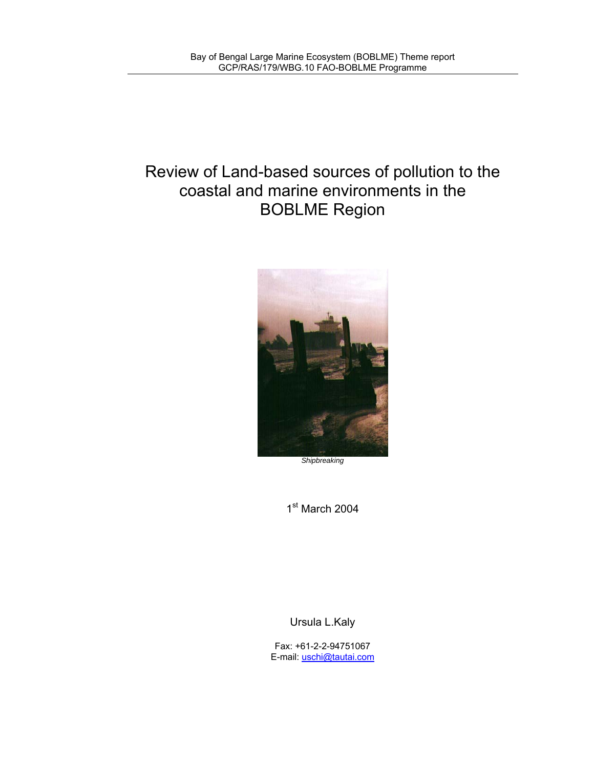Bay of Bengal Large Marine Ecosystem (BOBLME) Theme report
GCP/RAS/179/WBG.10 FAO-BOBLME Programme

# Review of Land-based sources of pollution to the coastal and marine environments in the BOBLME Region

*Shipbreaking*

1st March 2004

Ursula L.Kaly

Fax: +61-2-2-94751067
E-mail: uschi@tautai.com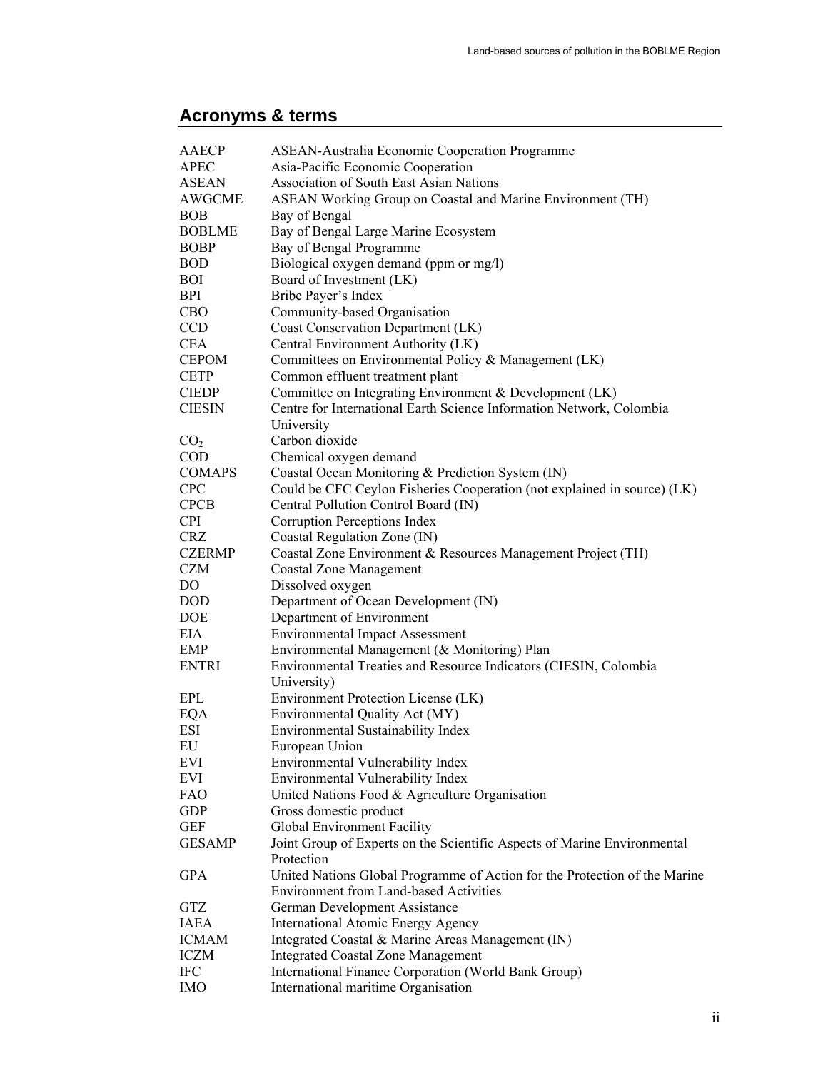## Acronyms & terms

| | |
|---|---|
| AAECP | ASEAN-Australia Economic Cooperation Programme |
| APEC | Asia-Pacific Economic Cooperation |
| ASEAN | Association of South East Asian Nations |
| AWGCME | ASEAN Working Group on Coastal and Marine Environment (TH) |
| BOB | Bay of Bengal |
| BOBLME | Bay of Bengal Large Marine Ecosystem |
| BOBP | Bay of Bengal Programme |
| BOD | Biological oxygen demand (ppm or mg/l) |
| BOI | Board of Investment (LK) |
| BPI | Bribe Payer's Index |
| CBO | Community-based Organisation |
| CCD | Coast Conservation Department (LK) |
| CEA | Central Environment Authority (LK) |
| CEPOM | Committees on Environmental Policy & Management (LK) |
| CETP | Common effluent treatment plant |
| CIEDP | Committee on Integrating Environment & Development (LK) |
| CIESIN | Centre for International Earth Science Information Network, Colombia University |
| $CO_2$ | Carbon dioxide |
| COD | Chemical oxygen demand |
| COMAPS | Coastal Ocean Monitoring & Prediction System (IN) |
| CPC | Could be CFC Ceylon Fisheries Cooperation (not explained in source) (LK) |
| CPCB | Central Pollution Control Board (IN) |
| CPI | Corruption Perceptions Index |
| CRZ | Coastal Regulation Zone (IN) |
| CZERMP | Coastal Zone Environment & Resources Management Project (TH) |
| CZM | Coastal Zone Management |
| DO | Dissolved oxygen |
| DOD | Department of Ocean Development (IN) |
| DOE | Department of Environment |
| EIA | Environmental Impact Assessment |
| EMP | Environmental Management (& Monitoring) Plan |
| ENTRI | Environmental Treaties and Resource Indicators (CIESIN, Colombia University) |
| EPL | Environment Protection License (LK) |
| EQA | Environmental Quality Act (MY) |
| ESI | Environmental Sustainability Index |
| EU | European Union |
| EVI | Environmental Vulnerability Index |
| EVI | Environmental Vulnerability Index |
| FAO | United Nations Food & Agriculture Organisation |
| GDP | Gross domestic product |
| GEF | Global Environment Facility |
| GESAMP | Joint Group of Experts on the Scientific Aspects of Marine Environmental Protection |
| GPA | United Nations Global Programme of Action for the Protection of the Marine Environment from Land-based Activities |
| GTZ | German Development Assistance |
| IAEA | International Atomic Energy Agency |
| ICMAM | Integrated Coastal & Marine Areas Management (IN) |
| ICZM | Integrated Coastal Zone Management |
| IFC | International Finance Corporation (World Bank Group) |
| IMO | International maritime Organisation |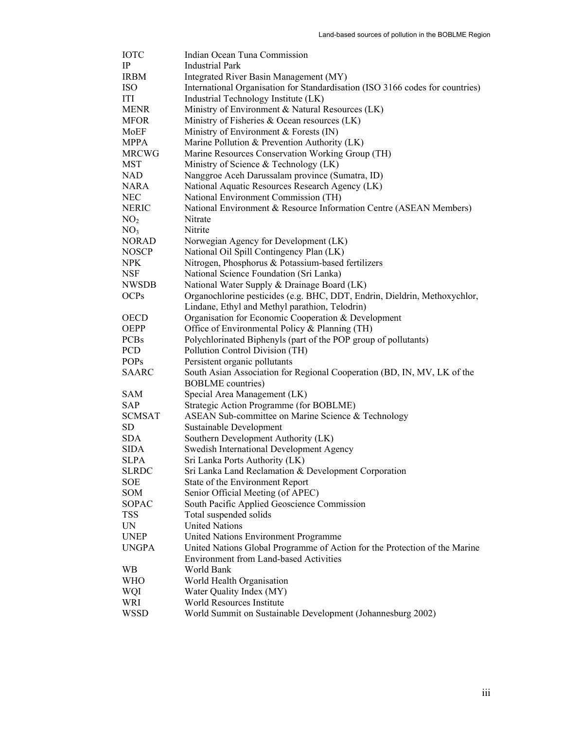| | |
|---|---|
| IOTC | Indian Ocean Tuna Commission |
| IP | Industrial Park |
| IRBM | Integrated River Basin Management (MY) |
| ISO | International Organisation for Standardisation (ISO 3166 codes for countries) |
| ITI | Industrial Technology Institute (LK) |
| MENR | Ministry of Environment & Natural Resources (LK) |
| MFOR | Ministry of Fisheries & Ocean resources (LK) |
| MoEF | Ministry of Environment & Forests (IN) |
| MPPA | Marine Pollution & Prevention Authority (LK) |
| MRCWG | Marine Resources Conservation Working Group (TH) |
| MST | Ministry of Science & Technology (LK) |
| NAD | Nanggroe Aceh Darussalam province (Sumatra, ID) |
| NARA | National Aquatic Resources Research Agency (LK) |
| NEC | National Environment Commission (TH) |
| NERIC | National Environment & Resource Information Centre (ASEAN Members) |
| $NO_2$ | Nitrate |
| $NO_3$ | Nitrite |
| NORAD | Norwegian Agency for Development (LK) |
| NOSCP | National Oil Spill Contingency Plan (LK) |
| NPK | Nitrogen, Phosphorus & Potassium-based fertilizers |
| NSF | National Science Foundation (Sri Lanka) |
| NWSDB | National Water Supply & Drainage Board (LK) |
| OCPs | Organochlorine pesticides (e.g. BHC, DDT, Endrin, Dieldrin, Methoxychlor, Lindane, Ethyl and Methyl parathion, Telodrin) |
| OECD | Organisation for Economic Cooperation & Development |
| OEPP | Office of Environmental Policy & Planning (TH) |
| PCBs | Polychlorinated Biphenyls (part of the POP group of pollutants) |
| PCD | Pollution Control Division (TH) |
| POPs | Persistent organic pollutants |
| SAARC | South Asian Association for Regional Cooperation (BD, IN, MV, LK of the BOBLME countries) |
| SAM | Special Area Management (LK) |
| SAP | Strategic Action Programme (for BOBLME) |
| SCMSAT | ASEAN Sub-committee on Marine Science & Technology |
| SD | Sustainable Development |
| SDA | Southern Development Authority (LK) |
| SIDA | Swedish International Development Agency |
| SLPA | Sri Lanka Ports Authority (LK) |
| SLRDC | Sri Lanka Land Reclamation & Development Corporation |
| SOE | State of the Environment Report |
| SOM | Senior Official Meeting (of APEC) |
| SOPAC | South Pacific Applied Geoscience Commission |
| TSS | Total suspended solids |
| UN | United Nations |
| UNEP | United Nations Environment Programme |
| UNGPA | United Nations Global Programme of Action for the Protection of the Marine Environment from Land-based Activities |
| WB | World Bank |
| WHO | World Health Organisation |
| WQI | Water Quality Index (MY) |
| WRI | World Resources Institute |
| WSSD | World Summit on Sustainable Development (Johannesburg 2002) |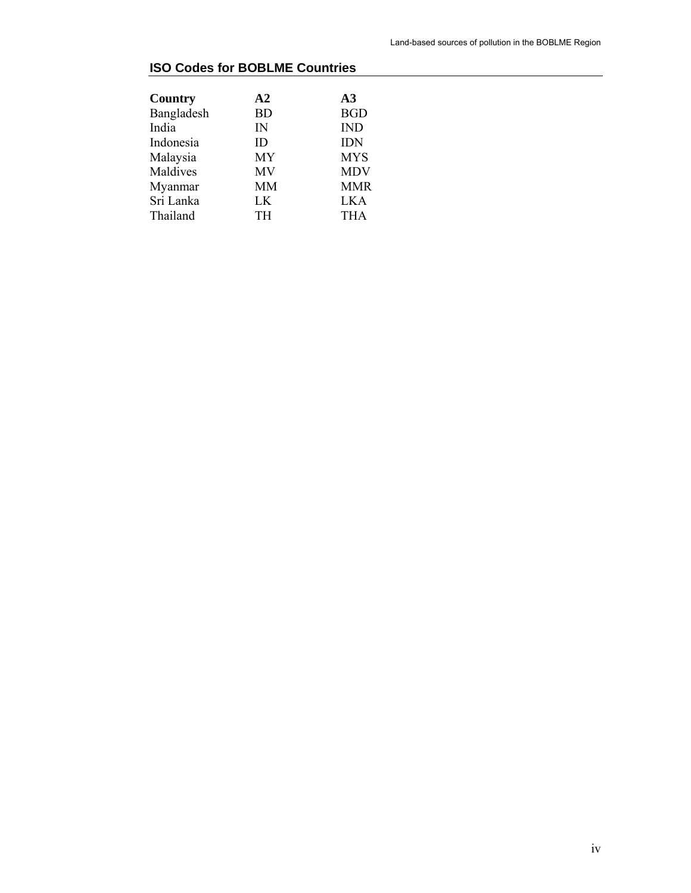## ISO Codes for BOBLME Countries

| Country | A2 | A3 |
|---|---|---|
| Bangladesh | BD | BGD |
| India | IN | IND |
| Indonesia | ID | IDN |
| Malaysia | MY | MYS |
| Maldives | MV | MDV |
| Myanmar | MM | MMR |
| Sri Lanka | LK | LKA |
| Thailand | TH | THA |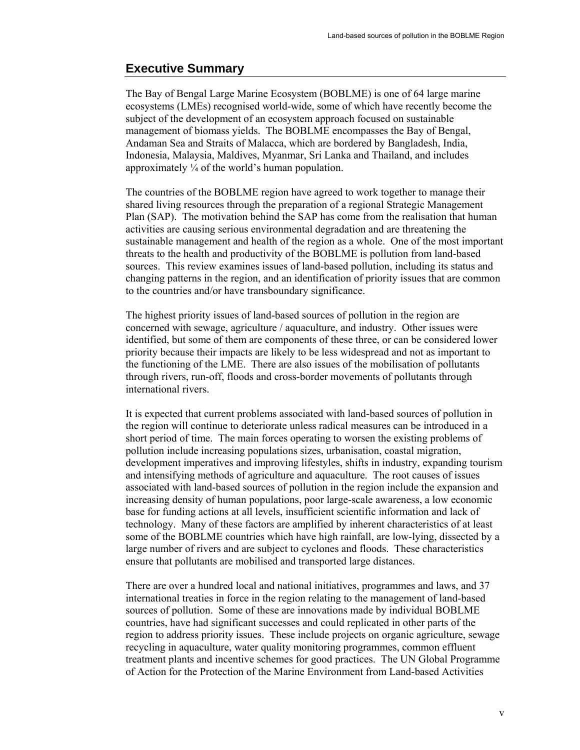## Executive Summary

The Bay of Bengal Large Marine Ecosystem (BOBLME) is one of 64 large marine ecosystems (LMEs) recognised world-wide, some of which have recently become the subject of the development of an ecosystem approach focused on sustainable management of biomass yields. The BOBLME encompasses the Bay of Bengal, Andaman Sea and Straits of Malacca, which are bordered by Bangladesh, India, Indonesia, Malaysia, Maldives, Myanmar, Sri Lanka and Thailand, and includes approximately ¼ of the world's human population.

The countries of the BOBLME region have agreed to work together to manage their shared living resources through the preparation of a regional Strategic Management Plan (SAP). The motivation behind the SAP has come from the realisation that human activities are causing serious environmental degradation and are threatening the sustainable management and health of the region as a whole. One of the most important threats to the health and productivity of the BOBLME is pollution from land-based sources. This review examines issues of land-based pollution, including its status and changing patterns in the region, and an identification of priority issues that are common to the countries and/or have transboundary significance.

The highest priority issues of land-based sources of pollution in the region are concerned with sewage, agriculture / aquaculture, and industry. Other issues were identified, but some of them are components of these three, or can be considered lower priority because their impacts are likely to be less widespread and not as important to the functioning of the LME. There are also issues of the mobilisation of pollutants through rivers, run-off, floods and cross-border movements of pollutants through international rivers.

It is expected that current problems associated with land-based sources of pollution in the region will continue to deteriorate unless radical measures can be introduced in a short period of time. The main forces operating to worsen the existing problems of pollution include increasing populations sizes, urbanisation, coastal migration, development imperatives and improving lifestyles, shifts in industry, expanding tourism and intensifying methods of agriculture and aquaculture. The root causes of issues associated with land-based sources of pollution in the region include the expansion and increasing density of human populations, poor large-scale awareness, a low economic base for funding actions at all levels, insufficient scientific information and lack of technology. Many of these factors are amplified by inherent characteristics of at least some of the BOBLME countries which have high rainfall, are low-lying, dissected by a large number of rivers and are subject to cyclones and floods. These characteristics ensure that pollutants are mobilised and transported large distances.

There are over a hundred local and national initiatives, programmes and laws, and 37 international treaties in force in the region relating to the management of land-based sources of pollution. Some of these are innovations made by individual BOBLME countries, have had significant successes and could replicated in other parts of the region to address priority issues. These include projects on organic agriculture, sewage recycling in aquaculture, water quality monitoring programmes, common effluent treatment plants and incentive schemes for good practices. The UN Global Programme of Action for the Protection of the Marine Environment from Land-based Activities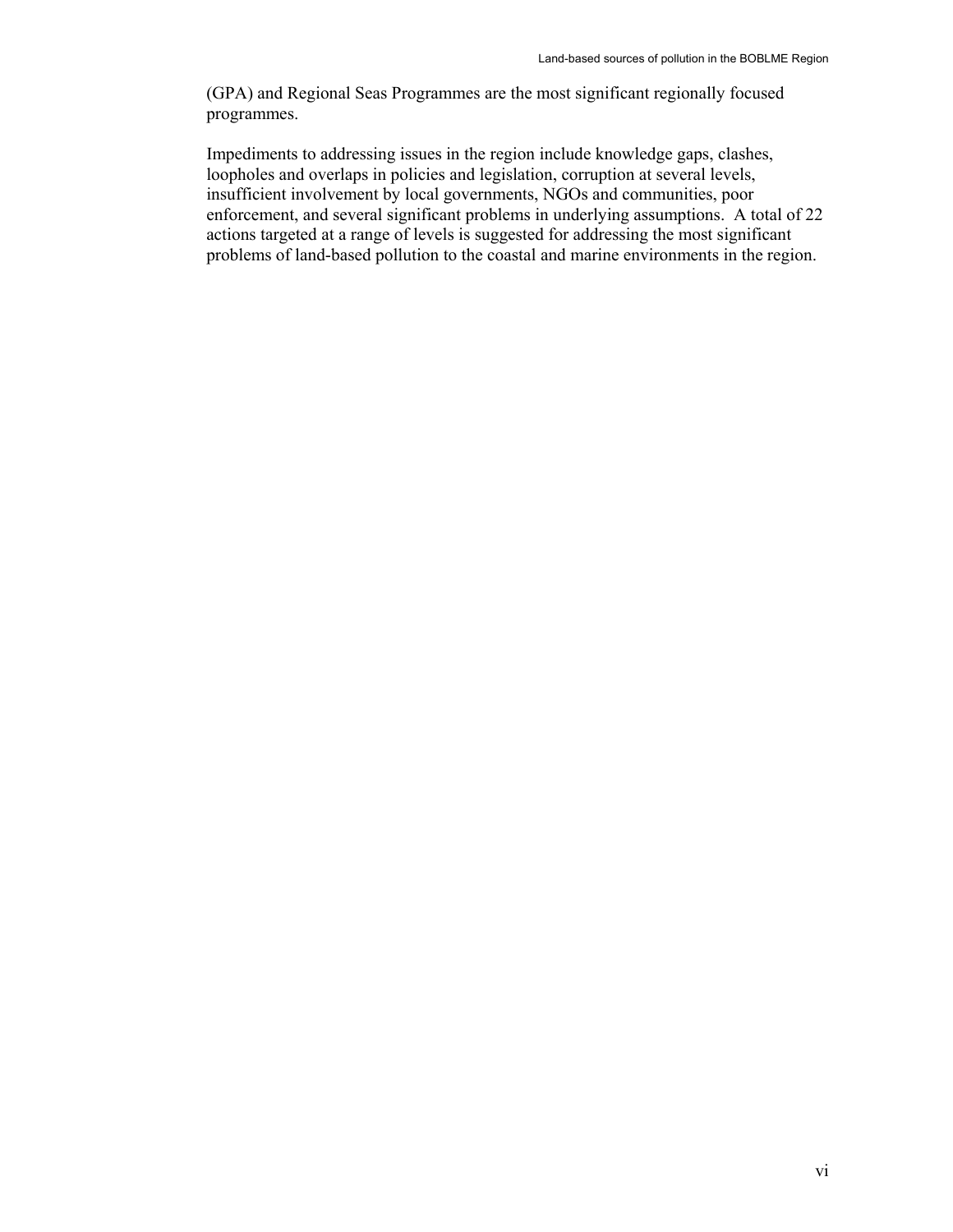(GPA) and Regional Seas Programmes are the most significant regionally focused programmes.

Impediments to addressing issues in the region include knowledge gaps, clashes, loopholes and overlaps in policies and legislation, corruption at several levels, insufficient involvement by local governments, NGOs and communities, poor enforcement, and several significant problems in underlying assumptions. A total of 22 actions targeted at a range of levels is suggested for addressing the most significant problems of land-based pollution to the coastal and marine environments in the region.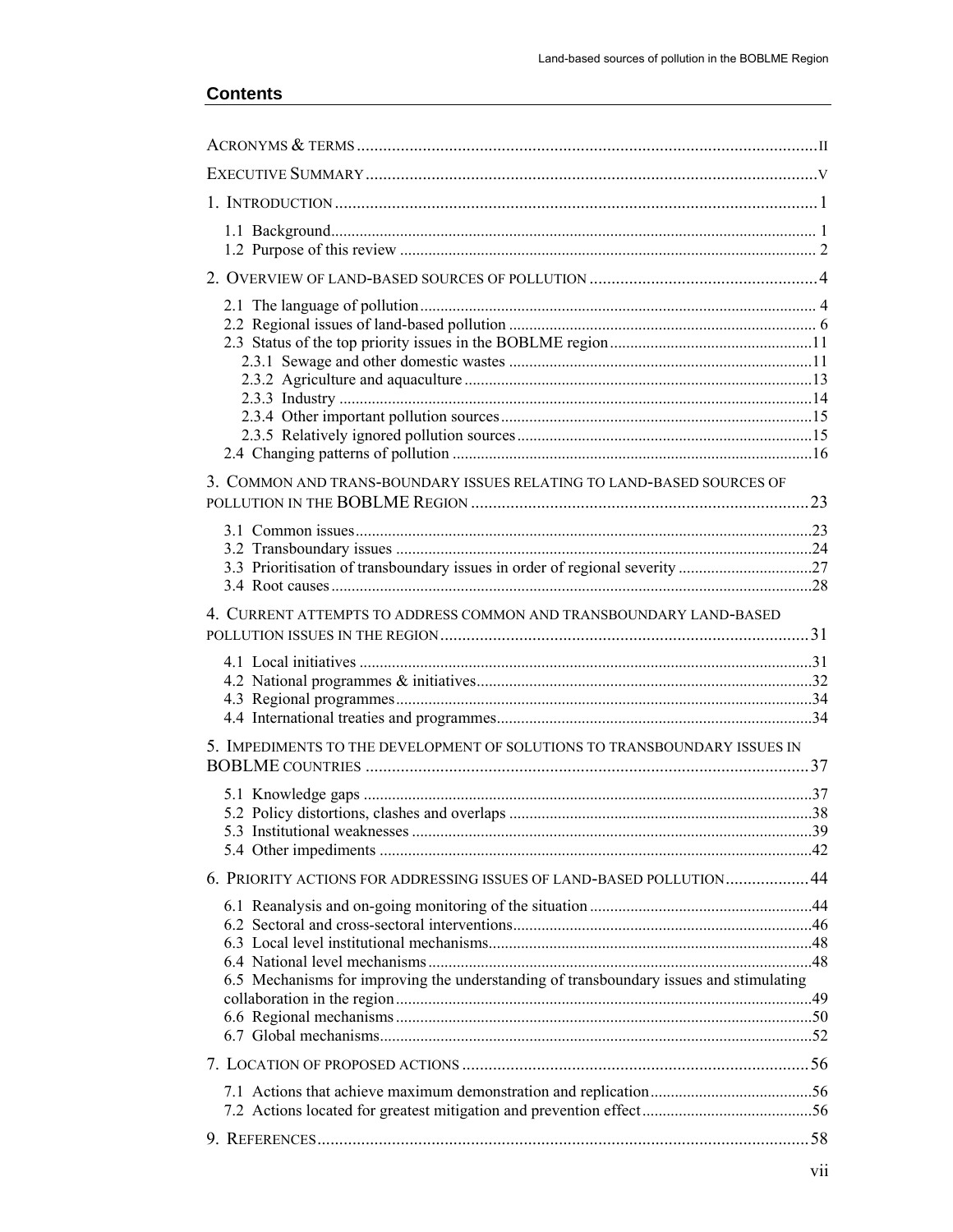## Contents

Acronyms & terms ..... ii

Executive Summary ..... v

1. Introduction ..... 1
   - 1.1 Background ..... 1
   - 1.2 Purpose of this review ..... 2

2. Overview of land-based sources of pollution ..... 4
   - 2.1 The language of pollution ..... 4
   - 2.2 Regional issues of land-based pollution ..... 6
   - 2.3 Status of the top priority issues in the BOBLME region ..... 11
     - 2.3.1 Sewage and other domestic wastes ..... 11
     - 2.3.2 Agriculture and aquaculture ..... 13
     - 2.3.3 Industry ..... 14
     - 2.3.4 Other important pollution sources ..... 15
     - 2.3.5 Relatively ignored pollution sources ..... 15
   - 2.4 Changing patterns of pollution ..... 16

3. Common and trans-boundary issues relating to land-based sources of pollution in the BOBLME Region ..... 23
   - 3.1 Common issues ..... 23
   - 3.2 Transboundary issues ..... 24
   - 3.3 Prioritisation of transboundary issues in order of regional severity ..... 27
   - 3.4 Root causes ..... 28

4. Current attempts to address common and transboundary land-based pollution issues in the region ..... 31
   - 4.1 Local initiatives ..... 31
   - 4.2 National programmes & initiatives ..... 32
   - 4.3 Regional programmes ..... 34
   - 4.4 International treaties and programmes ..... 34

5. Impediments to the development of solutions to transboundary issues in BOBLME countries ..... 37
   - 5.1 Knowledge gaps ..... 37
   - 5.2 Policy distortions, clashes and overlaps ..... 38
   - 5.3 Institutional weaknesses ..... 39
   - 5.4 Other impediments ..... 42

6. Priority actions for addressing issues of land-based pollution ..... 44
   - 6.1 Reanalysis and on-going monitoring of the situation ..... 44
   - 6.2 Sectoral and cross-sectoral interventions ..... 46
   - 6.3 Local level institutional mechanisms ..... 48
   - 6.4 National level mechanisms ..... 48
   - 6.5 Mechanisms for improving the understanding of transboundary issues and stimulating collaboration in the region ..... 49
   - 6.6 Regional mechanisms ..... 50
   - 6.7 Global mechanisms ..... 52

7. Location of proposed actions ..... 56
   - 7.1 Actions that achieve maximum demonstration and replication ..... 56
   - 7.2 Actions located for greatest mitigation and prevention effect ..... 56

9. References ..... 58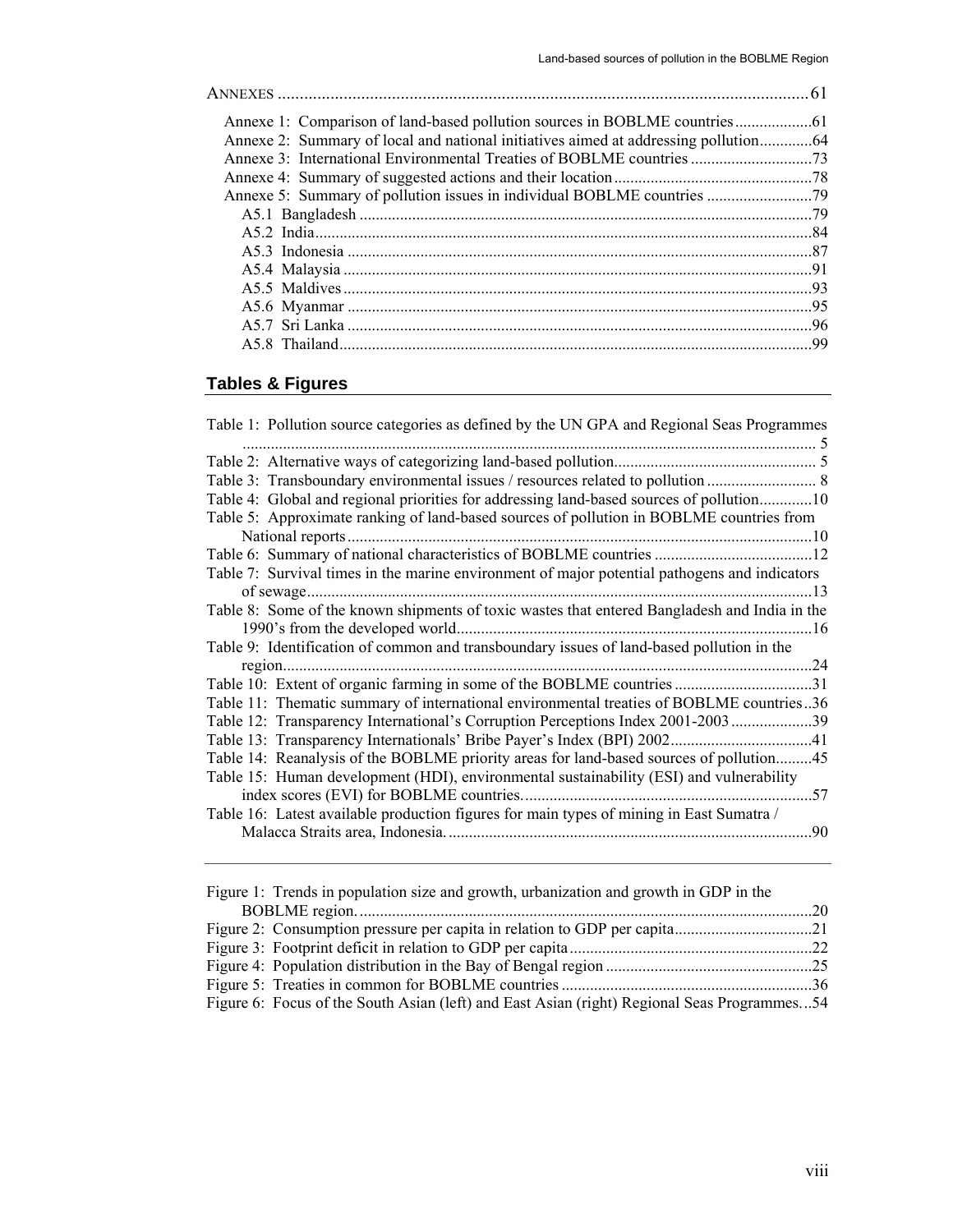ANNEXES ..........................................................................................................................61

- Annexe 1: Comparison of land-based pollution sources in BOBLME countries ...................61
- Annexe 2: Summary of local and national initiatives aimed at addressing pollution.............64
- Annexe 3: International Environmental Treaties of BOBLME countries ..............................73
- Annexe 4: Summary of suggested actions and their location .................................................78
- Annexe 5: Summary of pollution issues in individual BOBLME countries ..........................79
  - A5.1 Bangladesh ...............................................................................................................79
  - A5.2 India...........................................................................................................................84
  - A5.3 Indonesia ..................................................................................................................87
  - A5.4 Malaysia ...................................................................................................................91
  - A5.5 Maldives ...................................................................................................................93
  - A5.6 Myanmar ..................................................................................................................95
  - A5.7 Sri Lanka ..................................................................................................................96
  - A5.8 Thailand....................................................................................................................99

## Tables & Figures

- Table 1: Pollution source categories as defined by the UN GPA and Regional Seas Programmes ............................................................................................................................. 5
- Table 2: Alternative ways of categorizing land-based pollution.................................................. 5
- Table 3: Transboundary environmental issues / resources related to pollution ........................... 8
- Table 4: Global and regional priorities for addressing land-based sources of pollution.............10
- Table 5: Approximate ranking of land-based sources of pollution in BOBLME countries from National reports..................................................................................................................10
- Table 6: Summary of national characteristics of BOBLME countries .......................................12
- Table 7: Survival times in the marine environment of major potential pathogens and indicators of sewage............................................................................................................................13
- Table 8: Some of the known shipments of toxic wastes that entered Bangladesh and India in the 1990's from the developed world.......................................................................................16
- Table 9: Identification of common and transboundary issues of land-based pollution in the region..................................................................................................................................24
- Table 10: Extent of organic farming in some of the BOBLME countries ..................................31
- Table 11: Thematic summary of international environmental treaties of BOBLME countries..36
- Table 12: Transparency International's Corruption Perceptions Index 2001-2003 ....................39
- Table 13: Transparency Internationals' Bribe Payer's Index (BPI) 2002...................................41
- Table 14: Reanalysis of the BOBLME priority areas for land-based sources of pollution.........45
- Table 15: Human development (HDI), environmental sustainability (ESI) and vulnerability index scores (EVI) for BOBLME countries........................................................................57
- Table 16: Latest available production figures for main types of mining in East Sumatra / Malacca Straits area, Indonesia...........................................................................................90

- Figure 1: Trends in population size and growth, urbanization and growth in GDP in the BOBLME region.................................................................................................................20
- Figure 2: Consumption pressure per capita in relation to GDP per capita.................................21
- Figure 3: Footprint deficit in relation to GDP per capita............................................................22
- Figure 4: Population distribution in the Bay of Bengal region ...................................................25
- Figure 5: Treaties in common for BOBLME countries ..............................................................36
- Figure 6: Focus of the South Asian (left) and East Asian (right) Regional Seas Programmes...54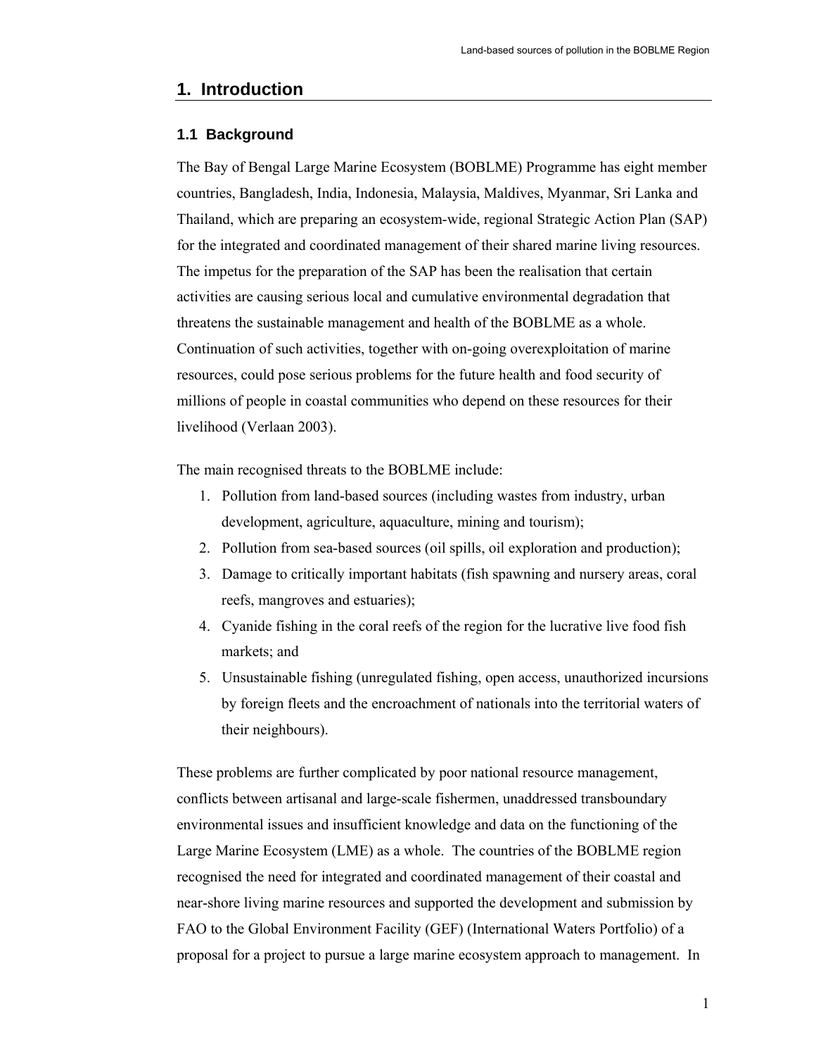# 1. Introduction

## 1.1 Background

The Bay of Bengal Large Marine Ecosystem (BOBLME) Programme has eight member countries, Bangladesh, India, Indonesia, Malaysia, Maldives, Myanmar, Sri Lanka and Thailand, which are preparing an ecosystem-wide, regional Strategic Action Plan (SAP) for the integrated and coordinated management of their shared marine living resources. The impetus for the preparation of the SAP has been the realisation that certain activities are causing serious local and cumulative environmental degradation that threatens the sustainable management and health of the BOBLME as a whole. Continuation of such activities, together with on-going overexploitation of marine resources, could pose serious problems for the future health and food security of millions of people in coastal communities who depend on these resources for their livelihood (Verlaan 2003).

The main recognised threats to the BOBLME include:

1. Pollution from land-based sources (including wastes from industry, urban development, agriculture, aquaculture, mining and tourism);
2. Pollution from sea-based sources (oil spills, oil exploration and production);
3. Damage to critically important habitats (fish spawning and nursery areas, coral reefs, mangroves and estuaries);
4. Cyanide fishing in the coral reefs of the region for the lucrative live food fish markets; and
5. Unsustainable fishing (unregulated fishing, open access, unauthorized incursions by foreign fleets and the encroachment of nationals into the territorial waters of their neighbours).

These problems are further complicated by poor national resource management, conflicts between artisanal and large-scale fishermen, unaddressed transboundary environmental issues and insufficient knowledge and data on the functioning of the Large Marine Ecosystem (LME) as a whole. The countries of the BOBLME region recognised the need for integrated and coordinated management of their coastal and near-shore living marine resources and supported the development and submission by FAO to the Global Environment Facility (GEF) (International Waters Portfolio) of a proposal for a project to pursue a large marine ecosystem approach to management. In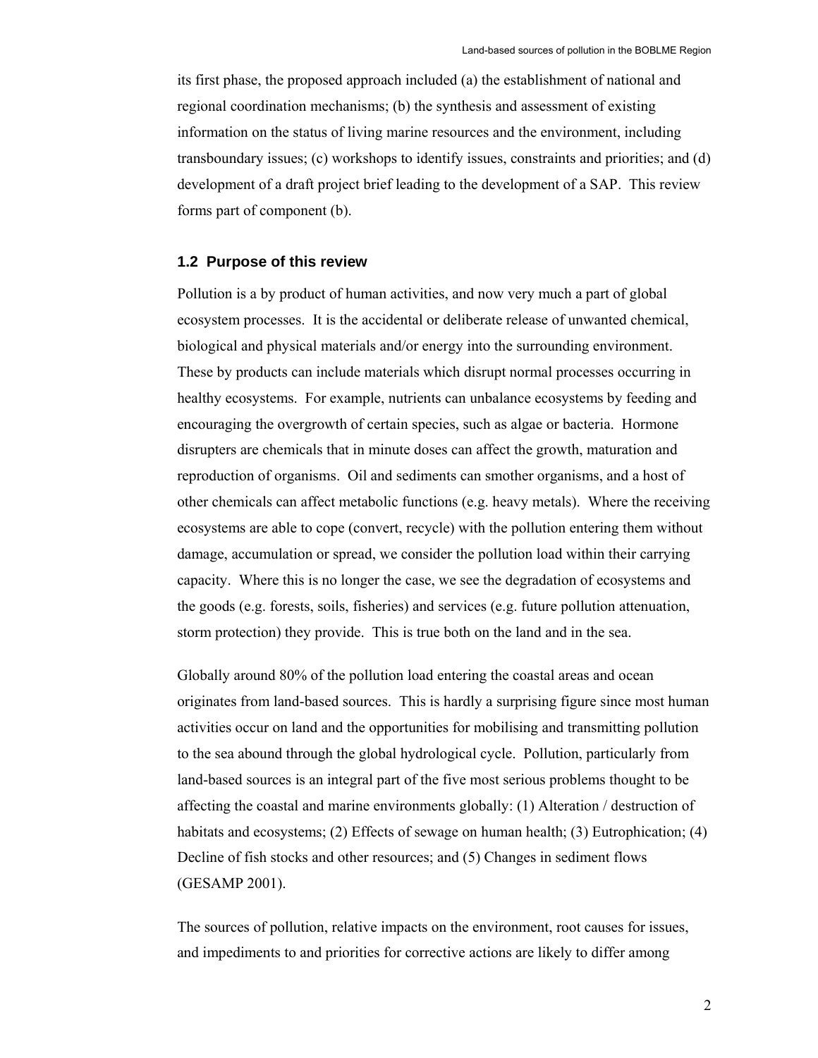its first phase, the proposed approach included (a) the establishment of national and regional coordination mechanisms; (b) the synthesis and assessment of existing information on the status of living marine resources and the environment, including transboundary issues; (c) workshops to identify issues, constraints and priorities; and (d) development of a draft project brief leading to the development of a SAP. This review forms part of component (b).

### 1.2 Purpose of this review

Pollution is a by product of human activities, and now very much a part of global ecosystem processes. It is the accidental or deliberate release of unwanted chemical, biological and physical materials and/or energy into the surrounding environment. These by products can include materials which disrupt normal processes occurring in healthy ecosystems. For example, nutrients can unbalance ecosystems by feeding and encouraging the overgrowth of certain species, such as algae or bacteria. Hormone disrupters are chemicals that in minute doses can affect the growth, maturation and reproduction of organisms. Oil and sediments can smother organisms, and a host of other chemicals can affect metabolic functions (e.g. heavy metals). Where the receiving ecosystems are able to cope (convert, recycle) with the pollution entering them without damage, accumulation or spread, we consider the pollution load within their carrying capacity. Where this is no longer the case, we see the degradation of ecosystems and the goods (e.g. forests, soils, fisheries) and services (e.g. future pollution attenuation, storm protection) they provide. This is true both on the land and in the sea.

Globally around 80% of the pollution load entering the coastal areas and ocean originates from land-based sources. This is hardly a surprising figure since most human activities occur on land and the opportunities for mobilising and transmitting pollution to the sea abound through the global hydrological cycle. Pollution, particularly from land-based sources is an integral part of the five most serious problems thought to be affecting the coastal and marine environments globally: (1) Alteration / destruction of habitats and ecosystems; (2) Effects of sewage on human health; (3) Eutrophication; (4) Decline of fish stocks and other resources; and (5) Changes in sediment flows (GESAMP 2001).

The sources of pollution, relative impacts on the environment, root causes for issues, and impediments to and priorities for corrective actions are likely to differ among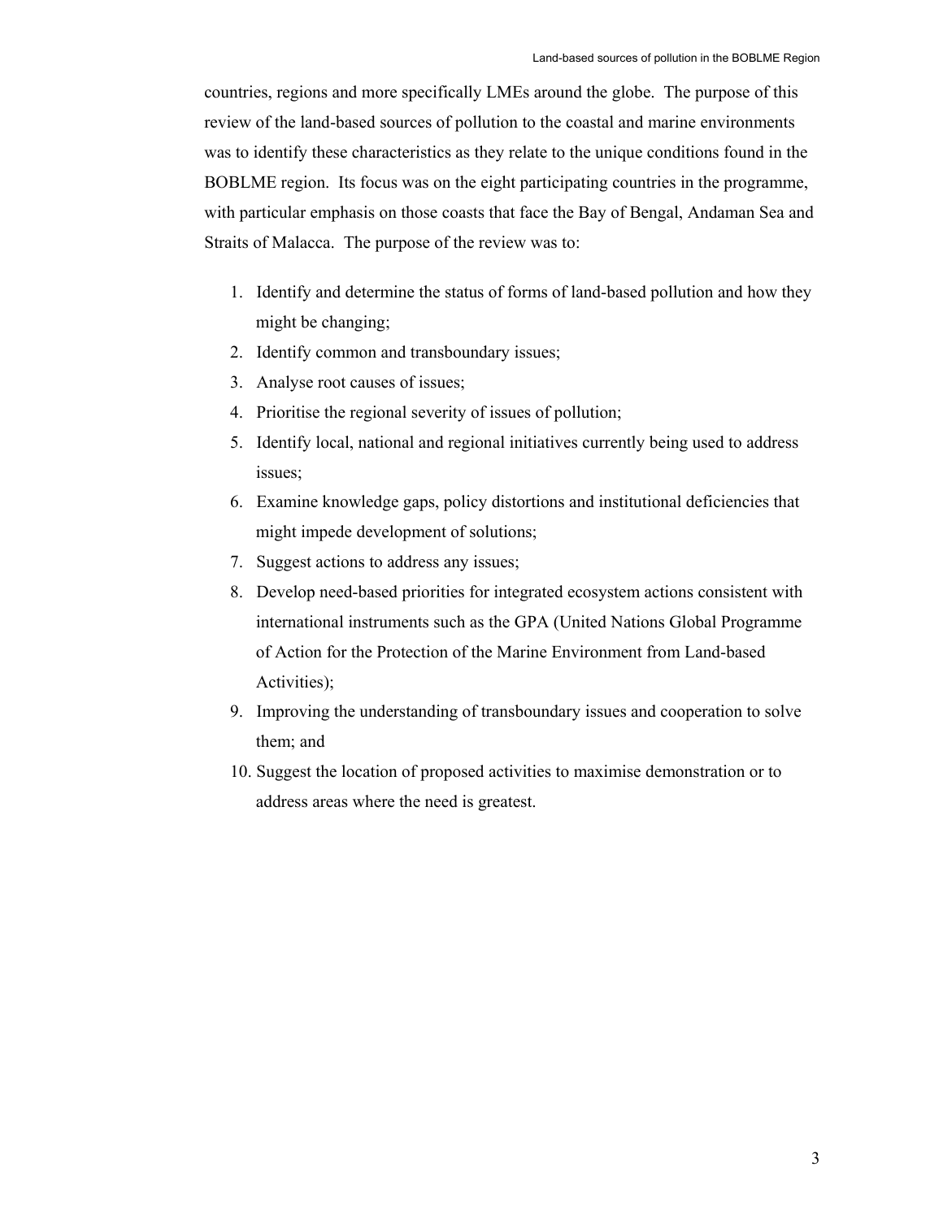countries, regions and more specifically LMEs around the globe. The purpose of this review of the land-based sources of pollution to the coastal and marine environments was to identify these characteristics as they relate to the unique conditions found in the BOBLME region. Its focus was on the eight participating countries in the programme, with particular emphasis on those coasts that face the Bay of Bengal, Andaman Sea and Straits of Malacca. The purpose of the review was to:

1. Identify and determine the status of forms of land-based pollution and how they might be changing;
2. Identify common and transboundary issues;
3. Analyse root causes of issues;
4. Prioritise the regional severity of issues of pollution;
5. Identify local, national and regional initiatives currently being used to address issues;
6. Examine knowledge gaps, policy distortions and institutional deficiencies that might impede development of solutions;
7. Suggest actions to address any issues;
8. Develop need-based priorities for integrated ecosystem actions consistent with international instruments such as the GPA (United Nations Global Programme of Action for the Protection of the Marine Environment from Land-based Activities);
9. Improving the understanding of transboundary issues and cooperation to solve them; and
10. Suggest the location of proposed activities to maximise demonstration or to address areas where the need is greatest.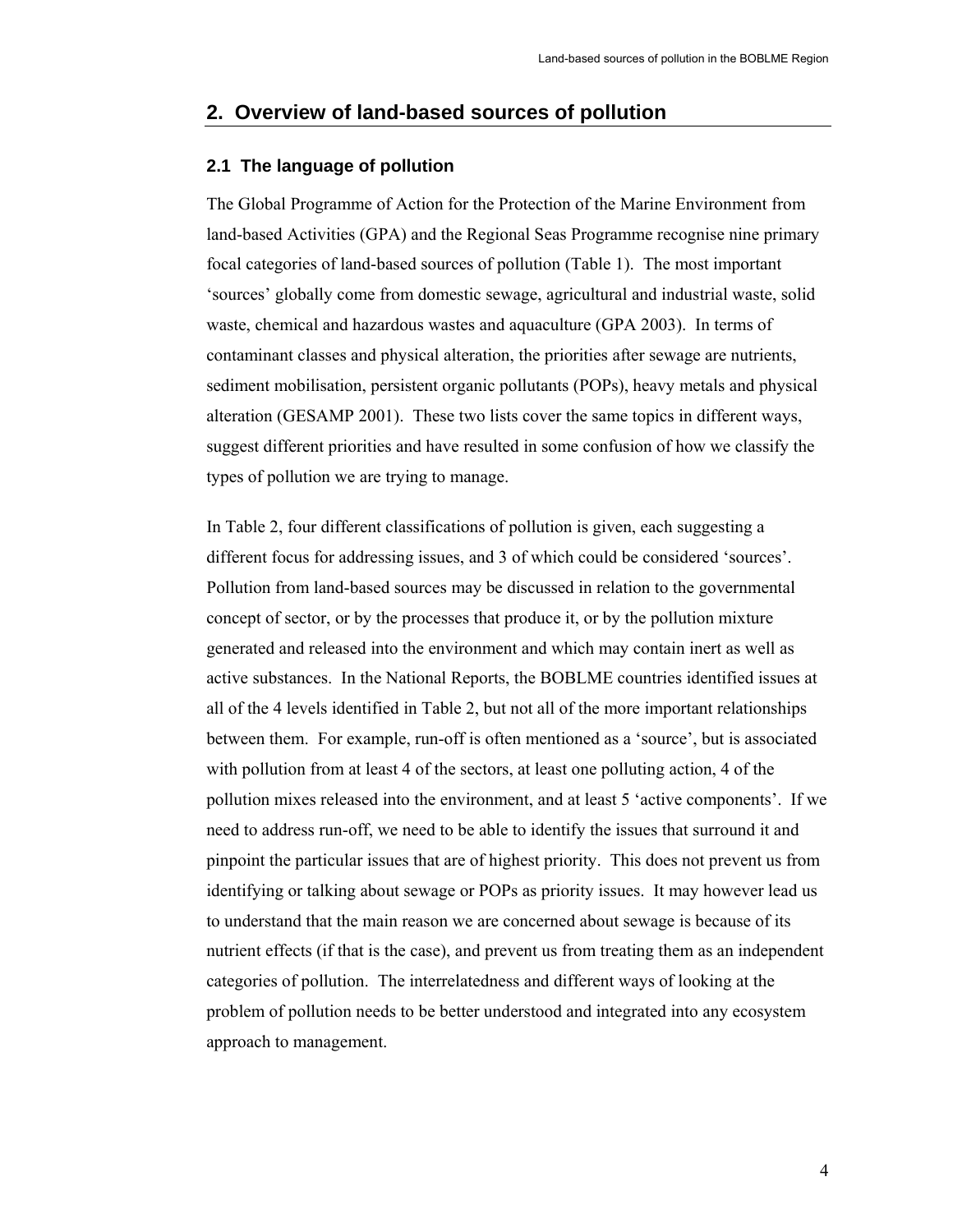## 2. Overview of land-based sources of pollution

### 2.1 The language of pollution

The Global Programme of Action for the Protection of the Marine Environment from land-based Activities (GPA) and the Regional Seas Programme recognise nine primary focal categories of land-based sources of pollution (Table 1). The most important 'sources' globally come from domestic sewage, agricultural and industrial waste, solid waste, chemical and hazardous wastes and aquaculture (GPA 2003). In terms of contaminant classes and physical alteration, the priorities after sewage are nutrients, sediment mobilisation, persistent organic pollutants (POPs), heavy metals and physical alteration (GESAMP 2001). These two lists cover the same topics in different ways, suggest different priorities and have resulted in some confusion of how we classify the types of pollution we are trying to manage.

In Table 2, four different classifications of pollution is given, each suggesting a different focus for addressing issues, and 3 of which could be considered 'sources'. Pollution from land-based sources may be discussed in relation to the governmental concept of sector, or by the processes that produce it, or by the pollution mixture generated and released into the environment and which may contain inert as well as active substances. In the National Reports, the BOBLME countries identified issues at all of the 4 levels identified in Table 2, but not all of the more important relationships between them. For example, run-off is often mentioned as a 'source', but is associated with pollution from at least 4 of the sectors, at least one polluting action, 4 of the pollution mixes released into the environment, and at least 5 'active components'. If we need to address run-off, we need to be able to identify the issues that surround it and pinpoint the particular issues that are of highest priority. This does not prevent us from identifying or talking about sewage or POPs as priority issues. It may however lead us to understand that the main reason we are concerned about sewage is because of its nutrient effects (if that is the case), and prevent us from treating them as an independent categories of pollution. The interrelatedness and different ways of looking at the problem of pollution needs to be better understood and integrated into any ecosystem approach to management.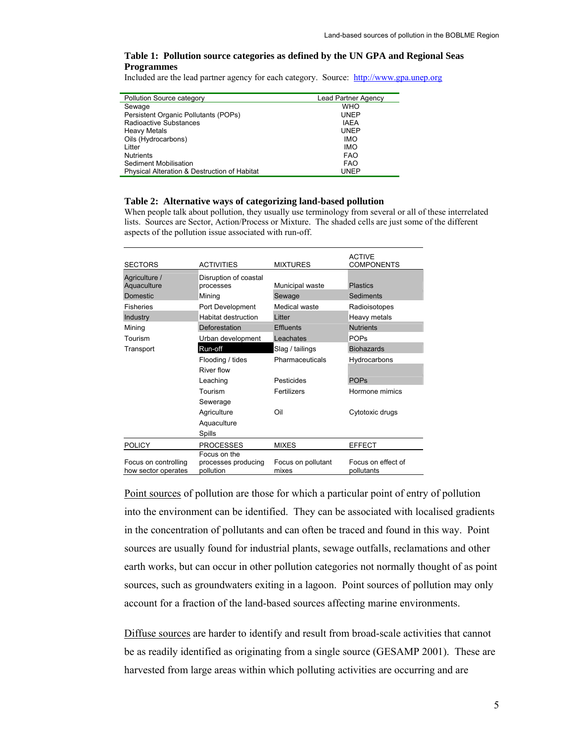**Table 1: Pollution source categories as defined by the UN GPA and Regional Seas Programmes**

Included are the lead partner agency for each category. Source: http://www.gpa.unep.org

| Pollution Source category | Lead Partner Agency |
|---|---|
| Sewage | WHO |
| Persistent Organic Pollutants (POPs) | UNEP |
| Radioactive Substances | IAEA |
| Heavy Metals | UNEP |
| Oils (Hydrocarbons) | IMO |
| Litter | IMO |
| Nutrients | FAO |
| Sediment Mobilisation | FAO |
| Physical Alteration & Destruction of Habitat | UNEP |

**Table 2: Alternative ways of categorizing land-based pollution**

When people talk about pollution, they usually use terminology from several or all of these interrelated lists. Sources are Sector, Action/Process or Mixture. The shaded cells are just some of the different aspects of the pollution issue associated with run-off.

| SECTORS | ACTIVITIES | MIXTURES | ACTIVE COMPONENTS |
|---|---|---|---|
| Agriculture / Aquaculture | Disruption of coastal processes | Municipal waste | Plastics |
| Domestic | Mining | Sewage | Sediments |
| Fisheries | Port Development | Medical waste | Radioisotopes |
| Industry | Habitat destruction | Litter | Heavy metals |
| Mining | Deforestation | Effluents | Nutrients |
| Tourism | Urban development | Leachates | POPs |
| Transport | Run-off | Slag / tailings | Biohazards |
| | Flooding / tides | Pharmaceuticals | Hydrocarbons |
| | River flow | | |
| | Leaching | Pesticides | POPs |
| | Tourism | Fertilizers | Hormone mimics |
| | Sewerage | | |
| | Agriculture | Oil | Cytotoxic drugs |
| | Aquaculture | | |
| | Spills | | |
| **POLICY** | **PROCESSES** | **MIXES** | **EFFECT** |
| Focus on controlling how sector operates | Focus on the processes producing pollution | Focus on pollutant mixes | Focus on effect of pollutants |

Point sources of pollution are those for which a particular point of entry of pollution into the environment can be identified. They can be associated with localised gradients in the concentration of pollutants and can often be traced and found in this way. Point sources are usually found for industrial plants, sewage outfalls, reclamations and other earth works, but can occur in other pollution categories not normally thought of as point sources, such as groundwaters exiting in a lagoon. Point sources of pollution may only account for a fraction of the land-based sources affecting marine environments.

Diffuse sources are harder to identify and result from broad-scale activities that cannot be as readily identified as originating from a single source (GESAMP 2001). These are harvested from large areas within which polluting activities are occurring and are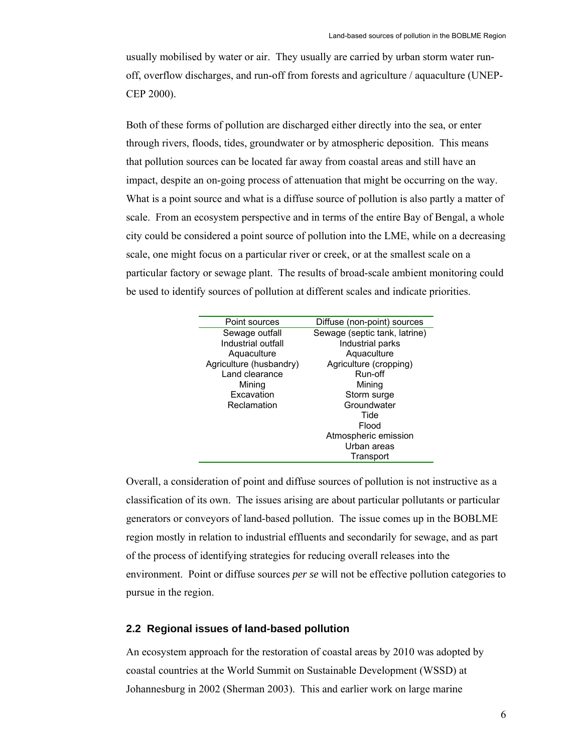usually mobilised by water or air. They usually are carried by urban storm water run-off, overflow discharges, and run-off from forests and agriculture / aquaculture (UNEP-CEP 2000).

Both of these forms of pollution are discharged either directly into the sea, or enter through rivers, floods, tides, groundwater or by atmospheric deposition. This means that pollution sources can be located far away from coastal areas and still have an impact, despite an on-going process of attenuation that might be occurring on the way. What is a point source and what is a diffuse source of pollution is also partly a matter of scale. From an ecosystem perspective and in terms of the entire Bay of Bengal, a whole city could be considered a point source of pollution into the LME, while on a decreasing scale, one might focus on a particular river or creek, or at the smallest scale on a particular factory or sewage plant. The results of broad-scale ambient monitoring could be used to identify sources of pollution at different scales and indicate priorities.

| Point sources | Diffuse (non-point) sources |
|---|---|
| Sewage outfall | Sewage (septic tank, latrine) |
| Industrial outfall | Industrial parks |
| Aquaculture | Aquaculture |
| Agriculture (husbandry) | Agriculture (cropping) |
| Land clearance | Run-off |
| Mining | Mining |
| Excavation | Storm surge |
| Reclamation | Groundwater |
| | Tide |
| | Flood |
| | Atmospheric emission |
| | Urban areas |
| | Transport |

Overall, a consideration of point and diffuse sources of pollution is not instructive as a classification of its own. The issues arising are about particular pollutants or particular generators or conveyors of land-based pollution. The issue comes up in the BOBLME region mostly in relation to industrial effluents and secondarily for sewage, and as part of the process of identifying strategies for reducing overall releases into the environment. Point or diffuse sources *per se* will not be effective pollution categories to pursue in the region.

## 2.2 Regional issues of land-based pollution

An ecosystem approach for the restoration of coastal areas by 2010 was adopted by coastal countries at the World Summit on Sustainable Development (WSSD) at Johannesburg in 2002 (Sherman 2003). This and earlier work on large marine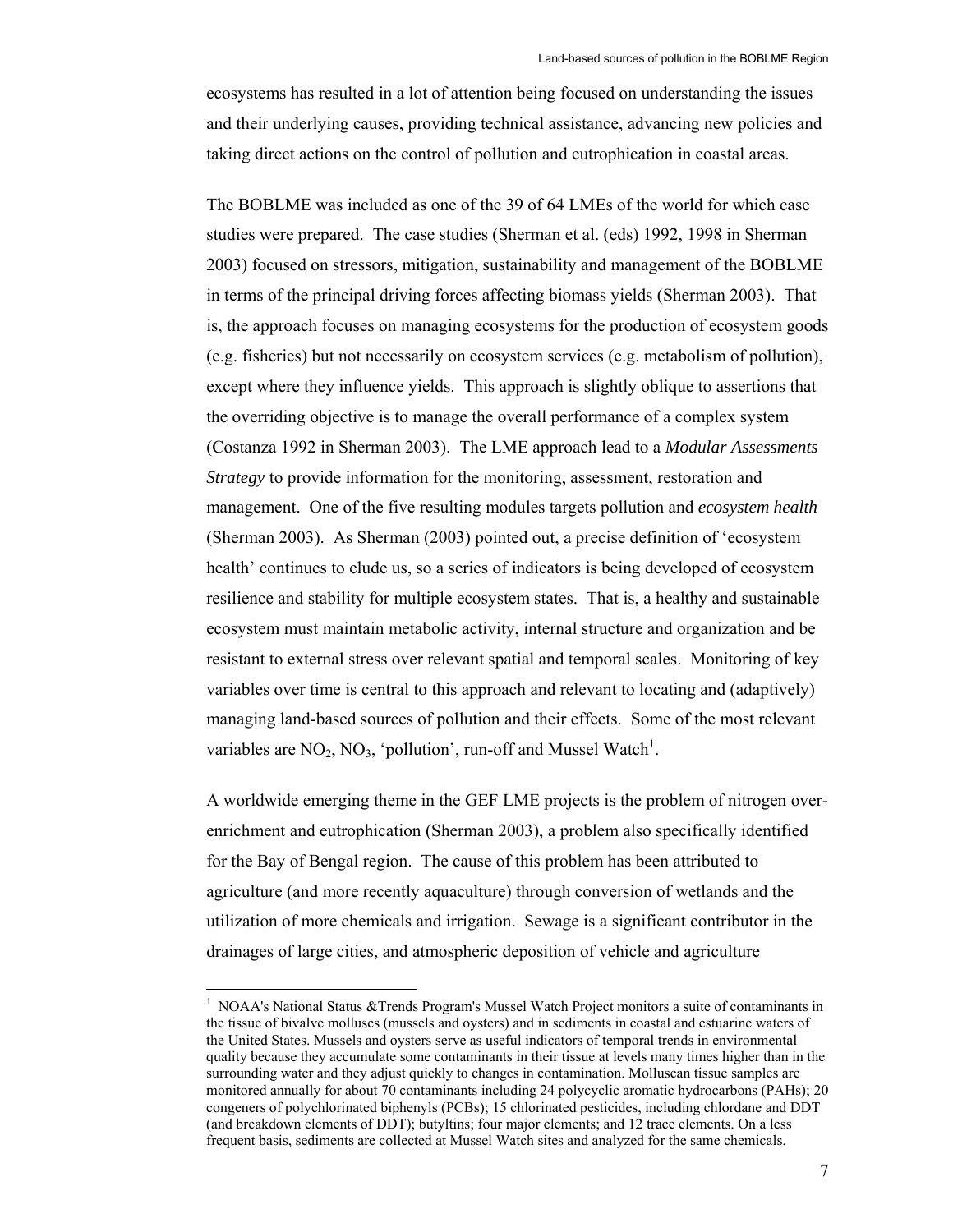ecosystems has resulted in a lot of attention being focused on understanding the issues and their underlying causes, providing technical assistance, advancing new policies and taking direct actions on the control of pollution and eutrophication in coastal areas.

The BOBLME was included as one of the 39 of 64 LMEs of the world for which case studies were prepared. The case studies (Sherman et al. (eds) 1992, 1998 in Sherman 2003) focused on stressors, mitigation, sustainability and management of the BOBLME in terms of the principal driving forces affecting biomass yields (Sherman 2003). That is, the approach focuses on managing ecosystems for the production of ecosystem goods (e.g. fisheries) but not necessarily on ecosystem services (e.g. metabolism of pollution), except where they influence yields. This approach is slightly oblique to assertions that the overriding objective is to manage the overall performance of a complex system (Costanza 1992 in Sherman 2003). The LME approach lead to a *Modular Assessments Strategy* to provide information for the monitoring, assessment, restoration and management. One of the five resulting modules targets pollution and *ecosystem health* (Sherman 2003). As Sherman (2003) pointed out, a precise definition of 'ecosystem health' continues to elude us, so a series of indicators is being developed of ecosystem resilience and stability for multiple ecosystem states. That is, a healthy and sustainable ecosystem must maintain metabolic activity, internal structure and organization and be resistant to external stress over relevant spatial and temporal scales. Monitoring of key variables over time is central to this approach and relevant to locating and (adaptively) managing land-based sources of pollution and their effects. Some of the most relevant variables are $NO_2$, $NO_3$, 'pollution', run-off and Mussel Watch[1].

A worldwide emerging theme in the GEF LME projects is the problem of nitrogen over-enrichment and eutrophication (Sherman 2003), a problem also specifically identified for the Bay of Bengal region. The cause of this problem has been attributed to agriculture (and more recently aquaculture) through conversion of wetlands and the utilization of more chemicals and irrigation. Sewage is a significant contributor in the drainages of large cities, and atmospheric deposition of vehicle and agriculture

[1] NOAA's National Status &Trends Program's Mussel Watch Project monitors a suite of contaminants in the tissue of bivalve molluscs (mussels and oysters) and in sediments in coastal and estuarine waters of the United States. Mussels and oysters serve as useful indicators of temporal trends in environmental quality because they accumulate some contaminants in their tissue at levels many times higher than in the surrounding water and they adjust quickly to changes in contamination. Molluscan tissue samples are monitored annually for about 70 contaminants including 24 polycyclic aromatic hydrocarbons (PAHs); 20 congeners of polychlorinated biphenyls (PCBs); 15 chlorinated pesticides, including chlordane and DDT (and breakdown elements of DDT); butyltins; four major elements; and 12 trace elements. On a less frequent basis, sediments are collected at Mussel Watch sites and analyzed for the same chemicals.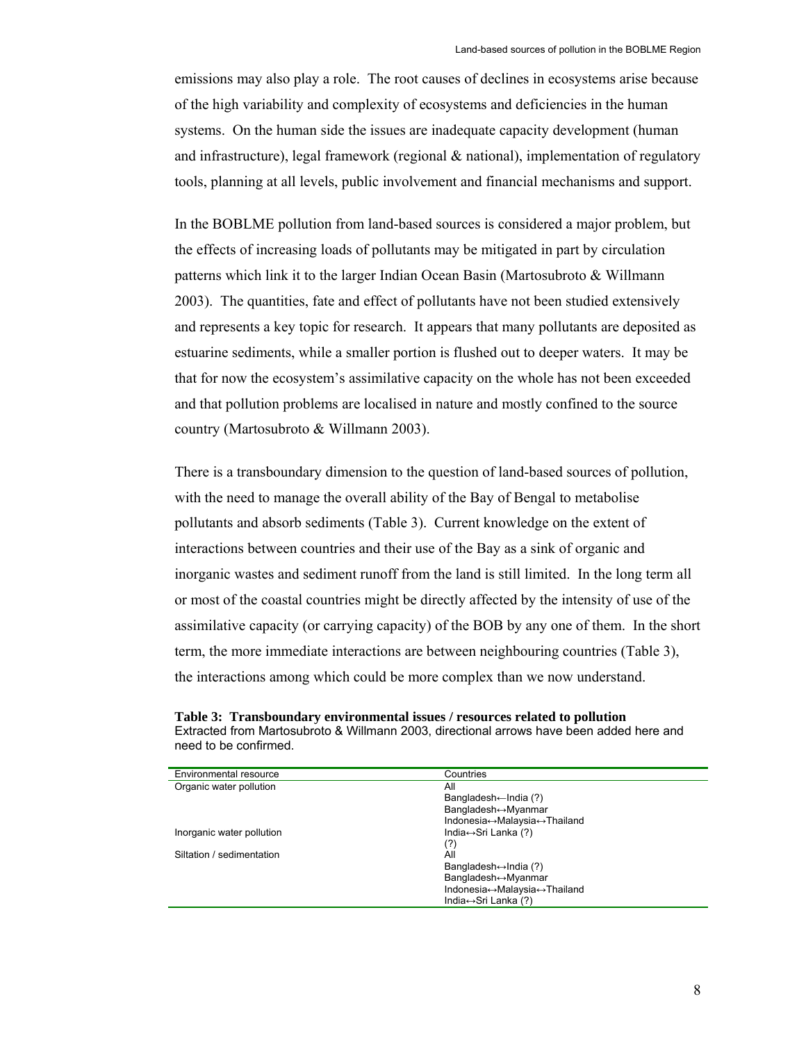emissions may also play a role. The root causes of declines in ecosystems arise because of the high variability and complexity of ecosystems and deficiencies in the human systems. On the human side the issues are inadequate capacity development (human and infrastructure), legal framework (regional & national), implementation of regulatory tools, planning at all levels, public involvement and financial mechanisms and support.

In the BOBLME pollution from land-based sources is considered a major problem, but the effects of increasing loads of pollutants may be mitigated in part by circulation patterns which link it to the larger Indian Ocean Basin (Martosubroto & Willmann 2003). The quantities, fate and effect of pollutants have not been studied extensively and represents a key topic for research. It appears that many pollutants are deposited as estuarine sediments, while a smaller portion is flushed out to deeper waters. It may be that for now the ecosystem's assimilative capacity on the whole has not been exceeded and that pollution problems are localised in nature and mostly confined to the source country (Martosubroto & Willmann 2003).

There is a transboundary dimension to the question of land-based sources of pollution, with the need to manage the overall ability of the Bay of Bengal to metabolise pollutants and absorb sediments (Table 3). Current knowledge on the extent of interactions between countries and their use of the Bay as a sink of organic and inorganic wastes and sediment runoff from the land is still limited. In the long term all or most of the coastal countries might be directly affected by the intensity of use of the assimilative capacity (or carrying capacity) of the BOB by any one of them. In the short term, the more immediate interactions are between neighbouring countries (Table 3), the interactions among which could be more complex than we now understand.

**Table 3: Transboundary environmental issues / resources related to pollution**
Extracted from Martosubroto & Willmann 2003, directional arrows have been added here and need to be confirmed.

| Environmental resource | Countries |
|---|---|
| Organic water pollution | All |
| | Bangladesh←India (?) |
| | Bangladesh↔Myanmar |
| | Indonesia↔Malaysia↔Thailand |
| Inorganic water pollution | India↔Sri Lanka (?) |
| | (?) |
| Siltation / sedimentation | All |
| | Bangladesh↔India (?) |
| | Bangladesh↔Myanmar |
| | Indonesia↔Malaysia↔Thailand |
| | India↔Sri Lanka (?) |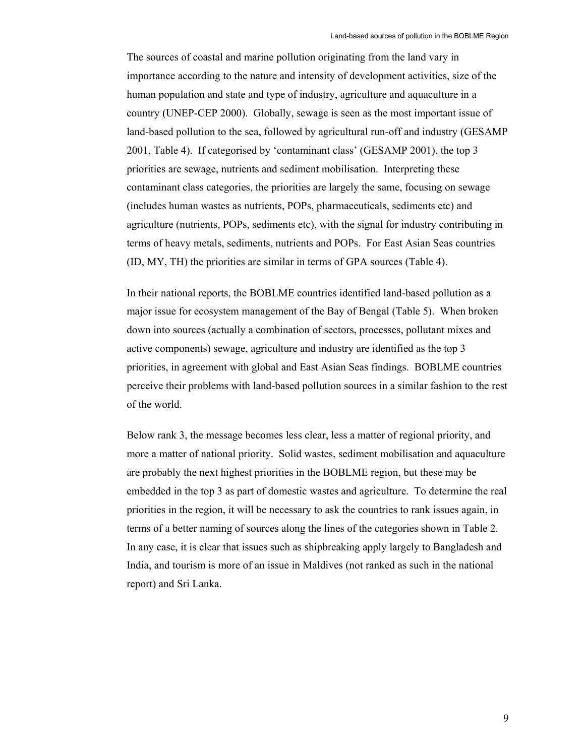The sources of coastal and marine pollution originating from the land vary in importance according to the nature and intensity of development activities, size of the human population and state and type of industry, agriculture and aquaculture in a country (UNEP-CEP 2000). Globally, sewage is seen as the most important issue of land-based pollution to the sea, followed by agricultural run-off and industry (GESAMP 2001, Table 4). If categorised by 'contaminant class' (GESAMP 2001), the top 3 priorities are sewage, nutrients and sediment mobilisation. Interpreting these contaminant class categories, the priorities are largely the same, focusing on sewage (includes human wastes as nutrients, POPs, pharmaceuticals, sediments etc) and agriculture (nutrients, POPs, sediments etc), with the signal for industry contributing in terms of heavy metals, sediments, nutrients and POPs. For East Asian Seas countries (ID, MY, TH) the priorities are similar in terms of GPA sources (Table 4).

In their national reports, the BOBLME countries identified land-based pollution as a major issue for ecosystem management of the Bay of Bengal (Table 5). When broken down into sources (actually a combination of sectors, processes, pollutant mixes and active components) sewage, agriculture and industry are identified as the top 3 priorities, in agreement with global and East Asian Seas findings. BOBLME countries perceive their problems with land-based pollution sources in a similar fashion to the rest of the world.

Below rank 3, the message becomes less clear, less a matter of regional priority, and more a matter of national priority. Solid wastes, sediment mobilisation and aquaculture are probably the next highest priorities in the BOBLME region, but these may be embedded in the top 3 as part of domestic wastes and agriculture. To determine the real priorities in the region, it will be necessary to ask the countries to rank issues again, in terms of a better naming of sources along the lines of the categories shown in Table 2. In any case, it is clear that issues such as shipbreaking apply largely to Bangladesh and India, and tourism is more of an issue in Maldives (not ranked as such in the national report) and Sri Lanka.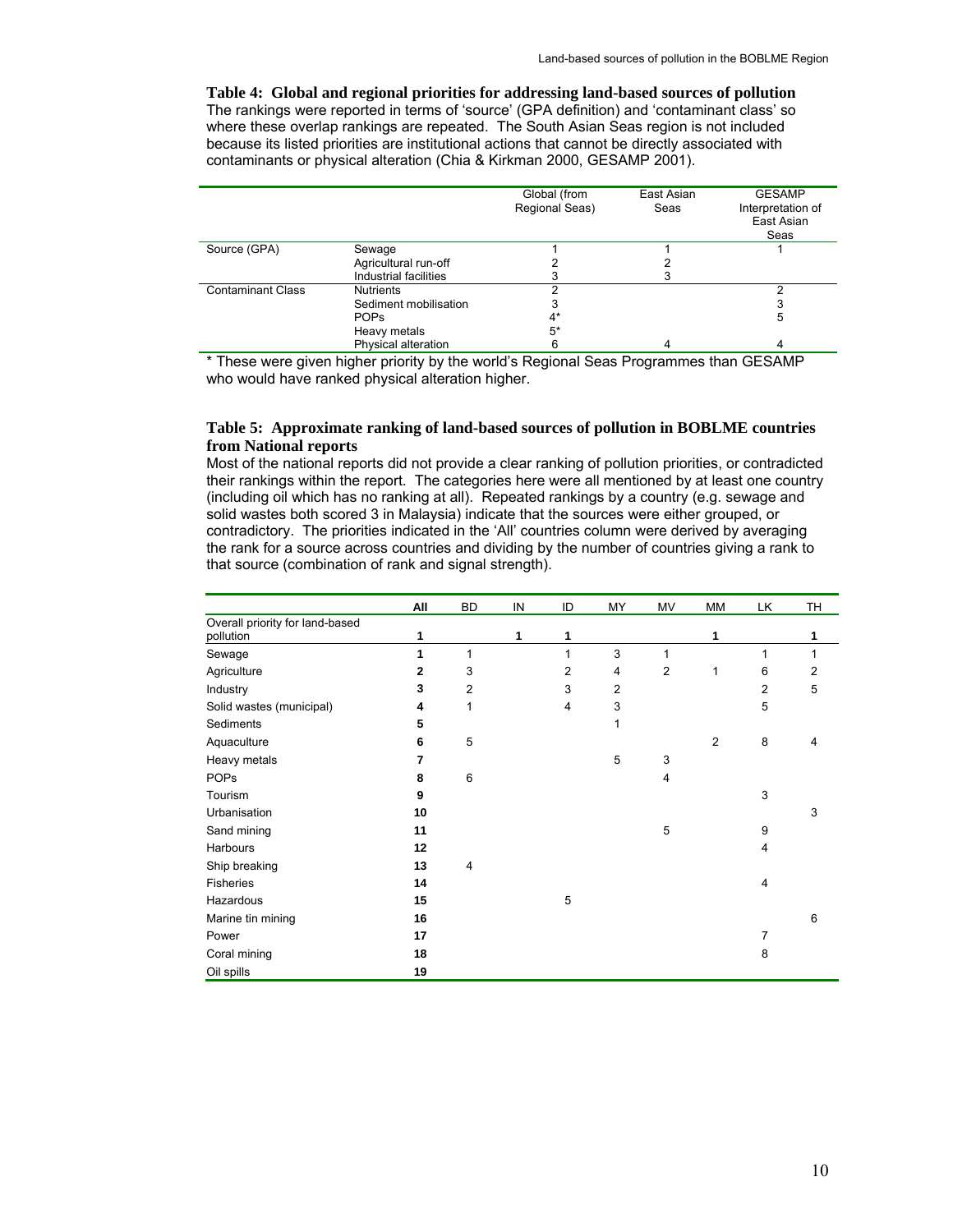**Table 4: Global and regional priorities for addressing land-based sources of pollution**
The rankings were reported in terms of 'source' (GPA definition) and 'contaminant class' so where these overlap rankings are repeated. The South Asian Seas region is not included because its listed priorities are institutional actions that cannot be directly associated with contaminants or physical alteration (Chia & Kirkman 2000, GESAMP 2001).

| | | Global (from Regional Seas) | East Asian Seas | GESAMP Interpretation of East Asian Seas |
|---|---|---|---|---|
| Source (GPA) | Sewage | 1 | 1 | 1 |
| | Agricultural run-off | 2 | 2 | |
| | Industrial facilities | 3 | 3 | |
| Contaminant Class | Nutrients | 2 | | 2 |
| | Sediment mobilisation | 3 | | 3 |
| | POPs | 4* | | 5 |
| | Heavy metals | 5* | | |
| | Physical alteration | 6 | 4 | 4 |

* These were given higher priority by the world's Regional Seas Programmes than GESAMP who would have ranked physical alteration higher.

**Table 5: Approximate ranking of land-based sources of pollution in BOBLME countries from National reports**
Most of the national reports did not provide a clear ranking of pollution priorities, or contradicted their rankings within the report. The categories here were all mentioned by at least one country (including oil which has no ranking at all). Repeated rankings by a country (e.g. sewage and solid wastes both scored 3 in Malaysia) indicate that the sources were either grouped, or contradictory. The priorities indicated in the 'All' countries column were derived by averaging the rank for a source across countries and dividing by the number of countries giving a rank to that source (combination of rank and signal strength).

| | All | BD | IN | ID | MY | MV | MM | LK | TH |
|---|---|---|---|---|---|---|---|---|---|
| Overall priority for land-based pollution | **1** | | **1** | **1** | | | **1** | | **1** |
| Sewage | **1** | 1 | | 1 | 3 | 1 | | 1 | 1 |
| Agriculture | **2** | 3 | | 2 | 4 | 2 | 1 | 6 | 2 |
| Industry | **3** | 2 | | 3 | 2 | | | 2 | 5 |
| Solid wastes (municipal) | **4** | 1 | | 4 | 3 | | | 5 | |
| Sediments | **5** | | | | 1 | | | | |
| Aquaculture | **6** | 5 | | | | | 2 | 8 | 4 |
| Heavy metals | **7** | | | | 5 | 3 | | | |
| POPs | **8** | 6 | | | | 4 | | | |
| Tourism | **9** | | | | | | | 3 | |
| Urbanisation | **10** | | | | | | | | 3 |
| Sand mining | **11** | | | | | 5 | | 9 | |
| Harbours | **12** | | | | | | | 4 | |
| Ship breaking | **13** | 4 | | | | | | | |
| Fisheries | **14** | | | | | | | 4 | |
| Hazardous | **15** | | | 5 | | | | | |
| Marine tin mining | **16** | | | | | | | | 6 |
| Power | **17** | | | | | | | 7 | |
| Coral mining | **18** | | | | | | | 8 | |
| Oil spills | **19** | | | | | | | | |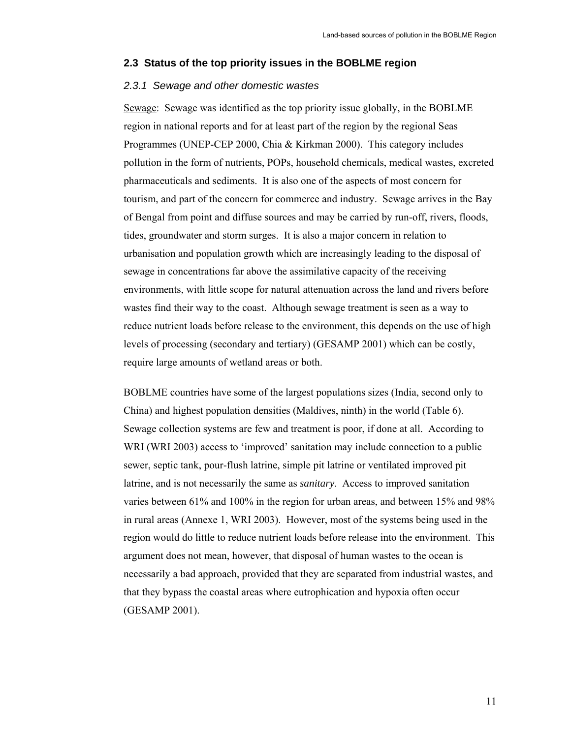## 2.3 Status of the top priority issues in the BOBLME region

### *2.3.1 Sewage and other domestic wastes*

Sewage: Sewage was identified as the top priority issue globally, in the BOBLME region in national reports and for at least part of the region by the regional Seas Programmes (UNEP-CEP 2000, Chia & Kirkman 2000). This category includes pollution in the form of nutrients, POPs, household chemicals, medical wastes, excreted pharmaceuticals and sediments. It is also one of the aspects of most concern for tourism, and part of the concern for commerce and industry. Sewage arrives in the Bay of Bengal from point and diffuse sources and may be carried by run-off, rivers, floods, tides, groundwater and storm surges. It is also a major concern in relation to urbanisation and population growth which are increasingly leading to the disposal of sewage in concentrations far above the assimilative capacity of the receiving environments, with little scope for natural attenuation across the land and rivers before wastes find their way to the coast. Although sewage treatment is seen as a way to reduce nutrient loads before release to the environment, this depends on the use of high levels of processing (secondary and tertiary) (GESAMP 2001) which can be costly, require large amounts of wetland areas or both.

BOBLME countries have some of the largest populations sizes (India, second only to China) and highest population densities (Maldives, ninth) in the world (Table 6). Sewage collection systems are few and treatment is poor, if done at all. According to WRI (WRI 2003) access to 'improved' sanitation may include connection to a public sewer, septic tank, pour-flush latrine, simple pit latrine or ventilated improved pit latrine, and is not necessarily the same as *sanitary*. Access to improved sanitation varies between 61% and 100% in the region for urban areas, and between 15% and 98% in rural areas (Annexe 1, WRI 2003). However, most of the systems being used in the region would do little to reduce nutrient loads before release into the environment. This argument does not mean, however, that disposal of human wastes to the ocean is necessarily a bad approach, provided that they are separated from industrial wastes, and that they bypass the coastal areas where eutrophication and hypoxia often occur (GESAMP 2001).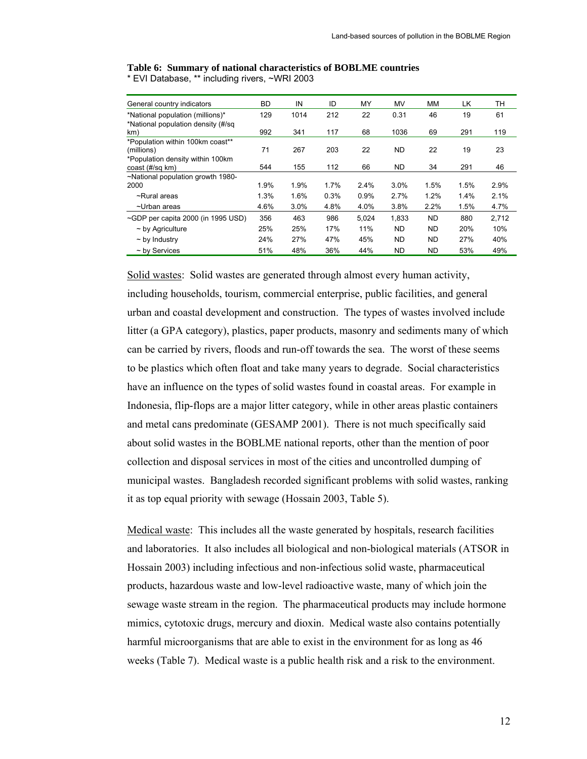**Table 6: Summary of national characteristics of BOBLME countries**
* EVI Database, ** including rivers, ~WRI 2003

| General country indicators | BD | IN | ID | MY | MV | MM | LK | TH |
|---|---|---|---|---|---|---|---|---|
| *National population (millions)* | 129 | 1014 | 212 | 22 | 0.31 | 46 | 19 | 61 |
| *National population density (#/sq km) | 992 | 341 | 117 | 68 | 1036 | 69 | 291 | 119 |
| *Population within 100km coast** (millions) | 71 | 267 | 203 | 22 | ND | 22 | 19 | 23 |
| *Population density within 100km coast (#/sq km) | 544 | 155 | 112 | 66 | ND | 34 | 291 | 46 |
| ~National population growth 1980-2000 | 1.9% | 1.9% | 1.7% | 2.4% | 3.0% | 1.5% | 1.5% | 2.9% |
| ~Rural areas | 1.3% | 1.6% | 0.3% | 0.9% | 2.7% | 1.2% | 1.4% | 2.1% |
| ~Urban areas | 4.6% | 3.0% | 4.8% | 4.0% | 3.8% | 2.2% | 1.5% | 4.7% |
| ~GDP per capita 2000 (in 1995 USD) | 356 | 463 | 986 | 5,024 | 1,833 | ND | 880 | 2,712 |
| ~ by Agriculture | 25% | 25% | 17% | 11% | ND | ND | 20% | 10% |
| ~ by Industry | 24% | 27% | 47% | 45% | ND | ND | 27% | 40% |
| ~ by Services | 51% | 48% | 36% | 44% | ND | ND | 53% | 49% |

Solid wastes: Solid wastes are generated through almost every human activity, including households, tourism, commercial enterprise, public facilities, and general urban and coastal development and construction. The types of wastes involved include litter (a GPA category), plastics, paper products, masonry and sediments many of which can be carried by rivers, floods and run-off towards the sea. The worst of these seems to be plastics which often float and take many years to degrade. Social characteristics have an influence on the types of solid wastes found in coastal areas. For example in Indonesia, flip-flops are a major litter category, while in other areas plastic containers and metal cans predominate (GESAMP 2001). There is not much specifically said about solid wastes in the BOBLME national reports, other than the mention of poor collection and disposal services in most of the cities and uncontrolled dumping of municipal wastes. Bangladesh recorded significant problems with solid wastes, ranking it as top equal priority with sewage (Hossain 2003, Table 5).

Medical waste: This includes all the waste generated by hospitals, research facilities and laboratories. It also includes all biological and non-biological materials (ATSOR in Hossain 2003) including infectious and non-infectious solid waste, pharmaceutical products, hazardous waste and low-level radioactive waste, many of which join the sewage waste stream in the region. The pharmaceutical products may include hormone mimics, cytotoxic drugs, mercury and dioxin. Medical waste also contains potentially harmful microorganisms that are able to exist in the environment for as long as 46 weeks (Table 7). Medical waste is a public health risk and a risk to the environment.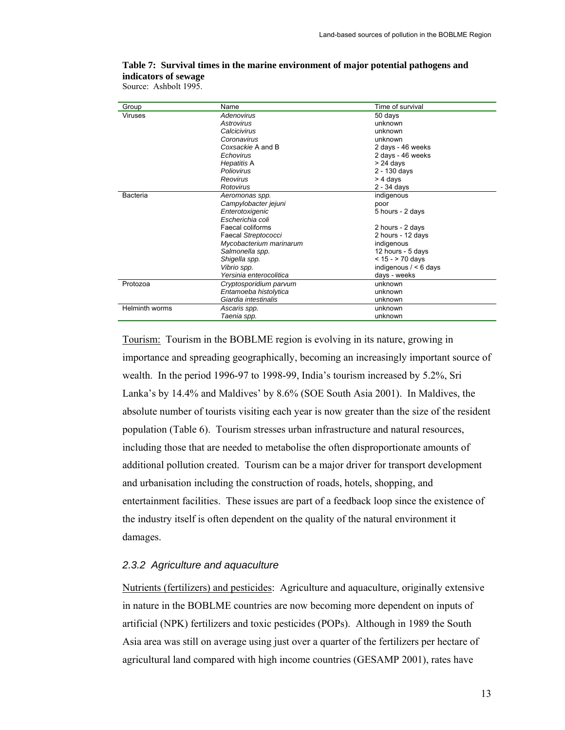**Table 7: Survival times in the marine environment of major potential pathogens and indicators of sewage**

Source: Ashbolt 1995.

| Group | Name | Time of survival |
|---|---|---|
| Viruses | *Adenovirus* | 50 days |
| | *Astrovirus* | unknown |
| | *Calcicivirus* | unknown |
| | *Coronavirus* | unknown |
| | *Coxsackie* A and B | 2 days - 46 weeks |
| | *Echovirus* | 2 days - 46 weeks |
| | *Hepatitis* A | > 24 days |
| | *Poliovirus* | 2 - 130 days |
| | *Reovirus* | > 4 days |
| | *Rotovirus* | 2 - 34 days |
| Bacteria | *Aeromonas spp.* | indigenous |
| | *Campylobacter jejuni* | poor |
| | *Enterotoxigenic Escherichia coli* | 5 hours - 2 days |
| | Faecal coliforms | 2 hours - 2 days |
| | Faecal *Streptococci* | 2 hours - 12 days |
| | *Mycobacterium marinarum* | indigenous |
| | *Salmonella spp.* | 12 hours - 5 days |
| | *Shigella spp.* | < 15 - > 70 days |
| | *Vibrio spp.* | indigenous / < 6 days |
| | *Yersinia enterocolitica* | days - weeks |
| Protozoa | *Cryptosporidium parvum* | unknown |
| | *Entamoeba histolytica* | unknown |
| | *Giardia intestinalis* | unknown |
| Helminth worms | *Ascaris spp.* | unknown |
| | *Taenia spp.* | unknown |

Tourism: Tourism in the BOBLME region is evolving in its nature, growing in importance and spreading geographically, becoming an increasingly important source of wealth. In the period 1996-97 to 1998-99, India's tourism increased by 5.2%, Sri Lanka's by 14.4% and Maldives' by 8.6% (SOE South Asia 2001). In Maldives, the absolute number of tourists visiting each year is now greater than the size of the resident population (Table 6). Tourism stresses urban infrastructure and natural resources, including those that are needed to metabolise the often disproportionate amounts of additional pollution created. Tourism can be a major driver for transport development and urbanisation including the construction of roads, hotels, shopping, and entertainment facilities. These issues are part of a feedback loop since the existence of the industry itself is often dependent on the quality of the natural environment it damages.

### *2.3.2 Agriculture and aquaculture*

Nutrients (fertilizers) and pesticides: Agriculture and aquaculture, originally extensive in nature in the BOBLME countries are now becoming more dependent on inputs of artificial (NPK) fertilizers and toxic pesticides (POPs). Although in 1989 the South Asia area was still on average using just over a quarter of the fertilizers per hectare of agricultural land compared with high income countries (GESAMP 2001), rates have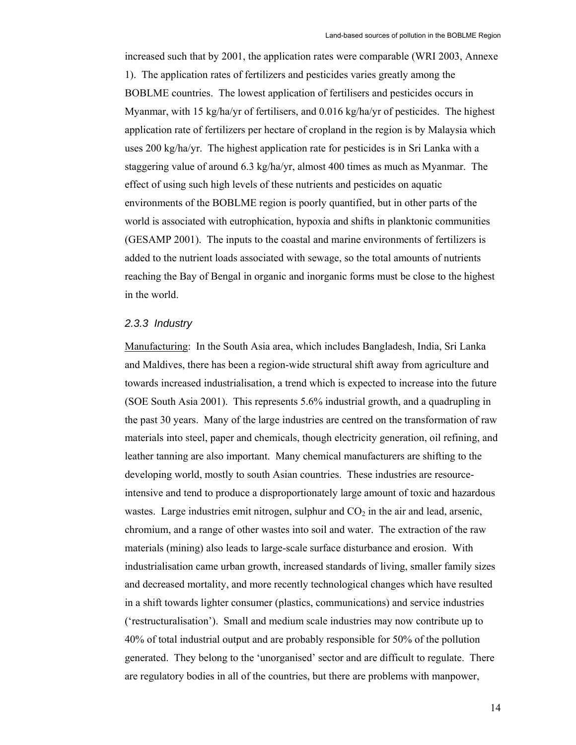increased such that by 2001, the application rates were comparable (WRI 2003, Annexe 1). The application rates of fertilizers and pesticides varies greatly among the BOBLME countries. The lowest application of fertilisers and pesticides occurs in Myanmar, with 15 kg/ha/yr of fertilisers, and 0.016 kg/ha/yr of pesticides. The highest application rate of fertilizers per hectare of cropland in the region is by Malaysia which uses 200 kg/ha/yr. The highest application rate for pesticides is in Sri Lanka with a staggering value of around 6.3 kg/ha/yr, almost 400 times as much as Myanmar. The effect of using such high levels of these nutrients and pesticides on aquatic environments of the BOBLME region is poorly quantified, but in other parts of the world is associated with eutrophication, hypoxia and shifts in planktonic communities (GESAMP 2001). The inputs to the coastal and marine environments of fertilizers is added to the nutrient loads associated with sewage, so the total amounts of nutrients reaching the Bay of Bengal in organic and inorganic forms must be close to the highest in the world.

### *2.3.3 Industry*

Manufacturing: In the South Asia area, which includes Bangladesh, India, Sri Lanka and Maldives, there has been a region-wide structural shift away from agriculture and towards increased industrialisation, a trend which is expected to increase into the future (SOE South Asia 2001). This represents 5.6% industrial growth, and a quadrupling in the past 30 years. Many of the large industries are centred on the transformation of raw materials into steel, paper and chemicals, though electricity generation, oil refining, and leather tanning are also important. Many chemical manufacturers are shifting to the developing world, mostly to south Asian countries. These industries are resource-intensive and tend to produce a disproportionately large amount of toxic and hazardous wastes. Large industries emit nitrogen, sulphur and $CO_2$ in the air and lead, arsenic, chromium, and a range of other wastes into soil and water. The extraction of the raw materials (mining) also leads to large-scale surface disturbance and erosion. With industrialisation came urban growth, increased standards of living, smaller family sizes and decreased mortality, and more recently technological changes which have resulted in a shift towards lighter consumer (plastics, communications) and service industries ('restructuralisation'). Small and medium scale industries may now contribute up to 40% of total industrial output and are probably responsible for 50% of the pollution generated. They belong to the 'unorganised' sector and are difficult to regulate. There are regulatory bodies in all of the countries, but there are problems with manpower,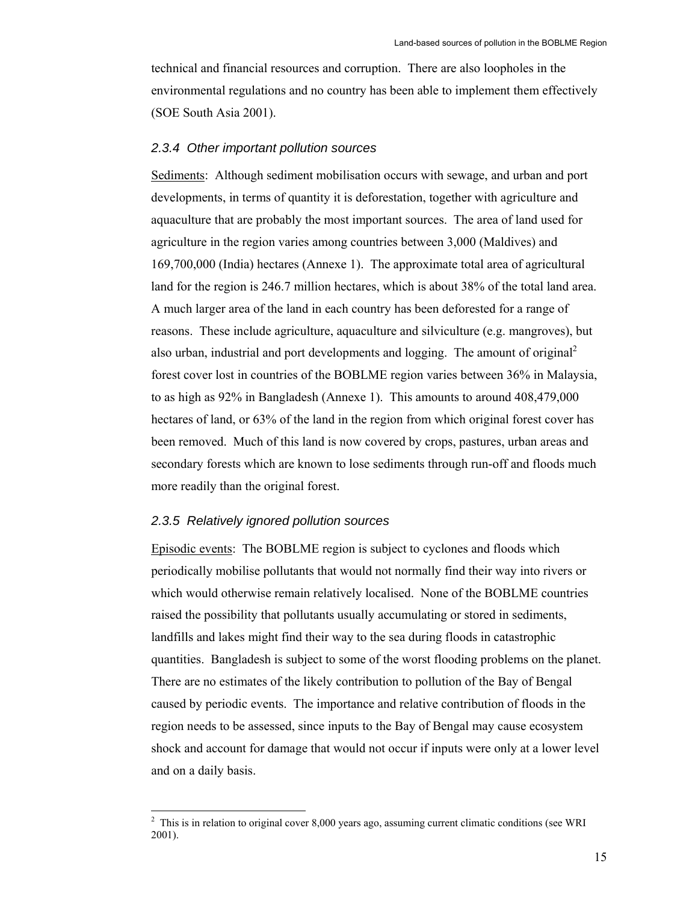technical and financial resources and corruption. There are also loopholes in the environmental regulations and no country has been able to implement them effectively (SOE South Asia 2001).

### *2.3.4 Other important pollution sources*

Sediments: Although sediment mobilisation occurs with sewage, and urban and port developments, in terms of quantity it is deforestation, together with agriculture and aquaculture that are probably the most important sources. The area of land used for agriculture in the region varies among countries between 3,000 (Maldives) and 169,700,000 (India) hectares (Annexe 1). The approximate total area of agricultural land for the region is 246.7 million hectares, which is about 38% of the total land area. A much larger area of the land in each country has been deforested for a range of reasons. These include agriculture, aquaculture and silviculture (e.g. mangroves), but also urban, industrial and port developments and logging. The amount of original[2] forest cover lost in countries of the BOBLME region varies between 36% in Malaysia, to as high as 92% in Bangladesh (Annexe 1). This amounts to around 408,479,000 hectares of land, or 63% of the land in the region from which original forest cover has been removed. Much of this land is now covered by crops, pastures, urban areas and secondary forests which are known to lose sediments through run-off and floods much more readily than the original forest.

### *2.3.5 Relatively ignored pollution sources*

Episodic events: The BOBLME region is subject to cyclones and floods which periodically mobilise pollutants that would not normally find their way into rivers or which would otherwise remain relatively localised. None of the BOBLME countries raised the possibility that pollutants usually accumulating or stored in sediments, landfills and lakes might find their way to the sea during floods in catastrophic quantities. Bangladesh is subject to some of the worst flooding problems on the planet. There are no estimates of the likely contribution to pollution of the Bay of Bengal caused by periodic events. The importance and relative contribution of floods in the region needs to be assessed, since inputs to the Bay of Bengal may cause ecosystem shock and account for damage that would not occur if inputs were only at a lower level and on a daily basis.

[2] This is in relation to original cover 8,000 years ago, assuming current climatic conditions (see WRI 2001).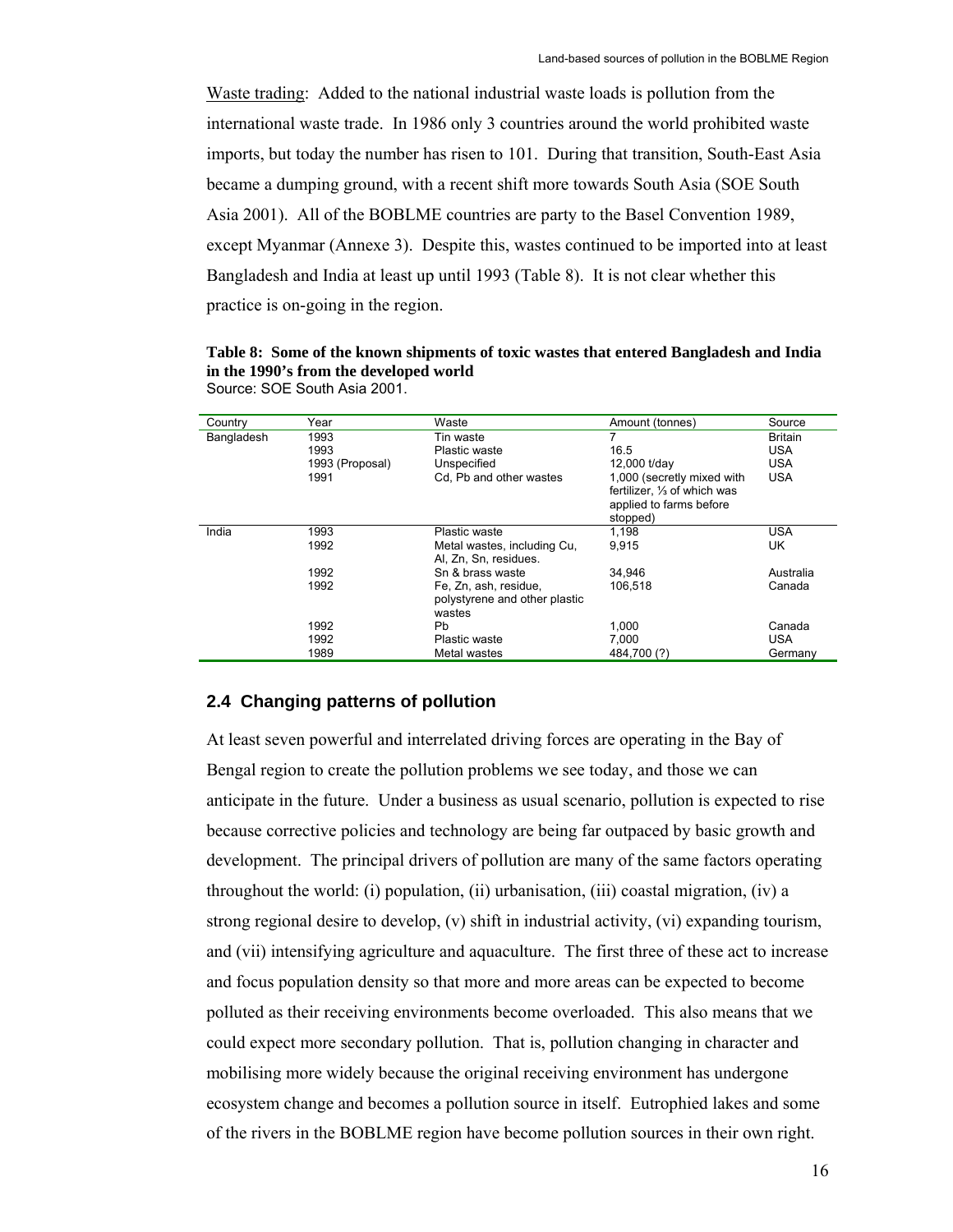<u>Waste trading</u>: Added to the national industrial waste loads is pollution from the international waste trade. In 1986 only 3 countries around the world prohibited waste imports, but today the number has risen to 101. During that transition, South-East Asia became a dumping ground, with a recent shift more towards South Asia (SOE South Asia 2001). All of the BOBLME countries are party to the Basel Convention 1989, except Myanmar (Annexe 3). Despite this, wastes continued to be imported into at least Bangladesh and India at least up until 1993 (Table 8). It is not clear whether this practice is on-going in the region.

**Table 8: Some of the known shipments of toxic wastes that entered Bangladesh and India in the 1990's from the developed world**
Source: SOE South Asia 2001.

| Country | Year | Waste | Amount (tonnes) | Source |
|---|---|---|---|---|
| Bangladesh | 1993 | Tin waste | 7 | Britain |
| | 1993 | Plastic waste | 16.5 | USA |
| | 1993 (Proposal) | Unspecified | 12,000 t/day | USA |
| | 1991 | Cd, Pb and other wastes | 1,000 (secretly mixed with fertilizer, ⅓ of which was applied to farms before stopped) | USA |
| India | 1993 | Plastic waste | 1,198 | USA |
| | 1992 | Metal wastes, including Cu, Al, Zn, Sn, residues. | 9,915 | UK |
| | 1992 | Sn & brass waste | 34,946 | Australia |
| | 1992 | Fe, Zn, ash, residue, polystyrene and other plastic wastes | 106,518 | Canada |
| | 1992 | Pb | 1,000 | Canada |
| | 1992 | Plastic waste | 7,000 | USA |
| | 1989 | Metal wastes | 484,700 (?) | Germany |

## 2.4 Changing patterns of pollution

At least seven powerful and interrelated driving forces are operating in the Bay of Bengal region to create the pollution problems we see today, and those we can anticipate in the future. Under a business as usual scenario, pollution is expected to rise because corrective policies and technology are being far outpaced by basic growth and development. The principal drivers of pollution are many of the same factors operating throughout the world: (i) population, (ii) urbanisation, (iii) coastal migration, (iv) a strong regional desire to develop, (v) shift in industrial activity, (vi) expanding tourism, and (vii) intensifying agriculture and aquaculture. The first three of these act to increase and focus population density so that more and more areas can be expected to become polluted as their receiving environments become overloaded. This also means that we could expect more secondary pollution. That is, pollution changing in character and mobilising more widely because the original receiving environment has undergone ecosystem change and becomes a pollution source in itself. Eutrophied lakes and some of the rivers in the BOBLME region have become pollution sources in their own right.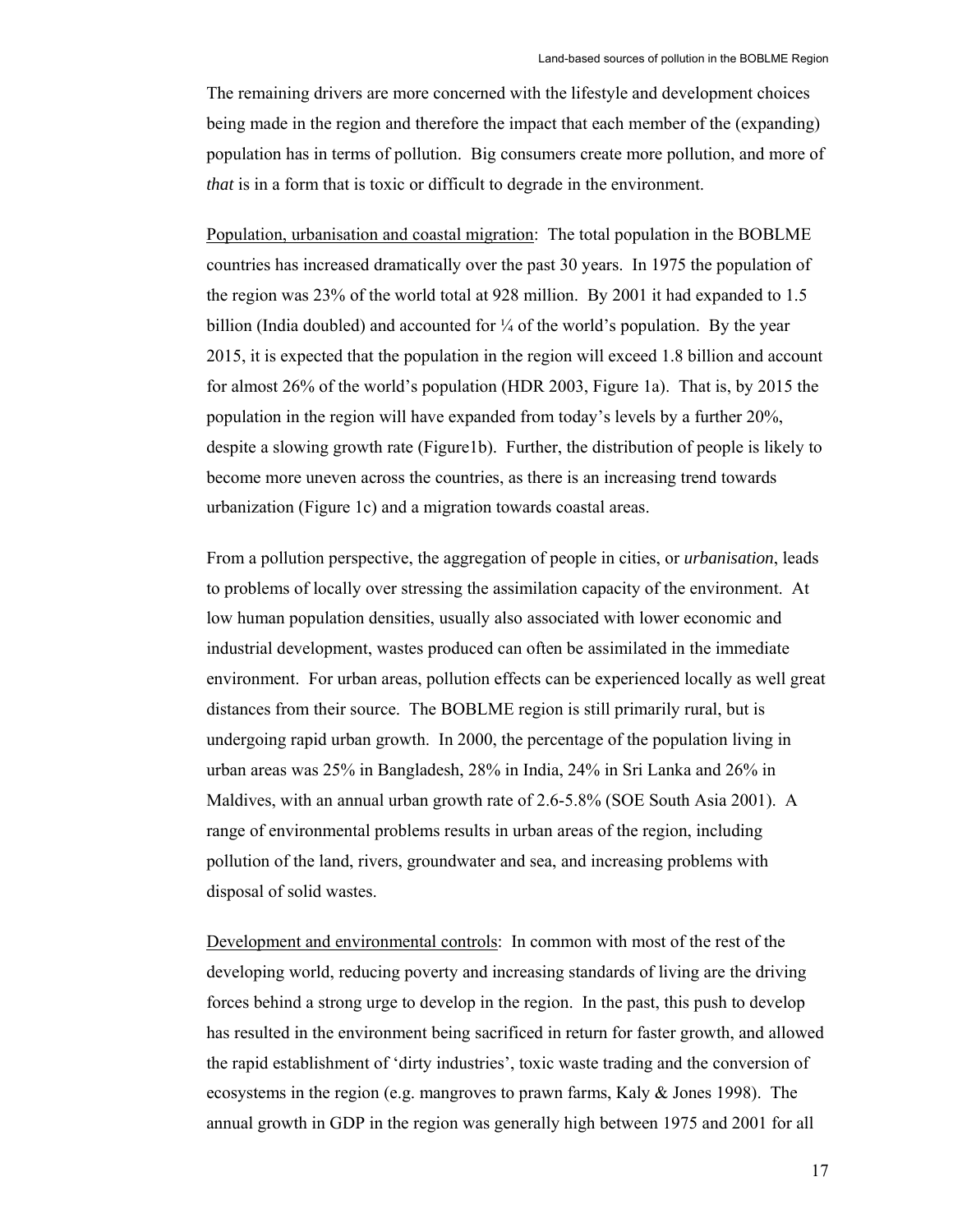The remaining drivers are more concerned with the lifestyle and development choices being made in the region and therefore the impact that each member of the (expanding) population has in terms of pollution. Big consumers create more pollution, and more of *that* is in a form that is toxic or difficult to degrade in the environment.

<u>Population, urbanisation and coastal migration</u>: The total population in the BOBLME countries has increased dramatically over the past 30 years. In 1975 the population of the region was 23% of the world total at 928 million. By 2001 it had expanded to 1.5 billion (India doubled) and accounted for ¼ of the world's population. By the year 2015, it is expected that the population in the region will exceed 1.8 billion and account for almost 26% of the world's population (HDR 2003, Figure 1a). That is, by 2015 the population in the region will have expanded from today's levels by a further 20%, despite a slowing growth rate (Figure1b). Further, the distribution of people is likely to become more uneven across the countries, as there is an increasing trend towards urbanization (Figure 1c) and a migration towards coastal areas.

From a pollution perspective, the aggregation of people in cities, or *urbanisation*, leads to problems of locally over stressing the assimilation capacity of the environment. At low human population densities, usually also associated with lower economic and industrial development, wastes produced can often be assimilated in the immediate environment. For urban areas, pollution effects can be experienced locally as well great distances from their source. The BOBLME region is still primarily rural, but is undergoing rapid urban growth. In 2000, the percentage of the population living in urban areas was 25% in Bangladesh, 28% in India, 24% in Sri Lanka and 26% in Maldives, with an annual urban growth rate of 2.6-5.8% (SOE South Asia 2001). A range of environmental problems results in urban areas of the region, including pollution of the land, rivers, groundwater and sea, and increasing problems with disposal of solid wastes.

<u>Development and environmental controls</u>: In common with most of the rest of the developing world, reducing poverty and increasing standards of living are the driving forces behind a strong urge to develop in the region. In the past, this push to develop has resulted in the environment being sacrificed in return for faster growth, and allowed the rapid establishment of 'dirty industries', toxic waste trading and the conversion of ecosystems in the region (e.g. mangroves to prawn farms, Kaly & Jones 1998). The annual growth in GDP in the region was generally high between 1975 and 2001 for all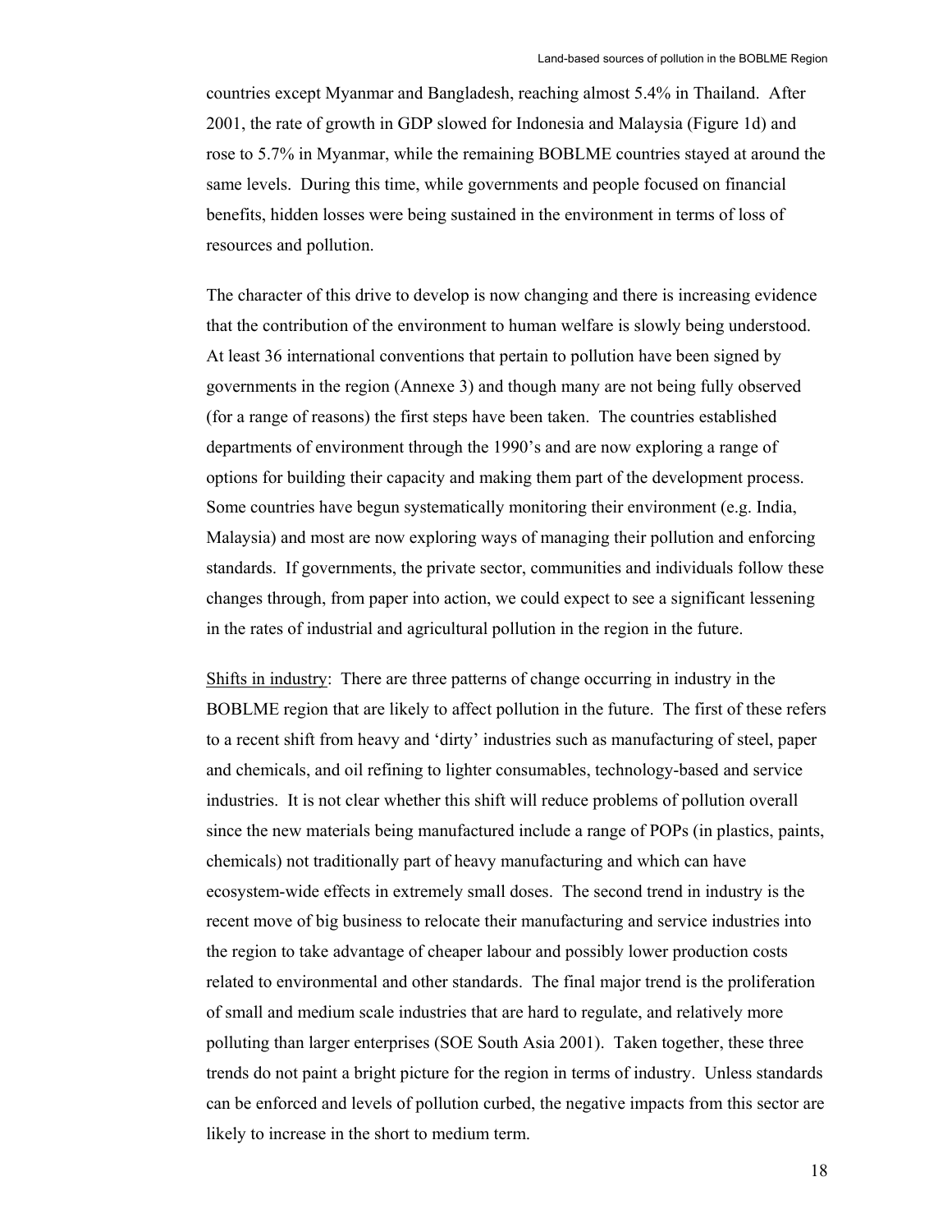countries except Myanmar and Bangladesh, reaching almost 5.4% in Thailand. After 2001, the rate of growth in GDP slowed for Indonesia and Malaysia (Figure 1d) and rose to 5.7% in Myanmar, while the remaining BOBLME countries stayed at around the same levels. During this time, while governments and people focused on financial benefits, hidden losses were being sustained in the environment in terms of loss of resources and pollution.

The character of this drive to develop is now changing and there is increasing evidence that the contribution of the environment to human welfare is slowly being understood. At least 36 international conventions that pertain to pollution have been signed by governments in the region (Annexe 3) and though many are not being fully observed (for a range of reasons) the first steps have been taken. The countries established departments of environment through the 1990's and are now exploring a range of options for building their capacity and making them part of the development process. Some countries have begun systematically monitoring their environment (e.g. India, Malaysia) and most are now exploring ways of managing their pollution and enforcing standards. If governments, the private sector, communities and individuals follow these changes through, from paper into action, we could expect to see a significant lessening in the rates of industrial and agricultural pollution in the region in the future.

<u>Shifts in industry</u>: There are three patterns of change occurring in industry in the BOBLME region that are likely to affect pollution in the future. The first of these refers to a recent shift from heavy and 'dirty' industries such as manufacturing of steel, paper and chemicals, and oil refining to lighter consumables, technology-based and service industries. It is not clear whether this shift will reduce problems of pollution overall since the new materials being manufactured include a range of POPs (in plastics, paints, chemicals) not traditionally part of heavy manufacturing and which can have ecosystem-wide effects in extremely small doses. The second trend in industry is the recent move of big business to relocate their manufacturing and service industries into the region to take advantage of cheaper labour and possibly lower production costs related to environmental and other standards. The final major trend is the proliferation of small and medium scale industries that are hard to regulate, and relatively more polluting than larger enterprises (SOE South Asia 2001). Taken together, these three trends do not paint a bright picture for the region in terms of industry. Unless standards can be enforced and levels of pollution curbed, the negative impacts from this sector are likely to increase in the short to medium term.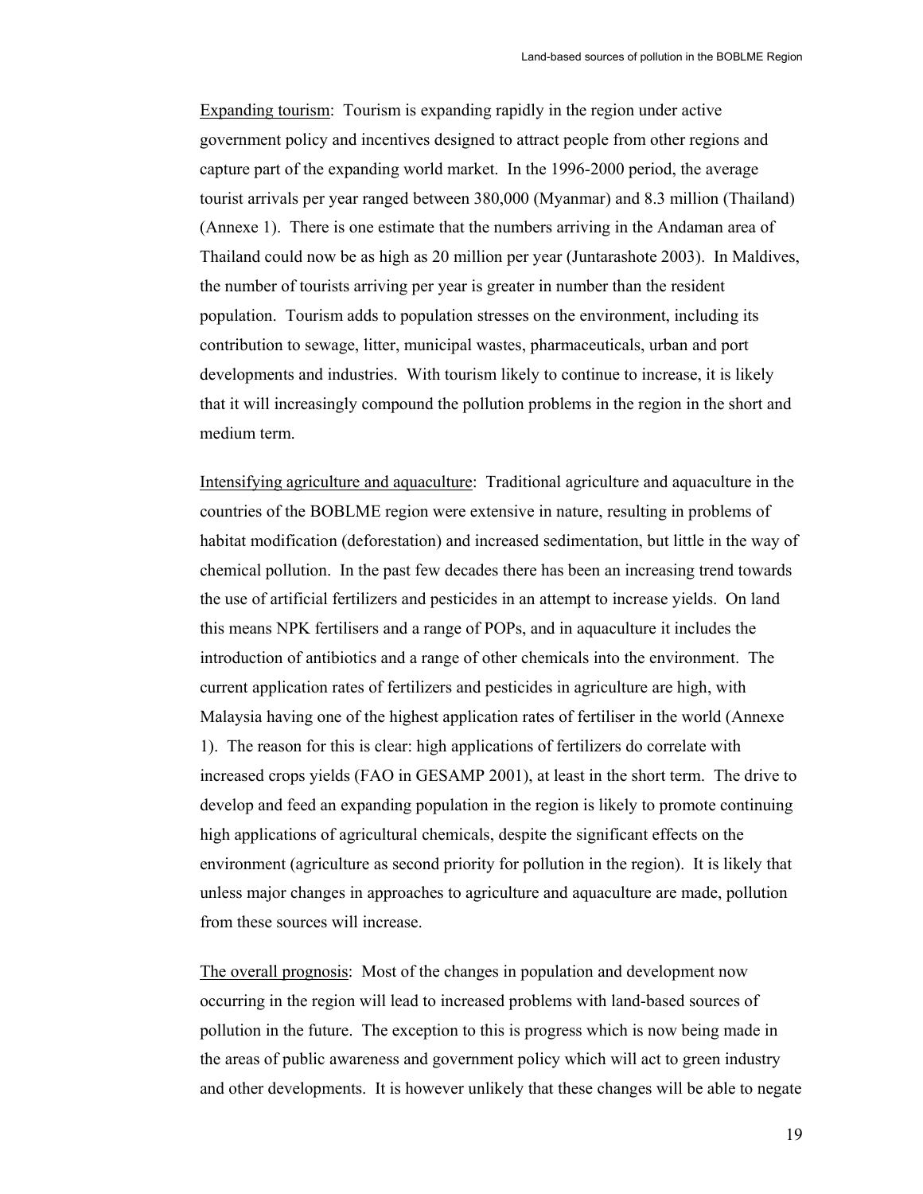Expanding tourism: Tourism is expanding rapidly in the region under active government policy and incentives designed to attract people from other regions and capture part of the expanding world market. In the 1996-2000 period, the average tourist arrivals per year ranged between 380,000 (Myanmar) and 8.3 million (Thailand) (Annexe 1). There is one estimate that the numbers arriving in the Andaman area of Thailand could now be as high as 20 million per year (Juntarashote 2003). In Maldives, the number of tourists arriving per year is greater in number than the resident population. Tourism adds to population stresses on the environment, including its contribution to sewage, litter, municipal wastes, pharmaceuticals, urban and port developments and industries. With tourism likely to continue to increase, it is likely that it will increasingly compound the pollution problems in the region in the short and medium term.

Intensifying agriculture and aquaculture: Traditional agriculture and aquaculture in the countries of the BOBLME region were extensive in nature, resulting in problems of habitat modification (deforestation) and increased sedimentation, but little in the way of chemical pollution. In the past few decades there has been an increasing trend towards the use of artificial fertilizers and pesticides in an attempt to increase yields. On land this means NPK fertilisers and a range of POPs, and in aquaculture it includes the introduction of antibiotics and a range of other chemicals into the environment. The current application rates of fertilizers and pesticides in agriculture are high, with Malaysia having one of the highest application rates of fertiliser in the world (Annexe 1). The reason for this is clear: high applications of fertilizers do correlate with increased crops yields (FAO in GESAMP 2001), at least in the short term. The drive to develop and feed an expanding population in the region is likely to promote continuing high applications of agricultural chemicals, despite the significant effects on the environment (agriculture as second priority for pollution in the region). It is likely that unless major changes in approaches to agriculture and aquaculture are made, pollution from these sources will increase.

The overall prognosis: Most of the changes in population and development now occurring in the region will lead to increased problems with land-based sources of pollution in the future. The exception to this is progress which is now being made in the areas of public awareness and government policy which will act to green industry and other developments. It is however unlikely that these changes will be able to negate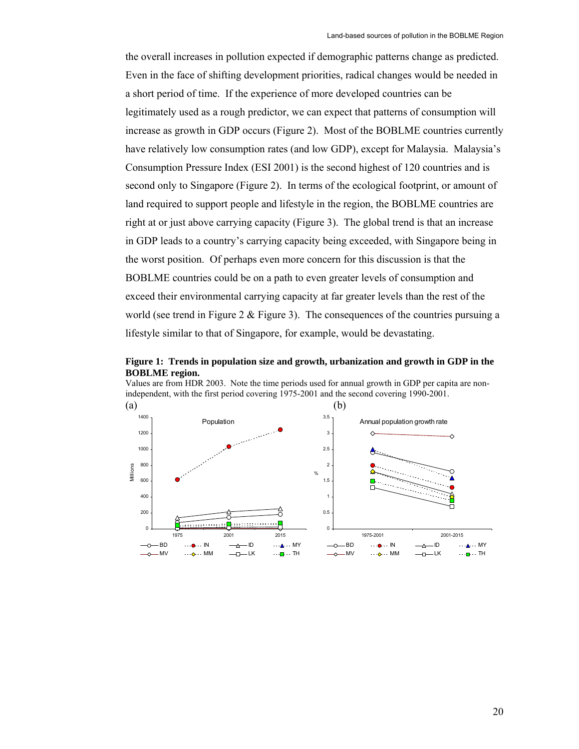the overall increases in pollution expected if demographic patterns change as predicted. Even in the face of shifting development priorities, radical changes would be needed in a short period of time. If the experience of more developed countries can be legitimately used as a rough predictor, we can expect that patterns of consumption will increase as growth in GDP occurs (Figure 2). Most of the BOBLME countries currently have relatively low consumption rates (and low GDP), except for Malaysia. Malaysia's Consumption Pressure Index (ESI 2001) is the second highest of 120 countries and is second only to Singapore (Figure 2). In terms of the ecological footprint, or amount of land required to support people and lifestyle in the region, the BOBLME countries are right at or just above carrying capacity (Figure 3). The global trend is that an increase in GDP leads to a country's carrying capacity being exceeded, with Singapore being in the worst position. Of perhaps even more concern for this discussion is that the BOBLME countries could be on a path to even greater levels of consumption and exceed their environmental carrying capacity at far greater levels than the rest of the world (see trend in Figure 2 & Figure 3). The consequences of the countries pursuing a lifestyle similar to that of Singapore, for example, would be devastating.

**Figure 1: Trends in population size and growth, urbanization and growth in GDP in the BOBLME region.**

Values are from HDR 2003. Note the time periods used for annual growth in GDP per capita are non-independent, with the first period covering 1975-2001 and the second covering 1990-2001.

(a) (b)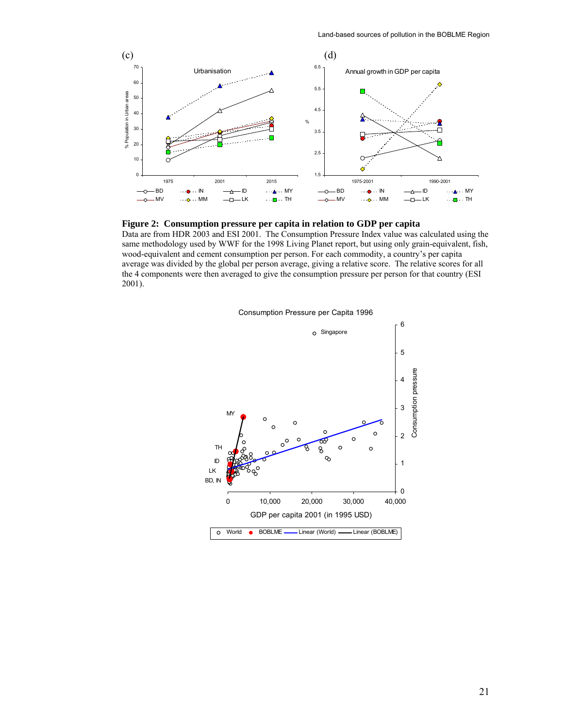(c)

(d)

**Figure 2: Consumption pressure per capita in relation to GDP per capita**
Data are from HDR 2003 and ESI 2001. The Consumption Pressure Index value was calculated using the same methodology used by WWF for the 1998 Living Planet report, but using only grain-equivalent, fish, wood-equivalent and cement consumption per person. For each commodity, a country's per capita average was divided by the global per person average, giving a relative score. The relative scores for all the 4 components were then averaged to give the consumption pressure per person for that country (ESI 2001).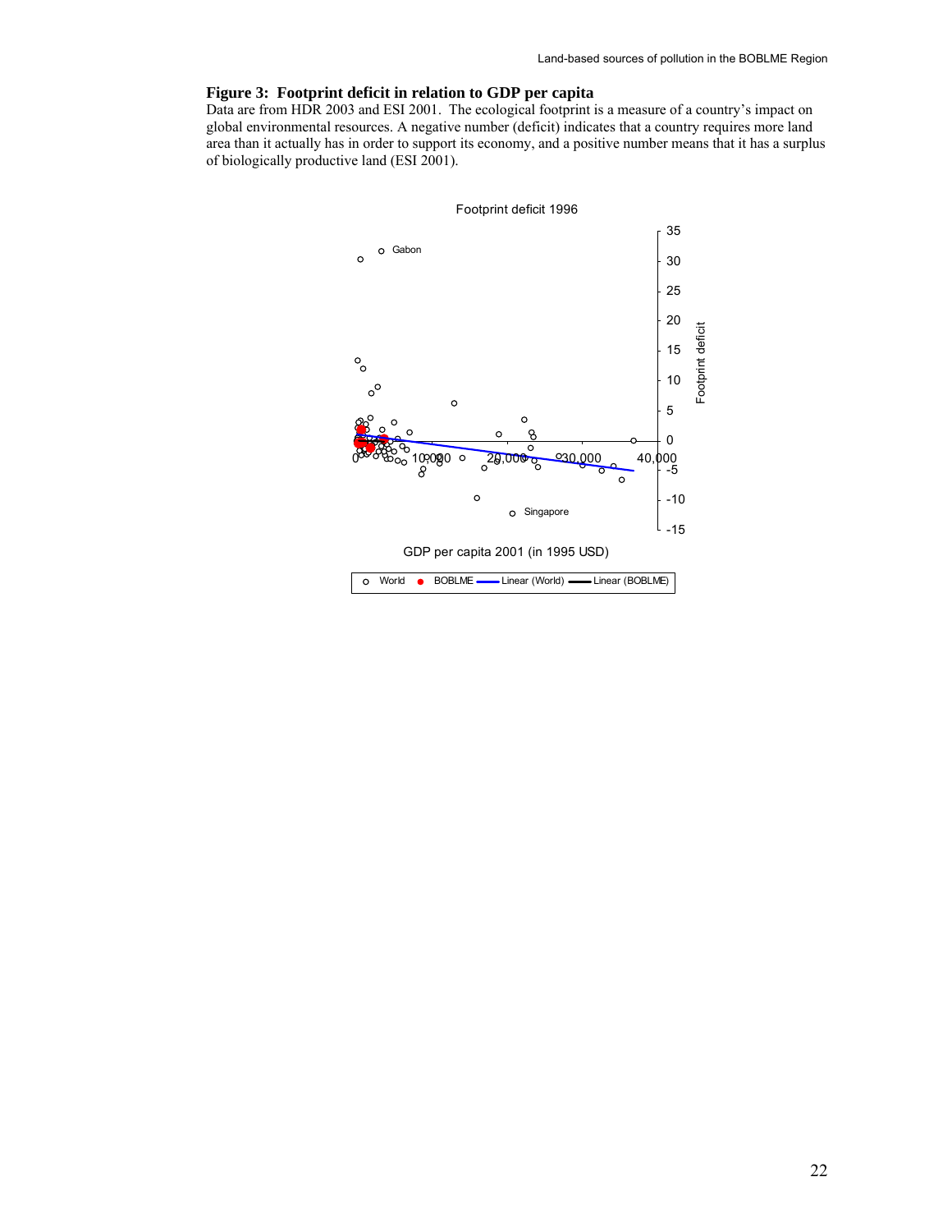**Figure 3: Footprint deficit in relation to GDP per capita**

Data are from HDR 2003 and ESI 2001. The ecological footprint is a measure of a country's impact on global environmental resources. A negative number (deficit) indicates that a country requires more land area than it actually has in order to support its economy, and a positive number means that it has a surplus of biologically productive land (ESI 2001).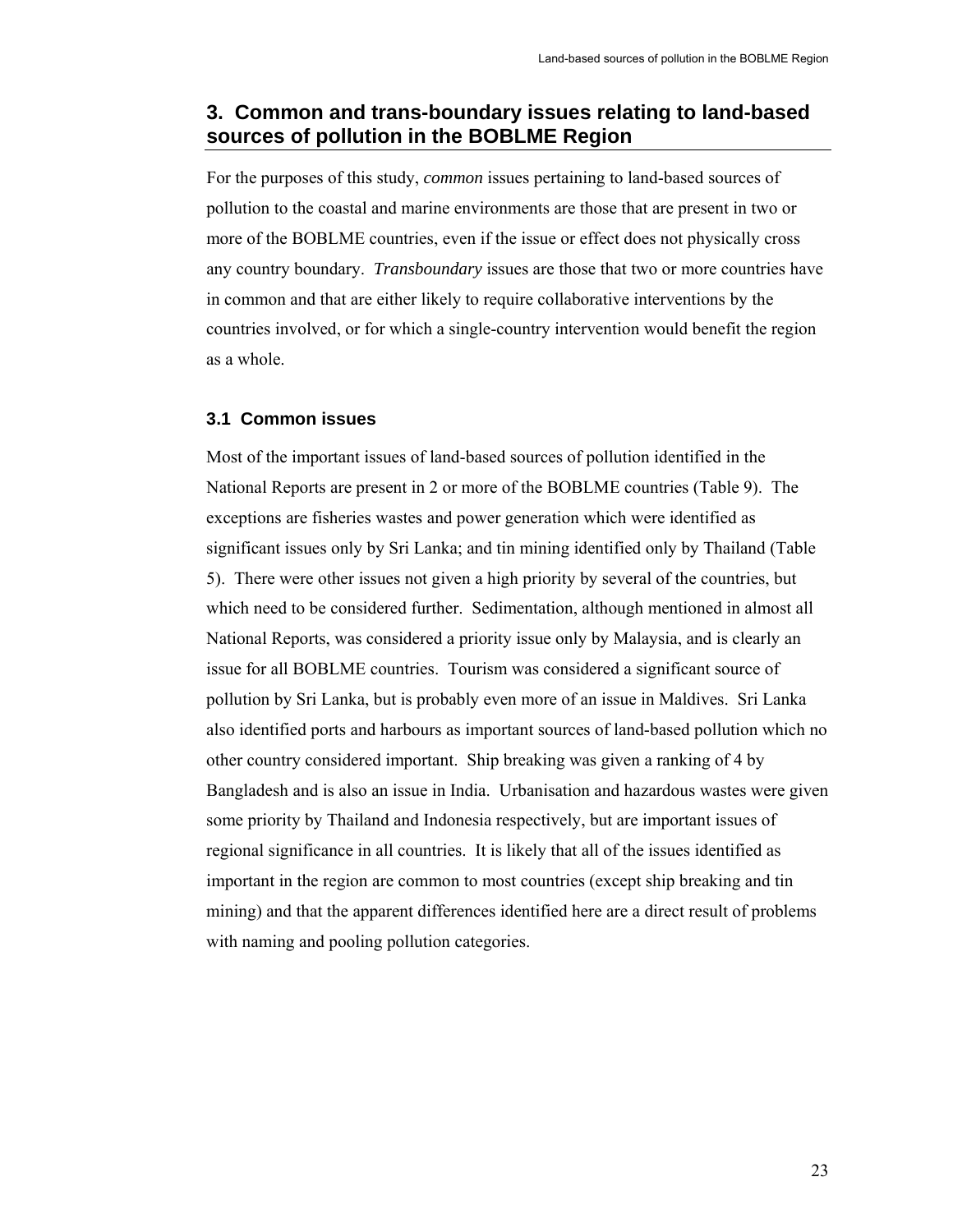## 3. Common and trans-boundary issues relating to land-based sources of pollution in the BOBLME Region

For the purposes of this study, *common* issues pertaining to land-based sources of pollution to the coastal and marine environments are those that are present in two or more of the BOBLME countries, even if the issue or effect does not physically cross any country boundary. *Transboundary* issues are those that two or more countries have in common and that are either likely to require collaborative interventions by the countries involved, or for which a single-country intervention would benefit the region as a whole.

### 3.1 Common issues

Most of the important issues of land-based sources of pollution identified in the National Reports are present in 2 or more of the BOBLME countries (Table 9). The exceptions are fisheries wastes and power generation which were identified as significant issues only by Sri Lanka; and tin mining identified only by Thailand (Table 5). There were other issues not given a high priority by several of the countries, but which need to be considered further. Sedimentation, although mentioned in almost all National Reports, was considered a priority issue only by Malaysia, and is clearly an issue for all BOBLME countries. Tourism was considered a significant source of pollution by Sri Lanka, but is probably even more of an issue in Maldives. Sri Lanka also identified ports and harbours as important sources of land-based pollution which no other country considered important. Ship breaking was given a ranking of 4 by Bangladesh and is also an issue in India. Urbanisation and hazardous wastes were given some priority by Thailand and Indonesia respectively, but are important issues of regional significance in all countries. It is likely that all of the issues identified as important in the region are common to most countries (except ship breaking and tin mining) and that the apparent differences identified here are a direct result of problems with naming and pooling pollution categories.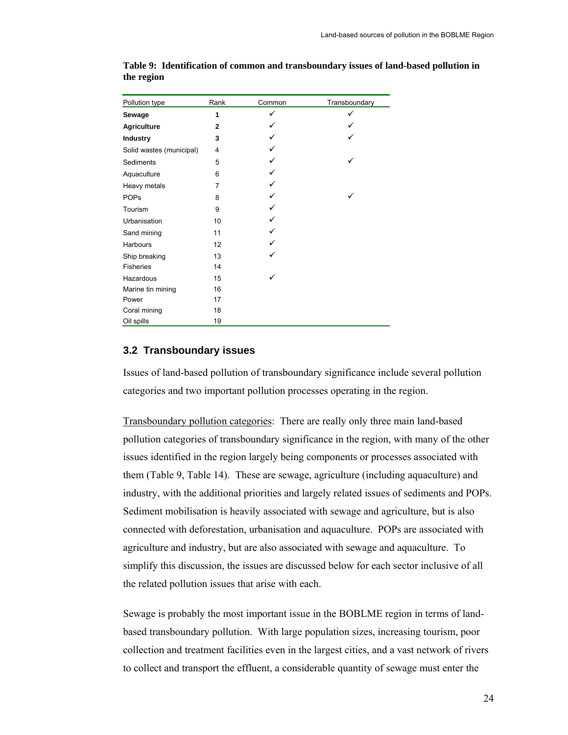**Table 9: Identification of common and transboundary issues of land-based pollution in the region**

| Pollution type | Rank | Common | Transboundary |
|---|---|---|---|
| **Sewage** | **1** | ✓ | ✓ |
| **Agriculture** | **2** | ✓ | ✓ |
| **Industry** | **3** | ✓ | ✓ |
| Solid wastes (municipal) | 4 | ✓ | |
| Sediments | 5 | ✓ | ✓ |
| Aquaculture | 6 | ✓ | |
| Heavy metals | 7 | ✓ | |
| POPs | 8 | ✓ | ✓ |
| Tourism | 9 | ✓ | |
| Urbanisation | 10 | ✓ | |
| Sand mining | 11 | ✓ | |
| Harbours | 12 | ✓ | |
| Ship breaking | 13 | ✓ | |
| Fisheries | 14 | | |
| Hazardous | 15 | ✓ | |
| Marine tin mining | 16 | | |
| Power | 17 | | |
| Coral mining | 18 | | |
| Oil spills | 19 | | |

## 3.2 Transboundary issues

Issues of land-based pollution of transboundary significance include several pollution categories and two important pollution processes operating in the region.

Transboundary pollution categories: There are really only three main land-based pollution categories of transboundary significance in the region, with many of the other issues identified in the region largely being components or processes associated with them (Table 9, Table 14). These are sewage, agriculture (including aquaculture) and industry, with the additional priorities and largely related issues of sediments and POPs. Sediment mobilisation is heavily associated with sewage and agriculture, but is also connected with deforestation, urbanisation and aquaculture. POPs are associated with agriculture and industry, but are also associated with sewage and aquaculture. To simplify this discussion, the issues are discussed below for each sector inclusive of all the related pollution issues that arise with each.

Sewage is probably the most important issue in the BOBLME region in terms of land-based transboundary pollution. With large population sizes, increasing tourism, poor collection and treatment facilities even in the largest cities, and a vast network of rivers to collect and transport the effluent, a considerable quantity of sewage must enter the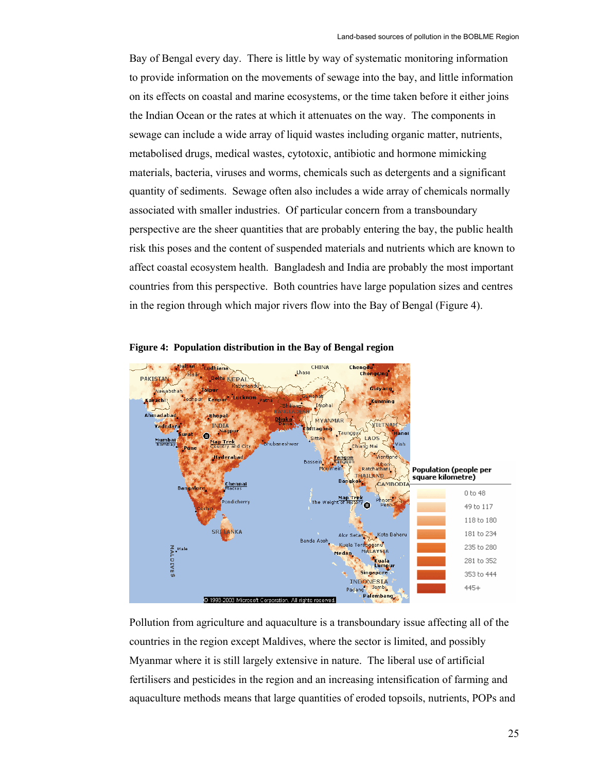Bay of Bengal every day. There is little by way of systematic monitoring information to provide information on the movements of sewage into the bay, and little information on its effects on coastal and marine ecosystems, or the time taken before it either joins the Indian Ocean or the rates at which it attenuates on the way. The components in sewage can include a wide array of liquid wastes including organic matter, nutrients, metabolised drugs, medical wastes, cytotoxic, antibiotic and hormone mimicking materials, bacteria, viruses and worms, chemicals such as detergents and a significant quantity of sediments. Sewage often also includes a wide array of chemicals normally associated with smaller industries. Of particular concern from a transboundary perspective are the sheer quantities that are probably entering the bay, the public health risk this poses and the content of suspended materials and nutrients which are known to affect coastal ecosystem health. Bangladesh and India are probably the most important countries from this perspective. Both countries have large population sizes and centres in the region through which major rivers flow into the Bay of Bengal (Figure 4).

**Figure 4: Population distribution in the Bay of Bengal region**

Pollution from agriculture and aquaculture is a transboundary issue affecting all of the countries in the region except Maldives, where the sector is limited, and possibly Myanmar where it is still largely extensive in nature. The liberal use of artificial fertilisers and pesticides in the region and an increasing intensification of farming and aquaculture methods means that large quantities of eroded topsoils, nutrients, POPs and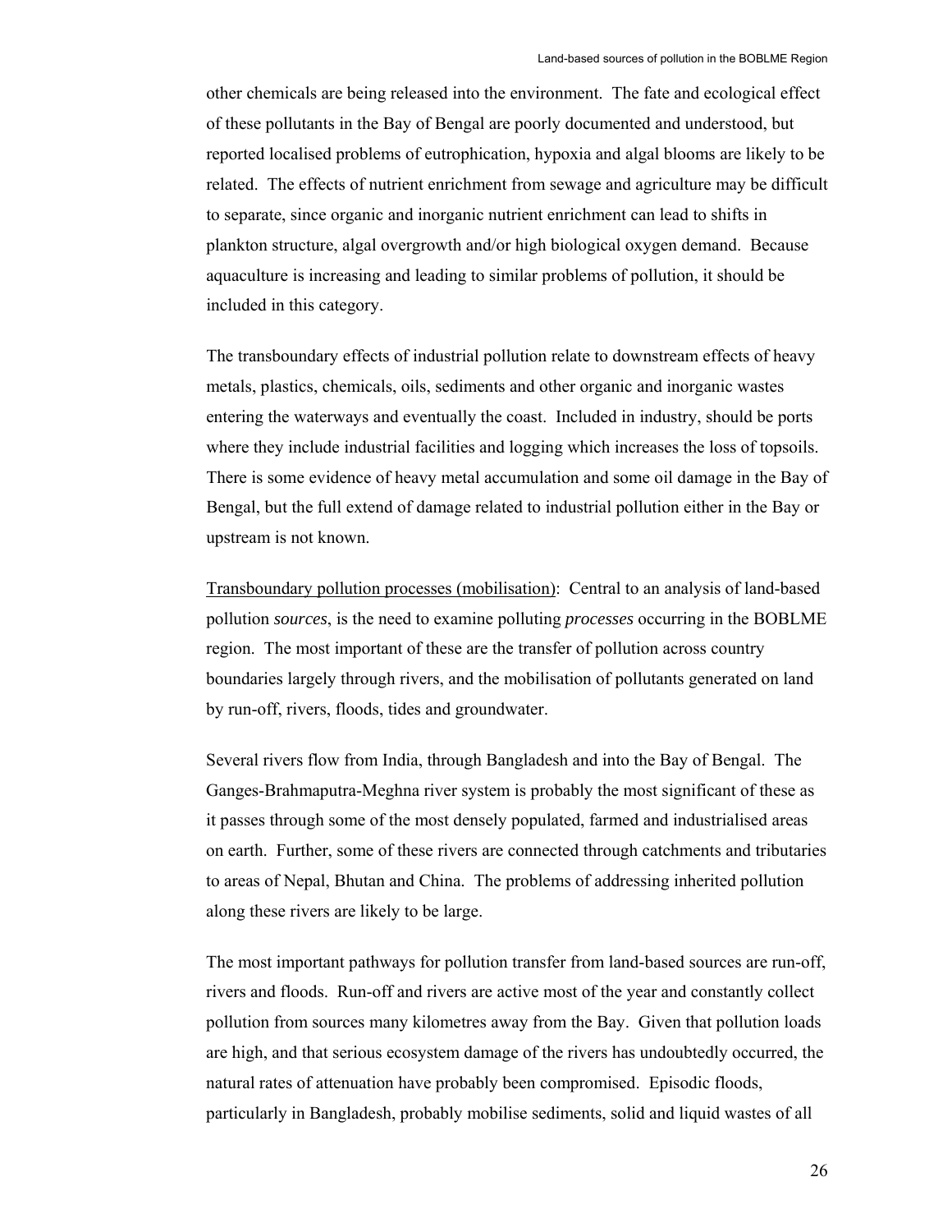other chemicals are being released into the environment. The fate and ecological effect of these pollutants in the Bay of Bengal are poorly documented and understood, but reported localised problems of eutrophication, hypoxia and algal blooms are likely to be related. The effects of nutrient enrichment from sewage and agriculture may be difficult to separate, since organic and inorganic nutrient enrichment can lead to shifts in plankton structure, algal overgrowth and/or high biological oxygen demand. Because aquaculture is increasing and leading to similar problems of pollution, it should be included in this category.

The transboundary effects of industrial pollution relate to downstream effects of heavy metals, plastics, chemicals, oils, sediments and other organic and inorganic wastes entering the waterways and eventually the coast. Included in industry, should be ports where they include industrial facilities and logging which increases the loss of topsoils. There is some evidence of heavy metal accumulation and some oil damage in the Bay of Bengal, but the full extend of damage related to industrial pollution either in the Bay or upstream is not known.

Transboundary pollution processes (mobilisation): Central to an analysis of land-based pollution *sources*, is the need to examine polluting *processes* occurring in the BOBLME region. The most important of these are the transfer of pollution across country boundaries largely through rivers, and the mobilisation of pollutants generated on land by run-off, rivers, floods, tides and groundwater.

Several rivers flow from India, through Bangladesh and into the Bay of Bengal. The Ganges-Brahmaputra-Meghna river system is probably the most significant of these as it passes through some of the most densely populated, farmed and industrialised areas on earth. Further, some of these rivers are connected through catchments and tributaries to areas of Nepal, Bhutan and China. The problems of addressing inherited pollution along these rivers are likely to be large.

The most important pathways for pollution transfer from land-based sources are run-off, rivers and floods. Run-off and rivers are active most of the year and constantly collect pollution from sources many kilometres away from the Bay. Given that pollution loads are high, and that serious ecosystem damage of the rivers has undoubtedly occurred, the natural rates of attenuation have probably been compromised. Episodic floods, particularly in Bangladesh, probably mobilise sediments, solid and liquid wastes of all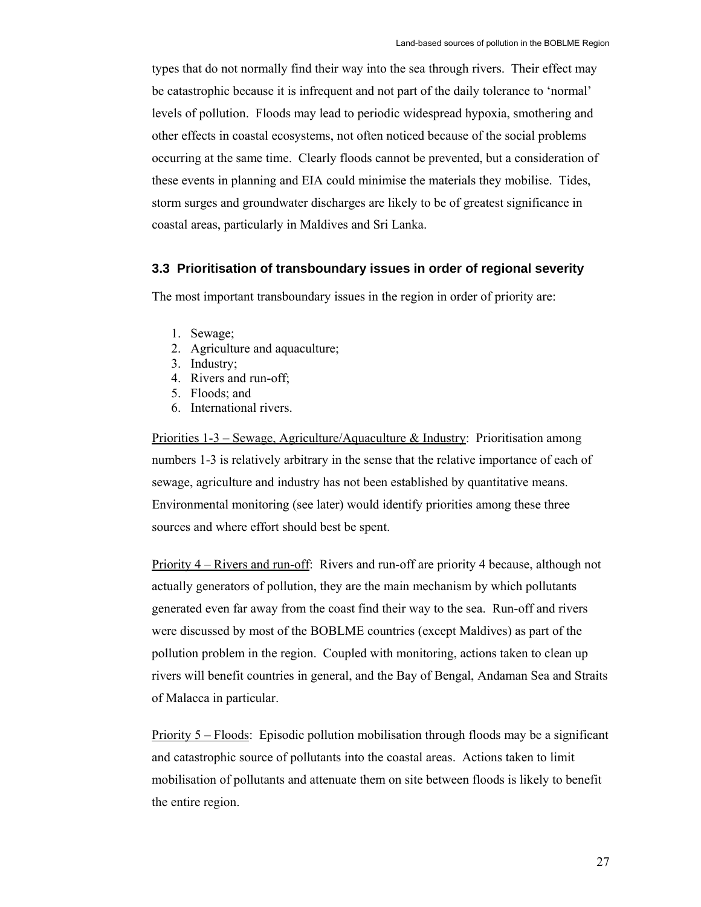types that do not normally find their way into the sea through rivers. Their effect may be catastrophic because it is infrequent and not part of the daily tolerance to 'normal' levels of pollution. Floods may lead to periodic widespread hypoxia, smothering and other effects in coastal ecosystems, not often noticed because of the social problems occurring at the same time. Clearly floods cannot be prevented, but a consideration of these events in planning and EIA could minimise the materials they mobilise. Tides, storm surges and groundwater discharges are likely to be of greatest significance in coastal areas, particularly in Maldives and Sri Lanka.

### 3.3 Prioritisation of transboundary issues in order of regional severity

The most important transboundary issues in the region in order of priority are:

1. Sewage;
2. Agriculture and aquaculture;
3. Industry;
4. Rivers and run-off;
5. Floods; and
6. International rivers.

Priorities 1-3 – Sewage, Agriculture/Aquaculture & Industry: Prioritisation among numbers 1-3 is relatively arbitrary in the sense that the relative importance of each of sewage, agriculture and industry has not been established by quantitative means. Environmental monitoring (see later) would identify priorities among these three sources and where effort should best be spent.

Priority 4 – Rivers and run-off: Rivers and run-off are priority 4 because, although not actually generators of pollution, they are the main mechanism by which pollutants generated even far away from the coast find their way to the sea. Run-off and rivers were discussed by most of the BOBLME countries (except Maldives) as part of the pollution problem in the region. Coupled with monitoring, actions taken to clean up rivers will benefit countries in general, and the Bay of Bengal, Andaman Sea and Straits of Malacca in particular.

Priority 5 – Floods: Episodic pollution mobilisation through floods may be a significant and catastrophic source of pollutants into the coastal areas. Actions taken to limit mobilisation of pollutants and attenuate them on site between floods is likely to benefit the entire region.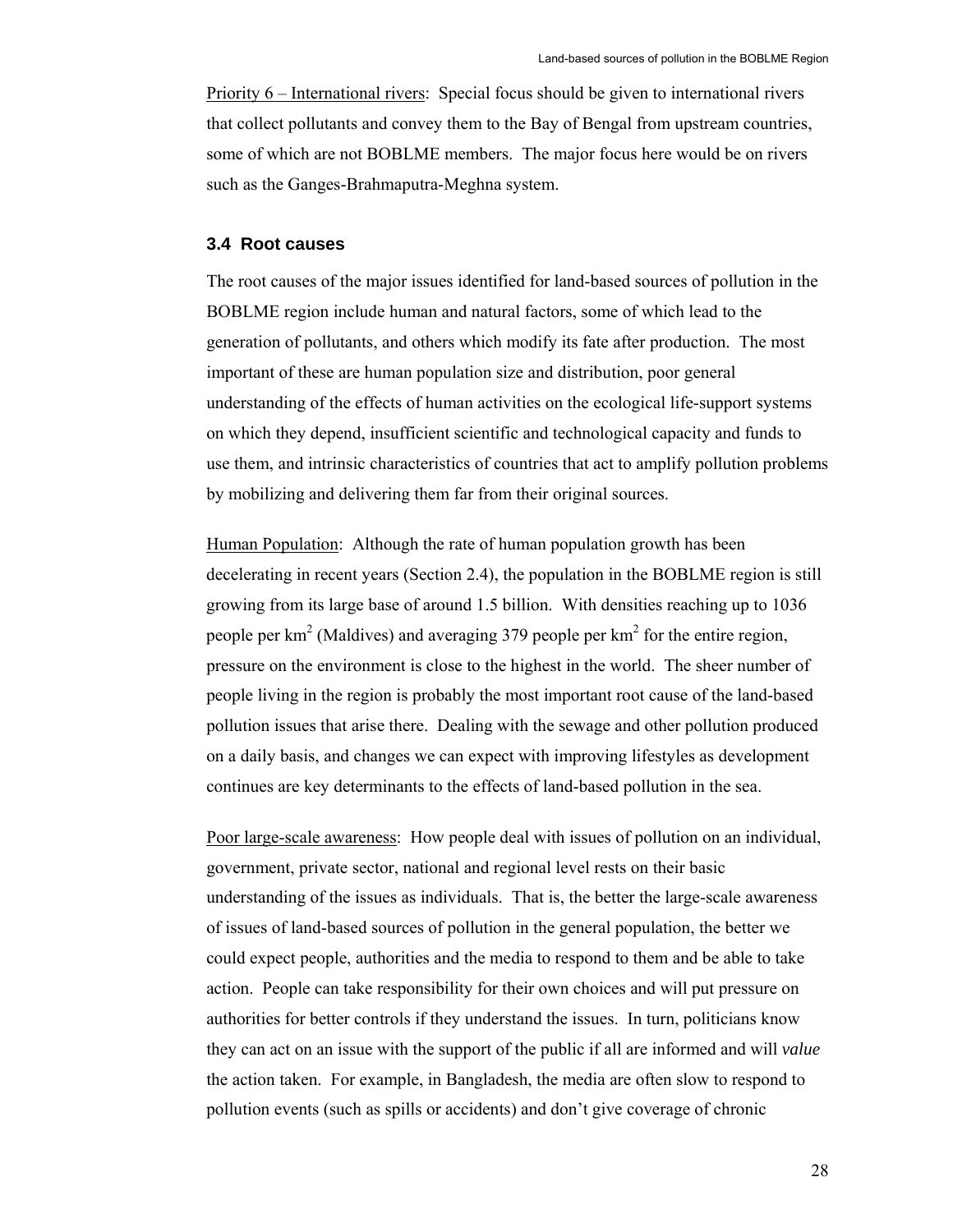Priority 6 – International rivers: Special focus should be given to international rivers that collect pollutants and convey them to the Bay of Bengal from upstream countries, some of which are not BOBLME members. The major focus here would be on rivers such as the Ganges-Brahmaputra-Meghna system.

### 3.4 Root causes

The root causes of the major issues identified for land-based sources of pollution in the BOBLME region include human and natural factors, some of which lead to the generation of pollutants, and others which modify its fate after production. The most important of these are human population size and distribution, poor general understanding of the effects of human activities on the ecological life-support systems on which they depend, insufficient scientific and technological capacity and funds to use them, and intrinsic characteristics of countries that act to amplify pollution problems by mobilizing and delivering them far from their original sources.

Human Population: Although the rate of human population growth has been decelerating in recent years (Section 2.4), the population in the BOBLME region is still growing from its large base of around 1.5 billion. With densities reaching up to 1036 people per $km^2$ (Maldives) and averaging 379 people per $km^2$ for the entire region, pressure on the environment is close to the highest in the world. The sheer number of people living in the region is probably the most important root cause of the land-based pollution issues that arise there. Dealing with the sewage and other pollution produced on a daily basis, and changes we can expect with improving lifestyles as development continues are key determinants to the effects of land-based pollution in the sea.

Poor large-scale awareness: How people deal with issues of pollution on an individual, government, private sector, national and regional level rests on their basic understanding of the issues as individuals. That is, the better the large-scale awareness of issues of land-based sources of pollution in the general population, the better we could expect people, authorities and the media to respond to them and be able to take action. People can take responsibility for their own choices and will put pressure on authorities for better controls if they understand the issues. In turn, politicians know they can act on an issue with the support of the public if all are informed and will *value* the action taken. For example, in Bangladesh, the media are often slow to respond to pollution events (such as spills or accidents) and don't give coverage of chronic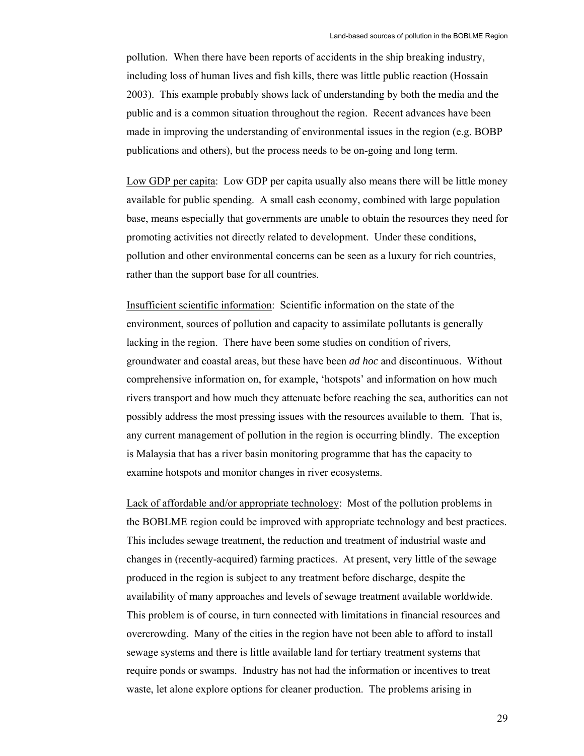pollution. When there have been reports of accidents in the ship breaking industry, including loss of human lives and fish kills, there was little public reaction (Hossain 2003). This example probably shows lack of understanding by both the media and the public and is a common situation throughout the region. Recent advances have been made in improving the understanding of environmental issues in the region (e.g. BOBP publications and others), but the process needs to be on-going and long term.

Low GDP per capita: Low GDP per capita usually also means there will be little money available for public spending. A small cash economy, combined with large population base, means especially that governments are unable to obtain the resources they need for promoting activities not directly related to development. Under these conditions, pollution and other environmental concerns can be seen as a luxury for rich countries, rather than the support base for all countries.

Insufficient scientific information: Scientific information on the state of the environment, sources of pollution and capacity to assimilate pollutants is generally lacking in the region. There have been some studies on condition of rivers, groundwater and coastal areas, but these have been *ad hoc* and discontinuous. Without comprehensive information on, for example, 'hotspots' and information on how much rivers transport and how much they attenuate before reaching the sea, authorities can not possibly address the most pressing issues with the resources available to them. That is, any current management of pollution in the region is occurring blindly. The exception is Malaysia that has a river basin monitoring programme that has the capacity to examine hotspots and monitor changes in river ecosystems.

Lack of affordable and/or appropriate technology: Most of the pollution problems in the BOBLME region could be improved with appropriate technology and best practices. This includes sewage treatment, the reduction and treatment of industrial waste and changes in (recently-acquired) farming practices. At present, very little of the sewage produced in the region is subject to any treatment before discharge, despite the availability of many approaches and levels of sewage treatment available worldwide. This problem is of course, in turn connected with limitations in financial resources and overcrowding. Many of the cities in the region have not been able to afford to install sewage systems and there is little available land for tertiary treatment systems that require ponds or swamps. Industry has not had the information or incentives to treat waste, let alone explore options for cleaner production. The problems arising in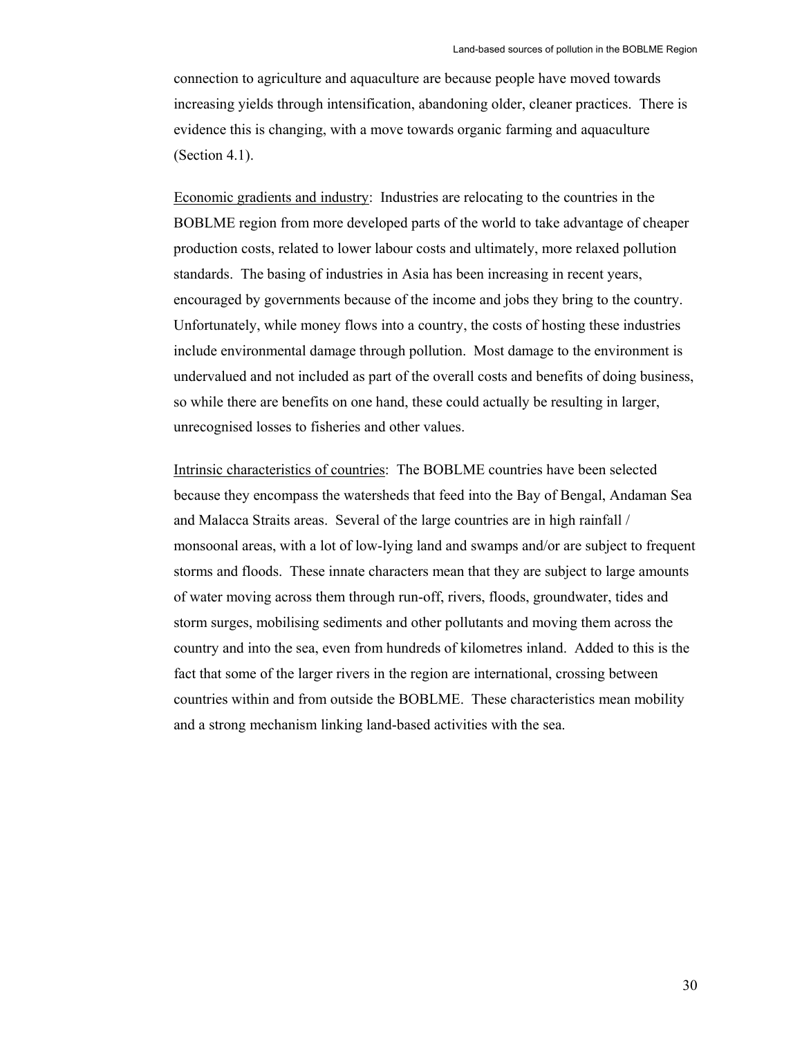connection to agriculture and aquaculture are because people have moved towards increasing yields through intensification, abandoning older, cleaner practices. There is evidence this is changing, with a move towards organic farming and aquaculture (Section 4.1).

<u>Economic gradients and industry</u>: Industries are relocating to the countries in the BOBLME region from more developed parts of the world to take advantage of cheaper production costs, related to lower labour costs and ultimately, more relaxed pollution standards. The basing of industries in Asia has been increasing in recent years, encouraged by governments because of the income and jobs they bring to the country. Unfortunately, while money flows into a country, the costs of hosting these industries include environmental damage through pollution. Most damage to the environment is undervalued and not included as part of the overall costs and benefits of doing business, so while there are benefits on one hand, these could actually be resulting in larger, unrecognised losses to fisheries and other values.

<u>Intrinsic characteristics of countries</u>: The BOBLME countries have been selected because they encompass the watersheds that feed into the Bay of Bengal, Andaman Sea and Malacca Straits areas. Several of the large countries are in high rainfall / monsoonal areas, with a lot of low-lying land and swamps and/or are subject to frequent storms and floods. These innate characters mean that they are subject to large amounts of water moving across them through run-off, rivers, floods, groundwater, tides and storm surges, mobilising sediments and other pollutants and moving them across the country and into the sea, even from hundreds of kilometres inland. Added to this is the fact that some of the larger rivers in the region are international, crossing between countries within and from outside the BOBLME. These characteristics mean mobility and a strong mechanism linking land-based activities with the sea.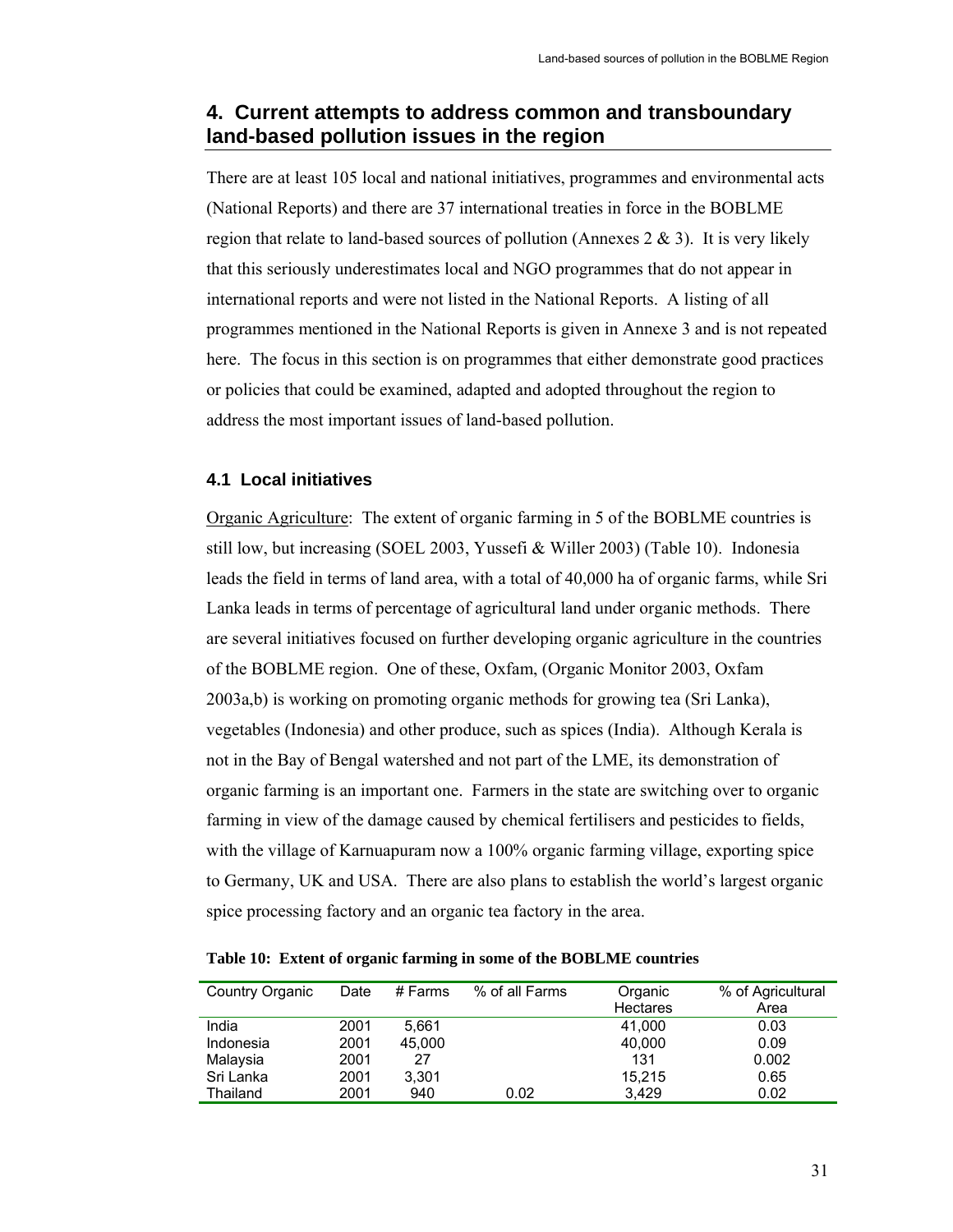# 4. Current attempts to address common and transboundary land-based pollution issues in the region

There are at least 105 local and national initiatives, programmes and environmental acts (National Reports) and there are 37 international treaties in force in the BOBLME region that relate to land-based sources of pollution (Annexes 2 & 3). It is very likely that this seriously underestimates local and NGO programmes that do not appear in international reports and were not listed in the National Reports. A listing of all programmes mentioned in the National Reports is given in Annexe 3 and is not repeated here. The focus in this section is on programmes that either demonstrate good practices or policies that could be examined, adapted and adopted throughout the region to address the most important issues of land-based pollution.

## 4.1 Local initiatives

Organic Agriculture: The extent of organic farming in 5 of the BOBLME countries is still low, but increasing (SOEL 2003, Yussefi & Willer 2003) (Table 10). Indonesia leads the field in terms of land area, with a total of 40,000 ha of organic farms, while Sri Lanka leads in terms of percentage of agricultural land under organic methods. There are several initiatives focused on further developing organic agriculture in the countries of the BOBLME region. One of these, Oxfam, (Organic Monitor 2003, Oxfam 2003a,b) is working on promoting organic methods for growing tea (Sri Lanka), vegetables (Indonesia) and other produce, such as spices (India). Although Kerala is not in the Bay of Bengal watershed and not part of the LME, its demonstration of organic farming is an important one. Farmers in the state are switching over to organic farming in view of the damage caused by chemical fertilisers and pesticides to fields, with the village of Karnuapuram now a 100% organic farming village, exporting spice to Germany, UK and USA. There are also plans to establish the world's largest organic spice processing factory and an organic tea factory in the area.

**Table 10: Extent of organic farming in some of the BOBLME countries**

| Country Organic | Date | # Farms | % of all Farms | Organic Hectares | % of Agricultural Area |
|---|---|---|---|---|---|
| India | 2001 | 5,661 | | 41,000 | 0.03 |
| Indonesia | 2001 | 45,000 | | 40,000 | 0.09 |
| Malaysia | 2001 | 27 | | 131 | 0.002 |
| Sri Lanka | 2001 | 3,301 | | 15,215 | 0.65 |
| Thailand | 2001 | 940 | 0.02 | 3,429 | 0.02 |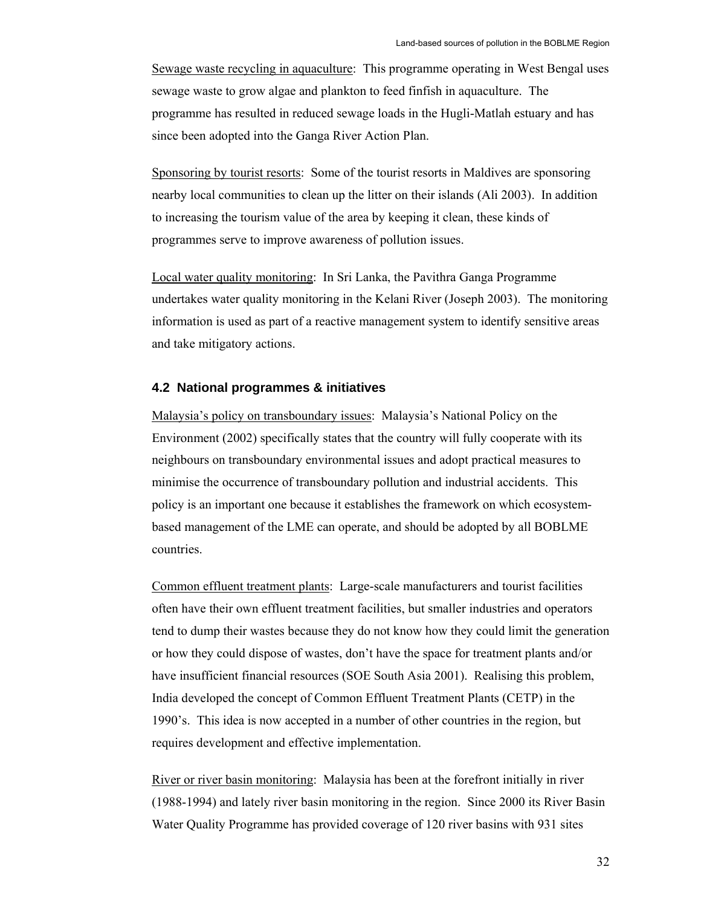Sewage waste recycling in aquaculture: This programme operating in West Bengal uses sewage waste to grow algae and plankton to feed finfish in aquaculture. The programme has resulted in reduced sewage loads in the Hugli-Matlah estuary and has since been adopted into the Ganga River Action Plan.

Sponsoring by tourist resorts: Some of the tourist resorts in Maldives are sponsoring nearby local communities to clean up the litter on their islands (Ali 2003). In addition to increasing the tourism value of the area by keeping it clean, these kinds of programmes serve to improve awareness of pollution issues.

Local water quality monitoring: In Sri Lanka, the Pavithra Ganga Programme undertakes water quality monitoring in the Kelani River (Joseph 2003). The monitoring information is used as part of a reactive management system to identify sensitive areas and take mitigatory actions.

### 4.2 National programmes & initiatives

Malaysia's policy on transboundary issues: Malaysia's National Policy on the Environment (2002) specifically states that the country will fully cooperate with its neighbours on transboundary environmental issues and adopt practical measures to minimise the occurrence of transboundary pollution and industrial accidents. This policy is an important one because it establishes the framework on which ecosystem-based management of the LME can operate, and should be adopted by all BOBLME countries.

Common effluent treatment plants: Large-scale manufacturers and tourist facilities often have their own effluent treatment facilities, but smaller industries and operators tend to dump their wastes because they do not know how they could limit the generation or how they could dispose of wastes, don't have the space for treatment plants and/or have insufficient financial resources (SOE South Asia 2001). Realising this problem, India developed the concept of Common Effluent Treatment Plants (CETP) in the 1990's. This idea is now accepted in a number of other countries in the region, but requires development and effective implementation.

River or river basin monitoring: Malaysia has been at the forefront initially in river (1988-1994) and lately river basin monitoring in the region. Since 2000 its River Basin Water Quality Programme has provided coverage of 120 river basins with 931 sites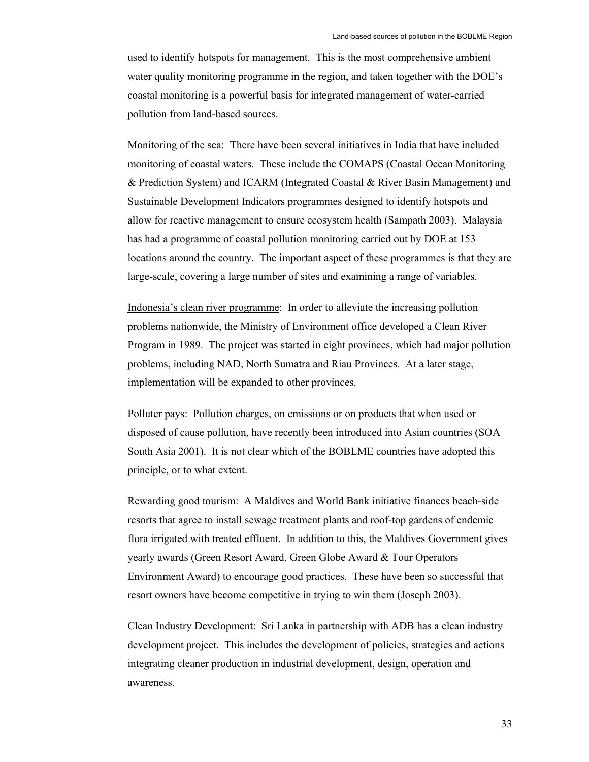used to identify hotspots for management. This is the most comprehensive ambient water quality monitoring programme in the region, and taken together with the DOE's coastal monitoring is a powerful basis for integrated management of water-carried pollution from land-based sources.

Monitoring of the sea: There have been several initiatives in India that have included monitoring of coastal waters. These include the COMAPS (Coastal Ocean Monitoring & Prediction System) and ICARM (Integrated Coastal & River Basin Management) and Sustainable Development Indicators programmes designed to identify hotspots and allow for reactive management to ensure ecosystem health (Sampath 2003). Malaysia has had a programme of coastal pollution monitoring carried out by DOE at 153 locations around the country. The important aspect of these programmes is that they are large-scale, covering a large number of sites and examining a range of variables.

Indonesia's clean river programme: In order to alleviate the increasing pollution problems nationwide, the Ministry of Environment office developed a Clean River Program in 1989. The project was started in eight provinces, which had major pollution problems, including NAD, North Sumatra and Riau Provinces. At a later stage, implementation will be expanded to other provinces.

Polluter pays: Pollution charges, on emissions or on products that when used or disposed of cause pollution, have recently been introduced into Asian countries (SOA South Asia 2001). It is not clear which of the BOBLME countries have adopted this principle, or to what extent.

Rewarding good tourism: A Maldives and World Bank initiative finances beach-side resorts that agree to install sewage treatment plants and roof-top gardens of endemic flora irrigated with treated effluent. In addition to this, the Maldives Government gives yearly awards (Green Resort Award, Green Globe Award & Tour Operators Environment Award) to encourage good practices. These have been so successful that resort owners have become competitive in trying to win them (Joseph 2003).

Clean Industry Development: Sri Lanka in partnership with ADB has a clean industry development project. This includes the development of policies, strategies and actions integrating cleaner production in industrial development, design, operation and awareness.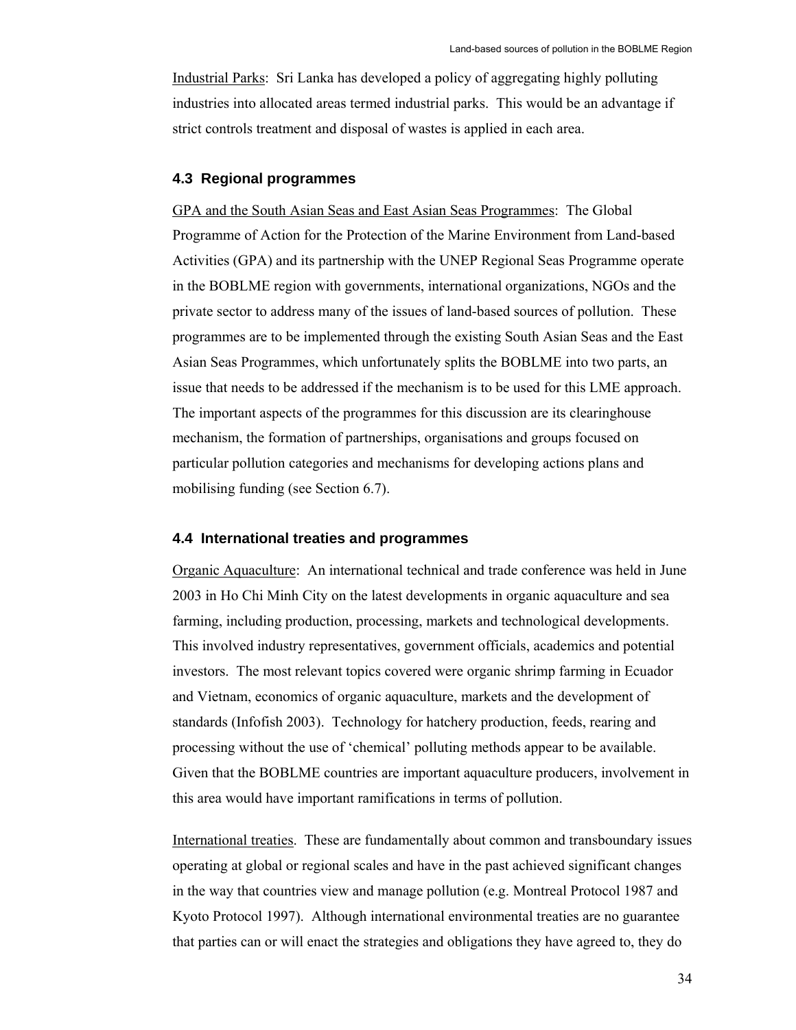Industrial Parks:  Sri Lanka has developed a policy of aggregating highly polluting industries into allocated areas termed industrial parks.  This would be an advantage if strict controls treatment and disposal of wastes is applied in each area.

### 4.3  Regional programmes

GPA and the South Asian Seas and East Asian Seas Programmes:  The Global Programme of Action for the Protection of the Marine Environment from Land-based Activities (GPA) and its partnership with the UNEP Regional Seas Programme operate in the BOBLME region with governments, international organizations, NGOs and the private sector to address many of the issues of land-based sources of pollution.  These programmes are to be implemented through the existing South Asian Seas and the East Asian Seas Programmes, which unfortunately splits the BOBLME into two parts, an issue that needs to be addressed if the mechanism is to be used for this LME approach. The important aspects of the programmes for this discussion are its clearinghouse mechanism, the formation of partnerships, organisations and groups focused on particular pollution categories and mechanisms for developing actions plans and mobilising funding (see Section 6.7).

### 4.4  International treaties and programmes

Organic Aquaculture:  An international technical and trade conference was held in June 2003 in Ho Chi Minh City on the latest developments in organic aquaculture and sea farming, including production, processing, markets and technological developments. This involved industry representatives, government officials, academics and potential investors.  The most relevant topics covered were organic shrimp farming in Ecuador and Vietnam, economics of organic aquaculture, markets and the development of standards (Infofish 2003).  Technology for hatchery production, feeds, rearing and processing without the use of 'chemical' polluting methods appear to be available. Given that the BOBLME countries are important aquaculture producers, involvement in this area would have important ramifications in terms of pollution.

International treaties.  These are fundamentally about common and transboundary issues operating at global or regional scales and have in the past achieved significant changes in the way that countries view and manage pollution (e.g. Montreal Protocol 1987 and Kyoto Protocol 1997).  Although international environmental treaties are no guarantee that parties can or will enact the strategies and obligations they have agreed to, they do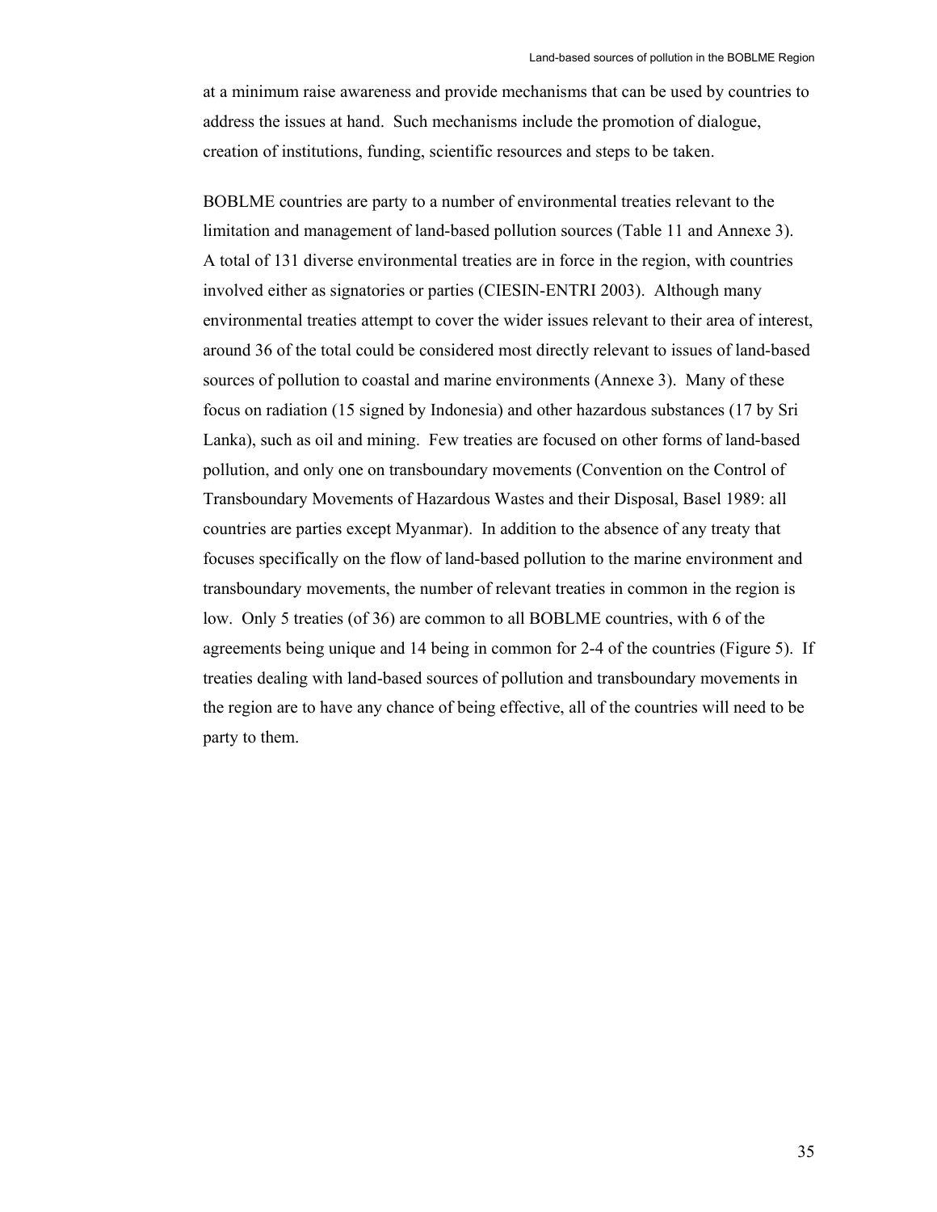at a minimum raise awareness and provide mechanisms that can be used by countries to address the issues at hand. Such mechanisms include the promotion of dialogue, creation of institutions, funding, scientific resources and steps to be taken.

BOBLME countries are party to a number of environmental treaties relevant to the limitation and management of land-based pollution sources (Table 11 and Annexe 3). A total of 131 diverse environmental treaties are in force in the region, with countries involved either as signatories or parties (CIESIN-ENTRI 2003). Although many environmental treaties attempt to cover the wider issues relevant to their area of interest, around 36 of the total could be considered most directly relevant to issues of land-based sources of pollution to coastal and marine environments (Annexe 3). Many of these focus on radiation (15 signed by Indonesia) and other hazardous substances (17 by Sri Lanka), such as oil and mining. Few treaties are focused on other forms of land-based pollution, and only one on transboundary movements (Convention on the Control of Transboundary Movements of Hazardous Wastes and their Disposal, Basel 1989: all countries are parties except Myanmar). In addition to the absence of any treaty that focuses specifically on the flow of land-based pollution to the marine environment and transboundary movements, the number of relevant treaties in common in the region is low. Only 5 treaties (of 36) are common to all BOBLME countries, with 6 of the agreements being unique and 14 being in common for 2-4 of the countries (Figure 5). If treaties dealing with land-based sources of pollution and transboundary movements in the region are to have any chance of being effective, all of the countries will need to be party to them.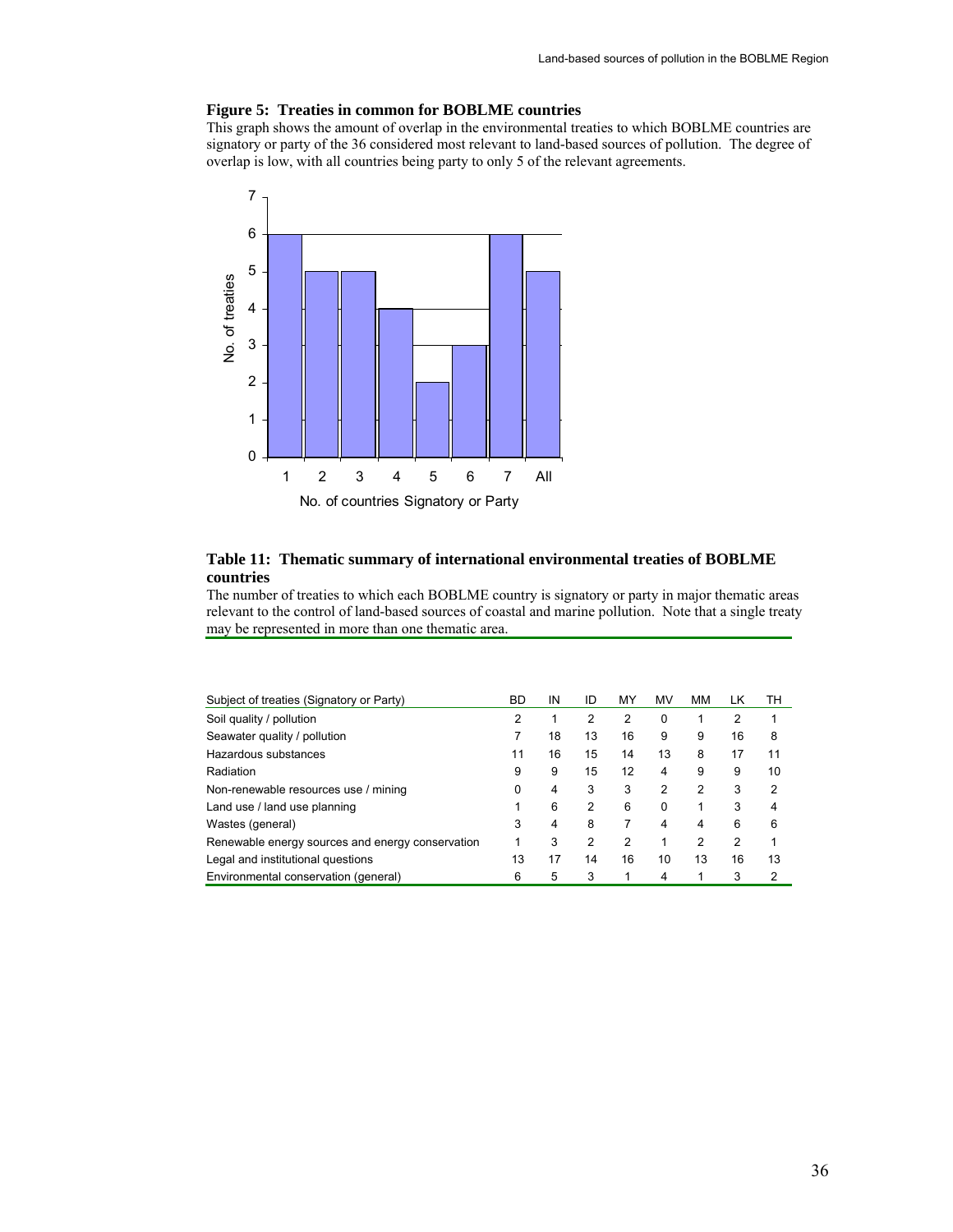**Figure 5: Treaties in common for BOBLME countries**

This graph shows the amount of overlap in the environmental treaties to which BOBLME countries are signatory or party of the 36 considered most relevant to land-based sources of pollution. The degree of overlap is low, with all countries being party to only 5 of the relevant agreements.

| No. of countries Signatory or Party | No. of treaties |
|---|---|
| 1 | 6 |
| 2 | 5 |
| 3 | 5 |
| 4 | 4 |
| 5 | 2 |
| 6 | 3 |
| 7 | 6 |
| All | 5 |

**Table 11: Thematic summary of international environmental treaties of BOBLME countries**

The number of treaties to which each BOBLME country is signatory or party in major thematic areas relevant to the control of land-based sources of coastal and marine pollution. Note that a single treaty may be represented in more than one thematic area.

| Subject of treaties (Signatory or Party) | BD | IN | ID | MY | MV | MM | LK | TH |
|---|---|---|---|---|---|---|---|---|
| Soil quality / pollution | 2 | 1 | 2 | 2 | 0 | 1 | 2 | 1 |
| Seawater quality / pollution | 7 | 18 | 13 | 16 | 9 | 9 | 16 | 8 |
| Hazardous substances | 11 | 16 | 15 | 14 | 13 | 8 | 17 | 11 |
| Radiation | 9 | 9 | 15 | 12 | 4 | 9 | 9 | 10 |
| Non-renewable resources use / mining | 0 | 4 | 3 | 3 | 2 | 2 | 3 | 2 |
| Land use / land use planning | 1 | 6 | 2 | 6 | 0 | 1 | 3 | 4 |
| Wastes (general) | 3 | 4 | 8 | 7 | 4 | 4 | 6 | 6 |
| Renewable energy sources and energy conservation | 1 | 3 | 2 | 2 | 1 | 2 | 2 | 1 |
| Legal and institutional questions | 13 | 17 | 14 | 16 | 10 | 13 | 16 | 13 |
| Environmental conservation (general) | 6 | 5 | 3 | 1 | 4 | 1 | 3 | 2 |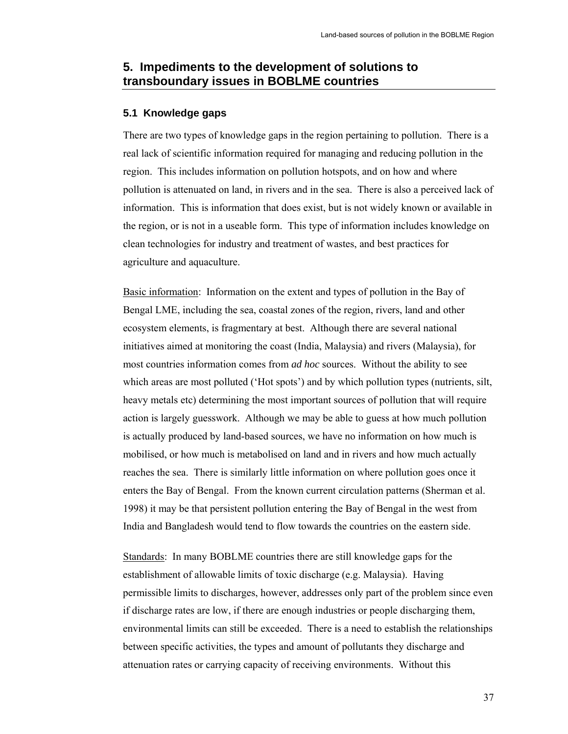## 5. Impediments to the development of solutions to transboundary issues in BOBLME countries

### 5.1 Knowledge gaps

There are two types of knowledge gaps in the region pertaining to pollution. There is a real lack of scientific information required for managing and reducing pollution in the region. This includes information on pollution hotspots, and on how and where pollution is attenuated on land, in rivers and in the sea. There is also a perceived lack of information. This is information that does exist, but is not widely known or available in the region, or is not in a useable form. This type of information includes knowledge on clean technologies for industry and treatment of wastes, and best practices for agriculture and aquaculture.

Basic information: Information on the extent and types of pollution in the Bay of Bengal LME, including the sea, coastal zones of the region, rivers, land and other ecosystem elements, is fragmentary at best. Although there are several national initiatives aimed at monitoring the coast (India, Malaysia) and rivers (Malaysia), for most countries information comes from *ad hoc* sources. Without the ability to see which areas are most polluted ('Hot spots') and by which pollution types (nutrients, silt, heavy metals etc) determining the most important sources of pollution that will require action is largely guesswork. Although we may be able to guess at how much pollution is actually produced by land-based sources, we have no information on how much is mobilised, or how much is metabolised on land and in rivers and how much actually reaches the sea. There is similarly little information on where pollution goes once it enters the Bay of Bengal. From the known current circulation patterns (Sherman et al. 1998) it may be that persistent pollution entering the Bay of Bengal in the west from India and Bangladesh would tend to flow towards the countries on the eastern side.

Standards: In many BOBLME countries there are still knowledge gaps for the establishment of allowable limits of toxic discharge (e.g. Malaysia). Having permissible limits to discharges, however, addresses only part of the problem since even if discharge rates are low, if there are enough industries or people discharging them, environmental limits can still be exceeded. There is a need to establish the relationships between specific activities, the types and amount of pollutants they discharge and attenuation rates or carrying capacity of receiving environments. Without this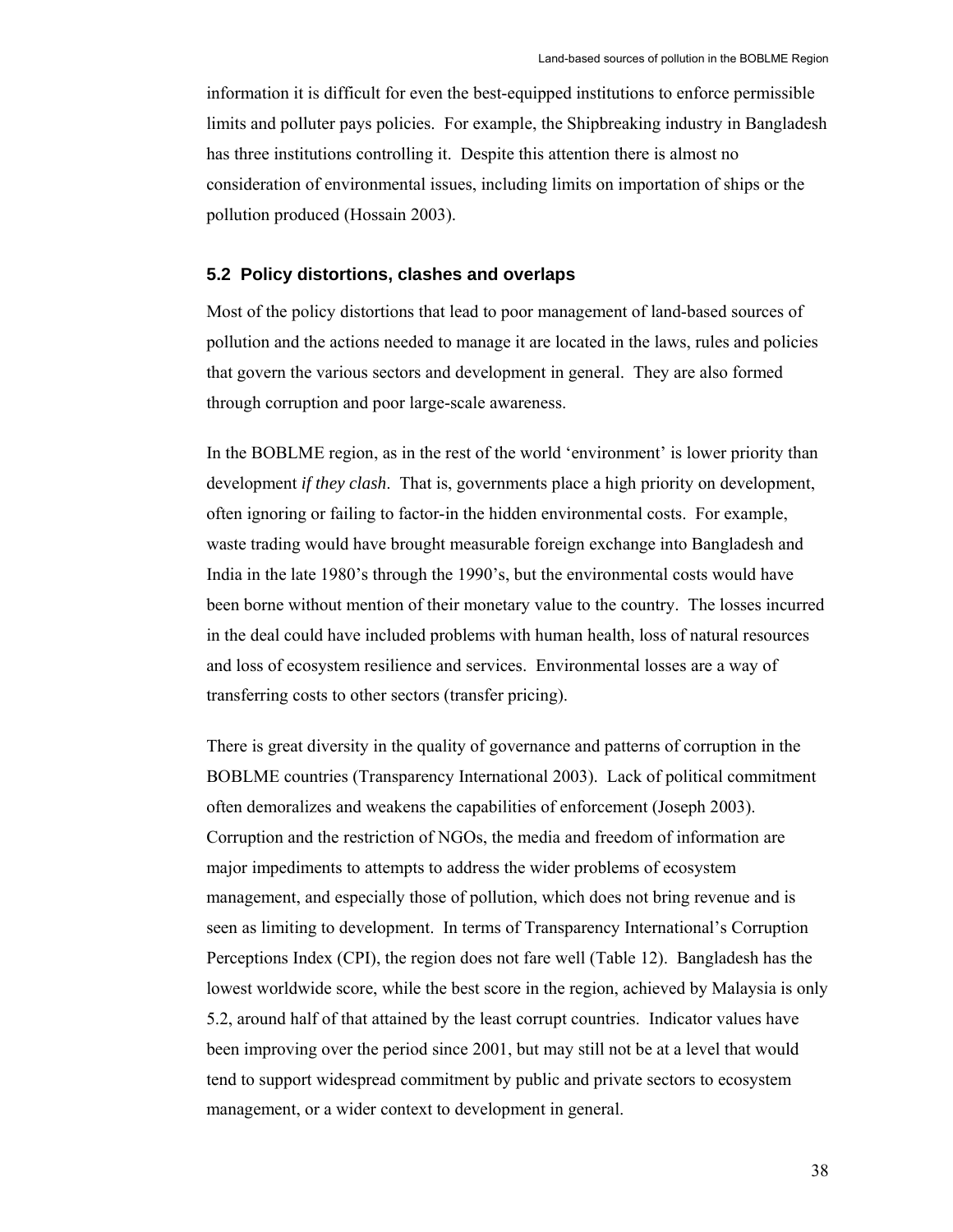information it is difficult for even the best-equipped institutions to enforce permissible limits and polluter pays policies. For example, the Shipbreaking industry in Bangladesh has three institutions controlling it. Despite this attention there is almost no consideration of environmental issues, including limits on importation of ships or the pollution produced (Hossain 2003).

### 5.2 Policy distortions, clashes and overlaps

Most of the policy distortions that lead to poor management of land-based sources of pollution and the actions needed to manage it are located in the laws, rules and policies that govern the various sectors and development in general. They are also formed through corruption and poor large-scale awareness.

In the BOBLME region, as in the rest of the world 'environment' is lower priority than development *if they clash*. That is, governments place a high priority on development, often ignoring or failing to factor-in the hidden environmental costs. For example, waste trading would have brought measurable foreign exchange into Bangladesh and India in the late 1980's through the 1990's, but the environmental costs would have been borne without mention of their monetary value to the country. The losses incurred in the deal could have included problems with human health, loss of natural resources and loss of ecosystem resilience and services. Environmental losses are a way of transferring costs to other sectors (transfer pricing).

There is great diversity in the quality of governance and patterns of corruption in the BOBLME countries (Transparency International 2003). Lack of political commitment often demoralizes and weakens the capabilities of enforcement (Joseph 2003). Corruption and the restriction of NGOs, the media and freedom of information are major impediments to attempts to address the wider problems of ecosystem management, and especially those of pollution, which does not bring revenue and is seen as limiting to development. In terms of Transparency International's Corruption Perceptions Index (CPI), the region does not fare well (Table 12). Bangladesh has the lowest worldwide score, while the best score in the region, achieved by Malaysia is only 5.2, around half of that attained by the least corrupt countries. Indicator values have been improving over the period since 2001, but may still not be at a level that would tend to support widespread commitment by public and private sectors to ecosystem management, or a wider context to development in general.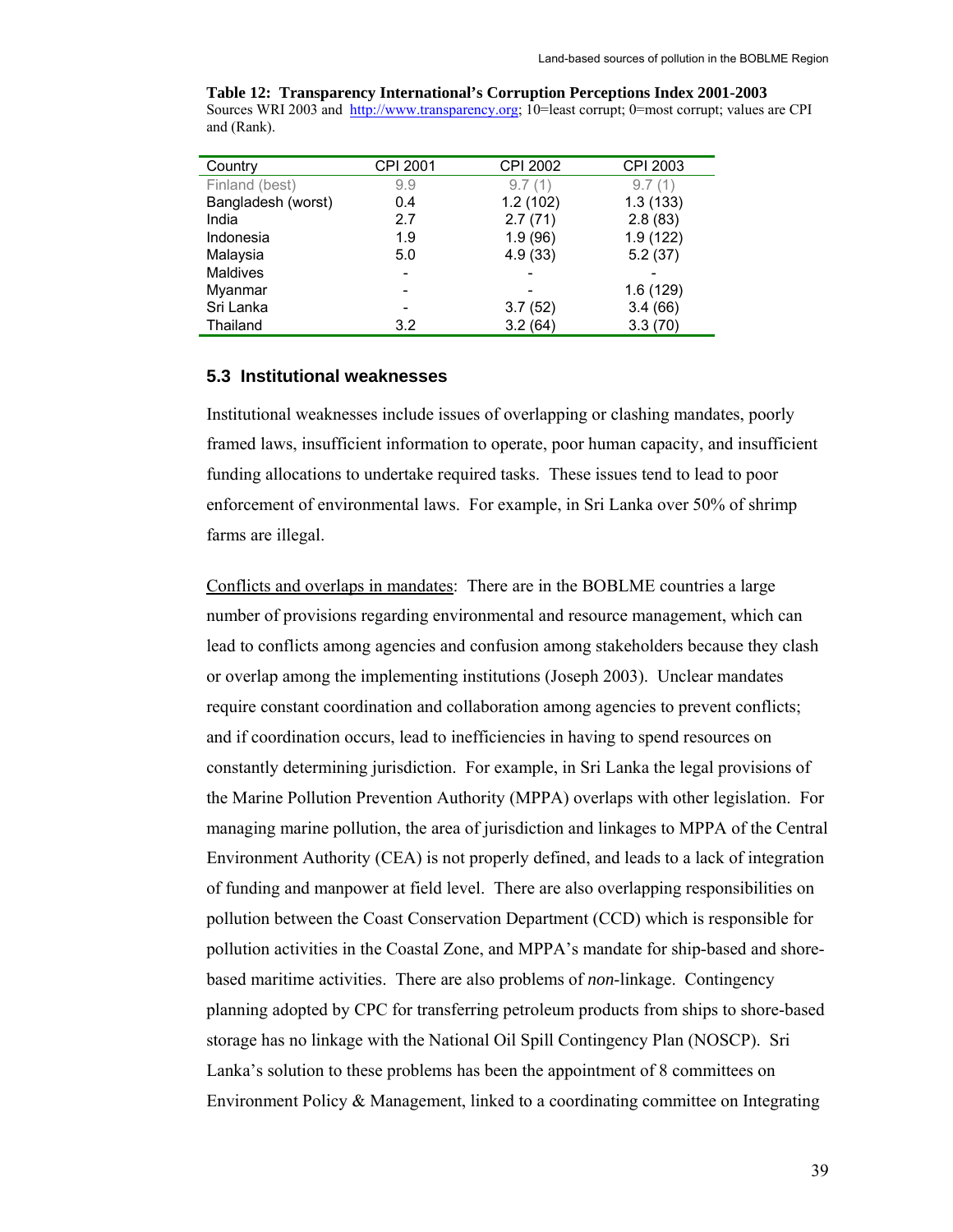**Table 12: Transparency International's Corruption Perceptions Index 2001-2003**
Sources WRI 2003 and http://www.transparency.org; 10=least corrupt; 0=most corrupt; values are CPI and (Rank).

| Country | CPI 2001 | CPI 2002 | CPI 2003 |
|---|---|---|---|
| Finland (best) | 9.9 | 9.7 (1) | 9.7 (1) |
| Bangladesh (worst) | 0.4 | 1.2 (102) | 1.3 (133) |
| India | 2.7 | 2.7 (71) | 2.8 (83) |
| Indonesia | 1.9 | 1.9 (96) | 1.9 (122) |
| Malaysia | 5.0 | 4.9 (33) | 5.2 (37) |
| Maldives | - | - | - |
| Myanmar | - | - | 1.6 (129) |
| Sri Lanka | - | 3.7 (52) | 3.4 (66) |
| Thailand | 3.2 | 3.2 (64) | 3.3 (70) |

## 5.3 Institutional weaknesses

Institutional weaknesses include issues of overlapping or clashing mandates, poorly framed laws, insufficient information to operate, poor human capacity, and insufficient funding allocations to undertake required tasks. These issues tend to lead to poor enforcement of environmental laws. For example, in Sri Lanka over 50% of shrimp farms are illegal.

Conflicts and overlaps in mandates: There are in the BOBLME countries a large number of provisions regarding environmental and resource management, which can lead to conflicts among agencies and confusion among stakeholders because they clash or overlap among the implementing institutions (Joseph 2003). Unclear mandates require constant coordination and collaboration among agencies to prevent conflicts; and if coordination occurs, lead to inefficiencies in having to spend resources on constantly determining jurisdiction. For example, in Sri Lanka the legal provisions of the Marine Pollution Prevention Authority (MPPA) overlaps with other legislation. For managing marine pollution, the area of jurisdiction and linkages to MPPA of the Central Environment Authority (CEA) is not properly defined, and leads to a lack of integration of funding and manpower at field level. There are also overlapping responsibilities on pollution between the Coast Conservation Department (CCD) which is responsible for pollution activities in the Coastal Zone, and MPPA's mandate for ship-based and shore-based maritime activities. There are also problems of *non*-linkage. Contingency planning adopted by CPC for transferring petroleum products from ships to shore-based storage has no linkage with the National Oil Spill Contingency Plan (NOSCP). Sri Lanka's solution to these problems has been the appointment of 8 committees on Environment Policy & Management, linked to a coordinating committee on Integrating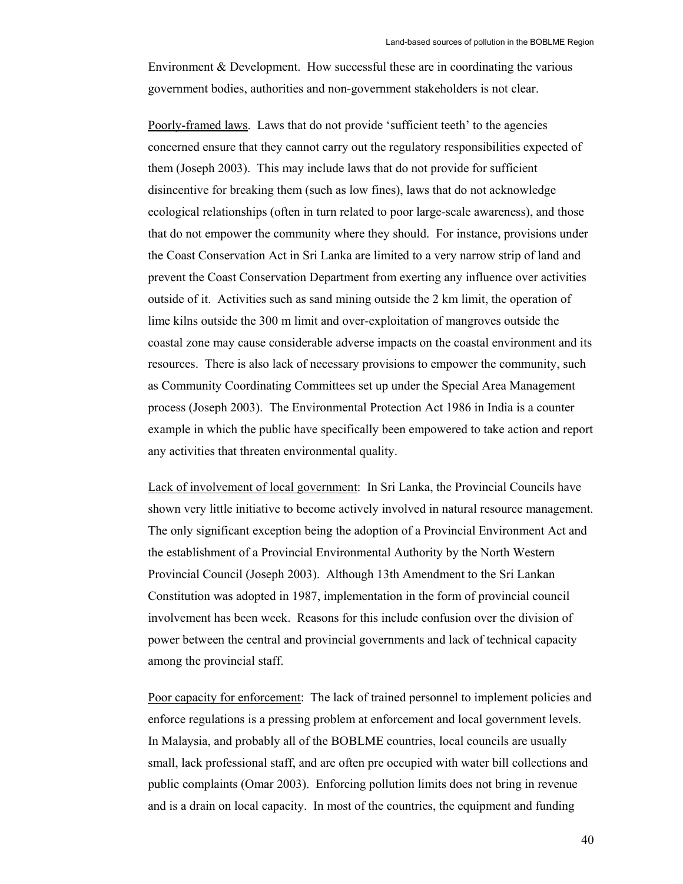Environment & Development. How successful these are in coordinating the various government bodies, authorities and non-government stakeholders is not clear.

<u>Poorly-framed laws</u>. Laws that do not provide 'sufficient teeth' to the agencies concerned ensure that they cannot carry out the regulatory responsibilities expected of them (Joseph 2003). This may include laws that do not provide for sufficient disincentive for breaking them (such as low fines), laws that do not acknowledge ecological relationships (often in turn related to poor large-scale awareness), and those that do not empower the community where they should. For instance, provisions under the Coast Conservation Act in Sri Lanka are limited to a very narrow strip of land and prevent the Coast Conservation Department from exerting any influence over activities outside of it. Activities such as sand mining outside the 2 km limit, the operation of lime kilns outside the 300 m limit and over-exploitation of mangroves outside the coastal zone may cause considerable adverse impacts on the coastal environment and its resources. There is also lack of necessary provisions to empower the community, such as Community Coordinating Committees set up under the Special Area Management process (Joseph 2003). The Environmental Protection Act 1986 in India is a counter example in which the public have specifically been empowered to take action and report any activities that threaten environmental quality.

<u>Lack of involvement of local government</u>: In Sri Lanka, the Provincial Councils have shown very little initiative to become actively involved in natural resource management. The only significant exception being the adoption of a Provincial Environment Act and the establishment of a Provincial Environmental Authority by the North Western Provincial Council (Joseph 2003). Although 13th Amendment to the Sri Lankan Constitution was adopted in 1987, implementation in the form of provincial council involvement has been week. Reasons for this include confusion over the division of power between the central and provincial governments and lack of technical capacity among the provincial staff.

<u>Poor capacity for enforcement</u>: The lack of trained personnel to implement policies and enforce regulations is a pressing problem at enforcement and local government levels. In Malaysia, and probably all of the BOBLME countries, local councils are usually small, lack professional staff, and are often pre occupied with water bill collections and public complaints (Omar 2003). Enforcing pollution limits does not bring in revenue and is a drain on local capacity. In most of the countries, the equipment and funding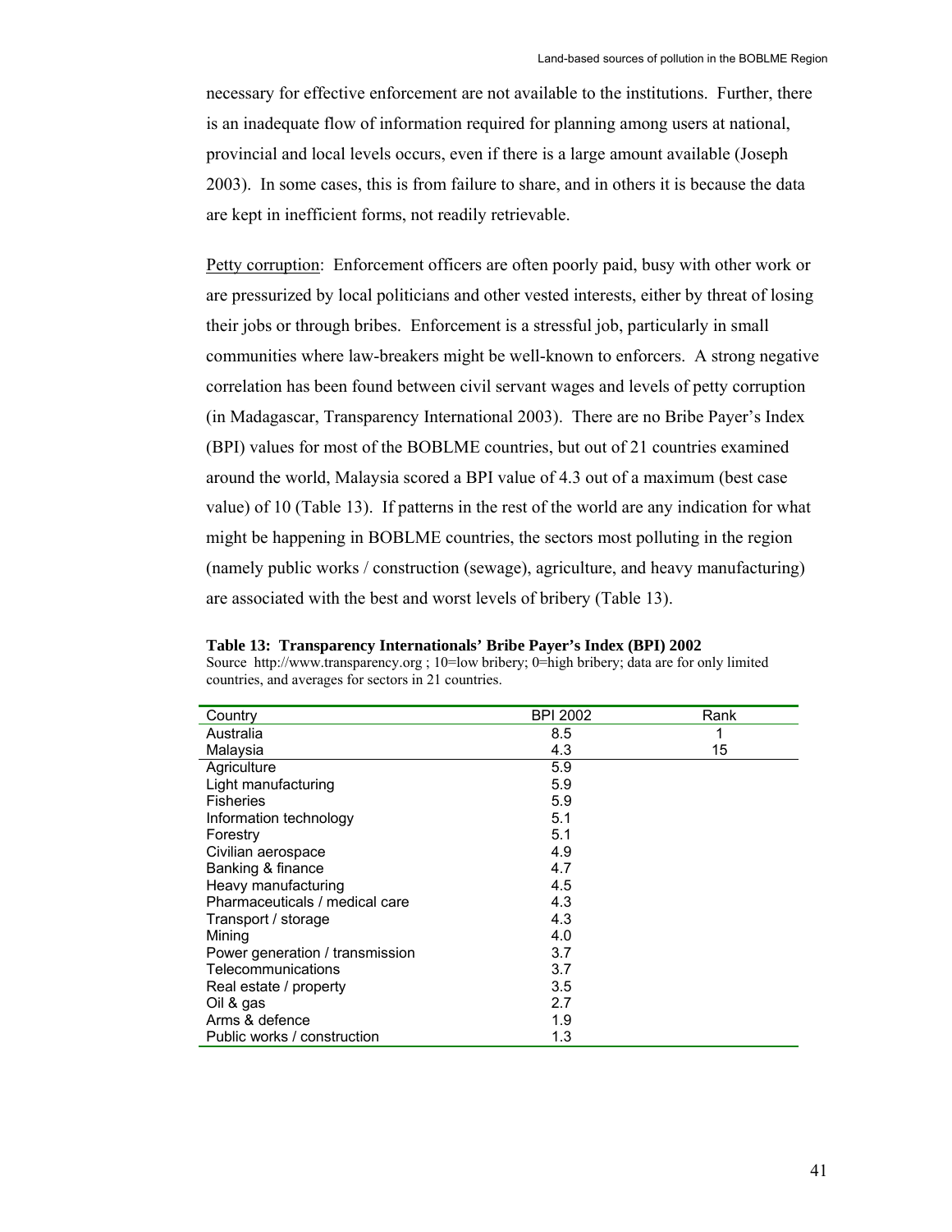necessary for effective enforcement are not available to the institutions. Further, there is an inadequate flow of information required for planning among users at national, provincial and local levels occurs, even if there is a large amount available (Joseph 2003). In some cases, this is from failure to share, and in others it is because the data are kept in inefficient forms, not readily retrievable.

Petty corruption: Enforcement officers are often poorly paid, busy with other work or are pressurized by local politicians and other vested interests, either by threat of losing their jobs or through bribes. Enforcement is a stressful job, particularly in small communities where law-breakers might be well-known to enforcers. A strong negative correlation has been found between civil servant wages and levels of petty corruption (in Madagascar, Transparency International 2003). There are no Bribe Payer's Index (BPI) values for most of the BOBLME countries, but out of 21 countries examined around the world, Malaysia scored a BPI value of 4.3 out of a maximum (best case value) of 10 (Table 13). If patterns in the rest of the world are any indication for what might be happening in BOBLME countries, the sectors most polluting in the region (namely public works / construction (sewage), agriculture, and heavy manufacturing) are associated with the best and worst levels of bribery (Table 13).

**Table 13: Transparency Internationals' Bribe Payer's Index (BPI) 2002**
Source http://www.transparency.org ; 10=low bribery; 0=high bribery; data are for only limited countries, and averages for sectors in 21 countries.

| Country | BPI 2002 | Rank |
|---|---|---|
| Australia | 8.5 | 1 |
| Malaysia | 4.3 | 15 |
| Agriculture | 5.9 | |
| Light manufacturing | 5.9 | |
| Fisheries | 5.9 | |
| Information technology | 5.1 | |
| Forestry | 5.1 | |
| Civilian aerospace | 4.9 | |
| Banking & finance | 4.7 | |
| Heavy manufacturing | 4.5 | |
| Pharmaceuticals / medical care | 4.3 | |
| Transport / storage | 4.3 | |
| Mining | 4.0 | |
| Power generation / transmission | 3.7 | |
| Telecommunications | 3.7 | |
| Real estate / property | 3.5 | |
| Oil & gas | 2.7 | |
| Arms & defence | 1.9 | |
| Public works / construction | 1.3 | |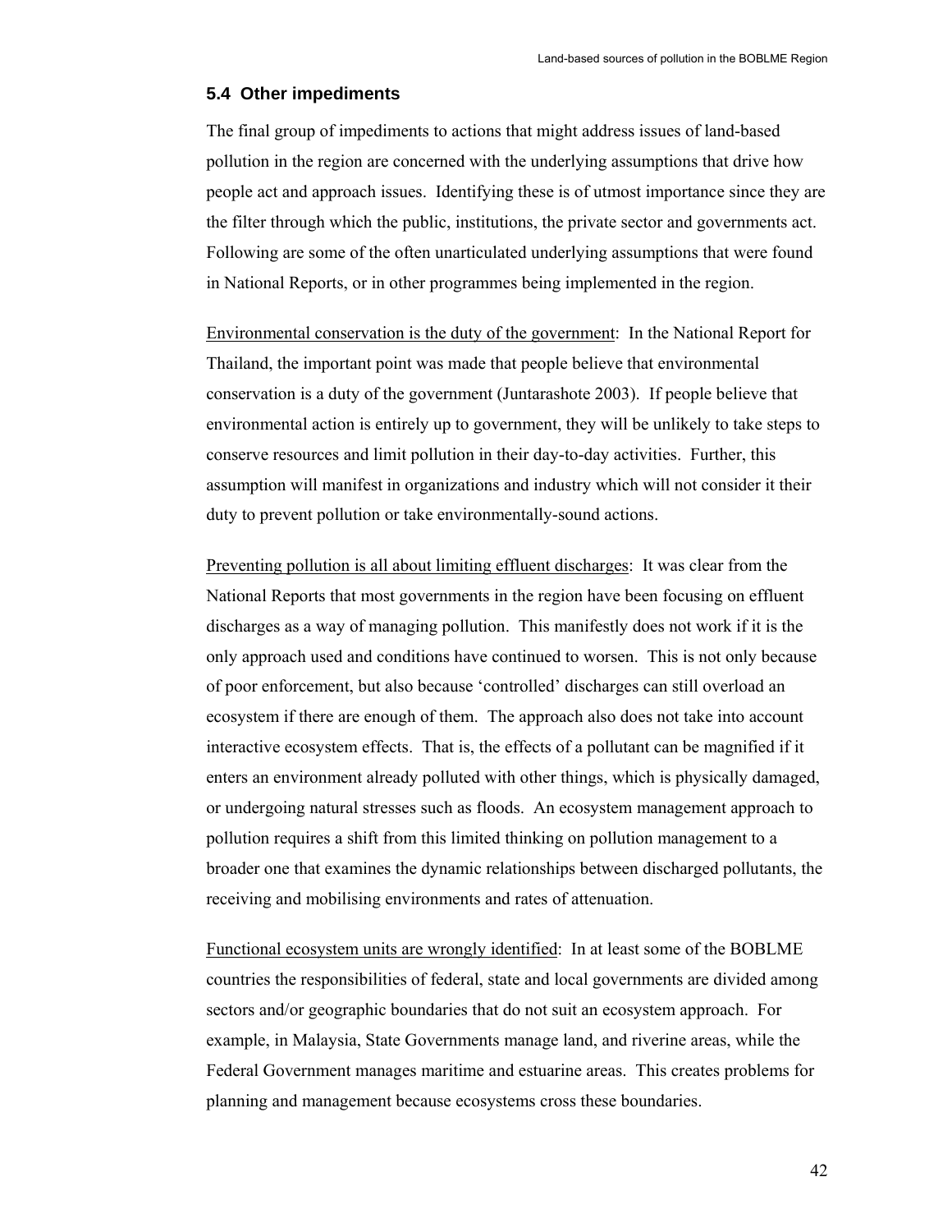## 5.4 Other impediments

The final group of impediments to actions that might address issues of land-based pollution in the region are concerned with the underlying assumptions that drive how people act and approach issues. Identifying these is of utmost importance since they are the filter through which the public, institutions, the private sector and governments act. Following are some of the often unarticulated underlying assumptions that were found in National Reports, or in other programmes being implemented in the region.

<u>Environmental conservation is the duty of the government</u>: In the National Report for Thailand, the important point was made that people believe that environmental conservation is a duty of the government (Juntarashote 2003). If people believe that environmental action is entirely up to government, they will be unlikely to take steps to conserve resources and limit pollution in their day-to-day activities. Further, this assumption will manifest in organizations and industry which will not consider it their duty to prevent pollution or take environmentally-sound actions.

<u>Preventing pollution is all about limiting effluent discharges</u>: It was clear from the National Reports that most governments in the region have been focusing on effluent discharges as a way of managing pollution. This manifestly does not work if it is the only approach used and conditions have continued to worsen. This is not only because of poor enforcement, but also because 'controlled' discharges can still overload an ecosystem if there are enough of them. The approach also does not take into account interactive ecosystem effects. That is, the effects of a pollutant can be magnified if it enters an environment already polluted with other things, which is physically damaged, or undergoing natural stresses such as floods. An ecosystem management approach to pollution requires a shift from this limited thinking on pollution management to a broader one that examines the dynamic relationships between discharged pollutants, the receiving and mobilising environments and rates of attenuation.

<u>Functional ecosystem units are wrongly identified</u>: In at least some of the BOBLME countries the responsibilities of federal, state and local governments are divided among sectors and/or geographic boundaries that do not suit an ecosystem approach. For example, in Malaysia, State Governments manage land, and riverine areas, while the Federal Government manages maritime and estuarine areas. This creates problems for planning and management because ecosystems cross these boundaries.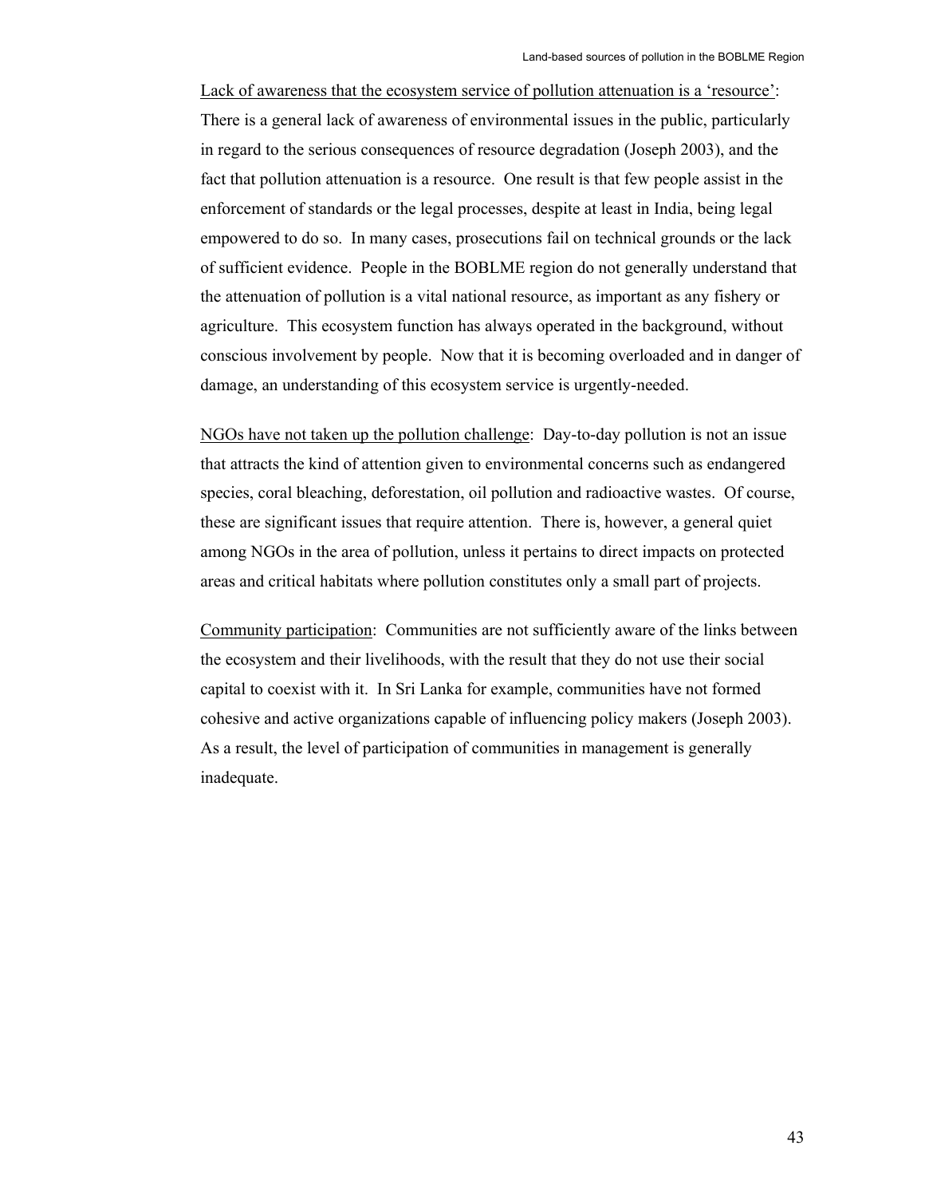Lack of awareness that the ecosystem service of pollution attenuation is a 'resource': There is a general lack of awareness of environmental issues in the public, particularly in regard to the serious consequences of resource degradation (Joseph 2003), and the fact that pollution attenuation is a resource. One result is that few people assist in the enforcement of standards or the legal processes, despite at least in India, being legal empowered to do so. In many cases, prosecutions fail on technical grounds or the lack of sufficient evidence. People in the BOBLME region do not generally understand that the attenuation of pollution is a vital national resource, as important as any fishery or agriculture. This ecosystem function has always operated in the background, without conscious involvement by people. Now that it is becoming overloaded and in danger of damage, an understanding of this ecosystem service is urgently-needed.

NGOs have not taken up the pollution challenge: Day-to-day pollution is not an issue that attracts the kind of attention given to environmental concerns such as endangered species, coral bleaching, deforestation, oil pollution and radioactive wastes. Of course, these are significant issues that require attention. There is, however, a general quiet among NGOs in the area of pollution, unless it pertains to direct impacts on protected areas and critical habitats where pollution constitutes only a small part of projects.

Community participation: Communities are not sufficiently aware of the links between the ecosystem and their livelihoods, with the result that they do not use their social capital to coexist with it. In Sri Lanka for example, communities have not formed cohesive and active organizations capable of influencing policy makers (Joseph 2003). As a result, the level of participation of communities in management is generally inadequate.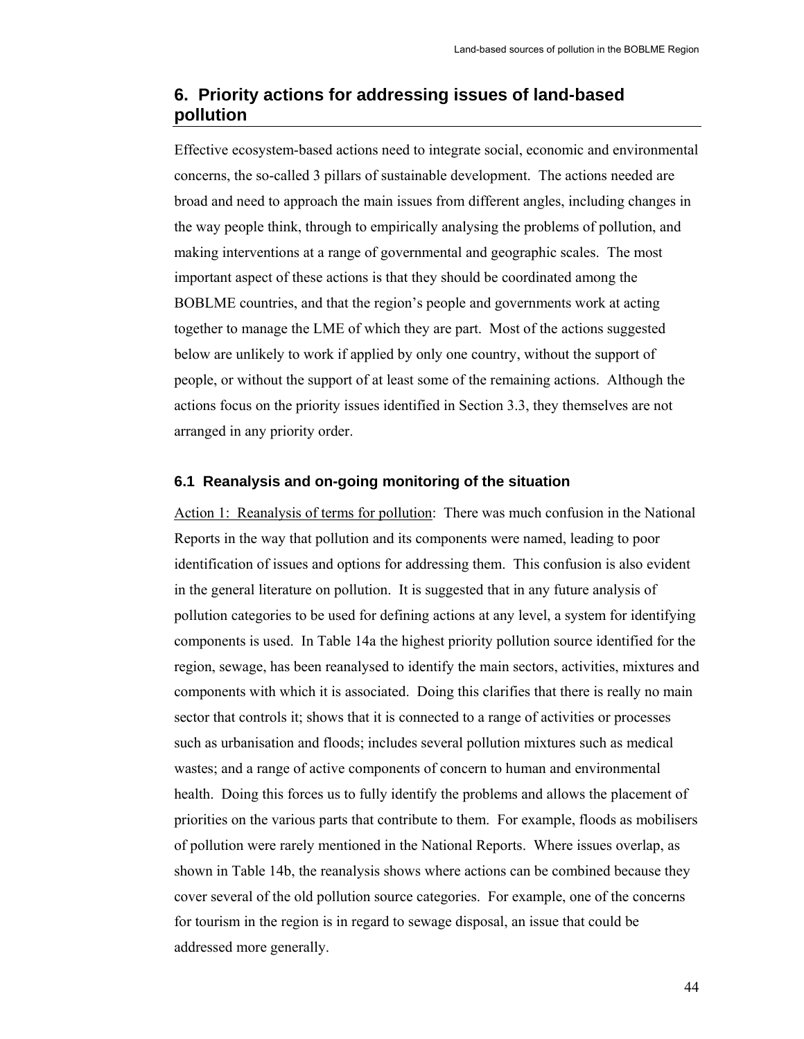## 6. Priority actions for addressing issues of land-based pollution

Effective ecosystem-based actions need to integrate social, economic and environmental concerns, the so-called 3 pillars of sustainable development. The actions needed are broad and need to approach the main issues from different angles, including changes in the way people think, through to empirically analysing the problems of pollution, and making interventions at a range of governmental and geographic scales. The most important aspect of these actions is that they should be coordinated among the BOBLME countries, and that the region's people and governments work at acting together to manage the LME of which they are part. Most of the actions suggested below are unlikely to work if applied by only one country, without the support of people, or without the support of at least some of the remaining actions. Although the actions focus on the priority issues identified in Section 3.3, they themselves are not arranged in any priority order.

### 6.1 Reanalysis and on-going monitoring of the situation

Action 1: Reanalysis of terms for pollution: There was much confusion in the National Reports in the way that pollution and its components were named, leading to poor identification of issues and options for addressing them. This confusion is also evident in the general literature on pollution. It is suggested that in any future analysis of pollution categories to be used for defining actions at any level, a system for identifying components is used. In Table 14a the highest priority pollution source identified for the region, sewage, has been reanalysed to identify the main sectors, activities, mixtures and components with which it is associated. Doing this clarifies that there is really no main sector that controls it; shows that it is connected to a range of activities or processes such as urbanisation and floods; includes several pollution mixtures such as medical wastes; and a range of active components of concern to human and environmental health. Doing this forces us to fully identify the problems and allows the placement of priorities on the various parts that contribute to them. For example, floods as mobilisers of pollution were rarely mentioned in the National Reports. Where issues overlap, as shown in Table 14b, the reanalysis shows where actions can be combined because they cover several of the old pollution source categories. For example, one of the concerns for tourism in the region is in regard to sewage disposal, an issue that could be addressed more generally.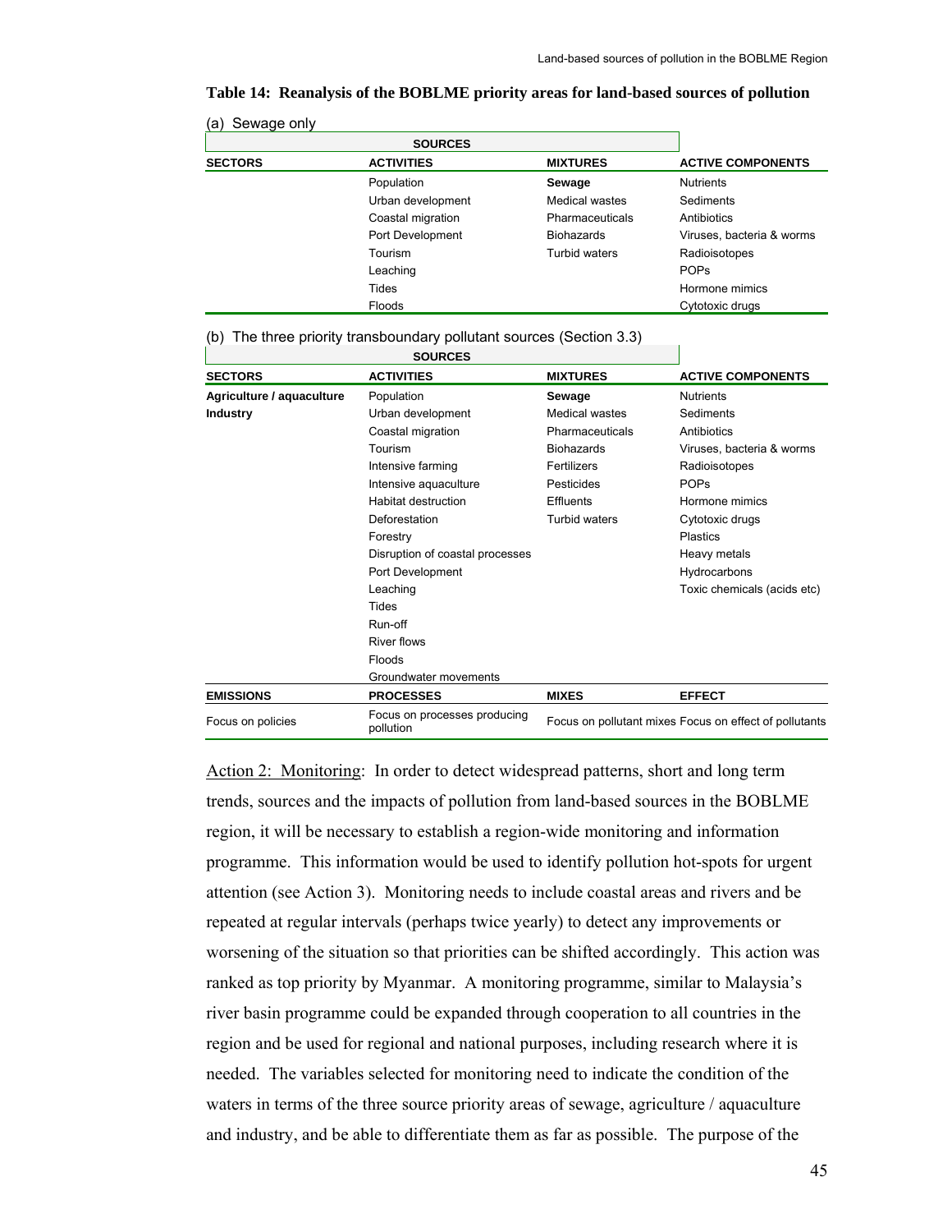**Table 14: Reanalysis of the BOBLME priority areas for land-based sources of pollution**

(a) Sewage only

| SOURCES | | | |
|---|---|---|---|
| **SECTORS** | **ACTIVITIES** | **MIXTURES** | **ACTIVE COMPONENTS** |
| | Population | **Sewage** | Nutrients |
| | Urban development | Medical wastes | Sediments |
| | Coastal migration | Pharmaceuticals | Antibiotics |
| | Port Development | Biohazards | Viruses, bacteria & worms |
| | Tourism | Turbid waters | Radioisotopes |
| | Leaching | | POPs |
| | Tides | | Hormone mimics |
| | Floods | | Cytotoxic drugs |

(b) The three priority transboundary pollutant sources (Section 3.3)

| SOURCES | | | |
|---|---|---|---|
| **SECTORS** | **ACTIVITIES** | **MIXTURES** | **ACTIVE COMPONENTS** |
| **Agriculture / aquaculture** | Population | **Sewage** | Nutrients |
| **Industry** | Urban development | Medical wastes | Sediments |
| | Coastal migration | Pharmaceuticals | Antibiotics |
| | Tourism | Biohazards | Viruses, bacteria & worms |
| | Intensive farming | Fertilizers | Radioisotopes |
| | Intensive aquaculture | Pesticides | POPs |
| | Habitat destruction | Effluents | Hormone mimics |
| | Deforestation | Turbid waters | Cytotoxic drugs |
| | Forestry | | Plastics |
| | Disruption of coastal processes | | Heavy metals |
| | Port Development | | Hydrocarbons |
| | Leaching | | Toxic chemicals (acids etc) |
| | Tides | | |
| | Run-off | | |
| | River flows | | |
| | Floods | | |
| | Groundwater movements | | |
| **EMISSIONS** | **PROCESSES** | **MIXES** | **EFFECT** |
| Focus on policies | Focus on processes producing pollution | Focus on pollutant mixes | Focus on effect of pollutants |

Action 2: Monitoring: In order to detect widespread patterns, short and long term trends, sources and the impacts of pollution from land-based sources in the BOBLME region, it will be necessary to establish a region-wide monitoring and information programme. This information would be used to identify pollution hot-spots for urgent attention (see Action 3). Monitoring needs to include coastal areas and rivers and be repeated at regular intervals (perhaps twice yearly) to detect any improvements or worsening of the situation so that priorities can be shifted accordingly. This action was ranked as top priority by Myanmar. A monitoring programme, similar to Malaysia's river basin programme could be expanded through cooperation to all countries in the region and be used for regional and national purposes, including research where it is needed. The variables selected for monitoring need to indicate the condition of the waters in terms of the three source priority areas of sewage, agriculture / aquaculture and industry, and be able to differentiate them as far as possible. The purpose of the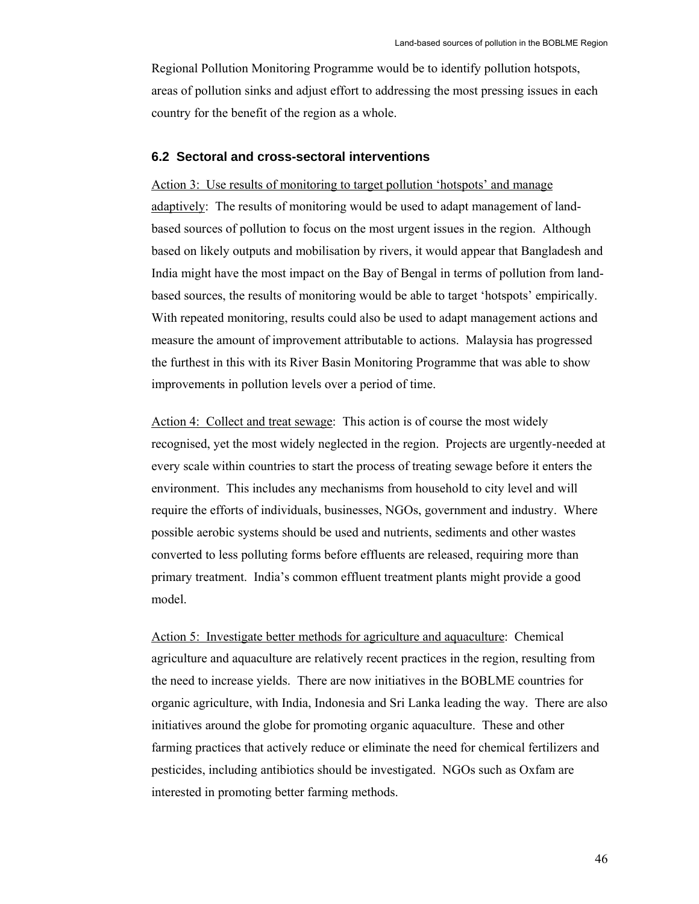Regional Pollution Monitoring Programme would be to identify pollution hotspots, areas of pollution sinks and adjust effort to addressing the most pressing issues in each country for the benefit of the region as a whole.

### 6.2 Sectoral and cross-sectoral interventions

Action 3: Use results of monitoring to target pollution 'hotspots' and manage adaptively: The results of monitoring would be used to adapt management of land-based sources of pollution to focus on the most urgent issues in the region. Although based on likely outputs and mobilisation by rivers, it would appear that Bangladesh and India might have the most impact on the Bay of Bengal in terms of pollution from land-based sources, the results of monitoring would be able to target 'hotspots' empirically. With repeated monitoring, results could also be used to adapt management actions and measure the amount of improvement attributable to actions. Malaysia has progressed the furthest in this with its River Basin Monitoring Programme that was able to show improvements in pollution levels over a period of time.

Action 4: Collect and treat sewage: This action is of course the most widely recognised, yet the most widely neglected in the region. Projects are urgently-needed at every scale within countries to start the process of treating sewage before it enters the environment. This includes any mechanisms from household to city level and will require the efforts of individuals, businesses, NGOs, government and industry. Where possible aerobic systems should be used and nutrients, sediments and other wastes converted to less polluting forms before effluents are released, requiring more than primary treatment. India's common effluent treatment plants might provide a good model.

Action 5: Investigate better methods for agriculture and aquaculture: Chemical agriculture and aquaculture are relatively recent practices in the region, resulting from the need to increase yields. There are now initiatives in the BOBLME countries for organic agriculture, with India, Indonesia and Sri Lanka leading the way. There are also initiatives around the globe for promoting organic aquaculture. These and other farming practices that actively reduce or eliminate the need for chemical fertilizers and pesticides, including antibiotics should be investigated. NGOs such as Oxfam are interested in promoting better farming methods.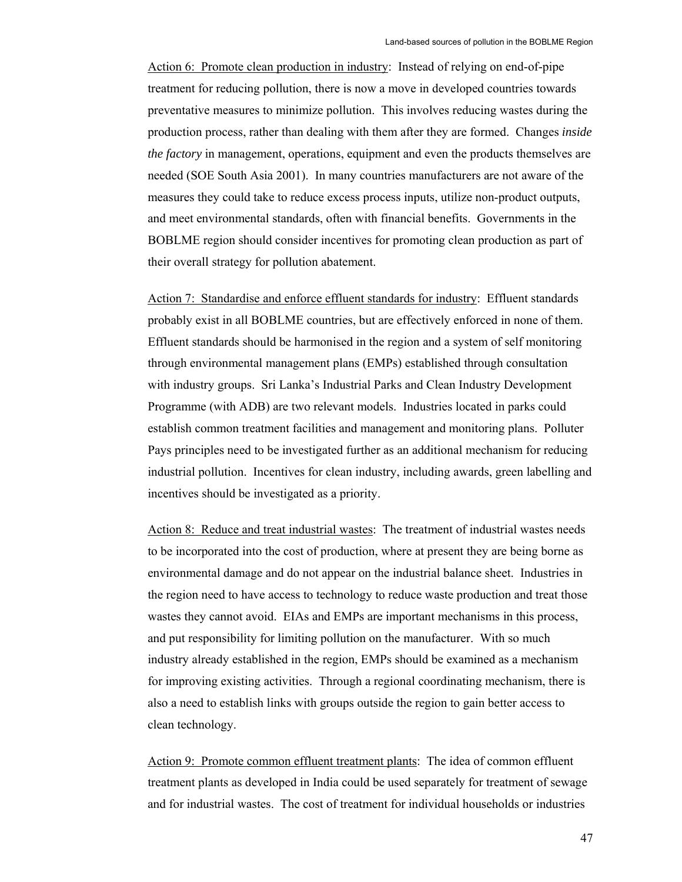<u>Action 6: Promote clean production in industry</u>: Instead of relying on end-of-pipe treatment for reducing pollution, there is now a move in developed countries towards preventative measures to minimize pollution. This involves reducing wastes during the production process, rather than dealing with them after they are formed. Changes *inside the factory* in management, operations, equipment and even the products themselves are needed (SOE South Asia 2001). In many countries manufacturers are not aware of the measures they could take to reduce excess process inputs, utilize non-product outputs, and meet environmental standards, often with financial benefits. Governments in the BOBLME region should consider incentives for promoting clean production as part of their overall strategy for pollution abatement.

<u>Action 7: Standardise and enforce effluent standards for industry</u>: Effluent standards probably exist in all BOBLME countries, but are effectively enforced in none of them. Effluent standards should be harmonised in the region and a system of self monitoring through environmental management plans (EMPs) established through consultation with industry groups. Sri Lanka's Industrial Parks and Clean Industry Development Programme (with ADB) are two relevant models. Industries located in parks could establish common treatment facilities and management and monitoring plans. Polluter Pays principles need to be investigated further as an additional mechanism for reducing industrial pollution. Incentives for clean industry, including awards, green labelling and incentives should be investigated as a priority.

<u>Action 8: Reduce and treat industrial wastes</u>: The treatment of industrial wastes needs to be incorporated into the cost of production, where at present they are being borne as environmental damage and do not appear on the industrial balance sheet. Industries in the region need to have access to technology to reduce waste production and treat those wastes they cannot avoid. EIAs and EMPs are important mechanisms in this process, and put responsibility for limiting pollution on the manufacturer. With so much industry already established in the region, EMPs should be examined as a mechanism for improving existing activities. Through a regional coordinating mechanism, there is also a need to establish links with groups outside the region to gain better access to clean technology.

<u>Action 9: Promote common effluent treatment plants</u>: The idea of common effluent treatment plants as developed in India could be used separately for treatment of sewage and for industrial wastes. The cost of treatment for individual households or industries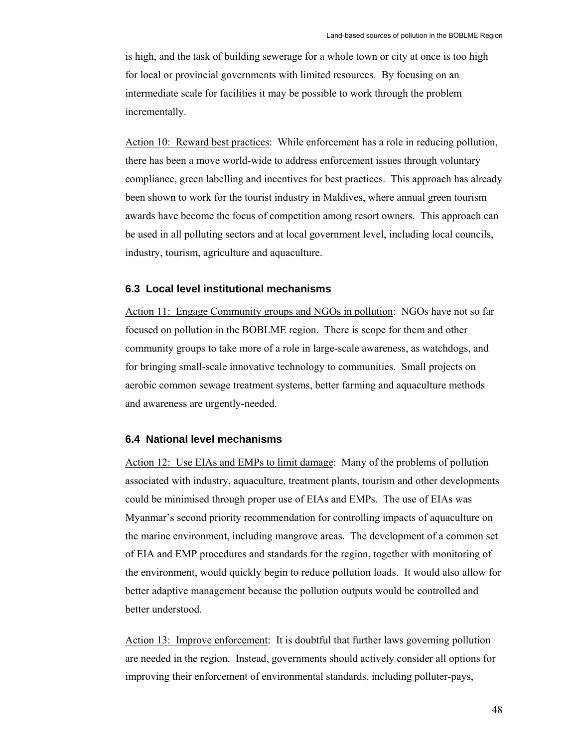is high, and the task of building sewerage for a whole town or city at once is too high for local or provincial governments with limited resources. By focusing on an intermediate scale for facilities it may be possible to work through the problem incrementally.

Action 10: Reward best practices: While enforcement has a role in reducing pollution, there has been a move world-wide to address enforcement issues through voluntary compliance, green labelling and incentives for best practices. This approach has already been shown to work for the tourist industry in Maldives, where annual green tourism awards have become the focus of competition among resort owners. This approach can be used in all polluting sectors and at local government level, including local councils, industry, tourism, agriculture and aquaculture.

### 6.3 Local level institutional mechanisms

Action 11: Engage Community groups and NGOs in pollution: NGOs have not so far focused on pollution in the BOBLME region. There is scope for them and other community groups to take more of a role in large-scale awareness, as watchdogs, and for bringing small-scale innovative technology to communities. Small projects on aerobic common sewage treatment systems, better farming and aquaculture methods and awareness are urgently-needed.

### 6.4 National level mechanisms

Action 12: Use EIAs and EMPs to limit damage: Many of the problems of pollution associated with industry, aquaculture, treatment plants, tourism and other developments could be minimised through proper use of EIAs and EMPs. The use of EIAs was Myanmar's second priority recommendation for controlling impacts of aquaculture on the marine environment, including mangrove areas. The development of a common set of EIA and EMP procedures and standards for the region, together with monitoring of the environment, would quickly begin to reduce pollution loads. It would also allow for better adaptive management because the pollution outputs would be controlled and better understood.

Action 13: Improve enforcement: It is doubtful that further laws governing pollution are needed in the region. Instead, governments should actively consider all options for improving their enforcement of environmental standards, including polluter-pays,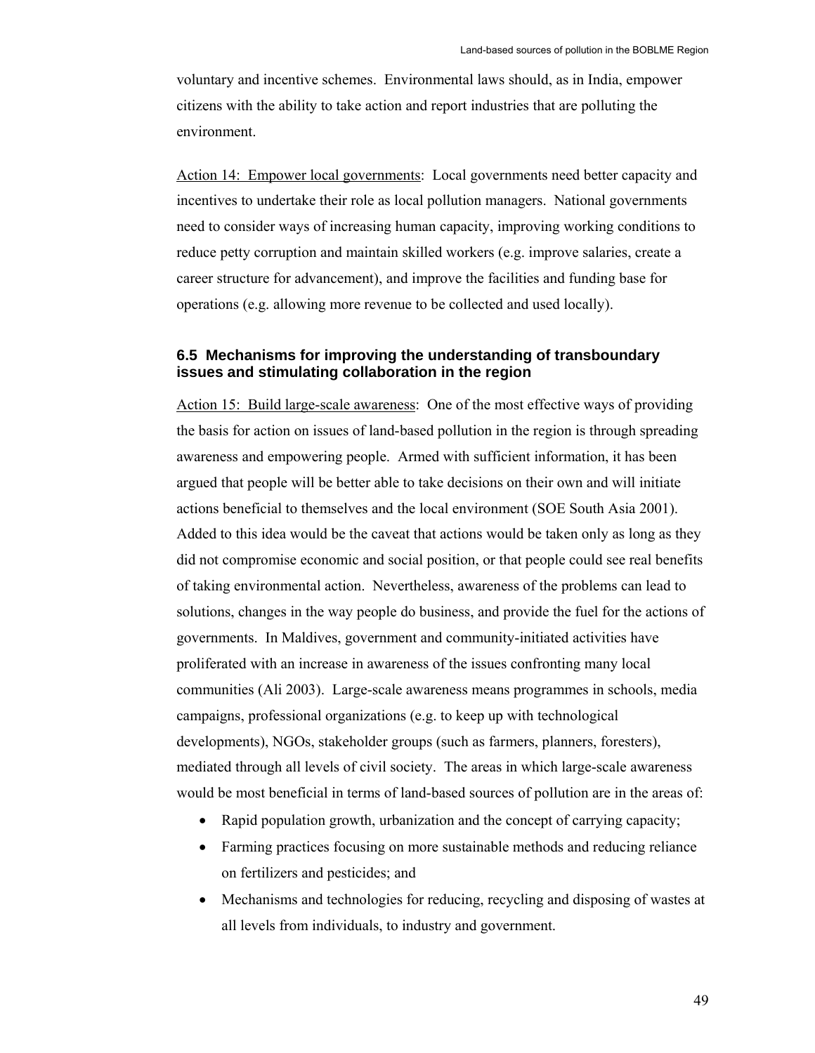voluntary and incentive schemes. Environmental laws should, as in India, empower citizens with the ability to take action and report industries that are polluting the environment.

<u>Action 14: Empower local governments</u>: Local governments need better capacity and incentives to undertake their role as local pollution managers. National governments need to consider ways of increasing human capacity, improving working conditions to reduce petty corruption and maintain skilled workers (e.g. improve salaries, create a career structure for advancement), and improve the facilities and funding base for operations (e.g. allowing more revenue to be collected and used locally).

### 6.5 Mechanisms for improving the understanding of transboundary issues and stimulating collaboration in the region

<u>Action 15: Build large-scale awareness</u>: One of the most effective ways of providing the basis for action on issues of land-based pollution in the region is through spreading awareness and empowering people. Armed with sufficient information, it has been argued that people will be better able to take decisions on their own and will initiate actions beneficial to themselves and the local environment (SOE South Asia 2001). Added to this idea would be the caveat that actions would be taken only as long as they did not compromise economic and social position, or that people could see real benefits of taking environmental action. Nevertheless, awareness of the problems can lead to solutions, changes in the way people do business, and provide the fuel for the actions of governments. In Maldives, government and community-initiated activities have proliferated with an increase in awareness of the issues confronting many local communities (Ali 2003). Large-scale awareness means programmes in schools, media campaigns, professional organizations (e.g. to keep up with technological developments), NGOs, stakeholder groups (such as farmers, planners, foresters), mediated through all levels of civil society. The areas in which large-scale awareness would be most beneficial in terms of land-based sources of pollution are in the areas of:

- Rapid population growth, urbanization and the concept of carrying capacity;
- Farming practices focusing on more sustainable methods and reducing reliance on fertilizers and pesticides; and
- Mechanisms and technologies for reducing, recycling and disposing of wastes at all levels from individuals, to industry and government.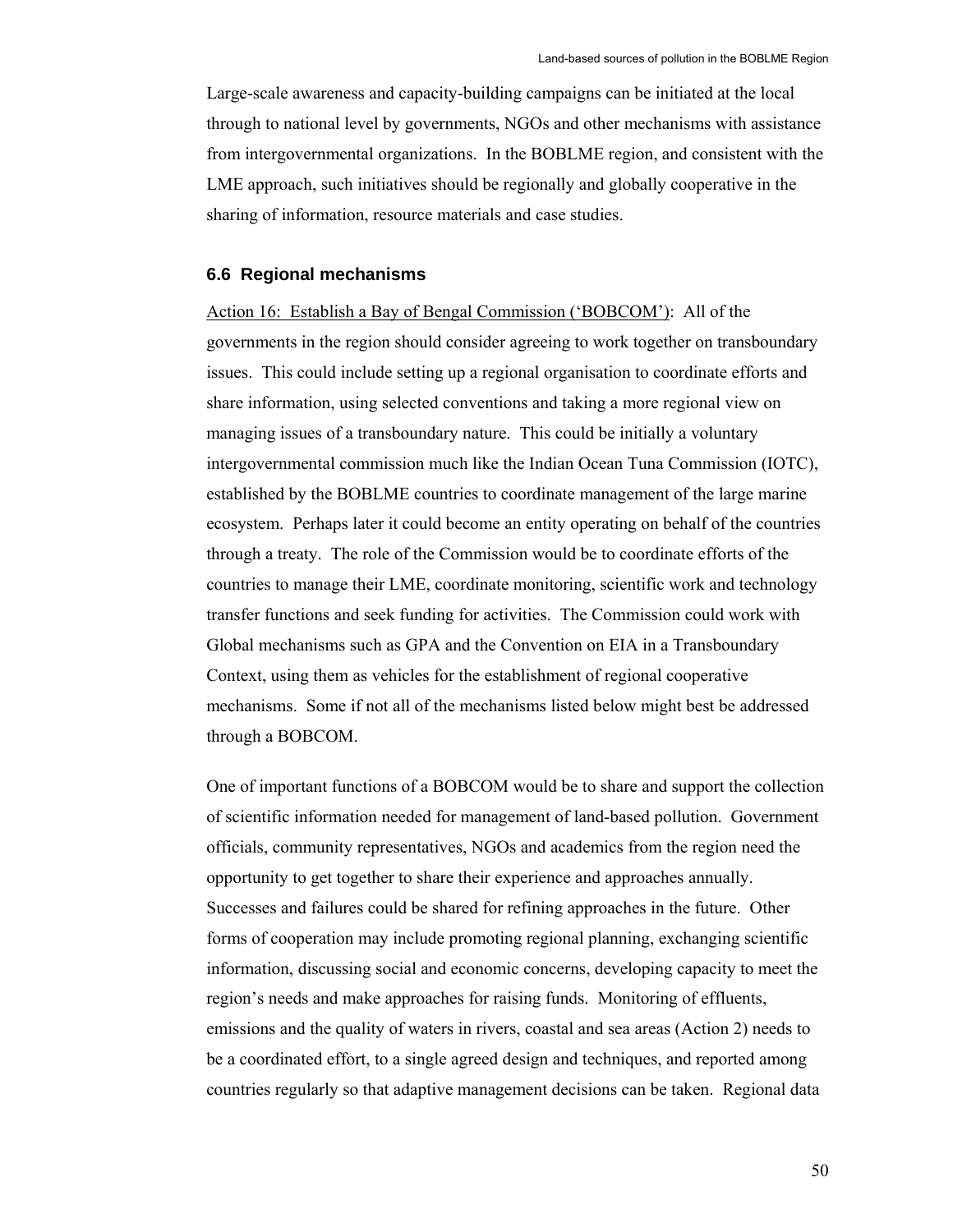Large-scale awareness and capacity-building campaigns can be initiated at the local through to national level by governments, NGOs and other mechanisms with assistance from intergovernmental organizations. In the BOBLME region, and consistent with the LME approach, such initiatives should be regionally and globally cooperative in the sharing of information, resource materials and case studies.

### 6.6 Regional mechanisms

Action 16: Establish a Bay of Bengal Commission ('BOBCOM'): All of the governments in the region should consider agreeing to work together on transboundary issues. This could include setting up a regional organisation to coordinate efforts and share information, using selected conventions and taking a more regional view on managing issues of a transboundary nature. This could be initially a voluntary intergovernmental commission much like the Indian Ocean Tuna Commission (IOTC), established by the BOBLME countries to coordinate management of the large marine ecosystem. Perhaps later it could become an entity operating on behalf of the countries through a treaty. The role of the Commission would be to coordinate efforts of the countries to manage their LME, coordinate monitoring, scientific work and technology transfer functions and seek funding for activities. The Commission could work with Global mechanisms such as GPA and the Convention on EIA in a Transboundary Context, using them as vehicles for the establishment of regional cooperative mechanisms. Some if not all of the mechanisms listed below might best be addressed through a BOBCOM.

One of important functions of a BOBCOM would be to share and support the collection of scientific information needed for management of land-based pollution. Government officials, community representatives, NGOs and academics from the region need the opportunity to get together to share their experience and approaches annually. Successes and failures could be shared for refining approaches in the future. Other forms of cooperation may include promoting regional planning, exchanging scientific information, discussing social and economic concerns, developing capacity to meet the region's needs and make approaches for raising funds. Monitoring of effluents, emissions and the quality of waters in rivers, coastal and sea areas (Action 2) needs to be a coordinated effort, to a single agreed design and techniques, and reported among countries regularly so that adaptive management decisions can be taken. Regional data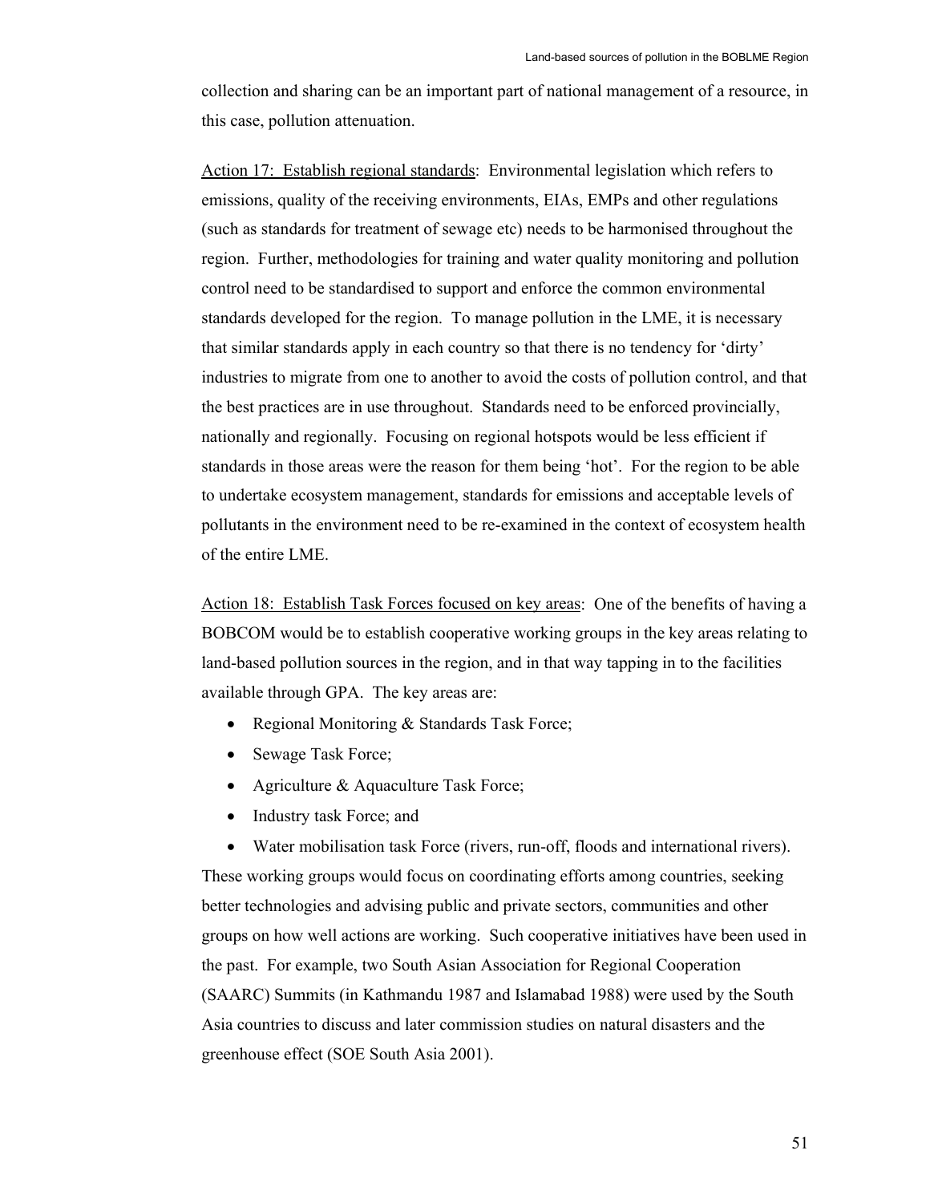collection and sharing can be an important part of national management of a resource, in this case, pollution attenuation.

Action 17: Establish regional standards: Environmental legislation which refers to emissions, quality of the receiving environments, EIAs, EMPs and other regulations (such as standards for treatment of sewage etc) needs to be harmonised throughout the region. Further, methodologies for training and water quality monitoring and pollution control need to be standardised to support and enforce the common environmental standards developed for the region. To manage pollution in the LME, it is necessary that similar standards apply in each country so that there is no tendency for 'dirty' industries to migrate from one to another to avoid the costs of pollution control, and that the best practices are in use throughout. Standards need to be enforced provincially, nationally and regionally. Focusing on regional hotspots would be less efficient if standards in those areas were the reason for them being 'hot'. For the region to be able to undertake ecosystem management, standards for emissions and acceptable levels of pollutants in the environment need to be re-examined in the context of ecosystem health of the entire LME.

Action 18: Establish Task Forces focused on key areas: One of the benefits of having a BOBCOM would be to establish cooperative working groups in the key areas relating to land-based pollution sources in the region, and in that way tapping in to the facilities available through GPA. The key areas are:

- Regional Monitoring & Standards Task Force;
- Sewage Task Force;
- Agriculture & Aquaculture Task Force;
- Industry task Force; and
- Water mobilisation task Force (rivers, run-off, floods and international rivers).

These working groups would focus on coordinating efforts among countries, seeking better technologies and advising public and private sectors, communities and other groups on how well actions are working. Such cooperative initiatives have been used in the past. For example, two South Asian Association for Regional Cooperation (SAARC) Summits (in Kathmandu 1987 and Islamabad 1988) were used by the South Asia countries to discuss and later commission studies on natural disasters and the greenhouse effect (SOE South Asia 2001).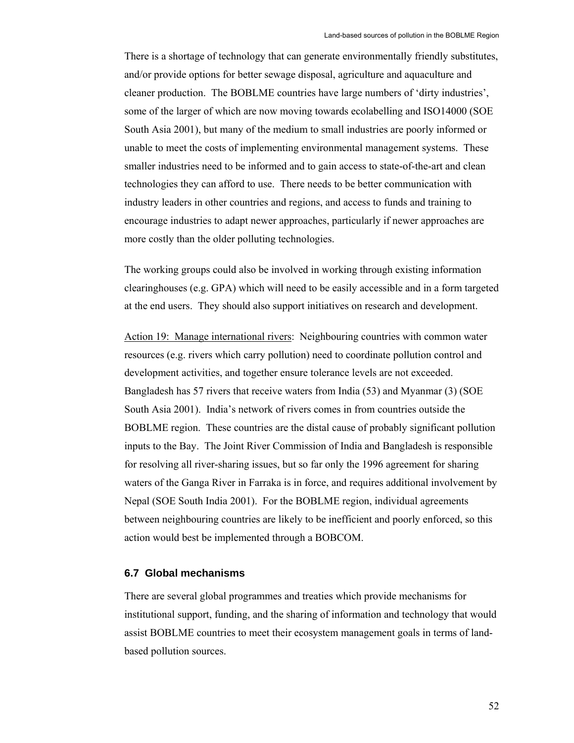There is a shortage of technology that can generate environmentally friendly substitutes, and/or provide options for better sewage disposal, agriculture and aquaculture and cleaner production. The BOBLME countries have large numbers of 'dirty industries', some of the larger of which are now moving towards ecolabelling and ISO14000 (SOE South Asia 2001), but many of the medium to small industries are poorly informed or unable to meet the costs of implementing environmental management systems. These smaller industries need to be informed and to gain access to state-of-the-art and clean technologies they can afford to use. There needs to be better communication with industry leaders in other countries and regions, and access to funds and training to encourage industries to adapt newer approaches, particularly if newer approaches are more costly than the older polluting technologies.

The working groups could also be involved in working through existing information clearinghouses (e.g. GPA) which will need to be easily accessible and in a form targeted at the end users. They should also support initiatives on research and development.

Action 19: Manage international rivers: Neighbouring countries with common water resources (e.g. rivers which carry pollution) need to coordinate pollution control and development activities, and together ensure tolerance levels are not exceeded. Bangladesh has 57 rivers that receive waters from India (53) and Myanmar (3) (SOE South Asia 2001). India's network of rivers comes in from countries outside the BOBLME region. These countries are the distal cause of probably significant pollution inputs to the Bay. The Joint River Commission of India and Bangladesh is responsible for resolving all river-sharing issues, but so far only the 1996 agreement for sharing waters of the Ganga River in Farraka is in force, and requires additional involvement by Nepal (SOE South India 2001). For the BOBLME region, individual agreements between neighbouring countries are likely to be inefficient and poorly enforced, so this action would best be implemented through a BOBCOM.

### 6.7 Global mechanisms

There are several global programmes and treaties which provide mechanisms for institutional support, funding, and the sharing of information and technology that would assist BOBLME countries to meet their ecosystem management goals in terms of land-based pollution sources.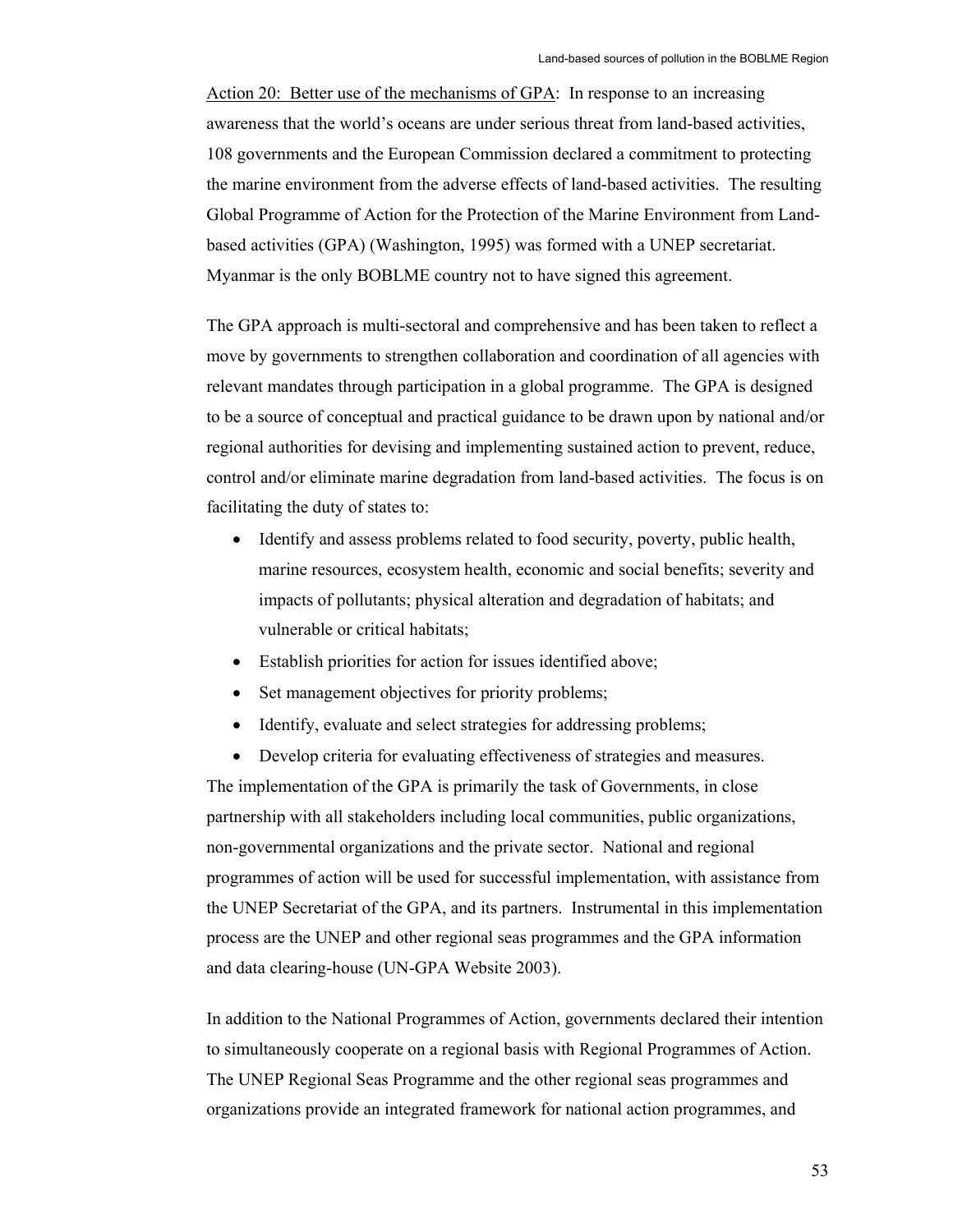Action 20: Better use of the mechanisms of GPA: In response to an increasing awareness that the world's oceans are under serious threat from land-based activities, 108 governments and the European Commission declared a commitment to protecting the marine environment from the adverse effects of land-based activities. The resulting Global Programme of Action for the Protection of the Marine Environment from Land-based activities (GPA) (Washington, 1995) was formed with a UNEP secretariat. Myanmar is the only BOBLME country not to have signed this agreement.

The GPA approach is multi-sectoral and comprehensive and has been taken to reflect a move by governments to strengthen collaboration and coordination of all agencies with relevant mandates through participation in a global programme. The GPA is designed to be a source of conceptual and practical guidance to be drawn upon by national and/or regional authorities for devising and implementing sustained action to prevent, reduce, control and/or eliminate marine degradation from land-based activities. The focus is on facilitating the duty of states to:

- Identify and assess problems related to food security, poverty, public health, marine resources, ecosystem health, economic and social benefits; severity and impacts of pollutants; physical alteration and degradation of habitats; and vulnerable or critical habitats;
- Establish priorities for action for issues identified above;
- Set management objectives for priority problems;
- Identify, evaluate and select strategies for addressing problems;
- Develop criteria for evaluating effectiveness of strategies and measures.

The implementation of the GPA is primarily the task of Governments, in close partnership with all stakeholders including local communities, public organizations, non-governmental organizations and the private sector. National and regional programmes of action will be used for successful implementation, with assistance from the UNEP Secretariat of the GPA, and its partners. Instrumental in this implementation process are the UNEP and other regional seas programmes and the GPA information and data clearing-house (UN-GPA Website 2003).

In addition to the National Programmes of Action, governments declared their intention to simultaneously cooperate on a regional basis with Regional Programmes of Action. The UNEP Regional Seas Programme and the other regional seas programmes and organizations provide an integrated framework for national action programmes, and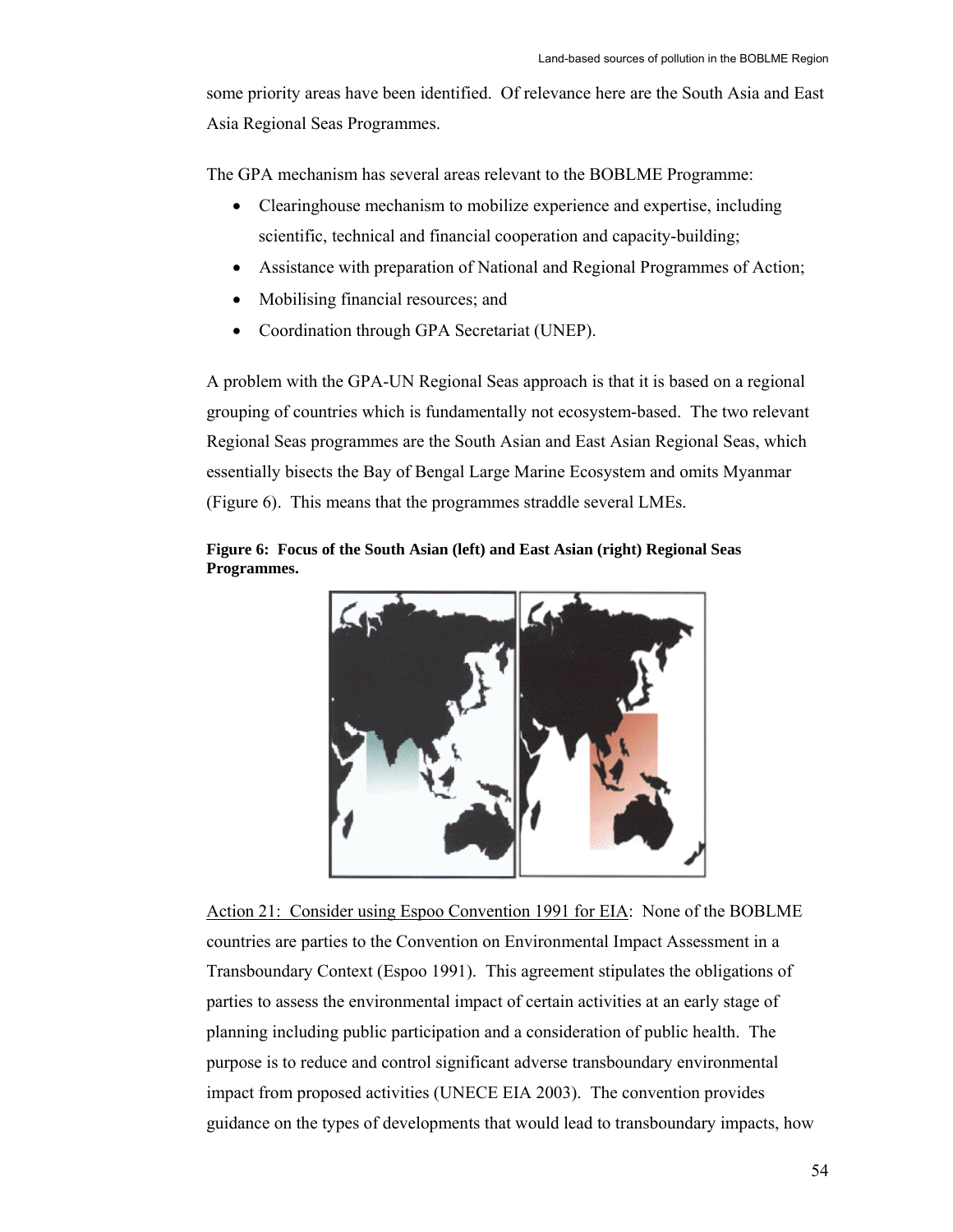some priority areas have been identified. Of relevance here are the South Asia and East Asia Regional Seas Programmes.

The GPA mechanism has several areas relevant to the BOBLME Programme:

- Clearinghouse mechanism to mobilize experience and expertise, including scientific, technical and financial cooperation and capacity-building;
- Assistance with preparation of National and Regional Programmes of Action;
- Mobilising financial resources; and
- Coordination through GPA Secretariat (UNEP).

A problem with the GPA-UN Regional Seas approach is that it is based on a regional grouping of countries which is fundamentally not ecosystem-based. The two relevant Regional Seas programmes are the South Asian and East Asian Regional Seas, which essentially bisects the Bay of Bengal Large Marine Ecosystem and omits Myanmar (Figure 6). This means that the programmes straddle several LMEs.

**Figure 6: Focus of the South Asian (left) and East Asian (right) Regional Seas Programmes.**

<u>Action 21: Consider using Espoo Convention 1991 for EIA</u>: None of the BOBLME countries are parties to the Convention on Environmental Impact Assessment in a Transboundary Context (Espoo 1991). This agreement stipulates the obligations of parties to assess the environmental impact of certain activities at an early stage of planning including public participation and a consideration of public health. The purpose is to reduce and control significant adverse transboundary environmental impact from proposed activities (UNECE EIA 2003). The convention provides guidance on the types of developments that would lead to transboundary impacts, how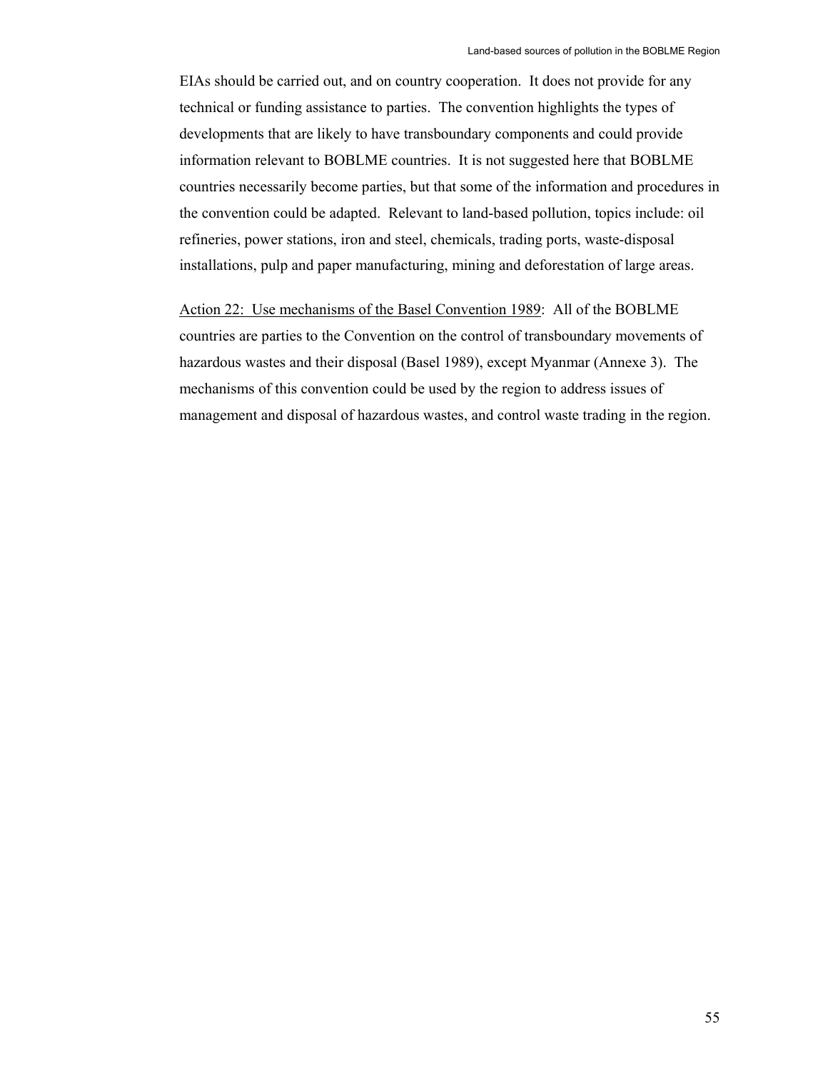EIAs should be carried out, and on country cooperation. It does not provide for any technical or funding assistance to parties. The convention highlights the types of developments that are likely to have transboundary components and could provide information relevant to BOBLME countries. It is not suggested here that BOBLME countries necessarily become parties, but that some of the information and procedures in the convention could be adapted. Relevant to land-based pollution, topics include: oil refineries, power stations, iron and steel, chemicals, trading ports, waste-disposal installations, pulp and paper manufacturing, mining and deforestation of large areas.

<u>Action 22: Use mechanisms of the Basel Convention 1989</u>: All of the BOBLME countries are parties to the Convention on the control of transboundary movements of hazardous wastes and their disposal (Basel 1989), except Myanmar (Annexe 3). The mechanisms of this convention could be used by the region to address issues of management and disposal of hazardous wastes, and control waste trading in the region.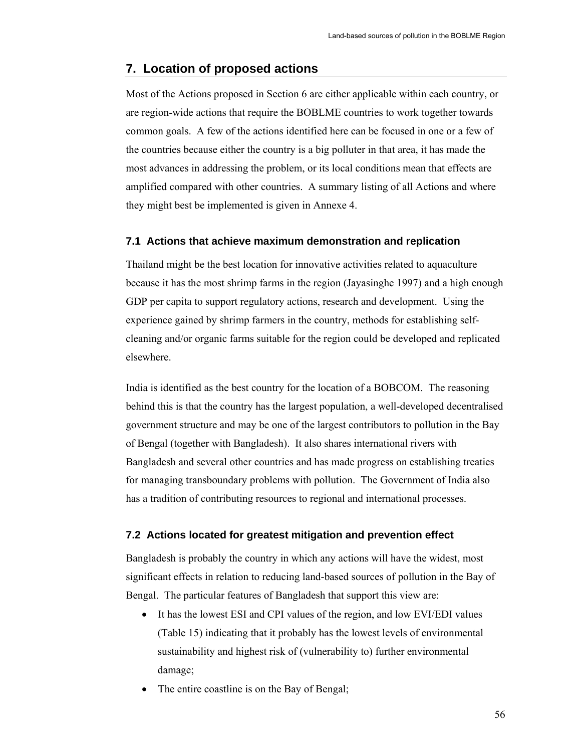## 7. Location of proposed actions

Most of the Actions proposed in Section 6 are either applicable within each country, or are region-wide actions that require the BOBLME countries to work together towards common goals. A few of the actions identified here can be focused in one or a few of the countries because either the country is a big polluter in that area, it has made the most advances in addressing the problem, or its local conditions mean that effects are amplified compared with other countries. A summary listing of all Actions and where they might best be implemented is given in Annexe 4.

### 7.1 Actions that achieve maximum demonstration and replication

Thailand might be the best location for innovative activities related to aquaculture because it has the most shrimp farms in the region (Jayasinghe 1997) and a high enough GDP per capita to support regulatory actions, research and development. Using the experience gained by shrimp farmers in the country, methods for establishing self-cleaning and/or organic farms suitable for the region could be developed and replicated elsewhere.

India is identified as the best country for the location of a BOBCOM. The reasoning behind this is that the country has the largest population, a well-developed decentralised government structure and may be one of the largest contributors to pollution in the Bay of Bengal (together with Bangladesh). It also shares international rivers with Bangladesh and several other countries and has made progress on establishing treaties for managing transboundary problems with pollution. The Government of India also has a tradition of contributing resources to regional and international processes.

### 7.2 Actions located for greatest mitigation and prevention effect

Bangladesh is probably the country in which any actions will have the widest, most significant effects in relation to reducing land-based sources of pollution in the Bay of Bengal. The particular features of Bangladesh that support this view are:

- It has the lowest ESI and CPI values of the region, and low EVI/EDI values (Table 15) indicating that it probably has the lowest levels of environmental sustainability and highest risk of (vulnerability to) further environmental damage;
- The entire coastline is on the Bay of Bengal;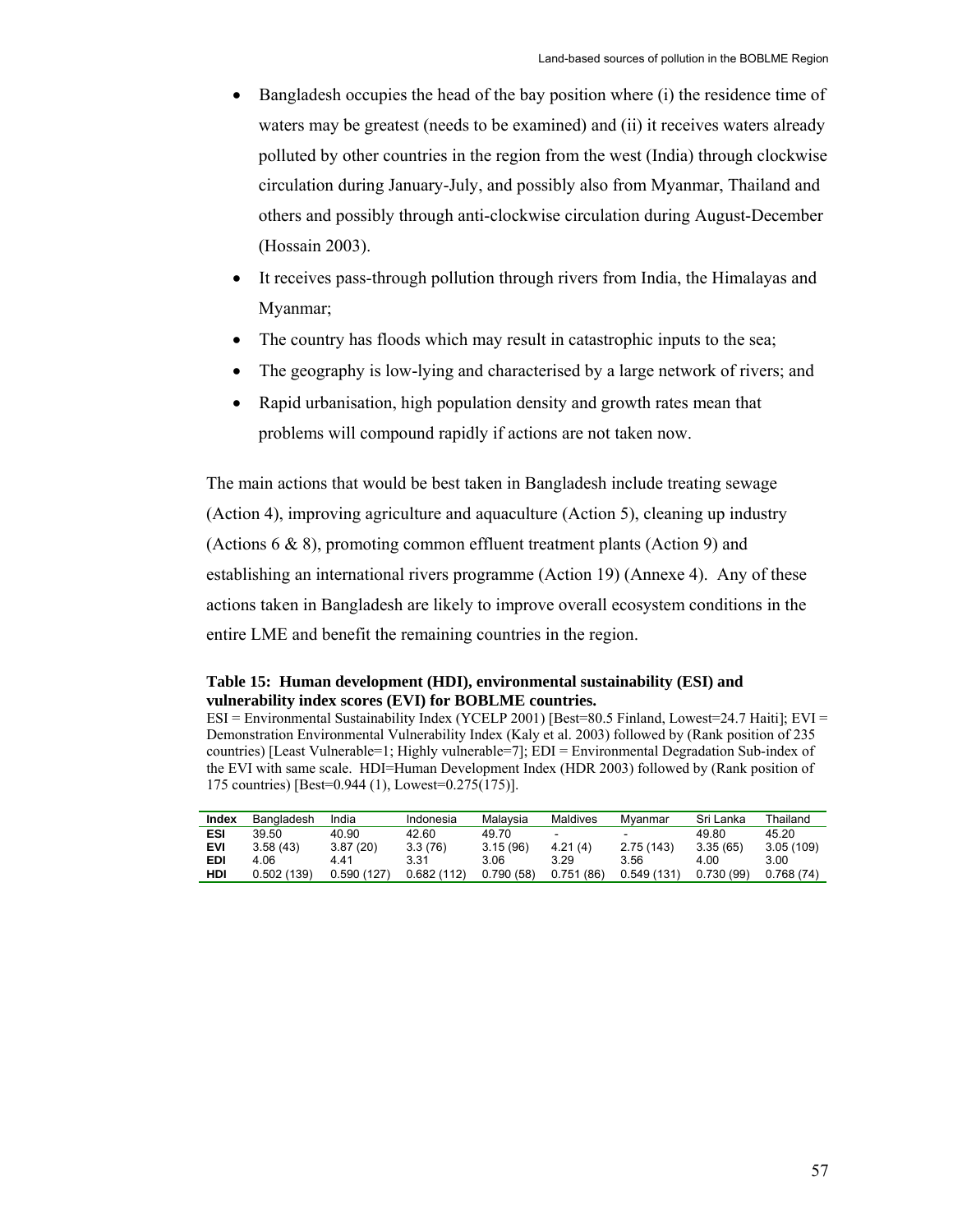- Bangladesh occupies the head of the bay position where (i) the residence time of waters may be greatest (needs to be examined) and (ii) it receives waters already polluted by other countries in the region from the west (India) through clockwise circulation during January-July, and possibly also from Myanmar, Thailand and others and possibly through anti-clockwise circulation during August-December (Hossain 2003).
- It receives pass-through pollution through rivers from India, the Himalayas and Myanmar;
- The country has floods which may result in catastrophic inputs to the sea;
- The geography is low-lying and characterised by a large network of rivers; and
- Rapid urbanisation, high population density and growth rates mean that problems will compound rapidly if actions are not taken now.

The main actions that would be best taken in Bangladesh include treating sewage (Action 4), improving agriculture and aquaculture (Action 5), cleaning up industry (Actions 6 & 8), promoting common effluent treatment plants (Action 9) and establishing an international rivers programme (Action 19) (Annexe 4). Any of these actions taken in Bangladesh are likely to improve overall ecosystem conditions in the entire LME and benefit the remaining countries in the region.

**Table 15: Human development (HDI), environmental sustainability (ESI) and vulnerability index scores (EVI) for BOBLME countries.**

ESI = Environmental Sustainability Index (YCELP 2001) [Best=80.5 Finland, Lowest=24.7 Haiti]; EVI = Demonstration Environmental Vulnerability Index (Kaly et al. 2003) followed by (Rank position of 235 countries) [Least Vulnerable=1; Highly vulnerable=7]; EDI = Environmental Degradation Sub-index of the EVI with same scale. HDI=Human Development Index (HDR 2003) followed by (Rank position of 175 countries) [Best=0.944 (1), Lowest=0.275(175)].

| Index | Bangladesh | India | Indonesia | Malaysia | Maldives | Myanmar | Sri Lanka | Thailand |
|---|---|---|---|---|---|---|---|---|
| **ESI** | 39.50 | 40.90 | 42.60 | 49.70 | - | - | 49.80 | 45.20 |
| **EVI** | 3.58 (43) | 3.87 (20) | 3.3 (76) | 3.15 (96) | 4.21 (4) | 2.75 (143) | 3.35 (65) | 3.05 (109) |
| **EDI** | 4.06 | 4.41 | 3.31 | 3.06 | 3.29 | 3.56 | 4.00 | 3.00 |
| **HDI** | 0.502 (139) | 0.590 (127) | 0.682 (112) | 0.790 (58) | 0.751 (86) | 0.549 (131) | 0.730 (99) | 0.768 (74) |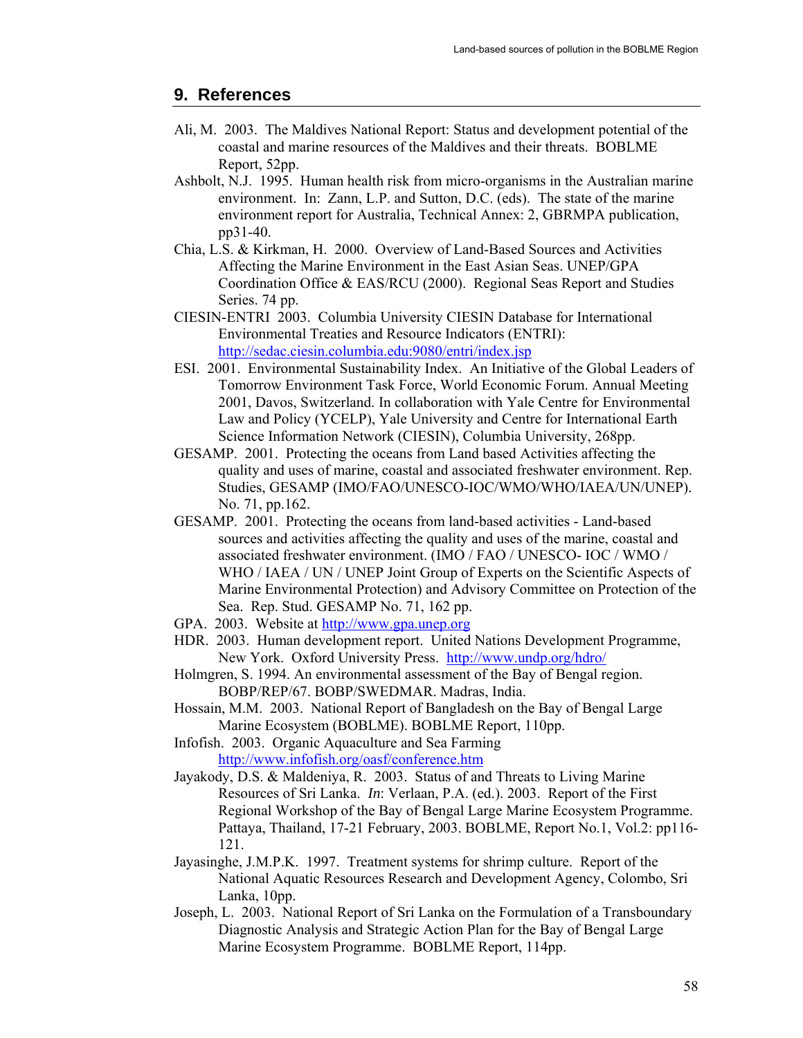## 9. References

Ali, M. 2003. The Maldives National Report: Status and development potential of the coastal and marine resources of the Maldives and their threats. BOBLME Report, 52pp.

Ashbolt, N.J. 1995. Human health risk from micro-organisms in the Australian marine environment. In: Zann, L.P. and Sutton, D.C. (eds). The state of the marine environment report for Australia, Technical Annex: 2, GBRMPA publication, pp31-40.

Chia, L.S. & Kirkman, H. 2000. Overview of Land-Based Sources and Activities Affecting the Marine Environment in the East Asian Seas. UNEP/GPA Coordination Office & EAS/RCU (2000). Regional Seas Report and Studies Series. 74 pp.

CIESIN-ENTRI 2003. Columbia University CIESIN Database for International Environmental Treaties and Resource Indicators (ENTRI): http://sedac.ciesin.columbia.edu:9080/entri/index.jsp

ESI. 2001. Environmental Sustainability Index. An Initiative of the Global Leaders of Tomorrow Environment Task Force, World Economic Forum. Annual Meeting 2001, Davos, Switzerland. In collaboration with Yale Centre for Environmental Law and Policy (YCELP), Yale University and Centre for International Earth Science Information Network (CIESIN), Columbia University, 268pp.

GESAMP. 2001. Protecting the oceans from Land based Activities affecting the quality and uses of marine, coastal and associated freshwater environment. Rep. Studies, GESAMP (IMO/FAO/UNESCO-IOC/WMO/WHO/IAEA/UN/UNEP). No. 71, pp.162.

GESAMP. 2001. Protecting the oceans from land-based activities - Land-based sources and activities affecting the quality and uses of the marine, coastal and associated freshwater environment. (IMO / FAO / UNESCO- IOC / WMO / WHO / IAEA / UN / UNEP Joint Group of Experts on the Scientific Aspects of Marine Environmental Protection) and Advisory Committee on Protection of the Sea. Rep. Stud. GESAMP No. 71, 162 pp.

GPA. 2003. Website at http://www.gpa.unep.org

HDR. 2003. Human development report. United Nations Development Programme, New York. Oxford University Press. http://www.undp.org/hdro/

Holmgren, S. 1994. An environmental assessment of the Bay of Bengal region. BOBP/REP/67. BOBP/SWEDMAR. Madras, India.

Hossain, M.M. 2003. National Report of Bangladesh on the Bay of Bengal Large Marine Ecosystem (BOBLME). BOBLME Report, 110pp.

Infofish. 2003. Organic Aquaculture and Sea Farming http://www.infofish.org/oasf/conference.htm

Jayakody, D.S. & Maldeniya, R. 2003. Status of and Threats to Living Marine Resources of Sri Lanka. *In*: Verlaan, P.A. (ed.). 2003. Report of the First Regional Workshop of the Bay of Bengal Large Marine Ecosystem Programme. Pattaya, Thailand, 17-21 February, 2003. BOBLME, Report No.1, Vol.2: pp116-121.

Jayasinghe, J.M.P.K. 1997. Treatment systems for shrimp culture. Report of the National Aquatic Resources Research and Development Agency, Colombo, Sri Lanka, 10pp.

Joseph, L. 2003. National Report of Sri Lanka on the Formulation of a Transboundary Diagnostic Analysis and Strategic Action Plan for the Bay of Bengal Large Marine Ecosystem Programme. BOBLME Report, 114pp.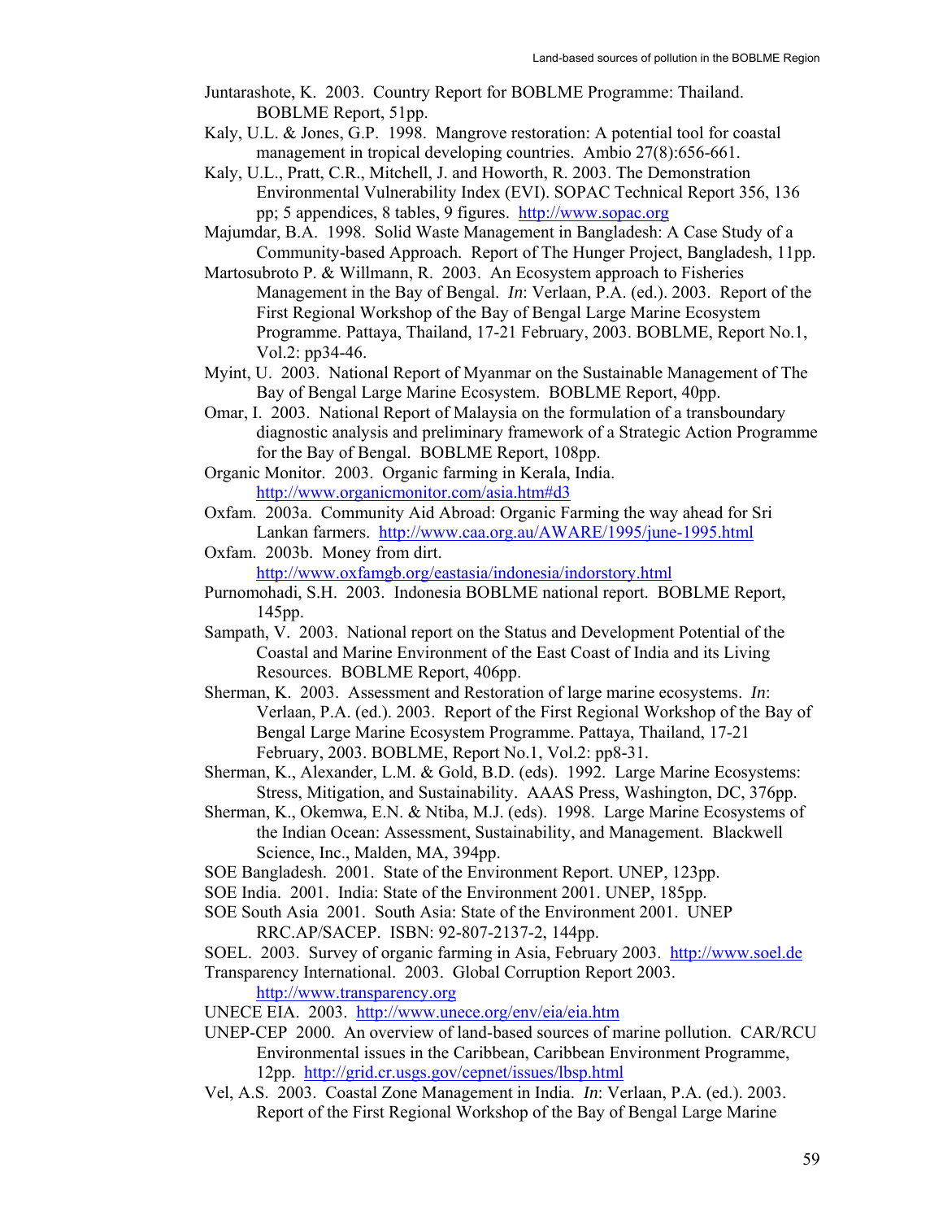Juntarashote, K. 2003. Country Report for BOBLME Programme: Thailand. BOBLME Report, 51pp.

Kaly, U.L. & Jones, G.P. 1998. Mangrove restoration: A potential tool for coastal management in tropical developing countries. Ambio 27(8):656-661.

Kaly, U.L., Pratt, C.R., Mitchell, J. and Howorth, R. 2003. The Demonstration Environmental Vulnerability Index (EVI). SOPAC Technical Report 356, 136 pp; 5 appendices, 8 tables, 9 figures. http://www.sopac.org

Majumdar, B.A. 1998. Solid Waste Management in Bangladesh: A Case Study of a Community-based Approach. Report of The Hunger Project, Bangladesh, 11pp.

Martosubroto P. & Willmann, R. 2003. An Ecosystem approach to Fisheries Management in the Bay of Bengal. *In*: Verlaan, P.A. (ed.). 2003. Report of the First Regional Workshop of the Bay of Bengal Large Marine Ecosystem Programme. Pattaya, Thailand, 17-21 February, 2003. BOBLME, Report No.1, Vol.2: pp34-46.

Myint, U. 2003. National Report of Myanmar on the Sustainable Management of The Bay of Bengal Large Marine Ecosystem. BOBLME Report, 40pp.

Omar, I. 2003. National Report of Malaysia on the formulation of a transboundary diagnostic analysis and preliminary framework of a Strategic Action Programme for the Bay of Bengal. BOBLME Report, 108pp.

Organic Monitor. 2003. Organic farming in Kerala, India. http://www.organicmonitor.com/asia.htm#d3

Oxfam. 2003a. Community Aid Abroad: Organic Farming the way ahead for Sri Lankan farmers. http://www.caa.org.au/AWARE/1995/june-1995.html

Oxfam. 2003b. Money from dirt. http://www.oxfamgb.org/eastasia/indonesia/indorstory.html

Purnomohadi, S.H. 2003. Indonesia BOBLME national report. BOBLME Report, 145pp.

Sampath, V. 2003. National report on the Status and Development Potential of the Coastal and Marine Environment of the East Coast of India and its Living Resources. BOBLME Report, 406pp.

Sherman, K. 2003. Assessment and Restoration of large marine ecosystems. *In*: Verlaan, P.A. (ed.). 2003. Report of the First Regional Workshop of the Bay of Bengal Large Marine Ecosystem Programme. Pattaya, Thailand, 17-21 February, 2003. BOBLME, Report No.1, Vol.2: pp8-31.

Sherman, K., Alexander, L.M. & Gold, B.D. (eds). 1992. Large Marine Ecosystems: Stress, Mitigation, and Sustainability. AAAS Press, Washington, DC, 376pp.

Sherman, K., Okemwa, E.N. & Ntiba, M.J. (eds). 1998. Large Marine Ecosystems of the Indian Ocean: Assessment, Sustainability, and Management. Blackwell Science, Inc., Malden, MA, 394pp.

SOE Bangladesh. 2001. State of the Environment Report. UNEP, 123pp.

SOE India. 2001. India: State of the Environment 2001. UNEP, 185pp.

SOE South Asia 2001. South Asia: State of the Environment 2001. UNEP RRC.AP/SACEP. ISBN: 92-807-2137-2, 144pp.

SOEL. 2003. Survey of organic farming in Asia, February 2003. http://www.soel.de

Transparency International. 2003. Global Corruption Report 2003. http://www.transparency.org

UNECE EIA. 2003. http://www.unece.org/env/eia/eia.htm

UNEP-CEP 2000. An overview of land-based sources of marine pollution. CAR/RCU Environmental issues in the Caribbean, Caribbean Environment Programme, 12pp. http://grid.cr.usgs.gov/cepnet/issues/lbsp.html

Vel, A.S. 2003. Coastal Zone Management in India. *In*: Verlaan, P.A. (ed.). 2003. Report of the First Regional Workshop of the Bay of Bengal Large Marine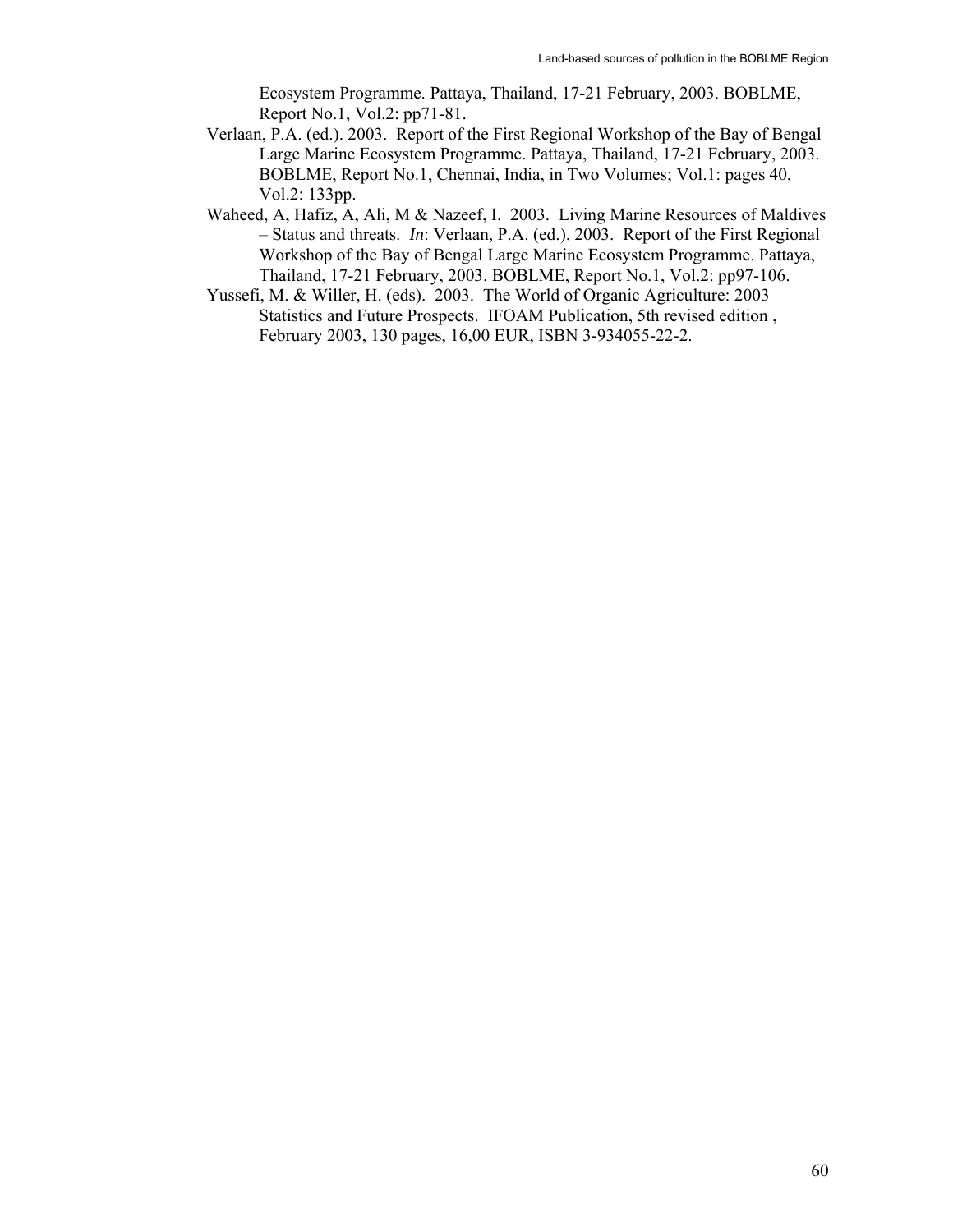Ecosystem Programme. Pattaya, Thailand, 17-21 February, 2003. BOBLME, Report No.1, Vol.2: pp71-81.

Verlaan, P.A. (ed.). 2003. Report of the First Regional Workshop of the Bay of Bengal Large Marine Ecosystem Programme. Pattaya, Thailand, 17-21 February, 2003. BOBLME, Report No.1, Chennai, India, in Two Volumes; Vol.1: pages 40, Vol.2: 133pp.

Waheed, A, Hafiz, A, Ali, M & Nazeef, I. 2003. Living Marine Resources of Maldives – Status and threats. *In*: Verlaan, P.A. (ed.). 2003. Report of the First Regional Workshop of the Bay of Bengal Large Marine Ecosystem Programme. Pattaya, Thailand, 17-21 February, 2003. BOBLME, Report No.1, Vol.2: pp97-106.

Yussefi, M. & Willer, H. (eds). 2003. The World of Organic Agriculture: 2003 Statistics and Future Prospects. IFOAM Publication, 5th revised edition , February 2003, 130 pages, 16,00 EUR, ISBN 3-934055-22-2.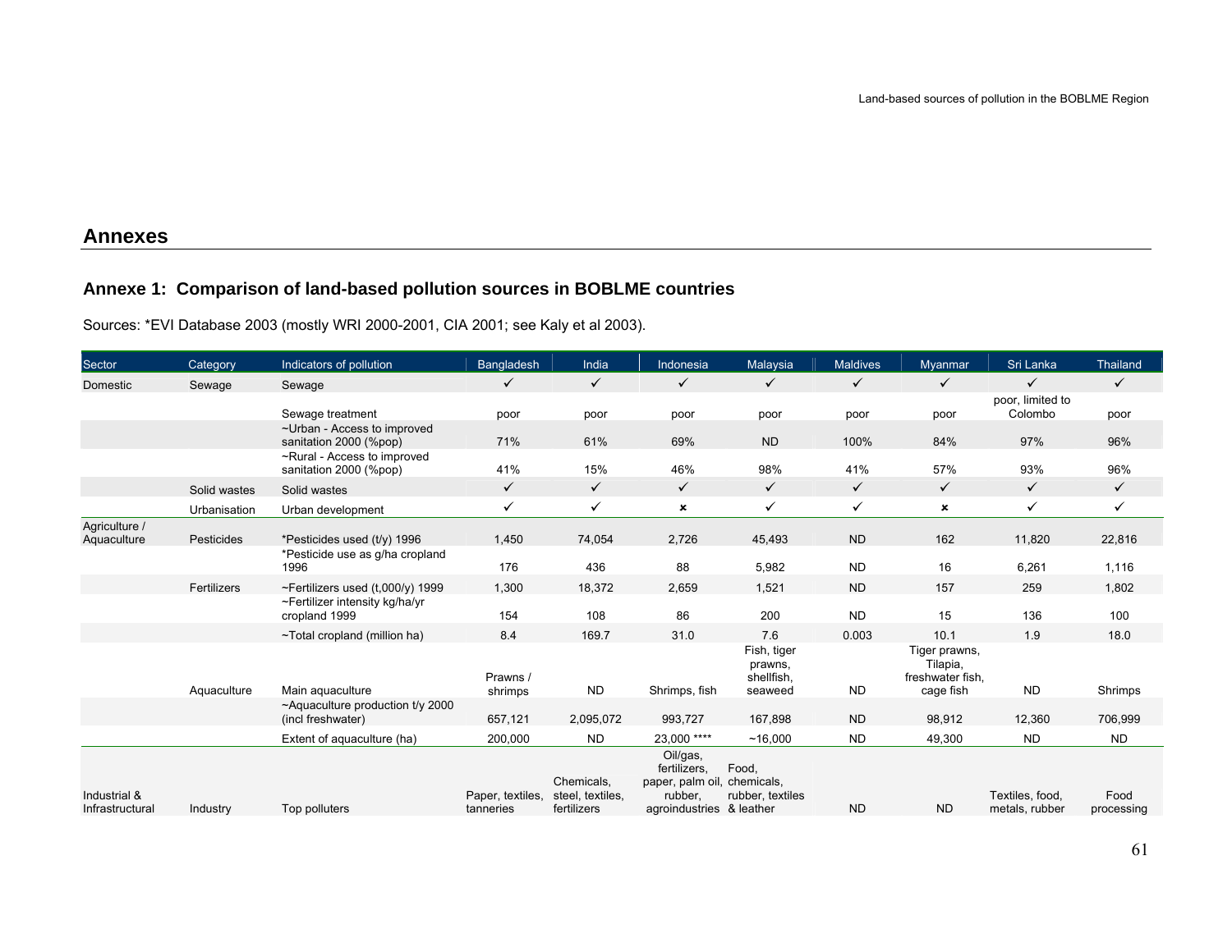# Annexes

## Annexe 1: Comparison of land-based pollution sources in BOBLME countries

Sources: *EVI Database 2003 (mostly WRI 2000-2001, CIA 2001; see Kaly et al 2003).

| Sector | Category | Indicators of pollution | Bangladesh | India | Indonesia | Malaysia | Maldives | Myanmar | Sri Lanka | Thailand |
|---|---|---|---|---|---|---|---|---|---|---|
| Domestic | Sewage | Sewage | ✓ | ✓ | ✓ | ✓ | ✓ | ✓ | ✓ | ✓ |
| | | Sewage treatment | poor | poor | poor | poor | poor | poor | poor, limited to Colombo | poor |
| | | ~Urban - Access to improved sanitation 2000 (%pop) | 71% | 61% | 69% | ND | 100% | 84% | 97% | 96% |
| | | ~Rural - Access to improved sanitation 2000 (%pop) | 41% | 15% | 46% | 98% | 41% | 57% | 93% | 96% |
| | Solid wastes | Solid wastes | ✓ | ✓ | ✓ | ✓ | ✓ | ✓ | ✓ | ✓ |
| | Urbanisation | Urban development | ✓ | ✓ | × | ✓ | ✓ | × | ✓ | ✓ |
| Agriculture / Aquaculture | Pesticides | *Pesticides used (t/y) 1996 | 1,450 | 74,054 | 2,726 | 45,493 | ND | 162 | 11,820 | 22,816 |
| | | *Pesticide use as g/ha cropland 1996 | 176 | 436 | 88 | 5,982 | ND | 16 | 6,261 | 1,116 |
| | Fertilizers | ~Fertilizers used (t,000/y) 1999 | 1,300 | 18,372 | 2,659 | 1,521 | ND | 157 | 259 | 1,802 |
| | | ~Fertilizer intensity kg/ha/yr cropland 1999 | 154 | 108 | 86 | 200 | ND | 15 | 136 | 100 |
| | | ~Total cropland (million ha) | 8.4 | 169.7 | 31.0 | 7.6 | 0.003 | 10.1 | 1.9 | 18.0 |
| | Aquaculture | Main aquaculture | Prawns / shrimps | ND | Shrimps, fish | Fish, tiger prawns, shellfish, seaweed | ND | Tiger prawns, Tilapia, freshwater fish, cage fish | ND | Shrimps |
| | | ~Aquaculture production t/y 2000 (incl freshwater) | 657,121 | 2,095,072 | 993,727 | 167,898 | ND | 98,912 | 12,360 | 706,999 |
| | | Extent of aquaculture (ha) | 200,000 | ND | 23,000 **** | ~16,000 | ND | 49,300 | ND | ND |
| Industrial & Infrastructural | Industry | Top polluters | Paper, textiles, tanneries | Chemicals, steel, textiles, fertilizers | Oil/gas, fertilizers, paper, palm oil, rubber, agroindustries | Food, chemicals, rubber, textiles & leather | ND | ND | Textiles, food, metals, rubber | Food processing |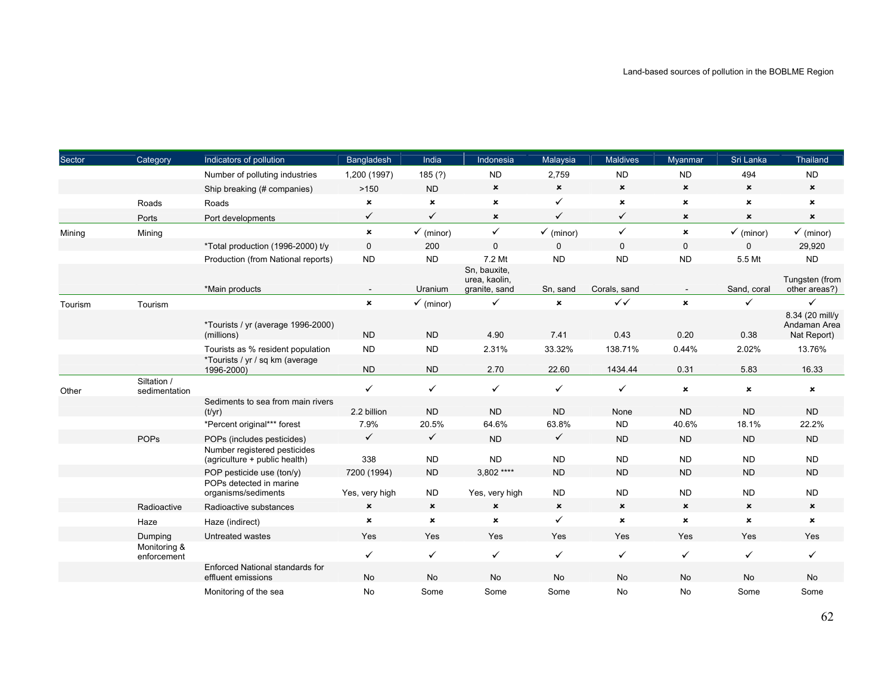| Sector | Category | Indicators of pollution | Bangladesh | India | Indonesia | Malaysia | Maldives | Myanmar | Sri Lanka | Thailand |
|---|---|---|---|---|---|---|---|---|---|---|
| | | Number of polluting industries | 1,200 (1997) | 185 (?) | ND | 2,759 | ND | ND | 494 | ND |
| | | Ship breaking (# companies) | >150 | ND | ✗ | ✗ | ✗ | ✗ | ✗ | ✗ |
| | Roads | Roads | ✗ | ✗ | ✗ | ✓ | ✗ | ✗ | ✗ | ✗ |
| | Ports | Port developments | ✓ | ✓ | ✗ | ✓ | ✓ | ✗ | ✗ | ✗ |
| Mining | Mining | | ✗ | ✓ (minor) | ✓ | ✓ (minor) | ✓ | ✗ | ✓ (minor) | ✓ (minor) |
| | | *Total production (1996-2000) t/y | 0 | 200 | 0 | 0 | 0 | 0 | 0 | 29,920 |
| | | Production (from National reports) | ND | ND | 7.2 Mt | ND | ND | ND | 5.5 Mt | ND |
| | | *Main products | - | Uranium | Sn, bauxite, urea, kaolin, granite, sand | Sn, sand | Corals, sand | - | Sand, coral | Tungsten (from other areas?) |
| Tourism | Tourism | | ✗ | ✓ (minor) | ✓ | ✗ | ✓✓ | ✗ | ✓ | ✓ |
| | | *Tourists / yr (average 1996-2000) (millions) | ND | ND | 4.90 | 7.41 | 0.43 | 0.20 | 0.38 | 8.34 (20 mill/y Andaman Area Nat Report) |
| | | Tourists as % resident population | ND | ND | 2.31% | 33.32% | 138.71% | 0.44% | 2.02% | 13.76% |
| | | *Tourists / yr / sq km (average 1996-2000) | ND | ND | 2.70 | 22.60 | 1434.44 | 0.31 | 5.83 | 16.33 |
| Other | Siltation / sedimentation | | ✓ | ✓ | ✓ | ✓ | ✓ | ✗ | ✗ | ✗ |
| | | Sediments to sea from main rivers (t/yr) | 2.2 billion | ND | ND | ND | None | ND | ND | ND |
| | | *Percent original*** forest | 7.9% | 20.5% | 64.6% | 63.8% | ND | 40.6% | 18.1% | 22.2% |
| | POPs | POPs (includes pesticides) | ✓ | ✓ | ND | ✓ | ND | ND | ND | ND |
| | | Number registered pesticides (agriculture + public health) | 338 | ND | ND | ND | ND | ND | ND | ND |
| | | POP pesticide use (ton/y) | 7200 (1994) | ND | 3,802 **** | ND | ND | ND | ND | ND |
| | | POPs detected in marine organisms/sediments | Yes, very high | ND | Yes, very high | ND | ND | ND | ND | ND |
| | Radioactive | Radioactive substances | ✗ | ✗ | ✗ | ✗ | ✗ | ✗ | ✗ | ✗ |
| | Haze | Haze (indirect) | ✗ | ✗ | ✗ | ✓ | ✗ | ✗ | ✗ | ✗ |
| | Dumping | Untreated wastes | Yes | Yes | Yes | Yes | Yes | Yes | Yes | Yes |
| | Monitoring & enforcement | | ✓ | ✓ | ✓ | ✓ | ✓ | ✓ | ✓ | ✓ |
| | | Enforced National standards for effluent emissions | No | No | No | No | No | No | No | No |
| | | Monitoring of the sea | No | Some | Some | Some | No | No | Some | Some |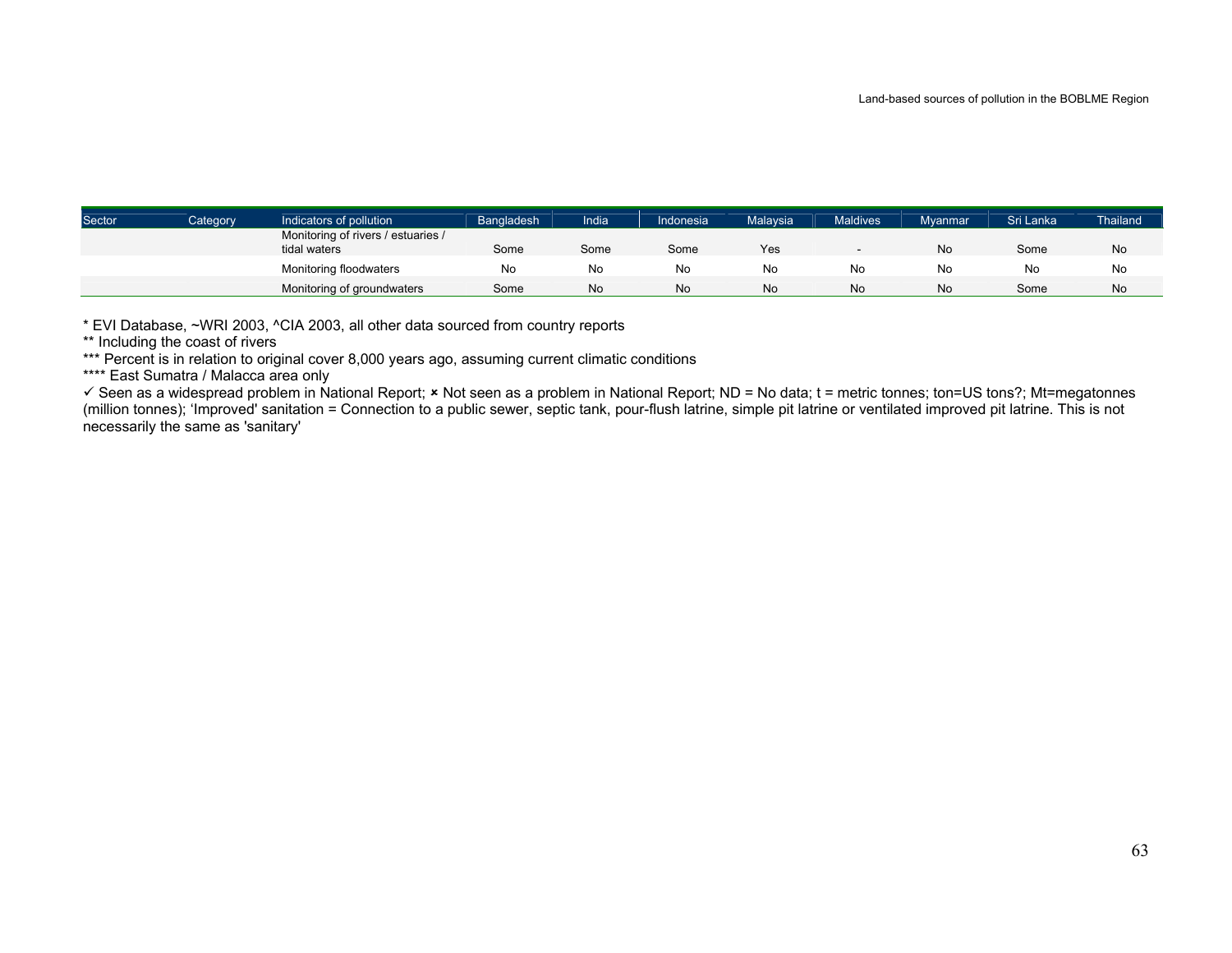| Sector | Category | Indicators of pollution | Bangladesh | India | Indonesia | Malaysia | Maldives | Myanmar | Sri Lanka | Thailand |
|---|---|---|---|---|---|---|---|---|---|---|
| | | Monitoring of rivers / estuaries / tidal waters | Some | Some | Some | Yes | - | No | Some | No |
| | | Monitoring floodwaters | No | No | No | No | No | No | No | No |
| | | Monitoring of groundwaters | Some | No | No | No | No | No | Some | No |

* EVI Database, ~WRI 2003, ^CIA 2003, all other data sourced from country reports

** Including the coast of rivers

*** Percent is in relation to original cover 8,000 years ago, assuming current climatic conditions

**** East Sumatra / Malacca area only

✓ Seen as a widespread problem in National Report; × Not seen as a problem in National Report; ND = No data; t = metric tonnes; ton=US tons?; Mt=megatonnes (million tonnes); 'Improved' sanitation = Connection to a public sewer, septic tank, pour-flush latrine, simple pit latrine or ventilated improved pit latrine. This is not necessarily the same as 'sanitary'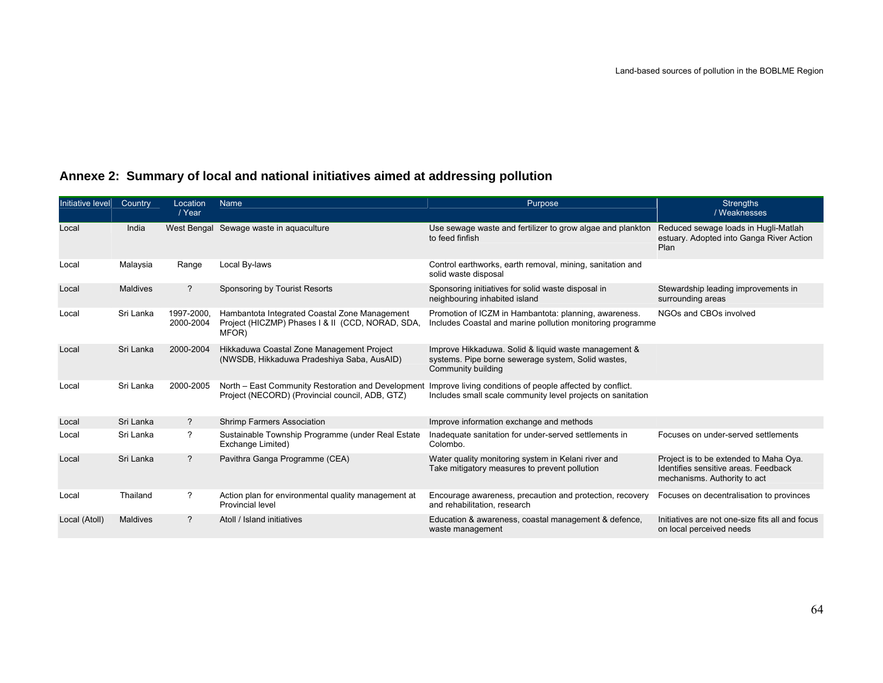## Annexe 2: Summary of local and national initiatives aimed at addressing pollution

| Initiative level | Country | Location / Year | Name | Purpose | Strengths / Weaknesses |
|---|---|---|---|---|---|
| Local | India | West Bengal | Sewage waste in aquaculture | Use sewage waste and fertilizer to grow algae and plankton to feed finfish | Reduced sewage loads in Hugli-Matlah estuary. Adopted into Ganga River Action Plan |
| Local | Malaysia | Range | Local By-laws | Control earthworks, earth removal, mining, sanitation and solid waste disposal | |
| Local | Maldives | ? | Sponsoring by Tourist Resorts | Sponsoring initiatives for solid waste disposal in neighbouring inhabited island | Stewardship leading improvements in surrounding areas |
| Local | Sri Lanka | 1997-2000, 2000-2004 | Hambantota Integrated Coastal Zone Management Project (HICZMP) Phases I & II (CCD, NORAD, SDA, MFOR) | Promotion of ICZM in Hambantota: planning, awareness. Includes Coastal and marine pollution monitoring programme | NGOs and CBOs involved |
| Local | Sri Lanka | 2000-2004 | Hikkaduwa Coastal Zone Management Project (NWSDB, Hikkaduwa Pradeshiya Saba, AusAID) | Improve Hikkaduwa. Solid & liquid waste management & systems. Pipe borne sewerage system, Solid wastes, Community building | |
| Local | Sri Lanka | 2000-2005 | North – East Community Restoration and Development Project (NECORD) (Provincial council, ADB, GTZ) | Improve living conditions of people affected by conflict. Includes small scale community level projects on sanitation | |
| Local | Sri Lanka | ? | Shrimp Farmers Association | Improve information exchange and methods | |
| Local | Sri Lanka | ? | Sustainable Township Programme (under Real Estate Exchange Limited) | Inadequate sanitation for under-served settlements in Colombo. | Focuses on under-served settlements |
| Local | Sri Lanka | ? | Pavithra Ganga Programme (CEA) | Water quality monitoring system in Kelani river and Take mitigatory measures to prevent pollution | Project is to be extended to Maha Oya. Identifies sensitive areas. Feedback mechanisms. Authority to act |
| Local | Thailand | ? | Action plan for environmental quality management at Provincial level | Encourage awareness, precaution and protection, recovery and rehabilitation, research | Focuses on decentralisation to provinces |
| Local (Atoll) | Maldives | ? | Atoll / Island initiatives | Education & awareness, coastal management & defence, waste management | Initiatives are not one-size fits all and focus on local perceived needs |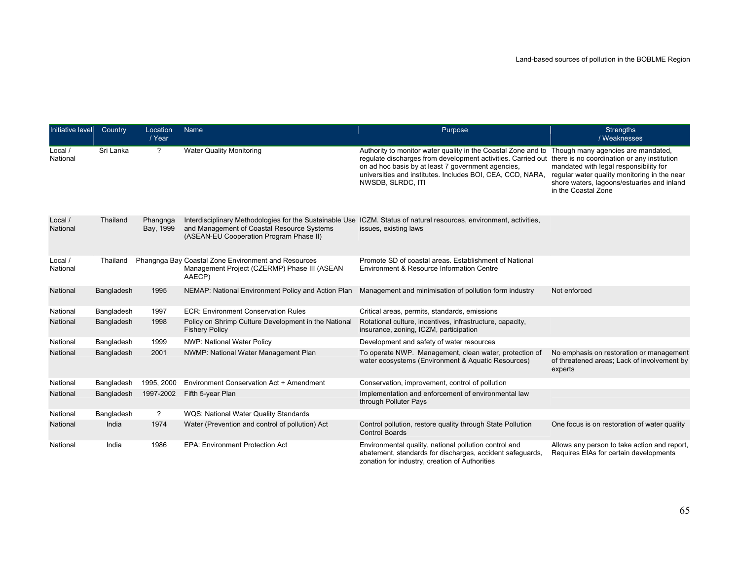| Initiative level | Country | Location / Year | Name | Purpose | Strengths / Weaknesses |
|---|---|---|---|---|---|
| Local / National | Sri Lanka | ? | Water Quality Monitoring | Authority to monitor water quality in the Coastal Zone and to regulate discharges from development activities. Carried out on ad hoc basis by at least 7 government agencies, universities and institutes. Includes BOI, CEA, CCD, NARA, NWSDB, SLRDC, ITI | Though many agencies are mandated, there is no coordination or any institution mandated with legal responsibility for regular water quality monitoring in the near shore waters, lagoons/estuaries and inland in the Coastal Zone |
| Local / National | Thailand | Phangnga Bay, 1999 | Interdisciplinary Methodologies for the Sustainable Use and Management of Coastal Resource Systems (ASEAN-EU Cooperation Program Phase II) | ICZM. Status of natural resources, environment, activities, issues, existing laws | |
| Local / National | Thailand | Phangnga Bay | Coastal Zone Environment and Resources Management Project (CZERMP) Phase III (ASEAN AAECP) | Promote SD of coastal areas. Establishment of National Environment & Resource Information Centre | |
| National | Bangladesh | 1995 | NEMAP: National Environment Policy and Action Plan | Management and minimisation of pollution form industry | Not enforced |
| National | Bangladesh | 1997 | ECR: Environment Conservation Rules | Critical areas, permits, standards, emissions | |
| National | Bangladesh | 1998 | Policy on Shrimp Culture Development in the National Fishery Policy | Rotational culture, incentives, infrastructure, capacity, insurance, zoning, ICZM, participation | |
| National | Bangladesh | 1999 | NWP: National Water Policy | Development and safety of water resources | |
| National | Bangladesh | 2001 | NWMP: National Water Management Plan | To operate NWP. Management, clean water, protection of water ecosystems (Environment & Aquatic Resources) | No emphasis on restoration or management of threatened areas; Lack of involvement by experts |
| National | Bangladesh | 1995, 2000 | Environment Conservation Act + Amendment | Conservation, improvement, control of pollution | |
| National | Bangladesh | 1997-2002 | Fifth 5-year Plan | Implementation and enforcement of environmental law through Polluter Pays | |
| National | Bangladesh | ? | WQS: National Water Quality Standards | | |
| National | India | 1974 | Water (Prevention and control of pollution) Act | Control pollution, restore quality through State Pollution Control Boards | One focus is on restoration of water quality |
| National | India | 1986 | EPA: Environment Protection Act | Environmental quality, national pollution control and abatement, standards for discharges, accident safeguards, zonation for industry, creation of Authorities | Allows any person to take action and report, Requires EIAs for certain developments |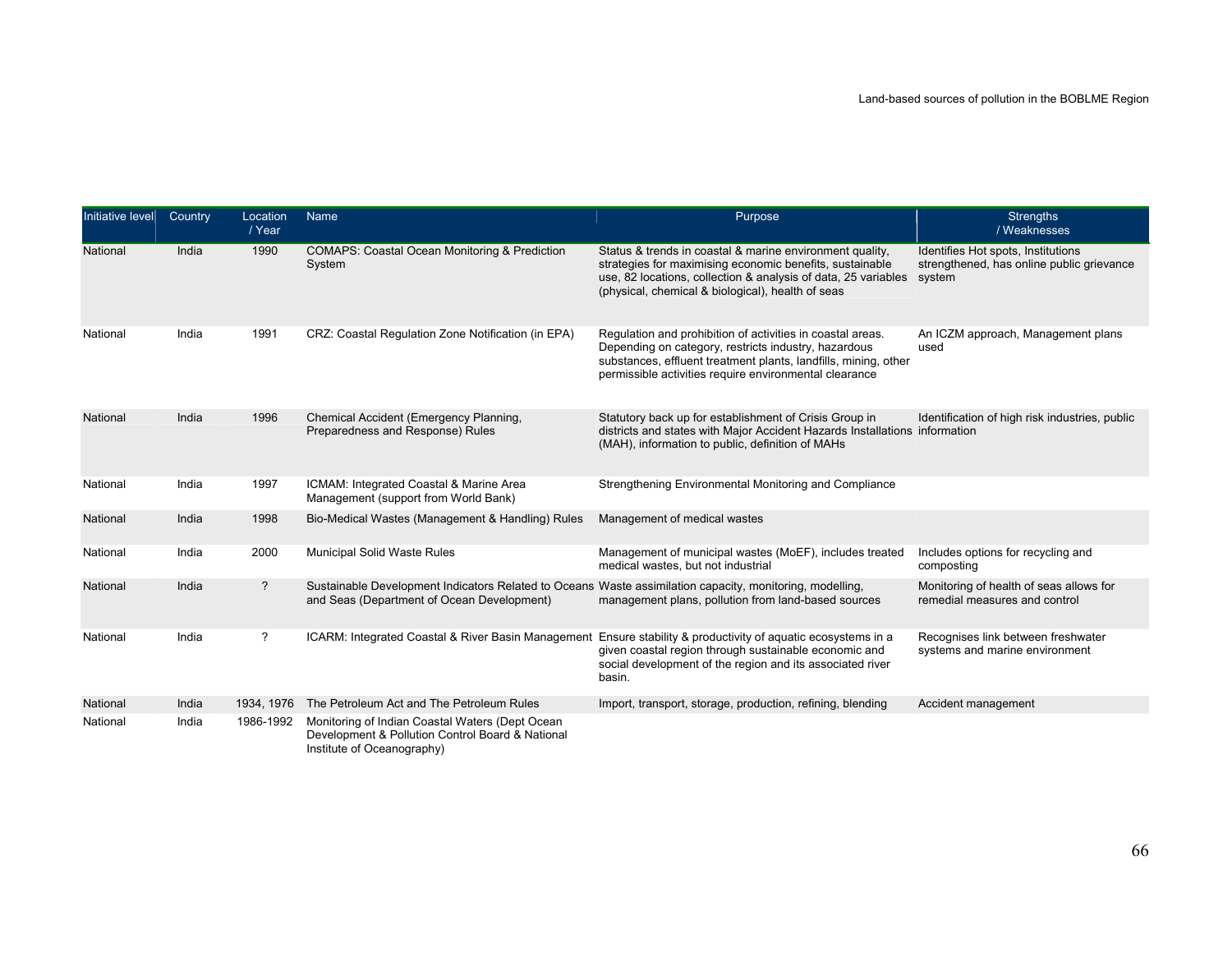| Initiative level | Country | Location / Year | Name | Purpose | Strengths / Weaknesses |
|---|---|---|---|---|---|
| National | India | 1990 | COMAPS: Coastal Ocean Monitoring & Prediction System | Status & trends in coastal & marine environment quality, strategies for maximising economic benefits, sustainable use, 82 locations, collection & analysis of data, 25 variables (physical, chemical & biological), health of seas | Identifies Hot spots, Institutions strengthened, has online public grievance system |
| National | India | 1991 | CRZ: Coastal Regulation Zone Notification (in EPA) | Regulation and prohibition of activities in coastal areas. Depending on category, restricts industry, hazardous substances, effluent treatment plants, landfills, mining, other permissible activities require environmental clearance | An ICZM approach, Management plans used |
| National | India | 1996 | Chemical Accident (Emergency Planning, Preparedness and Response) Rules | Statutory back up for establishment of Crisis Group in districts and states with Major Accident Hazards Installations (MAH), information to public, definition of MAHs | Identification of high risk industries, public information |
| National | India | 1997 | ICMAM: Integrated Coastal & Marine Area Management (support from World Bank) | Strengthening Environmental Monitoring and Compliance | |
| National | India | 1998 | Bio-Medical Wastes (Management & Handling) Rules | Management of medical wastes | |
| National | India | 2000 | Municipal Solid Waste Rules | Management of municipal wastes (MoEF), includes treated medical wastes, but not industrial | Includes options for recycling and composting |
| National | India | ? | Sustainable Development Indicators Related to Oceans and Seas (Department of Ocean Development) | Waste assimilation capacity, monitoring, modelling, management plans, pollution from land-based sources | Monitoring of health of seas allows for remedial measures and control |
| National | India | ? | ICARM: Integrated Coastal & River Basin Management | Ensure stability & productivity of aquatic ecosystems in a given coastal region through sustainable economic and social development of the region and its associated river basin. | Recognises link between freshwater systems and marine environment |
| National | India | 1934, 1976 | The Petroleum Act and The Petroleum Rules | Import, transport, storage, production, refining, blending | Accident management |
| National | India | 1986-1992 | Monitoring of Indian Coastal Waters (Dept Ocean Development & Pollution Control Board & National Institute of Oceanography) | | |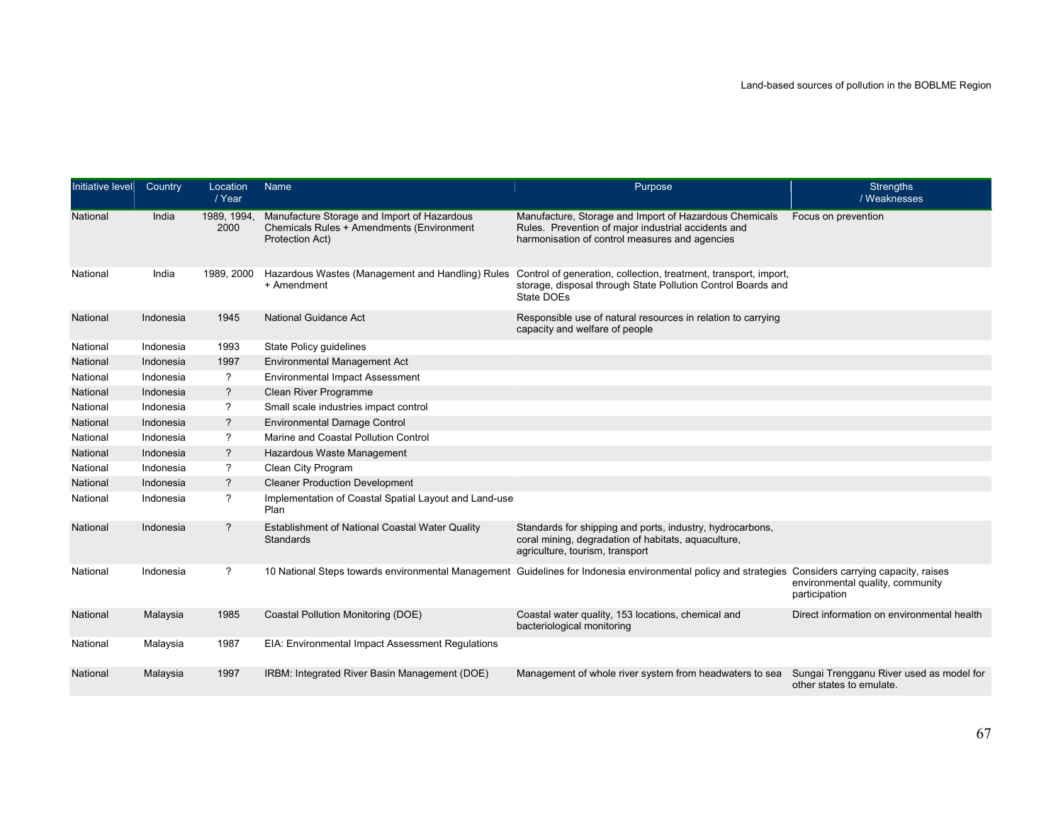| Initiative level | Country | Location / Year | Name | Purpose | Strengths / Weaknesses |
|---|---|---|---|---|---|
| National | India | 1989, 1994, 2000 | Manufacture Storage and Import of Hazardous Chemicals Rules + Amendments (Environment Protection Act) | Manufacture, Storage and Import of Hazardous Chemicals Rules. Prevention of major industrial accidents and harmonisation of control measures and agencies | Focus on prevention |
| National | India | 1989, 2000 | Hazardous Wastes (Management and Handling) Rules + Amendment | Control of generation, collection, treatment, transport, import, storage, disposal through State Pollution Control Boards and State DOEs | |
| National | Indonesia | 1945 | National Guidance Act | Responsible use of natural resources in relation to carrying capacity and welfare of people | |
| National | Indonesia | 1993 | State Policy guidelines | | |
| National | Indonesia | 1997 | Environmental Management Act | | |
| National | Indonesia | ? | Environmental Impact Assessment | | |
| National | Indonesia | ? | Clean River Programme | | |
| National | Indonesia | ? | Small scale industries impact control | | |
| National | Indonesia | ? | Environmental Damage Control | | |
| National | Indonesia | ? | Marine and Coastal Pollution Control | | |
| National | Indonesia | ? | Hazardous Waste Management | | |
| National | Indonesia | ? | Clean City Program | | |
| National | Indonesia | ? | Cleaner Production Development | | |
| National | Indonesia | ? | Implementation of Coastal Spatial Layout and Land-use Plan | | |
| National | Indonesia | ? | Establishment of National Coastal Water Quality Standards | Standards for shipping and ports, industry, hydrocarbons, coral mining, degradation of habitats, aquaculture, agriculture, tourism, transport | |
| National | Indonesia | ? | 10 National Steps towards environmental Management | Guidelines for Indonesia environmental policy and strategies | Considers carrying capacity, raises environmental quality, community participation |
| National | Malaysia | 1985 | Coastal Pollution Monitoring (DOE) | Coastal water quality, 153 locations, chemical and bacteriological monitoring | Direct information on environmental health |
| National | Malaysia | 1987 | EIA: Environmental Impact Assessment Regulations | | |
| National | Malaysia | 1997 | IRBM: Integrated River Basin Management (DOE) | Management of whole river system from headwaters to sea | Sungai Trengganu River used as model for other states to emulate. |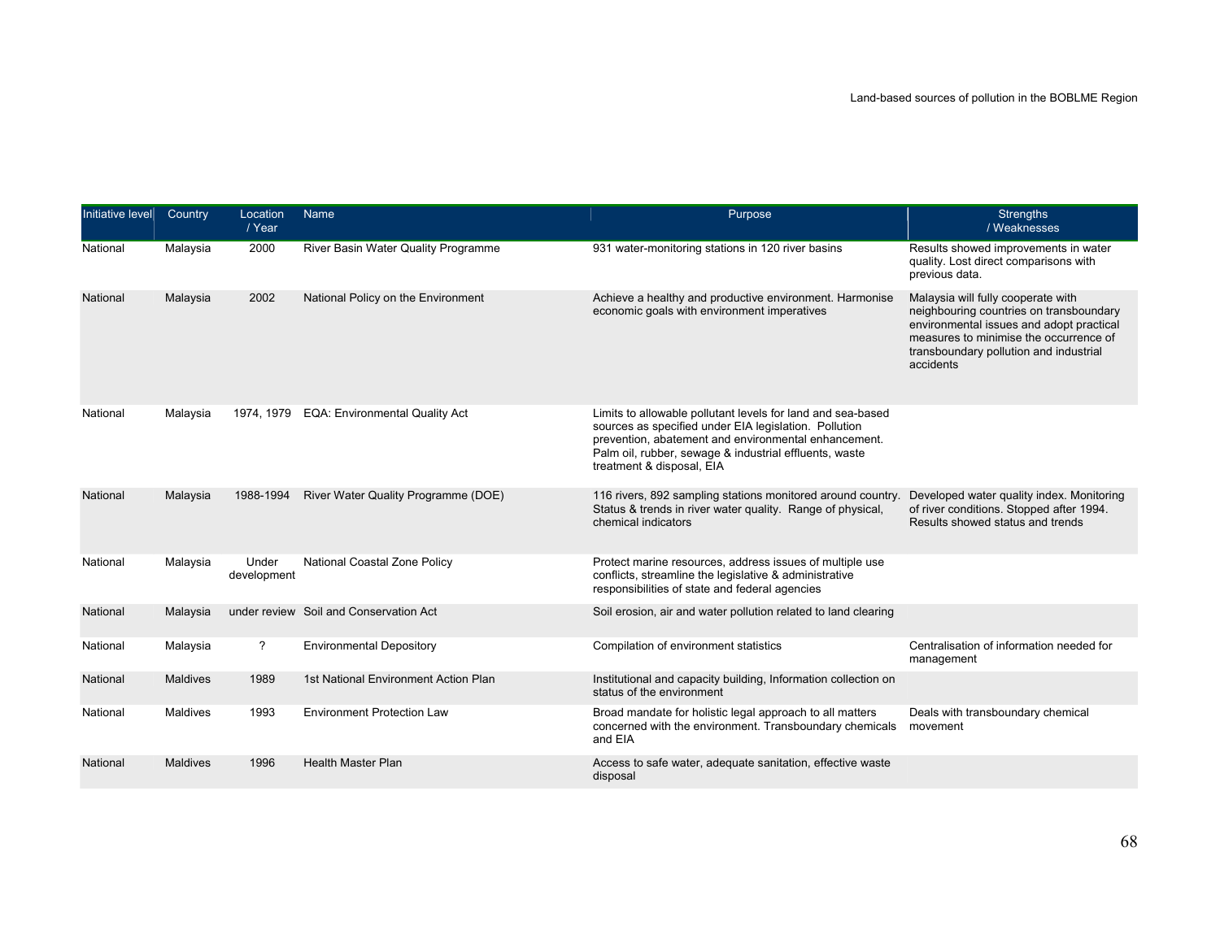| Initiative level | Country | Location / Year | Name | Purpose | Strengths / Weaknesses |
|---|---|---|---|---|---|
| National | Malaysia | 2000 | River Basin Water Quality Programme | 931 water-monitoring stations in 120 river basins | Results showed improvements in water quality. Lost direct comparisons with previous data. |
| National | Malaysia | 2002 | National Policy on the Environment | Achieve a healthy and productive environment. Harmonise economic goals with environment imperatives | Malaysia will fully cooperate with neighbouring countries on transboundary environmental issues and adopt practical measures to minimise the occurrence of transboundary pollution and industrial accidents |
| National | Malaysia | 1974, 1979 | EQA: Environmental Quality Act | Limits to allowable pollutant levels for land and sea-based sources as specified under EIA legislation. Pollution prevention, abatement and environmental enhancement. Palm oil, rubber, sewage & industrial effluents, waste treatment & disposal, EIA | |
| National | Malaysia | 1988-1994 | River Water Quality Programme (DOE) | 116 rivers, 892 sampling stations monitored around country. Status & trends in river water quality. Range of physical, chemical indicators | Developed water quality index. Monitoring of river conditions. Stopped after 1994. Results showed status and trends |
| National | Malaysia | Under development | National Coastal Zone Policy | Protect marine resources, address issues of multiple use conflicts, streamline the legislative & administrative responsibilities of state and federal agencies | |
| National | Malaysia | under review | Soil and Conservation Act | Soil erosion, air and water pollution related to land clearing | |
| National | Malaysia | ? | Environmental Depository | Compilation of environment statistics | Centralisation of information needed for management |
| National | Maldives | 1989 | 1st National Environment Action Plan | Institutional and capacity building, Information collection on status of the environment | |
| National | Maldives | 1993 | Environment Protection Law | Broad mandate for holistic legal approach to all matters concerned with the environment. Transboundary chemicals and EIA | Deals with transboundary chemical movement |
| National | Maldives | 1996 | Health Master Plan | Access to safe water, adequate sanitation, effective waste disposal | |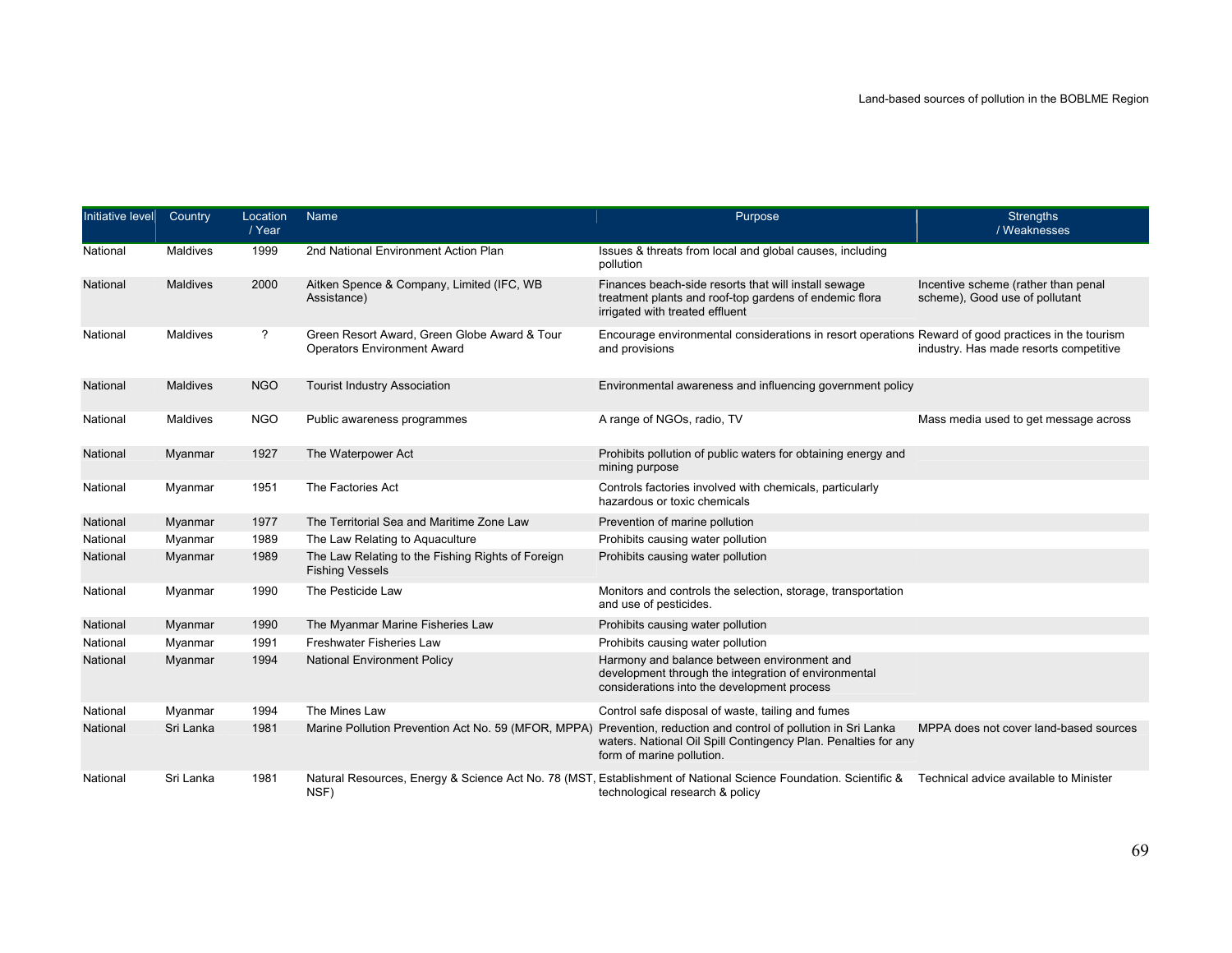| Initiative level | Country | Location / Year | Name | Purpose | Strengths / Weaknesses |
|---|---|---|---|---|---|
| National | Maldives | 1999 | 2nd National Environment Action Plan | Issues & threats from local and global causes, including pollution | |
| National | Maldives | 2000 | Aitken Spence & Company, Limited (IFC, WB Assistance) | Finances beach-side resorts that will install sewage treatment plants and roof-top gardens of endemic flora irrigated with treated effluent | Incentive scheme (rather than penal scheme), Good use of pollutant |
| National | Maldives | ? | Green Resort Award, Green Globe Award & Tour Operators Environment Award | Encourage environmental considerations in resort operations and provisions | Reward of good practices in the tourism industry. Has made resorts competitive |
| National | Maldives | NGO | Tourist Industry Association | Environmental awareness and influencing government policy | |
| National | Maldives | NGO | Public awareness programmes | A range of NGOs, radio, TV | Mass media used to get message across |
| National | Myanmar | 1927 | The Waterpower Act | Prohibits pollution of public waters for obtaining energy and mining purpose | |
| National | Myanmar | 1951 | The Factories Act | Controls factories involved with chemicals, particularly hazardous or toxic chemicals | |
| National | Myanmar | 1977 | The Territorial Sea and Maritime Zone Law | Prevention of marine pollution | |
| National | Myanmar | 1989 | The Law Relating to Aquaculture | Prohibits causing water pollution | |
| National | Myanmar | 1989 | The Law Relating to the Fishing Rights of Foreign Fishing Vessels | Prohibits causing water pollution | |
| National | Myanmar | 1990 | The Pesticide Law | Monitors and controls the selection, storage, transportation and use of pesticides. | |
| National | Myanmar | 1990 | The Myanmar Marine Fisheries Law | Prohibits causing water pollution | |
| National | Myanmar | 1991 | Freshwater Fisheries Law | Prohibits causing water pollution | |
| National | Myanmar | 1994 | National Environment Policy | Harmony and balance between environment and development through the integration of environmental considerations into the development process | |
| National | Myanmar | 1994 | The Mines Law | Control safe disposal of waste, tailing and fumes | |
| National | Sri Lanka | 1981 | Marine Pollution Prevention Act No. 59 (MFOR, MPPA) | Prevention, reduction and control of pollution in Sri Lanka waters. National Oil Spill Contingency Plan. Penalties for any form of marine pollution. | MPPA does not cover land-based sources |
| National | Sri Lanka | 1981 | Natural Resources, Energy & Science Act No. 78 (MST, NSF) | Establishment of National Science Foundation. Scientific & technological research & policy | Technical advice available to Minister |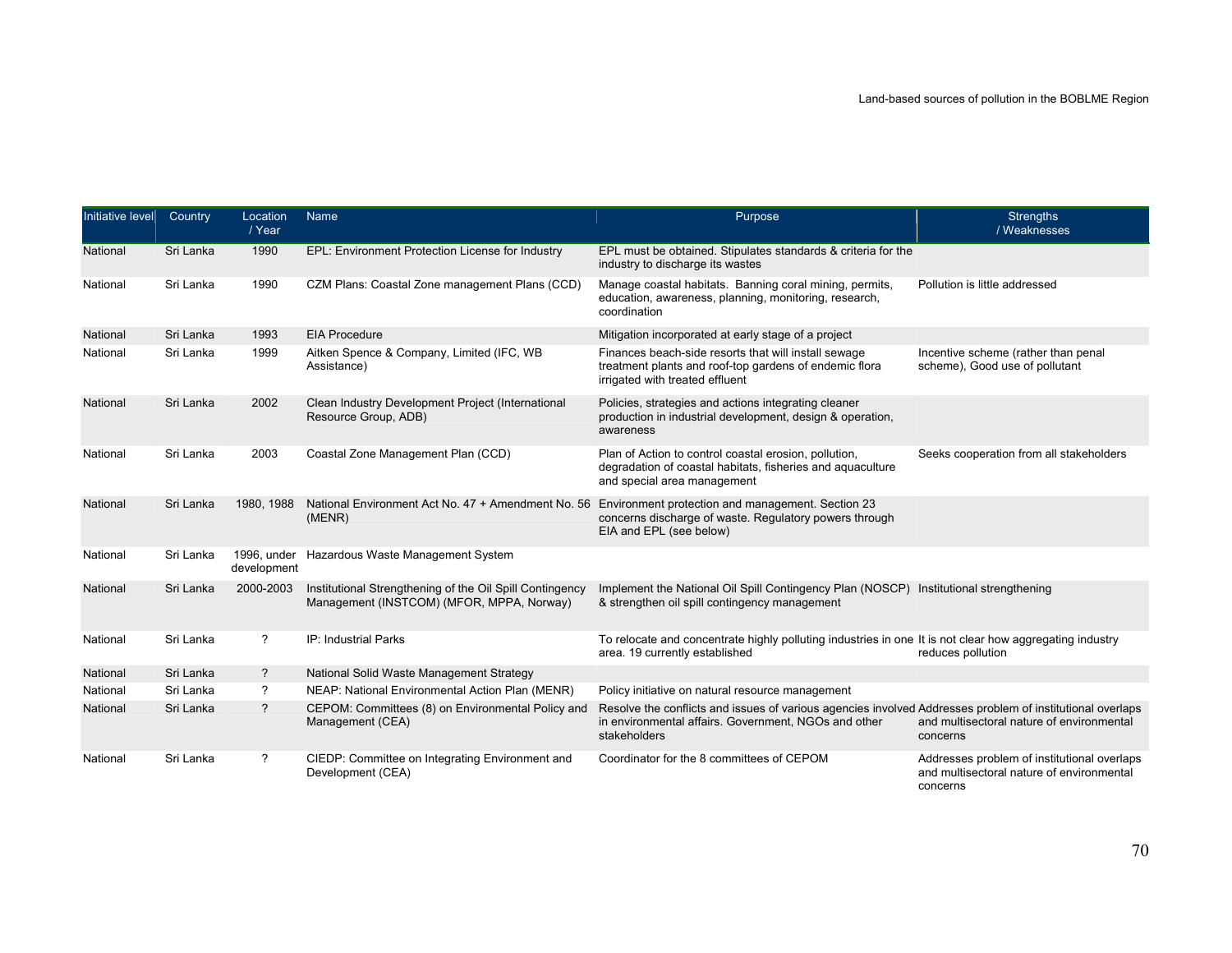| Initiative level | Country | Location / Year | Name | Purpose | Strengths / Weaknesses |
|---|---|---|---|---|---|
| National | Sri Lanka | 1990 | EPL: Environment Protection License for Industry | EPL must be obtained. Stipulates standards & criteria for the industry to discharge its wastes | |
| National | Sri Lanka | 1990 | CZM Plans: Coastal Zone management Plans (CCD) | Manage coastal habitats. Banning coral mining, permits, education, awareness, planning, monitoring, research, coordination | Pollution is little addressed |
| National | Sri Lanka | 1993 | EIA Procedure | Mitigation incorporated at early stage of a project | |
| National | Sri Lanka | 1999 | Aitken Spence & Company, Limited (IFC, WB Assistance) | Finances beach-side resorts that will install sewage treatment plants and roof-top gardens of endemic flora irrigated with treated effluent | Incentive scheme (rather than penal scheme), Good use of pollutant |
| National | Sri Lanka | 2002 | Clean Industry Development Project (International Resource Group, ADB) | Policies, strategies and actions integrating cleaner production in industrial development, design & operation, awareness | |
| National | Sri Lanka | 2003 | Coastal Zone Management Plan (CCD) | Plan of Action to control coastal erosion, pollution, degradation of coastal habitats, fisheries and aquaculture and special area management | Seeks cooperation from all stakeholders |
| National | Sri Lanka | 1980, 1988 | National Environment Act No. 47 + Amendment No. 56 (MENR) | Environment protection and management. Section 23 concerns discharge of waste. Regulatory powers through EIA and EPL (see below) | |
| National | Sri Lanka | 1996, under development | Hazardous Waste Management System | | |
| National | Sri Lanka | 2000-2003 | Institutional Strengthening of the Oil Spill Contingency Management (INSTCOM) (MFOR, MPPA, Norway) | Implement the National Oil Spill Contingency Plan (NOSCP) & strengthen oil spill contingency management | Institutional strengthening |
| National | Sri Lanka | ? | IP: Industrial Parks | To relocate and concentrate highly polluting industries in one area. 19 currently established | It is not clear how aggregating industry reduces pollution |
| National | Sri Lanka | ? | National Solid Waste Management Strategy | | |
| National | Sri Lanka | ? | NEAP: National Environmental Action Plan (MENR) | Policy initiative on natural resource management | |
| National | Sri Lanka | ? | CEPOM: Committees (8) on Environmental Policy and Management (CEA) | Resolve the conflicts and issues of various agencies involved in environmental affairs. Government, NGOs and other stakeholders | Addresses problem of institutional overlaps and multisectoral nature of environmental concerns |
| National | Sri Lanka | ? | CIEDP: Committee on Integrating Environment and Development (CEA) | Coordinator for the 8 committees of CEPOM | Addresses problem of institutional overlaps and multisectoral nature of environmental concerns |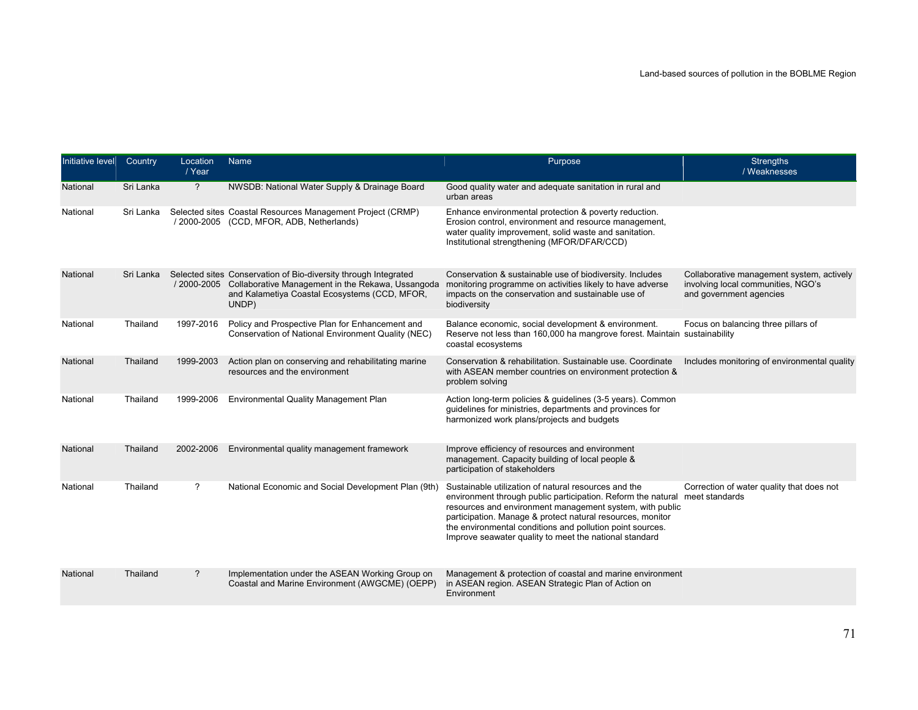| Initiative level | Country | Location / Year | Name | Purpose | Strengths / Weaknesses |
|---|---|---|---|---|---|
| National | Sri Lanka | ? | NWSDB: National Water Supply & Drainage Board | Good quality water and adequate sanitation in rural and urban areas | |
| National | Sri Lanka | Selected sites / 2000-2005 | Coastal Resources Management Project (CRMP) (CCD, MFOR, ADB, Netherlands) | Enhance environmental protection & poverty reduction. Erosion control, environment and resource management, water quality improvement, solid waste and sanitation. Institutional strengthening (MFOR/DFAR/CCD) | |
| National | Sri Lanka | Selected sites / 2000-2005 | Conservation of Bio-diversity through Integrated Collaborative Management in the Rekawa, Ussangoda and Kalametiya Coastal Ecosystems (CCD, MFOR, UNDP) | Conservation & sustainable use of biodiversity. Includes monitoring programme on activities likely to have adverse impacts on the conservation and sustainable use of biodiversity | Collaborative management system, actively involving local communities, NGO's and government agencies |
| National | Thailand | 1997-2016 | Policy and Prospective Plan for Enhancement and Conservation of National Environment Quality (NEC) | Balance economic, social development & environment. Reserve not less than 160,000 ha mangrove forest. Maintain coastal ecosystems | Focus on balancing three pillars of sustainability |
| National | Thailand | 1999-2003 | Action plan on conserving and rehabilitating marine resources and the environment | Conservation & rehabilitation. Sustainable use. Coordinate with ASEAN member countries on environment protection & problem solving | Includes monitoring of environmental quality |
| National | Thailand | 1999-2006 | Environmental Quality Management Plan | Action long-term policies & guidelines (3-5 years). Common guidelines for ministries, departments and provinces for harmonized work plans/projects and budgets | |
| National | Thailand | 2002-2006 | Environmental quality management framework | Improve efficiency of resources and environment management. Capacity building of local people & participation of stakeholders | |
| National | Thailand | ? | National Economic and Social Development Plan (9th) | Sustainable utilization of natural resources and the environment through public participation. Reform the natural resources and environment management system, with public participation. Manage & protect natural resources, monitor the environmental conditions and pollution point sources. Improve seawater quality to meet the national standard | Correction of water quality that does not meet standards |
| National | Thailand | ? | Implementation under the ASEAN Working Group on Coastal and Marine Environment (AWGCME) (OEPP) | Management & protection of coastal and marine environment in ASEAN region. ASEAN Strategic Plan of Action on Environment | |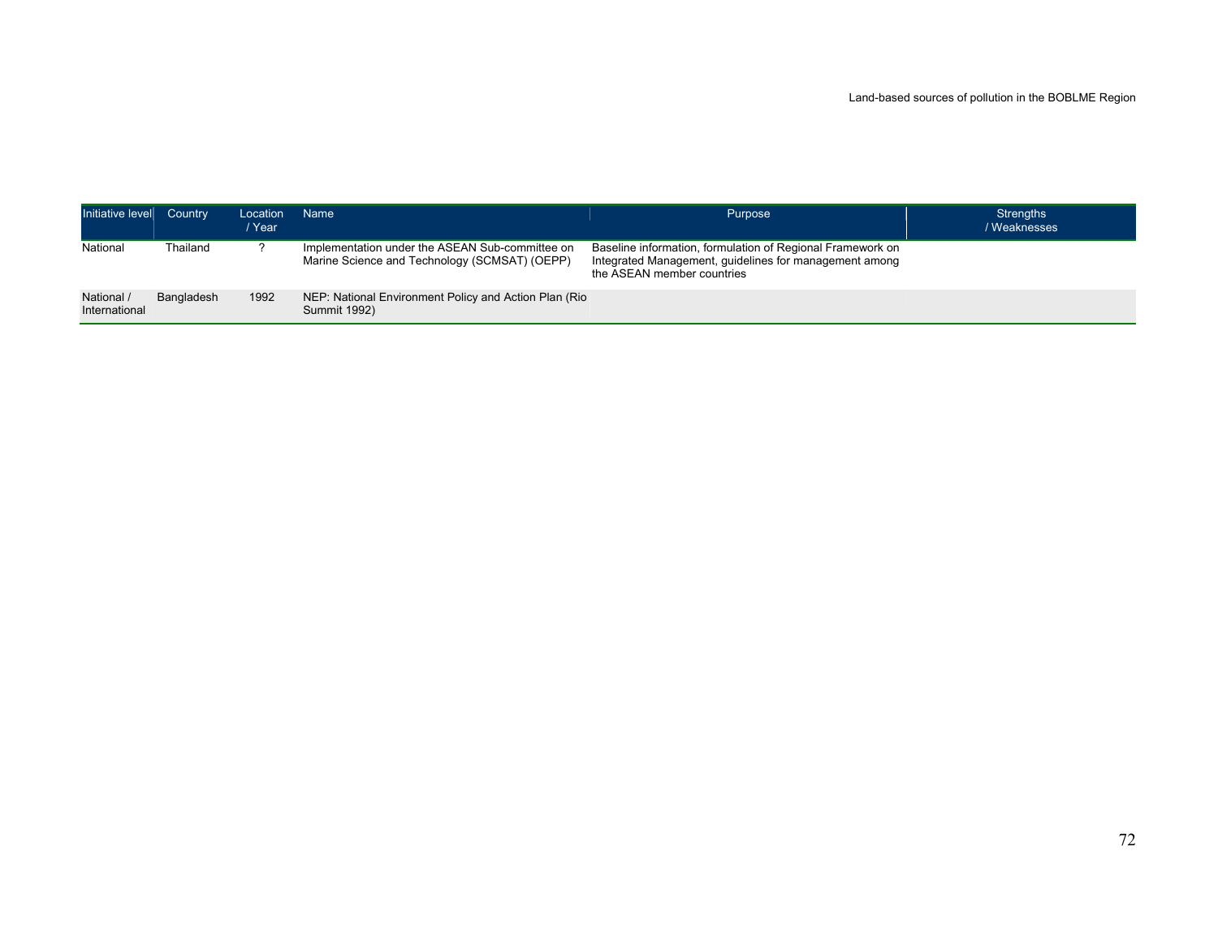| Initiative level | Country | Location / Year | Name | Purpose | Strengths / Weaknesses |
|---|---|---|---|---|---|
| National | Thailand | ? | Implementation under the ASEAN Sub-committee on Marine Science and Technology (SCMSAT) (OEPP) | Baseline information, formulation of Regional Framework on Integrated Management, guidelines for management among the ASEAN member countries | |
| National / International | Bangladesh | 1992 | NEP: National Environment Policy and Action Plan (Rio Summit 1992) | | |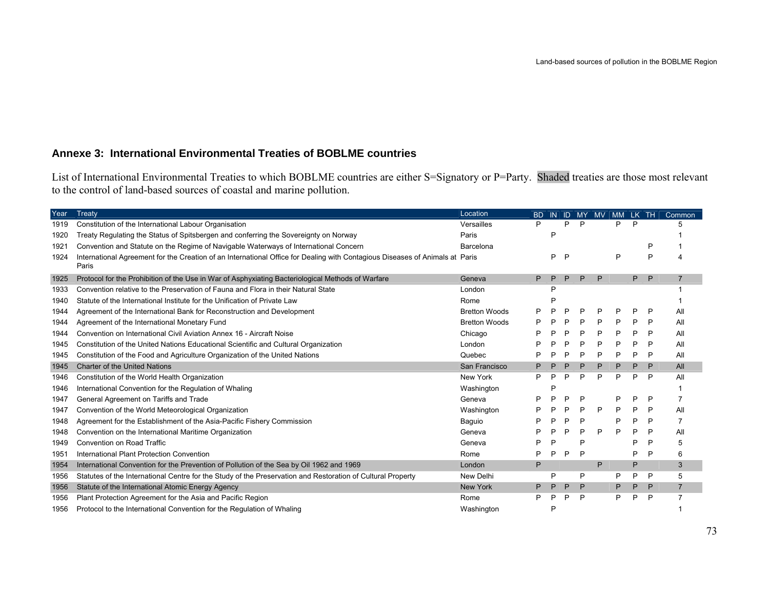## Annexe 3: International Environmental Treaties of BOBLME countries

List of International Environmental Treaties to which BOBLME countries are either S=Signatory or P=Party. Shaded treaties are those most relevant to the control of land-based sources of coastal and marine pollution.

| Year | Treaty | Location | BD | IN | ID | MY | MV | MM | LK | TH | Common |
|---|---|---|---|---|---|---|---|---|---|---|---|
| 1919 | Constitution of the International Labour Organisation | Versailles | P | | P | P | | P | P | | 5 |
| 1920 | Treaty Regulating the Status of Spitsbergen and conferring the Sovereignty on Norway | Paris | | P | | | | | | | 1 |
| 1921 | Convention and Statute on the Regime of Navigable Waterways of International Concern | Barcelona | | | | | | | | P | 1 |
| 1924 | International Agreement for the Creation of an International Office for Dealing with Contagious Diseases of Animals at Paris | Paris | | P | P | | | P | | P | 4 |
| 1925 | Protocol for the Prohibition of the Use in War of Asphyxiating Bacteriological Methods of Warfare | Geneva | P | P | P | P | P | | P | P | 7 |
| 1933 | Convention relative to the Preservation of Fauna and Flora in their Natural State | London | | P | | | | | | | 1 |
| 1940 | Statute of the International Institute for the Unification of Private Law | Rome | | P | | | | | | | 1 |
| 1944 | Agreement of the International Bank for Reconstruction and Development | Bretton Woods | P | P | P | P | P | P | P | P | All |
| 1944 | Agreement of the International Monetary Fund | Bretton Woods | P | P | P | P | P | P | P | P | All |
| 1944 | Convention on International Civil Aviation Annex 16 - Aircraft Noise | Chicago | P | P | P | P | P | P | P | P | All |
| 1945 | Constitution of the United Nations Educational Scientific and Cultural Organization | London | P | P | P | P | P | P | P | P | All |
| 1945 | Constitution of the Food and Agriculture Organization of the United Nations | Quebec | P | P | P | P | P | P | P | P | All |
| 1945 | Charter of the United Nations | San Francisco | P | P | P | P | P | P | P | P | All |
| 1946 | Constitution of the World Health Organization | New York | P | P | P | P | P | P | P | P | All |
| 1946 | International Convention for the Regulation of Whaling | Washington | | P | | | | | | | 1 |
| 1947 | General Agreement on Tariffs and Trade | Geneva | P | P | P | P | | P | P | P | 7 |
| 1947 | Convention of the World Meteorological Organization | Washington | P | P | P | P | P | P | P | P | All |
| 1948 | Agreement for the Establishment of the Asia-Pacific Fishery Commission | Baguio | P | P | P | P | | P | P | P | 7 |
| 1948 | Convention on the International Maritime Organization | Geneva | P | P | P | P | P | P | P | P | All |
| 1949 | Convention on Road Traffic | Geneva | P | P | | P | | | P | P | 5 |
| 1951 | International Plant Protection Convention | Rome | P | P | P | P | | | P | P | 6 |
| 1954 | International Convention for the Prevention of Pollution of the Sea by Oil 1962 and 1969 | London | P | | | | P | | P | | 3 |
| 1956 | Statutes of the International Centre for the Study of the Preservation and Restoration of Cultural Property | New Delhi | | P | | P | | P | P | P | 5 |
| 1956 | Statute of the International Atomic Energy Agency | New York | P | P | P | P | | P | P | P | 7 |
| 1956 | Plant Protection Agreement for the Asia and Pacific Region | Rome | P | P | P | P | | P | P | P | 7 |
| 1956 | Protocol to the International Convention for the Regulation of Whaling | Washington | | P | | | | | | | 1 |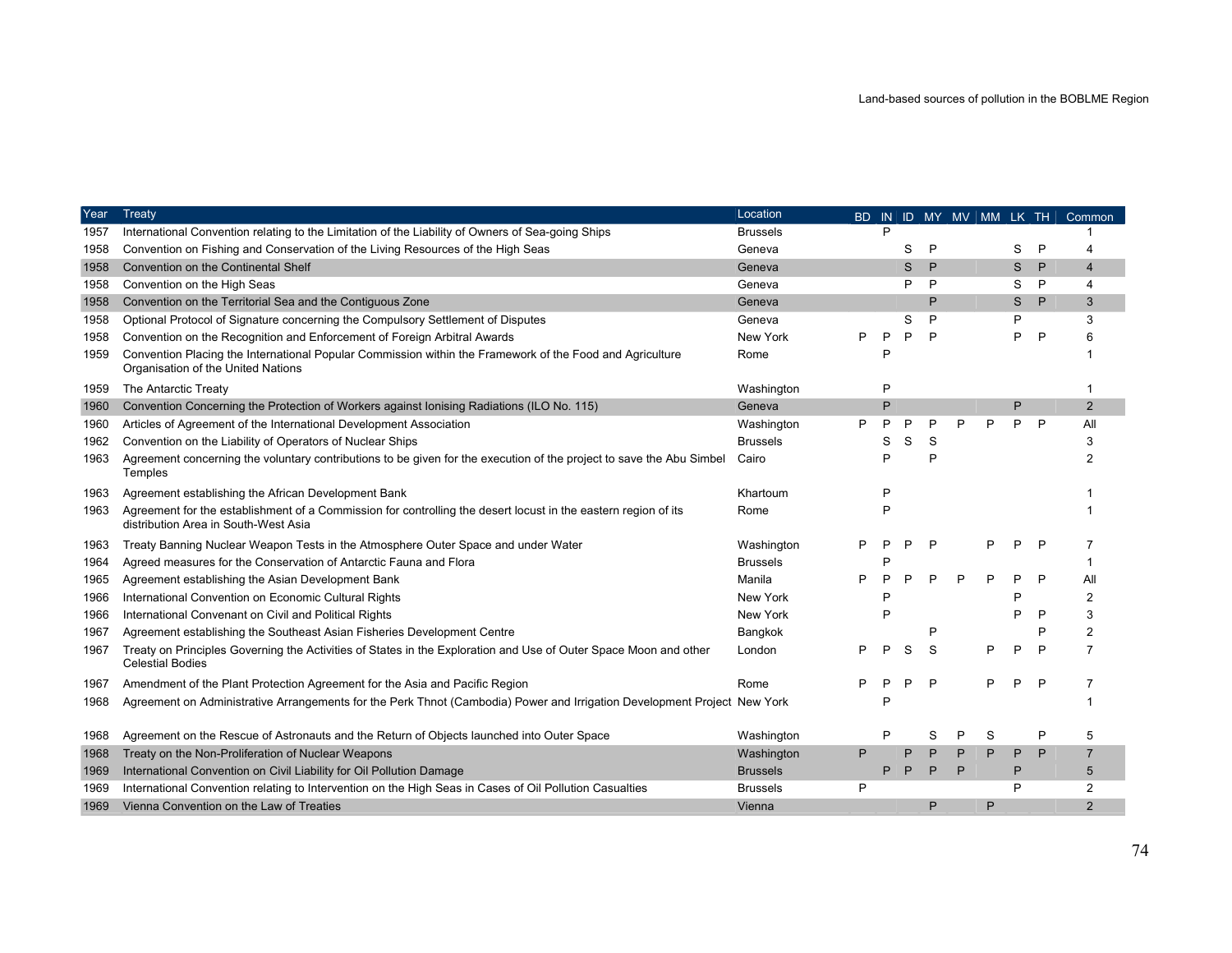| Year | Treaty | Location | BD | IN | ID | MY | MV | MM | LK | TH | Common |
|---|---|---|---|---|---|---|---|---|---|---|---|
| 1957 | International Convention relating to the Limitation of the Liability of Owners of Sea-going Ships | Brussels | | P | | | | | | | 1 |
| 1958 | Convention on Fishing and Conservation of the Living Resources of the High Seas | Geneva | | | S | P | | | S | P | 4 |
| 1958 | Convention on the Continental Shelf | Geneva | | | S | P | | | S | P | 4 |
| 1958 | Convention on the High Seas | Geneva | | | P | P | | | S | P | 4 |
| 1958 | Convention on the Territorial Sea and the Contiguous Zone | Geneva | | | | P | | | S | P | 3 |
| 1958 | Optional Protocol of Signature concerning the Compulsory Settlement of Disputes | Geneva | | | S | P | | | P | | 3 |
| 1958 | Convention on the Recognition and Enforcement of Foreign Arbitral Awards | New York | P | P | P | P | | | P | P | 6 |
| 1959 | Convention Placing the International Popular Commission within the Framework of the Food and Agriculture Organisation of the United Nations | Rome | | P | | | | | | | 1 |
| 1959 | The Antarctic Treaty | Washington | | P | | | | | | | 1 |
| 1960 | Convention Concerning the Protection of Workers against Ionising Radiations (ILO No. 115) | Geneva | | P | | | | | P | | 2 |
| 1960 | Articles of Agreement of the International Development Association | Washington | P | P | P | P | P | P | P | P | All |
| 1962 | Convention on the Liability of Operators of Nuclear Ships | Brussels | | S | S | S | | | | | 3 |
| 1963 | Agreement concerning the voluntary contributions to be given for the execution of the project to save the Abu Simbel Temples | Cairo | | P | | P | | | | | 2 |
| 1963 | Agreement establishing the African Development Bank | Khartoum | | P | | | | | | | 1 |
| 1963 | Agreement for the establishment of a Commission for controlling the desert locust in the eastern region of its distribution Area in South-West Asia | Rome | | P | | | | | | | 1 |
| 1963 | Treaty Banning Nuclear Weapon Tests in the Atmosphere Outer Space and under Water | Washington | P | P | P | P | | P | P | P | 7 |
| 1964 | Agreed measures for the Conservation of Antarctic Fauna and Flora | Brussels | | P | | | | | | | 1 |
| 1965 | Agreement establishing the Asian Development Bank | Manila | P | P | P | P | P | P | P | P | All |
| 1966 | International Convention on Economic Cultural Rights | New York | | P | | | | | P | | 2 |
| 1966 | International Convenant on Civil and Political Rights | New York | | P | | | | | P | P | 3 |
| 1967 | Agreement establishing the Southeast Asian Fisheries Development Centre | Bangkok | | | | P | | | | P | 2 |
| 1967 | Treaty on Principles Governing the Activities of States in the Exploration and Use of Outer Space Moon and other Celestial Bodies | London | P | P | S | S | | P | P | P | 7 |
| 1967 | Amendment of the Plant Protection Agreement for the Asia and Pacific Region | Rome | P | P | P | P | | P | P | P | 7 |
| 1968 | Agreement on Administrative Arrangements for the Perk Thnot (Cambodia) Power and Irrigation Development Project | New York | | P | | | | | | | 1 |
| 1968 | Agreement on the Rescue of Astronauts and the Return of Objects launched into Outer Space | Washington | | P | | S | P | S | | P | 5 |
| 1968 | Treaty on the Non-Proliferation of Nuclear Weapons | Washington | P | | P | P | P | P | P | P | 7 |
| 1969 | International Convention on Civil Liability for Oil Pollution Damage | Brussels | | P | P | P | P | | P | | 5 |
| 1969 | International Convention relating to Intervention on the High Seas in Cases of Oil Pollution Casualties | Brussels | P | | | | | | P | | 2 |
| 1969 | Vienna Convention on the Law of Treaties | Vienna | | | | P | | P | | | 2 |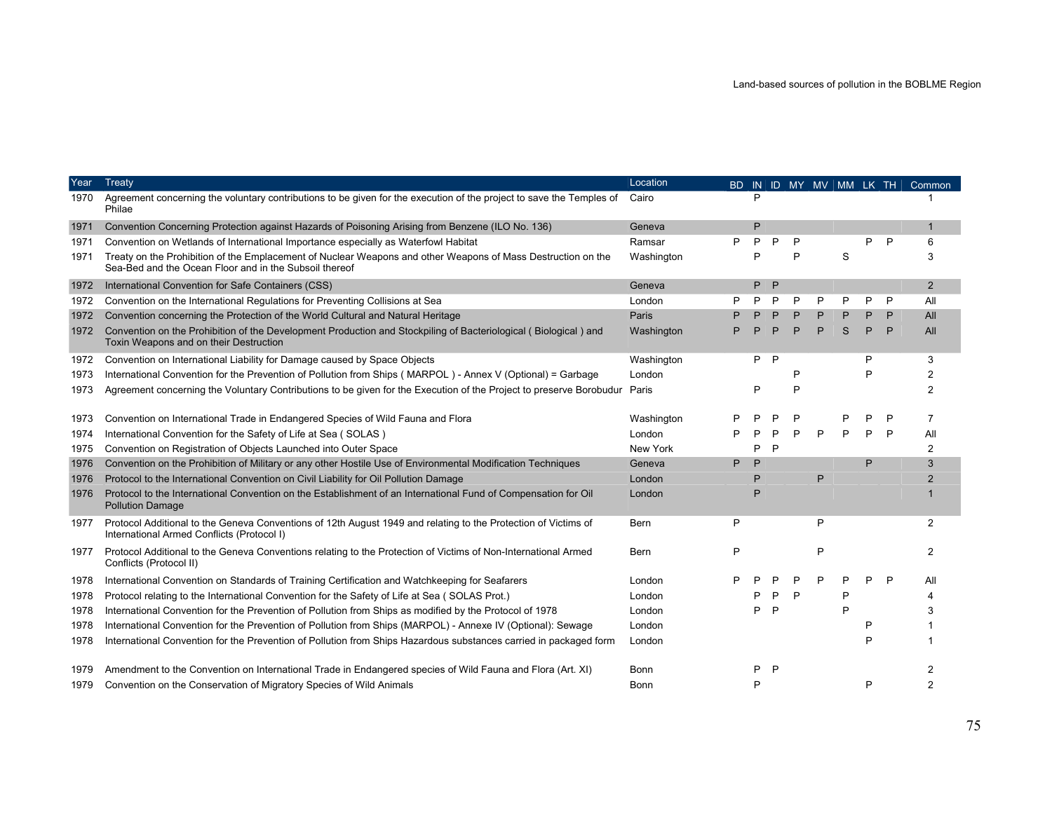| Year | Treaty | Location | BD | IN | ID | MY | MV | MM | LK | TH | Common |
|---|---|---|---|---|---|---|---|---|---|---|---|
| 1970 | Agreement concerning the voluntary contributions to be given for the execution of the project to save the Temples of Philae | Cairo | | P | | | | | | | 1 |
| 1971 | Convention Concerning Protection against Hazards of Poisoning Arising from Benzene (ILO No. 136) | Geneva | | P | | | | | | | 1 |
| 1971 | Convention on Wetlands of International Importance especially as Waterfowl Habitat | Ramsar | P | P | P | P | | | P | P | 6 |
| 1971 | Treaty on the Prohibition of the Emplacement of Nuclear Weapons and other Weapons of Mass Destruction on the Sea-Bed and the Ocean Floor and in the Subsoil thereof | Washington | | P | | P | | S | | | 3 |
| 1972 | International Convention for Safe Containers (CSS) | Geneva | | P | P | | | | | | 2 |
| 1972 | Convention on the International Regulations for Preventing Collisions at Sea | London | P | P | P | P | P | P | P | P | All |
| 1972 | Convention concerning the Protection of the World Cultural and Natural Heritage | Paris | P | P | P | P | P | P | P | P | All |
| 1972 | Convention on the Prohibition of the Development Production and Stockpiling of Bacteriological ( Biological ) and Toxin Weapons and on their Destruction | Washington | P | P | P | P | P | S | P | P | All |
| 1972 | Convention on International Liability for Damage caused by Space Objects | Washington | | P | P | | | | P | | 3 |
| 1973 | International Convention for the Prevention of Pollution from Ships ( MARPOL ) - Annex V (Optional) = Garbage | London | | | | P | | | P | | 2 |
| 1973 | Agreement concerning the Voluntary Contributions to be given for the Execution of the Project to preserve Borobudur | Paris | | P | | P | | | | | 2 |
| 1973 | Convention on International Trade in Endangered Species of Wild Fauna and Flora | Washington | P | P | P | P | | P | P | P | 7 |
| 1974 | International Convention for the Safety of Life at Sea ( SOLAS ) | London | P | P | P | P | P | P | P | P | All |
| 1975 | Convention on Registration of Objects Launched into Outer Space | New York | | P | P | | | | | | 2 |
| 1976 | Convention on the Prohibition of Military or any other Hostile Use of Environmental Modification Techniques | Geneva | P | P | | | | | P | | 3 |
| 1976 | Protocol to the International Convention on Civil Liability for Oil Pollution Damage | London | | P | | | P | | | | 2 |
| 1976 | Protocol to the International Convention on the Establishment of an International Fund of Compensation for Oil Pollution Damage | London | | P | | | | | | | 1 |
| 1977 | Protocol Additional to the Geneva Conventions of 12th August 1949 and relating to the Protection of Victims of International Armed Conflicts (Protocol I) | Bern | P | | | | P | | | | 2 |
| 1977 | Protocol Additional to the Geneva Conventions relating to the Protection of Victims of Non-International Armed Conflicts (Protocol II) | Bern | P | | | | P | | | | 2 |
| 1978 | International Convention on Standards of Training Certification and Watchkeeping for Seafarers | London | P | P | P | P | P | P | P | P | All |
| 1978 | Protocol relating to the International Convention for the Safety of Life at Sea ( SOLAS Prot.) | London | | P | P | P | | P | | | 4 |
| 1978 | International Convention for the Prevention of Pollution from Ships as modified by the Protocol of 1978 | London | | P | P | | | P | | | 3 |
| 1978 | International Convention for the Prevention of Pollution from Ships (MARPOL) - Annexe IV (Optional): Sewage | London | | | | | | | P | | 1 |
| 1978 | International Convention for the Prevention of Pollution from Ships Hazardous substances carried in packaged form | London | | | | | | | P | | 1 |
| 1979 | Amendment to the Convention on International Trade in Endangered species of Wild Fauna and Flora (Art. XI) | Bonn | | P | P | | | | | | 2 |
| 1979 | Convention on the Conservation of Migratory Species of Wild Animals | Bonn | | P | | | | | P | | 2 |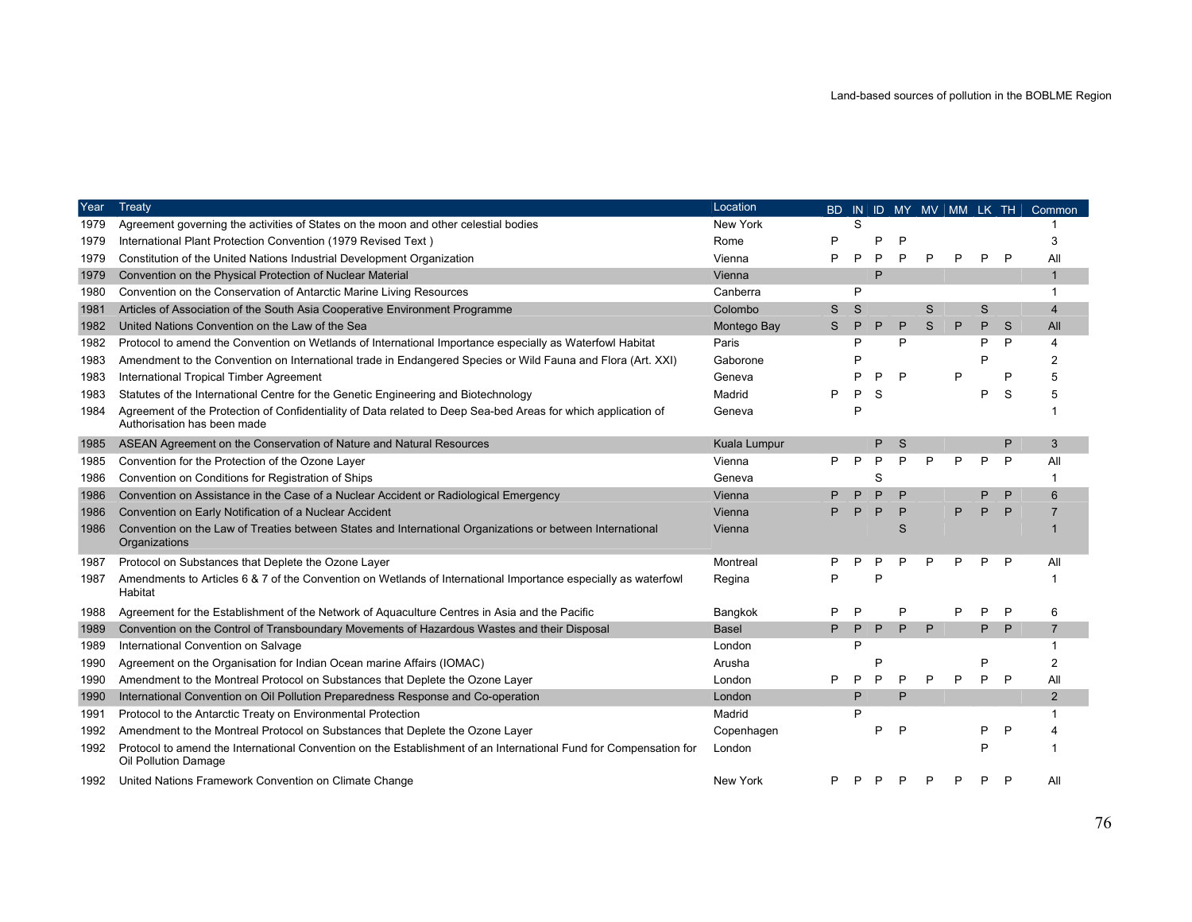| Year | Treaty | Location | BD | IN | ID | MY | MV | MM | LK | TH | Common |
|---|---|---|---|---|---|---|---|---|---|---|---|
| 1979 | Agreement governing the activities of States on the moon and other celestial bodies | New York | | S | | | | | | | 1 |
| 1979 | International Plant Protection Convention (1979 Revised Text ) | Rome | P | | P | P | | | | | 3 |
| 1979 | Constitution of the United Nations Industrial Development Organization | Vienna | P | P | P | P | P | P | P | P | All |
| 1979 | Convention on the Physical Protection of Nuclear Material | Vienna | | | P | | | | | | 1 |
| 1980 | Convention on the Conservation of Antarctic Marine Living Resources | Canberra | | P | | | | | | | 1 |
| 1981 | Articles of Association of the South Asia Cooperative Environment Programme | Colombo | S | S | | | S | | S | | 4 |
| 1982 | United Nations Convention on the Law of the Sea | Montego Bay | S | P | P | P | S | P | P | S | All |
| 1982 | Protocol to amend the Convention on Wetlands of International Importance especially as Waterfowl Habitat | Paris | | P | | P | | | P | P | 4 |
| 1983 | Amendment to the Convention on International trade in Endangered Species or Wild Fauna and Flora (Art. XXI) | Gaborone | | P | | | | | P | | 2 |
| 1983 | International Tropical Timber Agreement | Geneva | | P | P | P | | P | | P | 5 |
| 1983 | Statutes of the International Centre for the Genetic Engineering and Biotechnology | Madrid | P | P | S | | | | P | S | 5 |
| 1984 | Agreement of the Protection of Confidentiality of Data related to Deep Sea-bed Areas for which application of Authorisation has been made | Geneva | | P | | | | | | | 1 |
| 1985 | ASEAN Agreement on the Conservation of Nature and Natural Resources | Kuala Lumpur | | | P | S | | | | P | 3 |
| 1985 | Convention for the Protection of the Ozone Layer | Vienna | P | P | P | P | P | P | P | P | All |
| 1986 | Convention on Conditions for Registration of Ships | Geneva | | | S | | | | | | 1 |
| 1986 | Convention on Assistance in the Case of a Nuclear Accident or Radiological Emergency | Vienna | P | P | P | P | | | P | P | 6 |
| 1986 | Convention on Early Notification of a Nuclear Accident | Vienna | P | P | P | P | | P | P | P | 7 |
| 1986 | Convention on the Law of Treaties between States and International Organizations or between International Organizations | Vienna | | | | S | | | | | 1 |
| 1987 | Protocol on Substances that Deplete the Ozone Layer | Montreal | P | P | P | P | P | P | P | P | All |
| 1987 | Amendments to Articles 6 & 7 of the Convention on Wetlands of International Importance especially as waterfowl Habitat | Regina | P | | P | | | | | | 1 |
| 1988 | Agreement for the Establishment of the Network of Aquaculture Centres in Asia and the Pacific | Bangkok | P | P | | P | | P | P | P | 6 |
| 1989 | Convention on the Control of Transboundary Movements of Hazardous Wastes and their Disposal | Basel | P | P | P | P | P | | P | P | 7 |
| 1989 | International Convention on Salvage | London | | P | | | | | | | 1 |
| 1990 | Agreement on the Organisation for Indian Ocean marine Affairs (IOMAC) | Arusha | | | P | | | | P | | 2 |
| 1990 | Amendment to the Montreal Protocol on Substances that Deplete the Ozone Layer | London | P | P | P | P | P | P | P | P | All |
| 1990 | International Convention on Oil Pollution Preparedness Response and Co-operation | London | | P | | P | | | | | 2 |
| 1991 | Protocol to the Antarctic Treaty on Environmental Protection | Madrid | | P | | | | | | | 1 |
| 1992 | Amendment to the Montreal Protocol on Substances that Deplete the Ozone Layer | Copenhagen | | | P | P | | | P | P | 4 |
| 1992 | Protocol to amend the International Convention on the Establishment of an International Fund for Compensation for Oil Pollution Damage | London | | | | | | | P | | 1 |
| 1992 | United Nations Framework Convention on Climate Change | New York | P | P | P | P | P | P | P | P | All |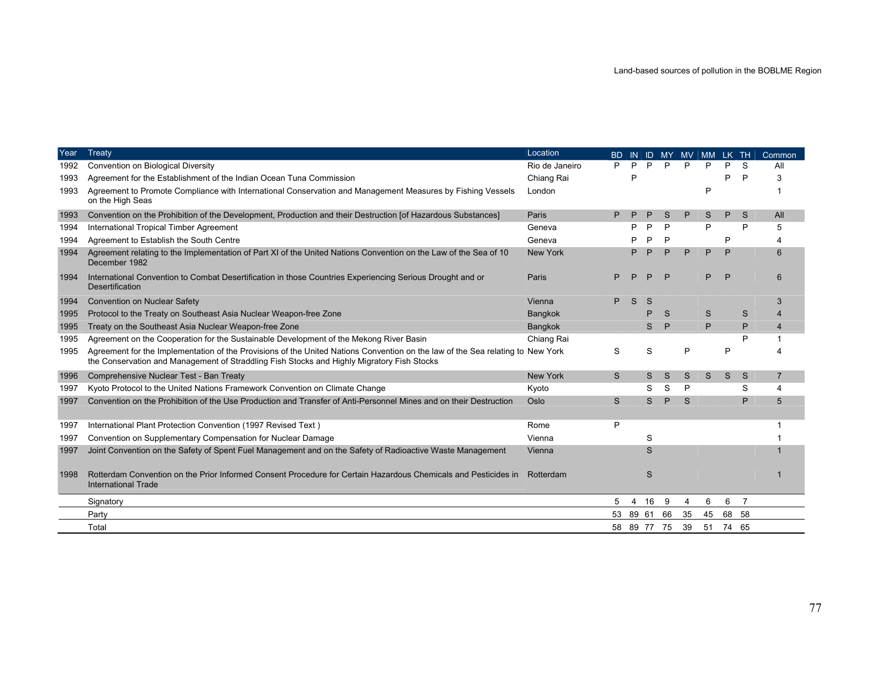| Year | Treaty | Location | BD | IN | ID | MY | MV | MM | LK | TH | Common |
|---|---|---|---|---|---|---|---|---|---|---|---|
| 1992 | Convention on Biological Diversity | Rio de Janeiro | P | P | P | P | P | P | P | S | All |
| 1993 | Agreement for the Establishment of the Indian Ocean Tuna Commission | Chiang Rai | | P | | | | | P | P | 3 |
| 1993 | Agreement to Promote Compliance with International Conservation and Management Measures by Fishing Vessels on the High Seas | London | | | | | | P | | | 1 |
| 1993 | Convention on the Prohibition of the Development, Production and their Destruction [of Hazardous Substances] | Paris | P | P | P | S | P | S | P | S | All |
| 1994 | International Tropical Timber Agreement | Geneva | | P | P | P | | P | | P | 5 |
| 1994 | Agreement to Establish the South Centre | Geneva | | P | P | P | | | P | | 4 |
| 1994 | Agreement relating to the Implementation of Part XI of the United Nations Convention on the Law of the Sea of 10 December 1982 | New York | | P | P | P | P | P | P | | 6 |
| 1994 | International Convention to Combat Desertification in those Countries Experiencing Serious Drought and or Desertification | Paris | P | P | P | P | | P | P | | 6 |
| 1994 | Convention on Nuclear Safety | Vienna | P | S | S | | | | | | 3 |
| 1995 | Protocol to the Treaty on Southeast Asia Nuclear Weapon-free Zone | Bangkok | | | P | S | | S | | S | 4 |
| 1995 | Treaty on the Southeast Asia Nuclear Weapon-free Zone | Bangkok | | | S | P | | P | | P | 4 |
| 1995 | Agreement on the Cooperation for the Sustainable Development of the Mekong River Basin | Chiang Rai | | | | | | | | P | 1 |
| 1995 | Agreement for the Implementation of the Provisions of the United Nations Convention on the law of the Sea relating to the Conservation and Management of Straddling Fish Stocks and Highly Migratory Fish Stocks | New York | S | | S | | P | | P | | 4 |
| 1996 | Comprehensive Nuclear Test - Ban Treaty | New York | S | | S | S | S | S | S | S | 7 |
| 1997 | Kyoto Protocol to the United Nations Framework Convention on Climate Change | Kyoto | | | S | S | P | | | S | 4 |
| 1997 | Convention on the Prohibition of the Use Production and Transfer of Anti-Personnel Mines and on their Destruction | Oslo | S | | S | P | S | | | P | 5 |
| 1997 | International Plant Protection Convention (1997 Revised Text ) | Rome | P | | | | | | | | 1 |
| 1997 | Convention on Supplementary Compensation for Nuclear Damage | Vienna | | | S | | | | | | 1 |
| 1997 | Joint Convention on the Safety of Spent Fuel Management and on the Safety of Radioactive Waste Management | Vienna | | | S | | | | | | 1 |
| 1998 | Rotterdam Convention on the Prior Informed Consent Procedure for Certain Hazardous Chemicals and Pesticides in International Trade | Rotterdam | | | S | | | | | | 1 |
| | Signatory | | 5 | 4 | 16 | 9 | 4 | 6 | 6 | 7 | |
| | Party | | 53 | 89 | 61 | 66 | 35 | 45 | 68 | 58 | |
| | Total | | 58 | 89 | 77 | 75 | 39 | 51 | 74 | 65 | |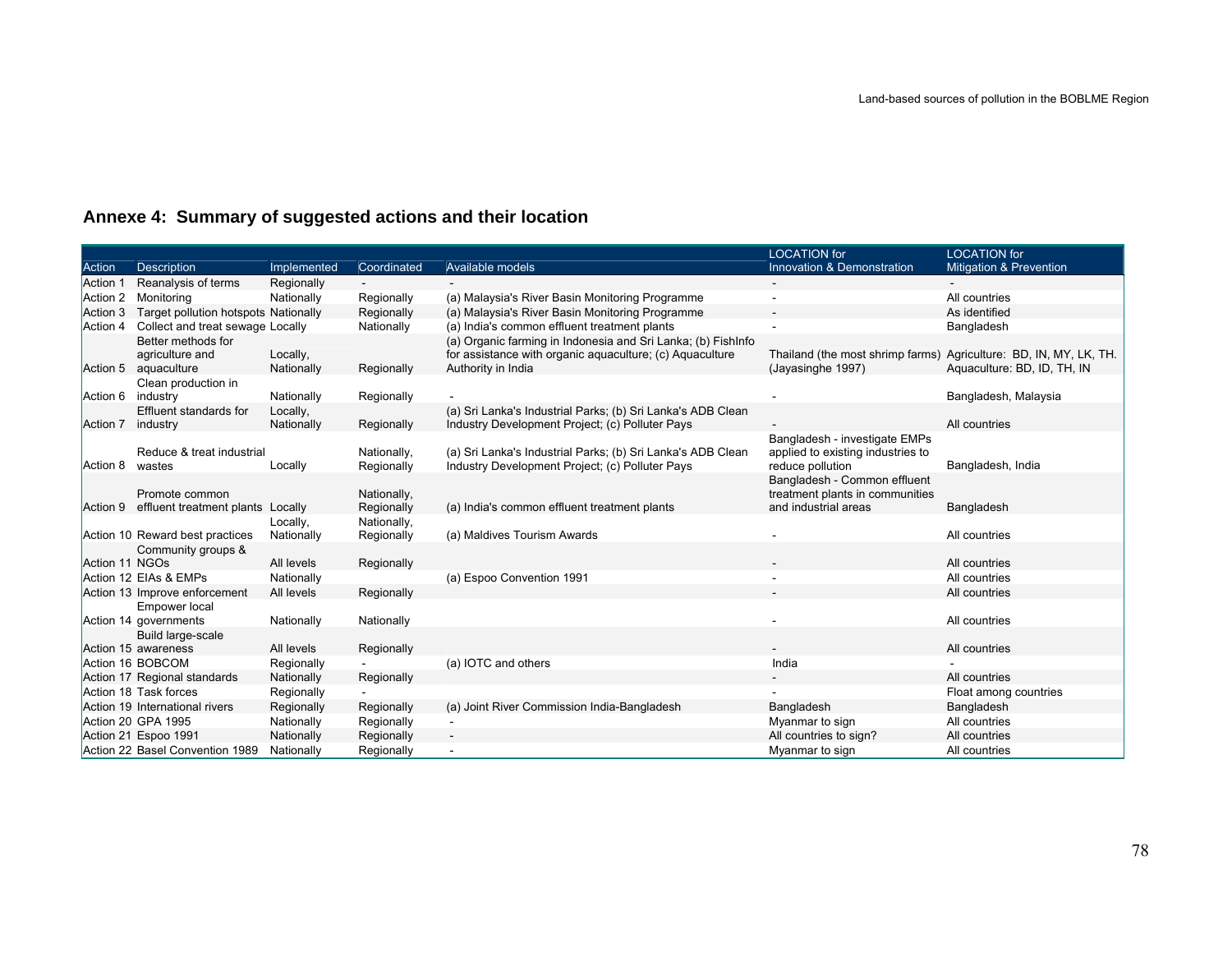## Annexe 4: Summary of suggested actions and their location

| Action | Description | Implemented | Coordinated | Available models | LOCATION for Innovation & Demonstration | LOCATION for Mitigation & Prevention |
|---|---|---|---|---|---|---|
| Action 1 | Reanalysis of terms | Regionally | - | - | - | - |
| Action 2 | Monitoring | Nationally | Regionally | (a) Malaysia's River Basin Monitoring Programme | - | All countries |
| Action 3 | Target pollution hotspots | Nationally | Regionally | (a) Malaysia's River Basin Monitoring Programme | - | As identified |
| Action 4 | Collect and treat sewage | Locally | Nationally | (a) India's common effluent treatment plants | - | Bangladesh |
| Action 5 | Better methods for agriculture and aquaculture | Locally, Nationally | Regionally | (a) Organic farming in Indonesia and Sri Lanka; (b) FishInfo for assistance with organic aquaculture; (c) Aquaculture Authority in India | Thailand (the most shrimp farms) (Jayasinghe 1997) | Agriculture: BD, IN, MY, LK, TH. Aquaculture: BD, ID, TH, IN |
| Action 6 | Clean production in industry | Nationally | Regionally | - | - | Bangladesh, Malaysia |
| Action 7 | Effluent standards for industry | Locally, Nationally | Regionally | (a) Sri Lanka's Industrial Parks; (b) Sri Lanka's ADB Clean Industry Development Project; (c) Polluter Pays | - | All countries |
| Action 8 | Reduce & treat industrial wastes | Locally | Nationally, Regionally | (a) Sri Lanka's Industrial Parks; (b) Sri Lanka's ADB Clean Industry Development Project; (c) Polluter Pays | Bangladesh - investigate EMPs applied to existing industries to reduce pollution | Bangladesh, India |
| Action 9 | Promote common effluent treatment plants | Locally | Nationally, Regionally | (a) India's common effluent treatment plants | Bangladesh - Common effluent treatment plants in communities and industrial areas | Bangladesh |
| Action 10 | Reward best practices | Locally, Nationally | Nationally, Regionally | (a) Maldives Tourism Awards | - | All countries |
| Action 11 | Community groups & NGOs | All levels | Regionally | | - | All countries |
| Action 12 | EIAs & EMPs | Nationally | | (a) Espoo Convention 1991 | - | All countries |
| Action 13 | Improve enforcement | All levels | Regionally | | - | All countries |
| Action 14 | Empower local governments | Nationally | Nationally | | - | All countries |
| Action 15 | Build large-scale awareness | All levels | Regionally | | - | All countries |
| Action 16 | BOBCOM | Regionally | - | (a) IOTC and others | India | - |
| Action 17 | Regional standards | Nationally | Regionally | | - | All countries |
| Action 18 | Task forces | Regionally | - | | - | Float among countries |
| Action 19 | International rivers | Regionally | Regionally | (a) Joint River Commission India-Bangladesh | Bangladesh | Bangladesh |
| Action 20 | GPA 1995 | Nationally | Regionally | - | Myanmar to sign | All countries |
| Action 21 | Espoo 1991 | Nationally | Regionally | - | All countries to sign? | All countries |
| Action 22 | Basel Convention 1989 | Nationally | Regionally | - | Myanmar to sign | All countries |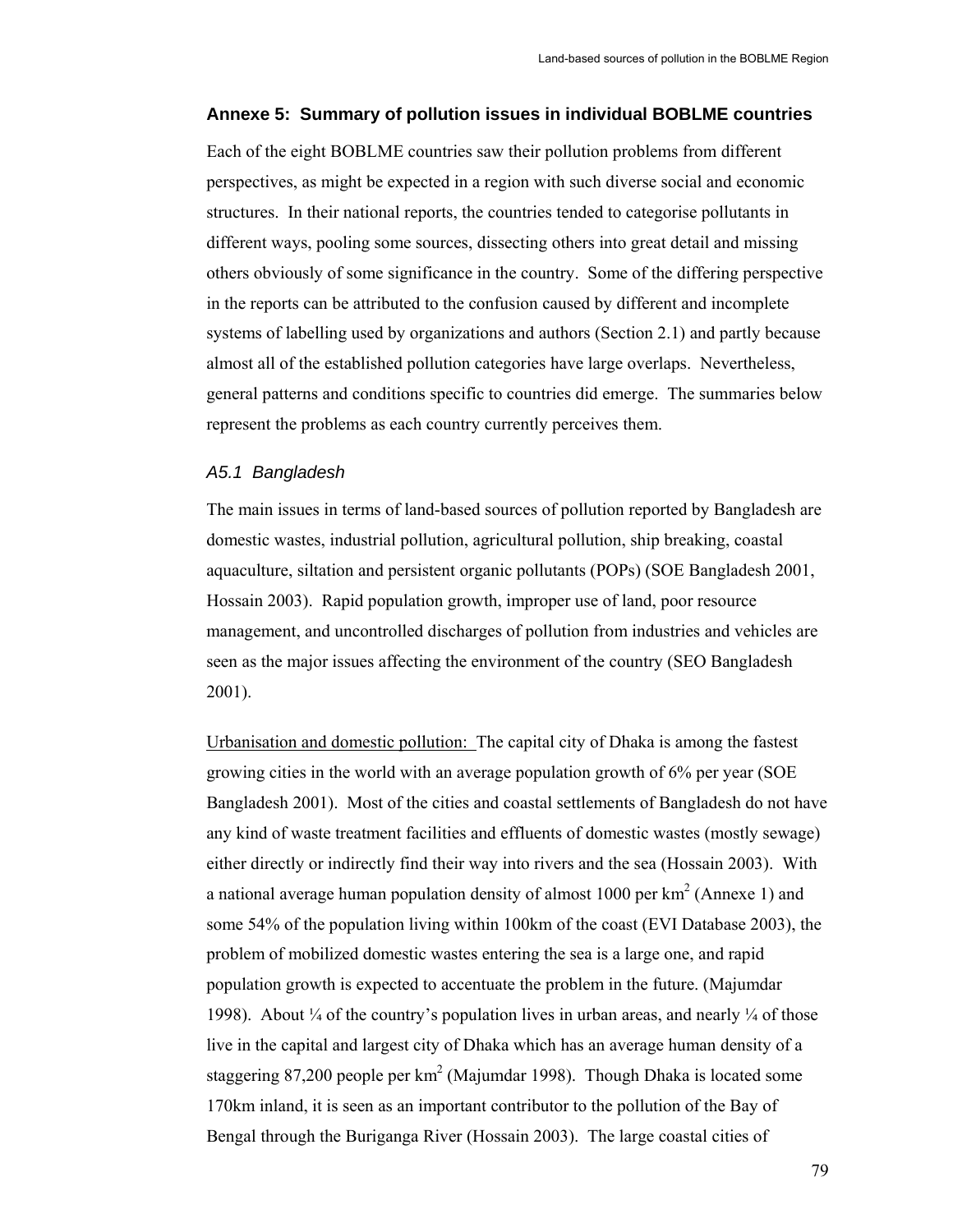## Annexe 5: Summary of pollution issues in individual BOBLME countries

Each of the eight BOBLME countries saw their pollution problems from different perspectives, as might be expected in a region with such diverse social and economic structures. In their national reports, the countries tended to categorise pollutants in different ways, pooling some sources, dissecting others into great detail and missing others obviously of some significance in the country. Some of the differing perspective in the reports can be attributed to the confusion caused by different and incomplete systems of labelling used by organizations and authors (Section 2.1) and partly because almost all of the established pollution categories have large overlaps. Nevertheless, general patterns and conditions specific to countries did emerge. The summaries below represent the problems as each country currently perceives them.

### *A5.1 Bangladesh*

The main issues in terms of land-based sources of pollution reported by Bangladesh are domestic wastes, industrial pollution, agricultural pollution, ship breaking, coastal aquaculture, siltation and persistent organic pollutants (POPs) (SOE Bangladesh 2001, Hossain 2003). Rapid population growth, improper use of land, poor resource management, and uncontrolled discharges of pollution from industries and vehicles are seen as the major issues affecting the environment of the country (SEO Bangladesh 2001).

<u>Urbanisation and domestic pollution:</u> The capital city of Dhaka is among the fastest growing cities in the world with an average population growth of 6% per year (SOE Bangladesh 2001). Most of the cities and coastal settlements of Bangladesh do not have any kind of waste treatment facilities and effluents of domestic wastes (mostly sewage) either directly or indirectly find their way into rivers and the sea (Hossain 2003). With a national average human population density of almost 1000 per km$^2$ (Annexe 1) and some 54% of the population living within 100km of the coast (EVI Database 2003), the problem of mobilized domestic wastes entering the sea is a large one, and rapid population growth is expected to accentuate the problem in the future. (Majumdar 1998). About ¼ of the country's population lives in urban areas, and nearly ¼ of those live in the capital and largest city of Dhaka which has an average human density of a staggering 87,200 people per km$^2$ (Majumdar 1998). Though Dhaka is located some 170km inland, it is seen as an important contributor to the pollution of the Bay of Bengal through the Buriganga River (Hossain 2003). The large coastal cities of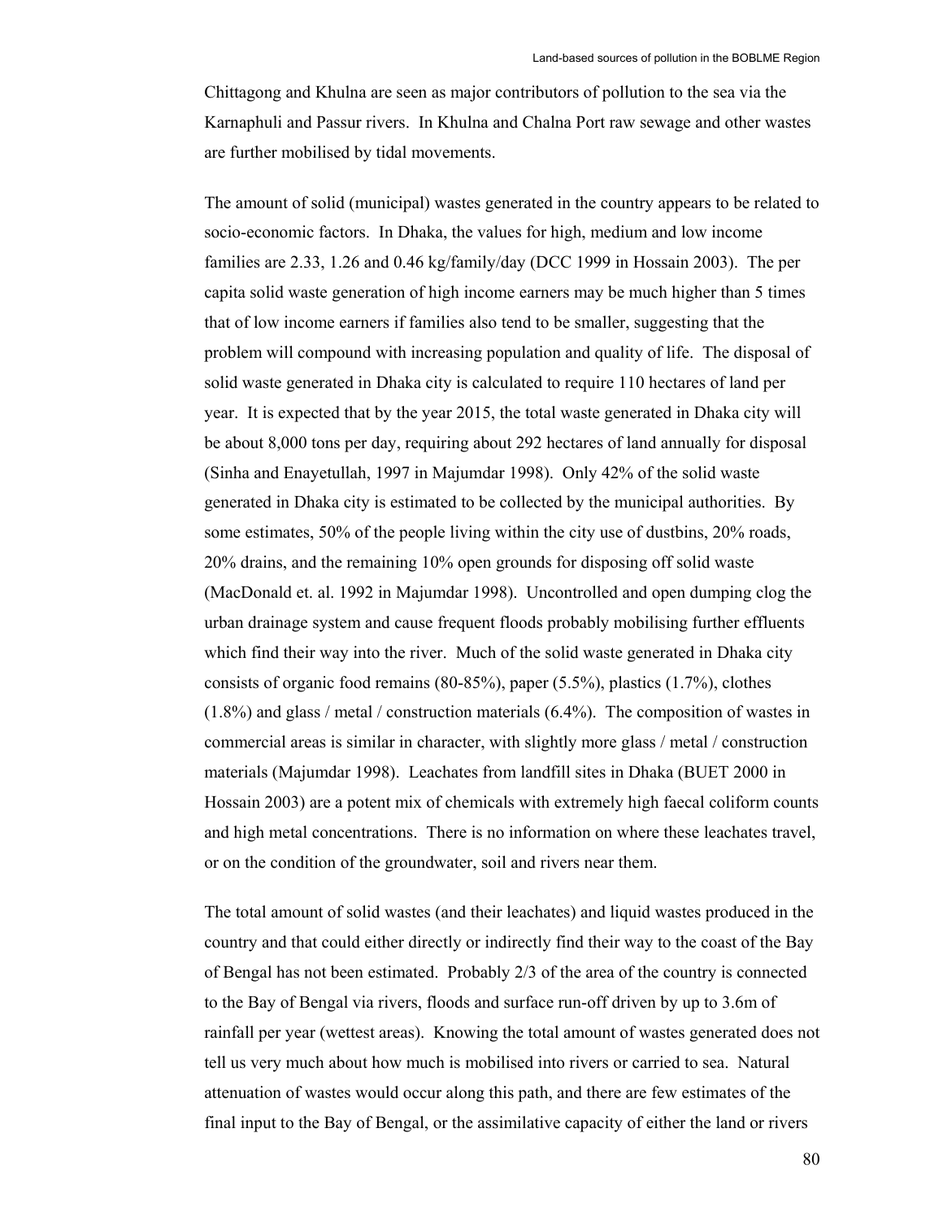Chittagong and Khulna are seen as major contributors of pollution to the sea via the Karnaphuli and Passur rivers. In Khulna and Chalna Port raw sewage and other wastes are further mobilised by tidal movements.

The amount of solid (municipal) wastes generated in the country appears to be related to socio-economic factors. In Dhaka, the values for high, medium and low income families are 2.33, 1.26 and 0.46 kg/family/day (DCC 1999 in Hossain 2003). The per capita solid waste generation of high income earners may be much higher than 5 times that of low income earners if families also tend to be smaller, suggesting that the problem will compound with increasing population and quality of life. The disposal of solid waste generated in Dhaka city is calculated to require 110 hectares of land per year. It is expected that by the year 2015, the total waste generated in Dhaka city will be about 8,000 tons per day, requiring about 292 hectares of land annually for disposal (Sinha and Enayetullah, 1997 in Majumdar 1998). Only 42% of the solid waste generated in Dhaka city is estimated to be collected by the municipal authorities. By some estimates, 50% of the people living within the city use of dustbins, 20% roads, 20% drains, and the remaining 10% open grounds for disposing off solid waste (MacDonald et. al. 1992 in Majumdar 1998). Uncontrolled and open dumping clog the urban drainage system and cause frequent floods probably mobilising further effluents which find their way into the river. Much of the solid waste generated in Dhaka city consists of organic food remains (80-85%), paper (5.5%), plastics (1.7%), clothes (1.8%) and glass / metal / construction materials (6.4%). The composition of wastes in commercial areas is similar in character, with slightly more glass / metal / construction materials (Majumdar 1998). Leachates from landfill sites in Dhaka (BUET 2000 in Hossain 2003) are a potent mix of chemicals with extremely high faecal coliform counts and high metal concentrations. There is no information on where these leachates travel, or on the condition of the groundwater, soil and rivers near them.

The total amount of solid wastes (and their leachates) and liquid wastes produced in the country and that could either directly or indirectly find their way to the coast of the Bay of Bengal has not been estimated. Probably 2/3 of the area of the country is connected to the Bay of Bengal via rivers, floods and surface run-off driven by up to 3.6m of rainfall per year (wettest areas). Knowing the total amount of wastes generated does not tell us very much about how much is mobilised into rivers or carried to sea. Natural attenuation of wastes would occur along this path, and there are few estimates of the final input to the Bay of Bengal, or the assimilative capacity of either the land or rivers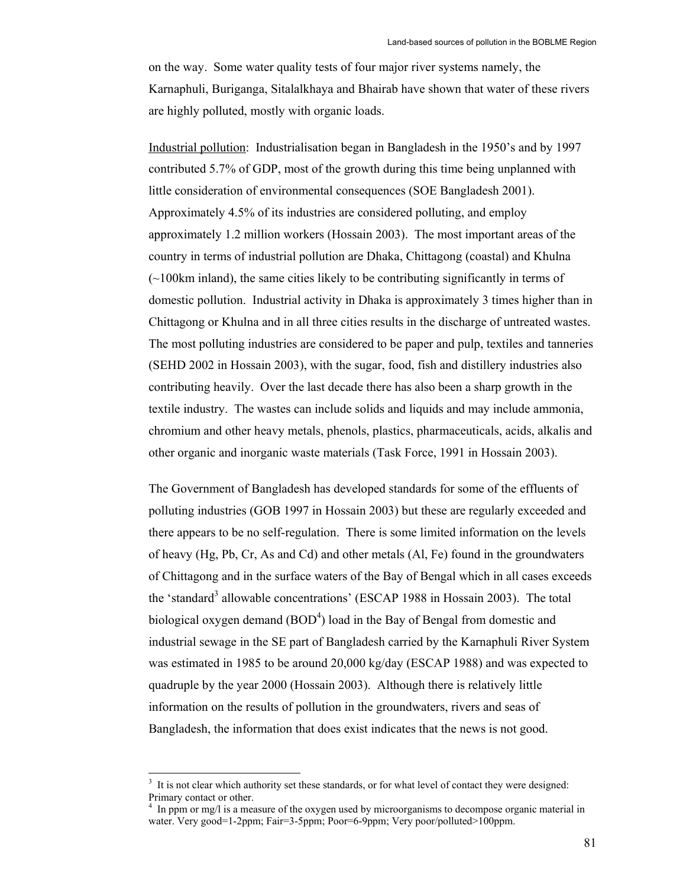on the way. Some water quality tests of four major river systems namely, the Karnaphuli, Buriganga, Sitalalkhaya and Bhairab have shown that water of these rivers are highly polluted, mostly with organic loads.

Industrial pollution: Industrialisation began in Bangladesh in the 1950's and by 1997 contributed 5.7% of GDP, most of the growth during this time being unplanned with little consideration of environmental consequences (SOE Bangladesh 2001). Approximately 4.5% of its industries are considered polluting, and employ approximately 1.2 million workers (Hossain 2003). The most important areas of the country in terms of industrial pollution are Dhaka, Chittagong (coastal) and Khulna (~100km inland), the same cities likely to be contributing significantly in terms of domestic pollution. Industrial activity in Dhaka is approximately 3 times higher than in Chittagong or Khulna and in all three cities results in the discharge of untreated wastes. The most polluting industries are considered to be paper and pulp, textiles and tanneries (SEHD 2002 in Hossain 2003), with the sugar, food, fish and distillery industries also contributing heavily. Over the last decade there has also been a sharp growth in the textile industry. The wastes can include solids and liquids and may include ammonia, chromium and other heavy metals, phenols, plastics, pharmaceuticals, acids, alkalis and other organic and inorganic waste materials (Task Force, 1991 in Hossain 2003).

The Government of Bangladesh has developed standards for some of the effluents of polluting industries (GOB 1997 in Hossain 2003) but these are regularly exceeded and there appears to be no self-regulation. There is some limited information on the levels of heavy (Hg, Pb, Cr, As and Cd) and other metals (Al, Fe) found in the groundwaters of Chittagong and in the surface waters of the Bay of Bengal which in all cases exceeds the 'standard[3] allowable concentrations' (ESCAP 1988 in Hossain 2003). The total biological oxygen demand (BOD[4]) load in the Bay of Bengal from domestic and industrial sewage in the SE part of Bangladesh carried by the Karnaphuli River System was estimated in 1985 to be around 20,000 kg/day (ESCAP 1988) and was expected to quadruple by the year 2000 (Hossain 2003). Although there is relatively little information on the results of pollution in the groundwaters, rivers and seas of Bangladesh, the information that does exist indicates that the news is not good.

---

[3] It is not clear which authority set these standards, or for what level of contact they were designed: Primary contact or other.

[4] In ppm or mg/l is a measure of the oxygen used by microorganisms to decompose organic material in water. Very good=1-2ppm; Fair=3-5ppm; Poor=6-9ppm; Very poor/polluted>100ppm.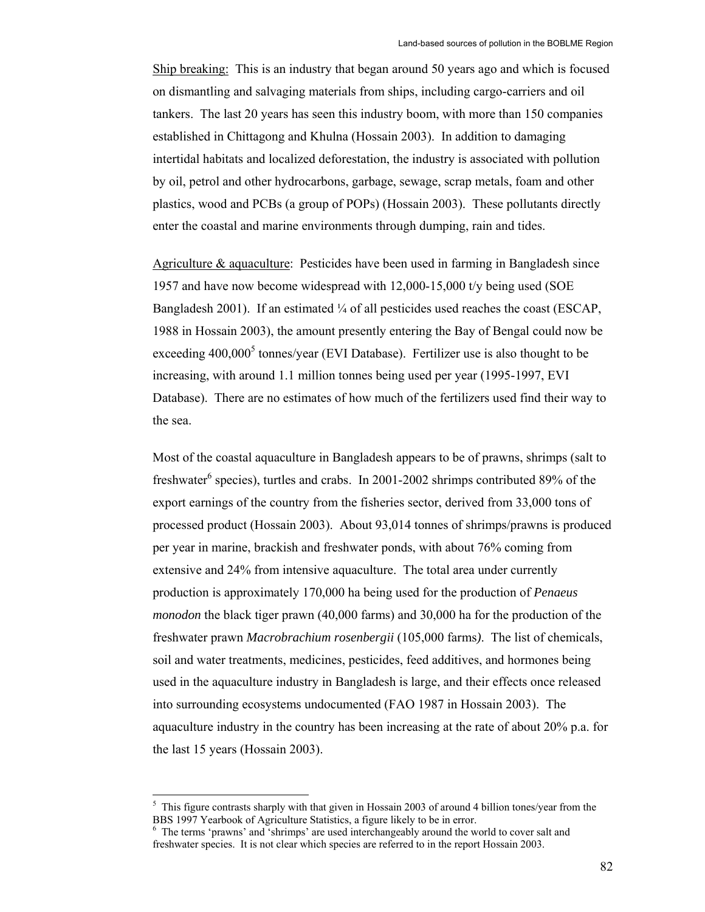Ship breaking: This is an industry that began around 50 years ago and which is focused on dismantling and salvaging materials from ships, including cargo-carriers and oil tankers. The last 20 years has seen this industry boom, with more than 150 companies established in Chittagong and Khulna (Hossain 2003). In addition to damaging intertidal habitats and localized deforestation, the industry is associated with pollution by oil, petrol and other hydrocarbons, garbage, sewage, scrap metals, foam and other plastics, wood and PCBs (a group of POPs) (Hossain 2003). These pollutants directly enter the coastal and marine environments through dumping, rain and tides.

Agriculture & aquaculture: Pesticides have been used in farming in Bangladesh since 1957 and have now become widespread with 12,000-15,000 t/y being used (SOE Bangladesh 2001). If an estimated ¼ of all pesticides used reaches the coast (ESCAP, 1988 in Hossain 2003), the amount presently entering the Bay of Bengal could now be exceeding 400,000[5] tonnes/year (EVI Database). Fertilizer use is also thought to be increasing, with around 1.1 million tonnes being used per year (1995-1997, EVI Database). There are no estimates of how much of the fertilizers used find their way to the sea.

Most of the coastal aquaculture in Bangladesh appears to be of prawns, shrimps (salt to freshwater[6] species), turtles and crabs. In 2001-2002 shrimps contributed 89% of the export earnings of the country from the fisheries sector, derived from 33,000 tons of processed product (Hossain 2003). About 93,014 tonnes of shrimps/prawns is produced per year in marine, brackish and freshwater ponds, with about 76% coming from extensive and 24% from intensive aquaculture. The total area under currently production is approximately 170,000 ha being used for the production of *Penaeus monodon* the black tiger prawn (40,000 farms) and 30,000 ha for the production of the freshwater prawn *Macrobrachium rosenbergii* (105,000 farms*)*. The list of chemicals, soil and water treatments, medicines, pesticides, feed additives, and hormones being used in the aquaculture industry in Bangladesh is large, and their effects once released into surrounding ecosystems undocumented (FAO 1987 in Hossain 2003). The aquaculture industry in the country has been increasing at the rate of about 20% p.a. for the last 15 years (Hossain 2003).

---

[5] This figure contrasts sharply with that given in Hossain 2003 of around 4 billion tones/year from the BBS 1997 Yearbook of Agriculture Statistics, a figure likely to be in error.

[6] The terms 'prawns' and 'shrimps' are used interchangeably around the world to cover salt and freshwater species. It is not clear which species are referred to in the report Hossain 2003.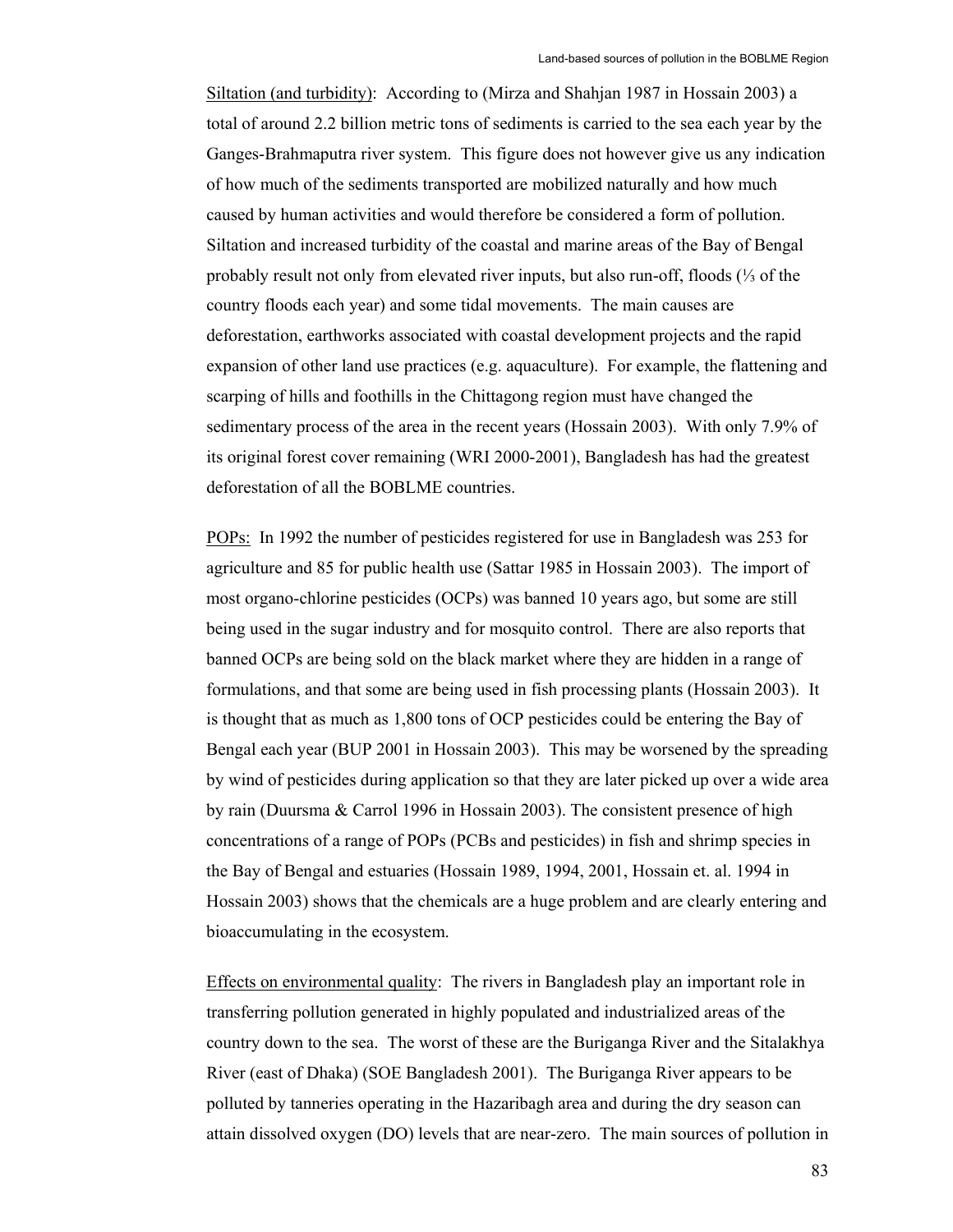Siltation (and turbidity): According to (Mirza and Shahjan 1987 in Hossain 2003) a total of around 2.2 billion metric tons of sediments is carried to the sea each year by the Ganges-Brahmaputra river system. This figure does not however give us any indication of how much of the sediments transported are mobilized naturally and how much caused by human activities and would therefore be considered a form of pollution. Siltation and increased turbidity of the coastal and marine areas of the Bay of Bengal probably result not only from elevated river inputs, but also run-off, floods (⅓ of the country floods each year) and some tidal movements. The main causes are deforestation, earthworks associated with coastal development projects and the rapid expansion of other land use practices (e.g. aquaculture). For example, the flattening and scarping of hills and foothills in the Chittagong region must have changed the sedimentary process of the area in the recent years (Hossain 2003). With only 7.9% of its original forest cover remaining (WRI 2000-2001), Bangladesh has had the greatest deforestation of all the BOBLME countries.

POPs: In 1992 the number of pesticides registered for use in Bangladesh was 253 for agriculture and 85 for public health use (Sattar 1985 in Hossain 2003). The import of most organo-chlorine pesticides (OCPs) was banned 10 years ago, but some are still being used in the sugar industry and for mosquito control. There are also reports that banned OCPs are being sold on the black market where they are hidden in a range of formulations, and that some are being used in fish processing plants (Hossain 2003). It is thought that as much as 1,800 tons of OCP pesticides could be entering the Bay of Bengal each year (BUP 2001 in Hossain 2003). This may be worsened by the spreading by wind of pesticides during application so that they are later picked up over a wide area by rain (Duursma & Carrol 1996 in Hossain 2003). The consistent presence of high concentrations of a range of POPs (PCBs and pesticides) in fish and shrimp species in the Bay of Bengal and estuaries (Hossain 1989, 1994, 2001, Hossain et. al. 1994 in Hossain 2003) shows that the chemicals are a huge problem and are clearly entering and bioaccumulating in the ecosystem.

Effects on environmental quality: The rivers in Bangladesh play an important role in transferring pollution generated in highly populated and industrialized areas of the country down to the sea. The worst of these are the Buriganga River and the Sitalakhya River (east of Dhaka) (SOE Bangladesh 2001). The Buriganga River appears to be polluted by tanneries operating in the Hazaribagh area and during the dry season can attain dissolved oxygen (DO) levels that are near-zero. The main sources of pollution in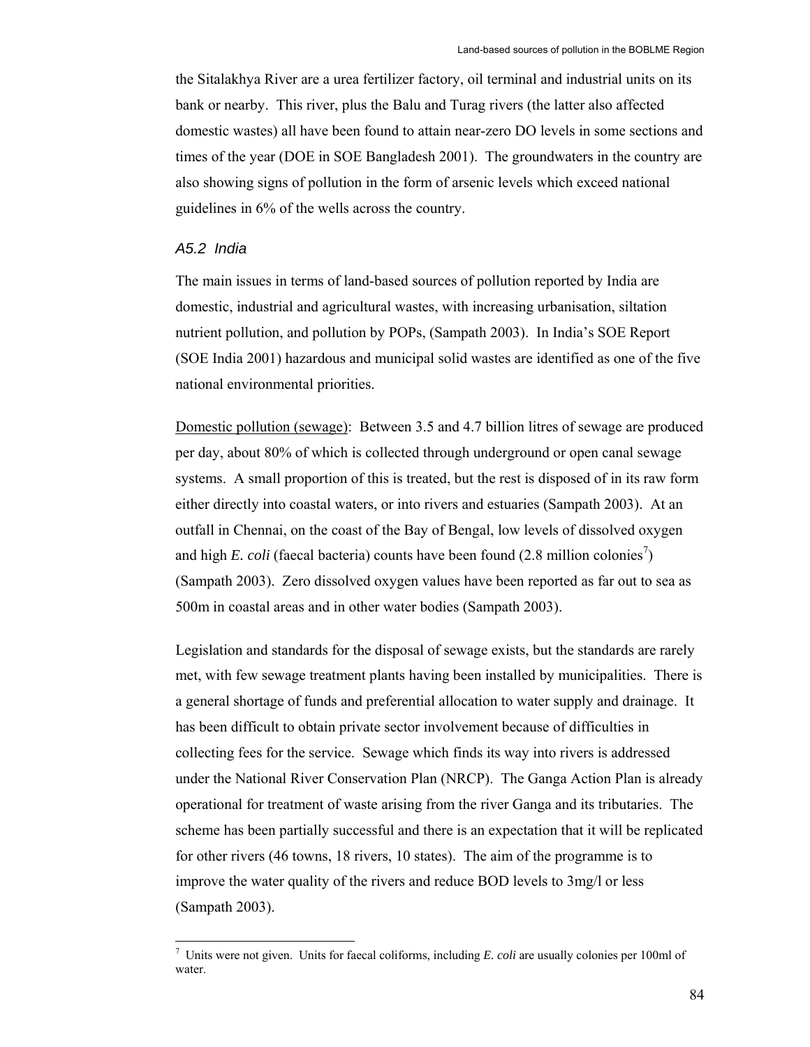the Sitalakhya River are a urea fertilizer factory, oil terminal and industrial units on its bank or nearby. This river, plus the Balu and Turag rivers (the latter also affected domestic wastes) all have been found to attain near-zero DO levels in some sections and times of the year (DOE in SOE Bangladesh 2001). The groundwaters in the country are also showing signs of pollution in the form of arsenic levels which exceed national guidelines in 6% of the wells across the country.

### *A5.2 India*

The main issues in terms of land-based sources of pollution reported by India are domestic, industrial and agricultural wastes, with increasing urbanisation, siltation nutrient pollution, and pollution by POPs, (Sampath 2003). In India's SOE Report (SOE India 2001) hazardous and municipal solid wastes are identified as one of the five national environmental priorities.

Domestic pollution (sewage): Between 3.5 and 4.7 billion litres of sewage are produced per day, about 80% of which is collected through underground or open canal sewage systems. A small proportion of this is treated, but the rest is disposed of in its raw form either directly into coastal waters, or into rivers and estuaries (Sampath 2003). At an outfall in Chennai, on the coast of the Bay of Bengal, low levels of dissolved oxygen and high *E. coli* (faecal bacteria) counts have been found (2.8 million colonies[7]) (Sampath 2003). Zero dissolved oxygen values have been reported as far out to sea as 500m in coastal areas and in other water bodies (Sampath 2003).

Legislation and standards for the disposal of sewage exists, but the standards are rarely met, with few sewage treatment plants having been installed by municipalities. There is a general shortage of funds and preferential allocation to water supply and drainage. It has been difficult to obtain private sector involvement because of difficulties in collecting fees for the service. Sewage which finds its way into rivers is addressed under the National River Conservation Plan (NRCP). The Ganga Action Plan is already operational for treatment of waste arising from the river Ganga and its tributaries. The scheme has been partially successful and there is an expectation that it will be replicated for other rivers (46 towns, 18 rivers, 10 states). The aim of the programme is to improve the water quality of the rivers and reduce BOD levels to 3mg/l or less (Sampath 2003).

[7] Units were not given. Units for faecal coliforms, including *E. coli* are usually colonies per 100ml of water.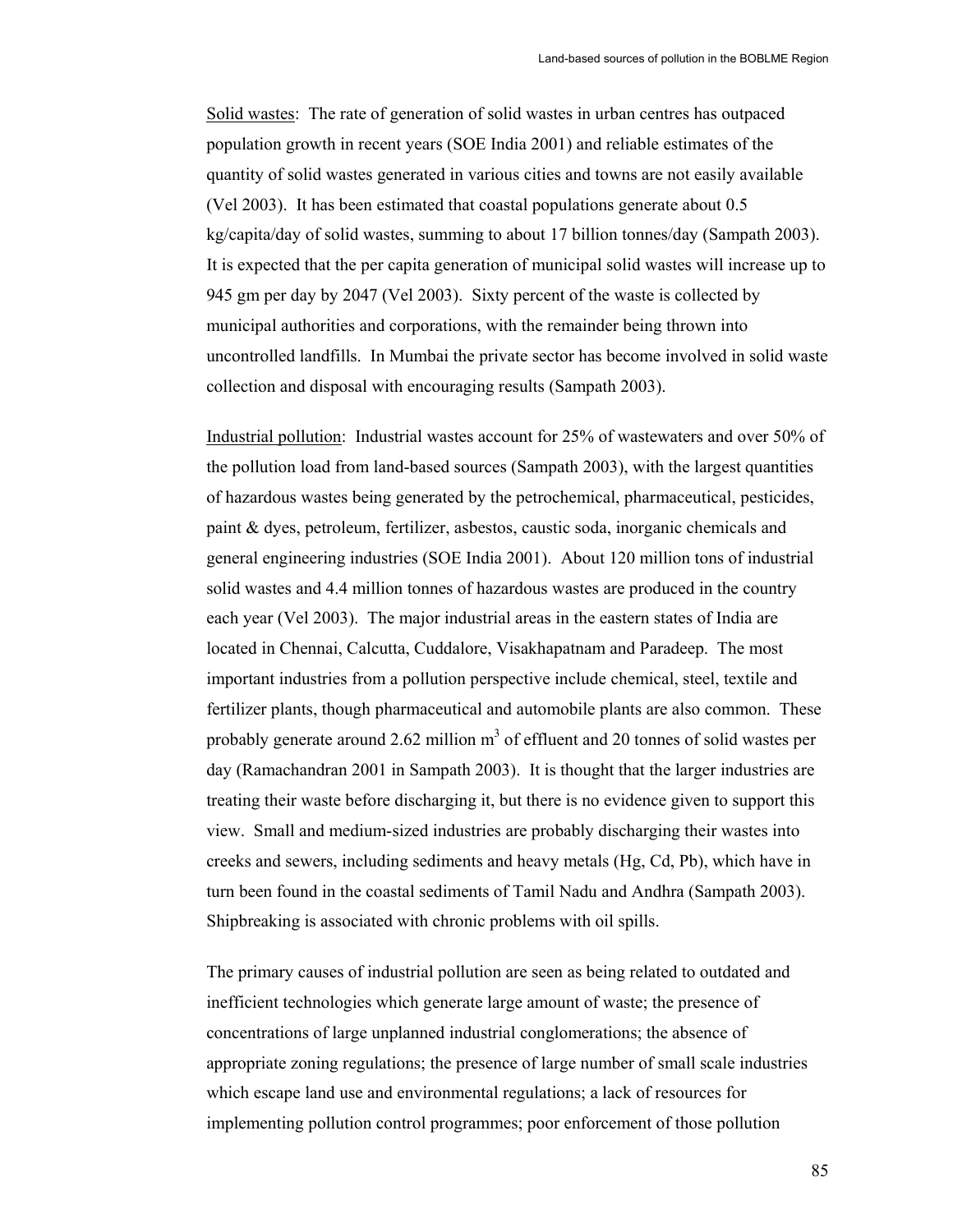Solid wastes: The rate of generation of solid wastes in urban centres has outpaced population growth in recent years (SOE India 2001) and reliable estimates of the quantity of solid wastes generated in various cities and towns are not easily available (Vel 2003). It has been estimated that coastal populations generate about 0.5 kg/capita/day of solid wastes, summing to about 17 billion tonnes/day (Sampath 2003). It is expected that the per capita generation of municipal solid wastes will increase up to 945 gm per day by 2047 (Vel 2003). Sixty percent of the waste is collected by municipal authorities and corporations, with the remainder being thrown into uncontrolled landfills. In Mumbai the private sector has become involved in solid waste collection and disposal with encouraging results (Sampath 2003).

Industrial pollution: Industrial wastes account for 25% of wastewaters and over 50% of the pollution load from land-based sources (Sampath 2003), with the largest quantities of hazardous wastes being generated by the petrochemical, pharmaceutical, pesticides, paint & dyes, petroleum, fertilizer, asbestos, caustic soda, inorganic chemicals and general engineering industries (SOE India 2001). About 120 million tons of industrial solid wastes and 4.4 million tonnes of hazardous wastes are produced in the country each year (Vel 2003). The major industrial areas in the eastern states of India are located in Chennai, Calcutta, Cuddalore, Visakhapatnam and Paradeep. The most important industries from a pollution perspective include chemical, steel, textile and fertilizer plants, though pharmaceutical and automobile plants are also common. These probably generate around 2.62 million $m^3$ of effluent and 20 tonnes of solid wastes per day (Ramachandran 2001 in Sampath 2003). It is thought that the larger industries are treating their waste before discharging it, but there is no evidence given to support this view. Small and medium-sized industries are probably discharging their wastes into creeks and sewers, including sediments and heavy metals (Hg, Cd, Pb), which have in turn been found in the coastal sediments of Tamil Nadu and Andhra (Sampath 2003). Shipbreaking is associated with chronic problems with oil spills.

The primary causes of industrial pollution are seen as being related to outdated and inefficient technologies which generate large amount of waste; the presence of concentrations of large unplanned industrial conglomerations; the absence of appropriate zoning regulations; the presence of large number of small scale industries which escape land use and environmental regulations; a lack of resources for implementing pollution control programmes; poor enforcement of those pollution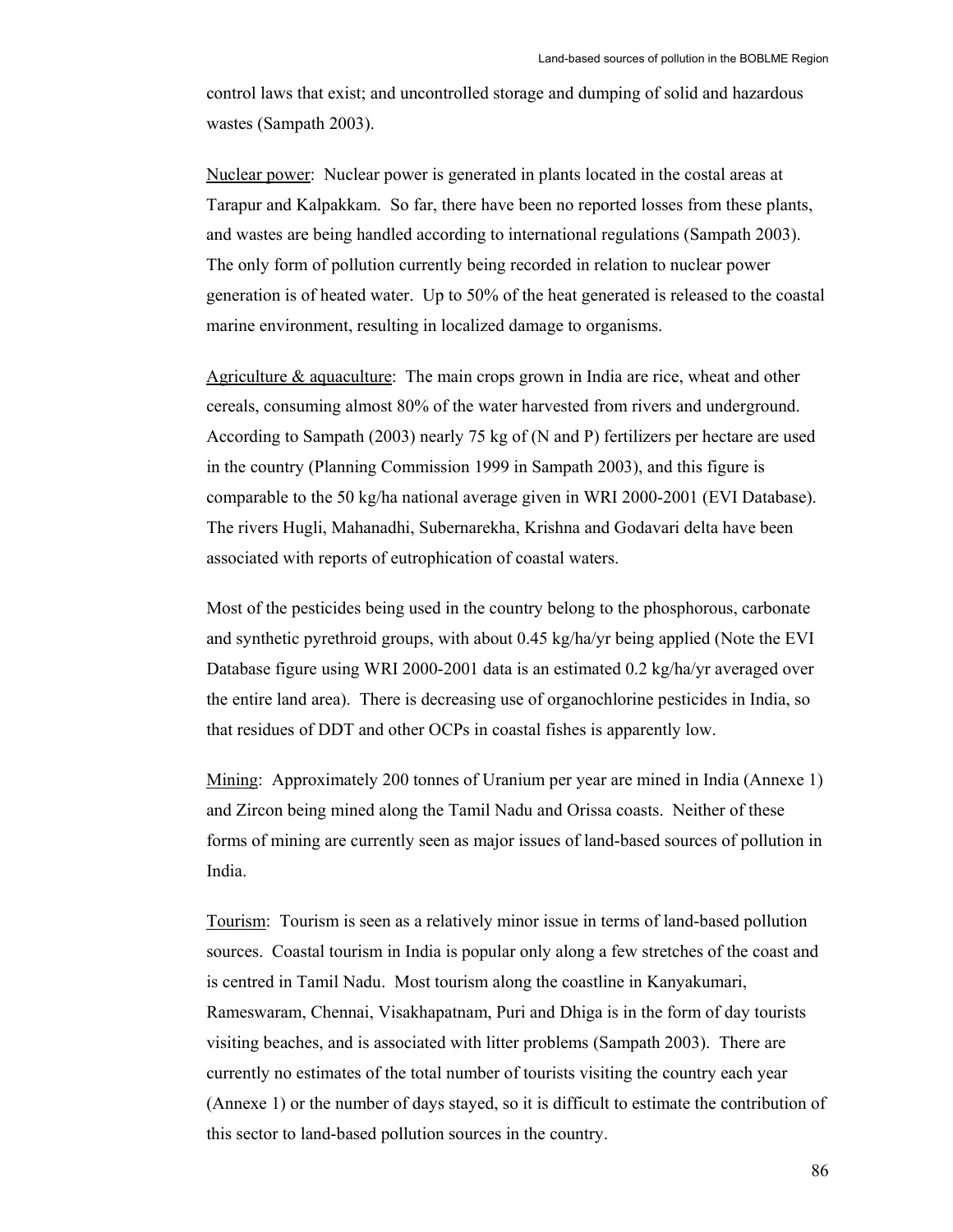control laws that exist; and uncontrolled storage and dumping of solid and hazardous wastes (Sampath 2003).

<u>Nuclear power</u>: Nuclear power is generated in plants located in the costal areas at Tarapur and Kalpakkam. So far, there have been no reported losses from these plants, and wastes are being handled according to international regulations (Sampath 2003). The only form of pollution currently being recorded in relation to nuclear power generation is of heated water. Up to 50% of the heat generated is released to the coastal marine environment, resulting in localized damage to organisms.

<u>Agriculture & aquaculture</u>: The main crops grown in India are rice, wheat and other cereals, consuming almost 80% of the water harvested from rivers and underground. According to Sampath (2003) nearly 75 kg of (N and P) fertilizers per hectare are used in the country (Planning Commission 1999 in Sampath 2003), and this figure is comparable to the 50 kg/ha national average given in WRI 2000-2001 (EVI Database). The rivers Hugli, Mahanadhi, Subernarekha, Krishna and Godavari delta have been associated with reports of eutrophication of coastal waters.

Most of the pesticides being used in the country belong to the phosphorous, carbonate and synthetic pyrethroid groups, with about 0.45 kg/ha/yr being applied (Note the EVI Database figure using WRI 2000-2001 data is an estimated 0.2 kg/ha/yr averaged over the entire land area). There is decreasing use of organochlorine pesticides in India, so that residues of DDT and other OCPs in coastal fishes is apparently low.

<u>Mining</u>: Approximately 200 tonnes of Uranium per year are mined in India (Annexe 1) and Zircon being mined along the Tamil Nadu and Orissa coasts. Neither of these forms of mining are currently seen as major issues of land-based sources of pollution in India.

<u>Tourism</u>: Tourism is seen as a relatively minor issue in terms of land-based pollution sources. Coastal tourism in India is popular only along a few stretches of the coast and is centred in Tamil Nadu. Most tourism along the coastline in Kanyakumari, Rameswaram, Chennai, Visakhapatnam, Puri and Dhiga is in the form of day tourists visiting beaches, and is associated with litter problems (Sampath 2003). There are currently no estimates of the total number of tourists visiting the country each year (Annexe 1) or the number of days stayed, so it is difficult to estimate the contribution of this sector to land-based pollution sources in the country.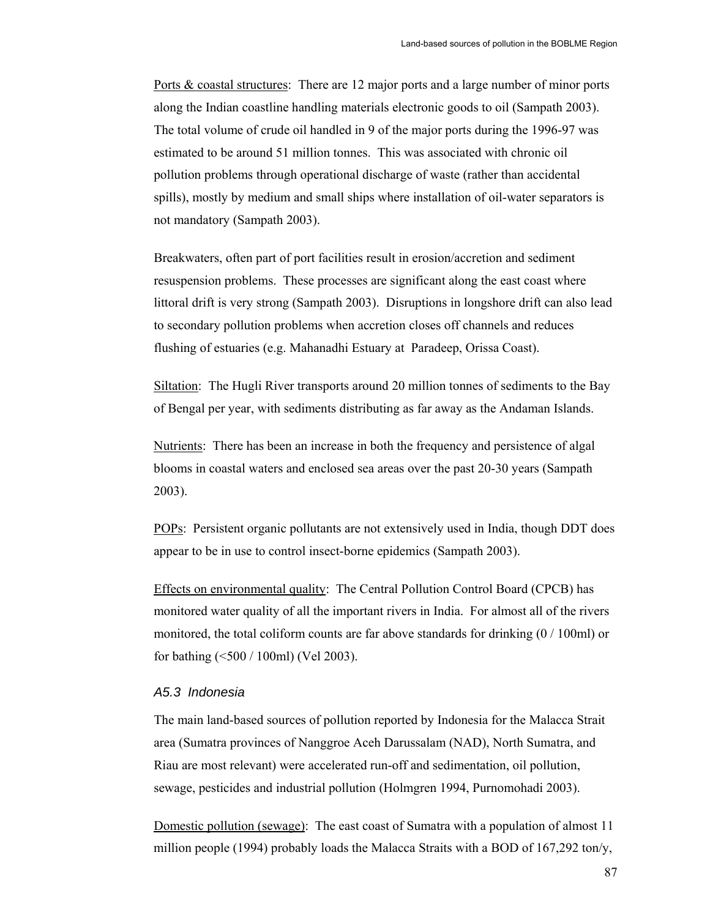Ports & coastal structures: There are 12 major ports and a large number of minor ports along the Indian coastline handling materials electronic goods to oil (Sampath 2003). The total volume of crude oil handled in 9 of the major ports during the 1996-97 was estimated to be around 51 million tonnes. This was associated with chronic oil pollution problems through operational discharge of waste (rather than accidental spills), mostly by medium and small ships where installation of oil-water separators is not mandatory (Sampath 2003).

Breakwaters, often part of port facilities result in erosion/accretion and sediment resuspension problems. These processes are significant along the east coast where littoral drift is very strong (Sampath 2003). Disruptions in longshore drift can also lead to secondary pollution problems when accretion closes off channels and reduces flushing of estuaries (e.g. Mahanadhi Estuary at Paradeep, Orissa Coast).

Siltation: The Hugli River transports around 20 million tonnes of sediments to the Bay of Bengal per year, with sediments distributing as far away as the Andaman Islands.

Nutrients: There has been an increase in both the frequency and persistence of algal blooms in coastal waters and enclosed sea areas over the past 20-30 years (Sampath 2003).

POPs: Persistent organic pollutants are not extensively used in India, though DDT does appear to be in use to control insect-borne epidemics (Sampath 2003).

Effects on environmental quality: The Central Pollution Control Board (CPCB) has monitored water quality of all the important rivers in India. For almost all of the rivers monitored, the total coliform counts are far above standards for drinking (0 / 100ml) or for bathing (<500 / 100ml) (Vel 2003).

### *A5.3 Indonesia*

The main land-based sources of pollution reported by Indonesia for the Malacca Strait area (Sumatra provinces of Nanggroe Aceh Darussalam (NAD), North Sumatra, and Riau are most relevant) were accelerated run-off and sedimentation, oil pollution, sewage, pesticides and industrial pollution (Holmgren 1994, Purnomohadi 2003).

Domestic pollution (sewage): The east coast of Sumatra with a population of almost 11 million people (1994) probably loads the Malacca Straits with a BOD of 167,292 ton/y,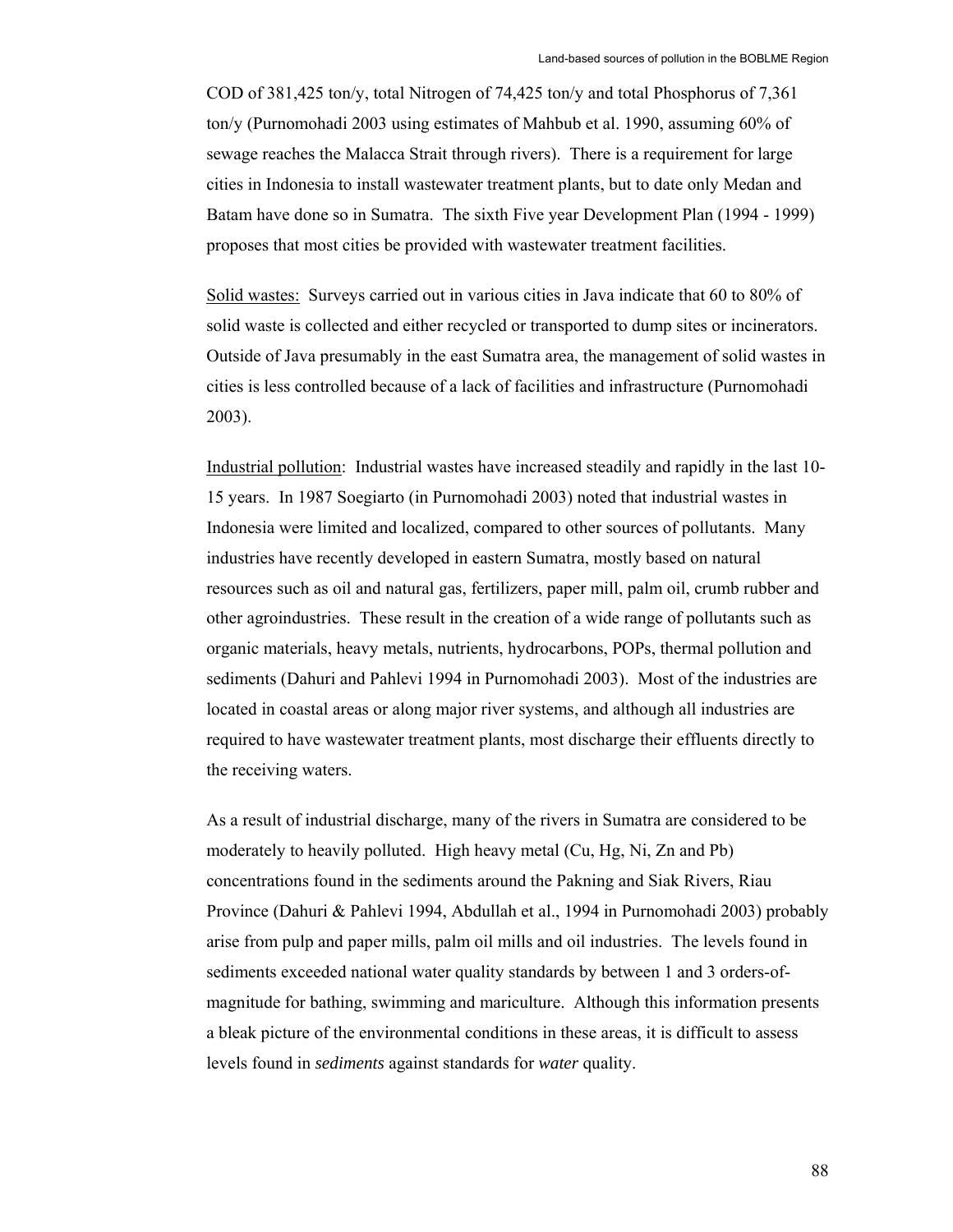COD of 381,425 ton/y, total Nitrogen of 74,425 ton/y and total Phosphorus of 7,361 ton/y (Purnomohadi 2003 using estimates of Mahbub et al. 1990, assuming 60% of sewage reaches the Malacca Strait through rivers). There is a requirement for large cities in Indonesia to install wastewater treatment plants, but to date only Medan and Batam have done so in Sumatra. The sixth Five year Development Plan (1994 - 1999) proposes that most cities be provided with wastewater treatment facilities.

<u>Solid wastes:</u> Surveys carried out in various cities in Java indicate that 60 to 80% of solid waste is collected and either recycled or transported to dump sites or incinerators. Outside of Java presumably in the east Sumatra area, the management of solid wastes in cities is less controlled because of a lack of facilities and infrastructure (Purnomohadi 2003).

<u>Industrial pollution</u>: Industrial wastes have increased steadily and rapidly in the last 10-15 years. In 1987 Soegiarto (in Purnomohadi 2003) noted that industrial wastes in Indonesia were limited and localized, compared to other sources of pollutants. Many industries have recently developed in eastern Sumatra, mostly based on natural resources such as oil and natural gas, fertilizers, paper mill, palm oil, crumb rubber and other agroindustries. These result in the creation of a wide range of pollutants such as organic materials, heavy metals, nutrients, hydrocarbons, POPs, thermal pollution and sediments (Dahuri and Pahlevi 1994 in Purnomohadi 2003). Most of the industries are located in coastal areas or along major river systems, and although all industries are required to have wastewater treatment plants, most discharge their effluents directly to the receiving waters.

As a result of industrial discharge, many of the rivers in Sumatra are considered to be moderately to heavily polluted. High heavy metal (Cu, Hg, Ni, Zn and Pb) concentrations found in the sediments around the Pakning and Siak Rivers, Riau Province (Dahuri & Pahlevi 1994, Abdullah et al., 1994 in Purnomohadi 2003) probably arise from pulp and paper mills, palm oil mills and oil industries. The levels found in sediments exceeded national water quality standards by between 1 and 3 orders-of-magnitude for bathing, swimming and mariculture. Although this information presents a bleak picture of the environmental conditions in these areas, it is difficult to assess levels found in *sediments* against standards for *water* quality.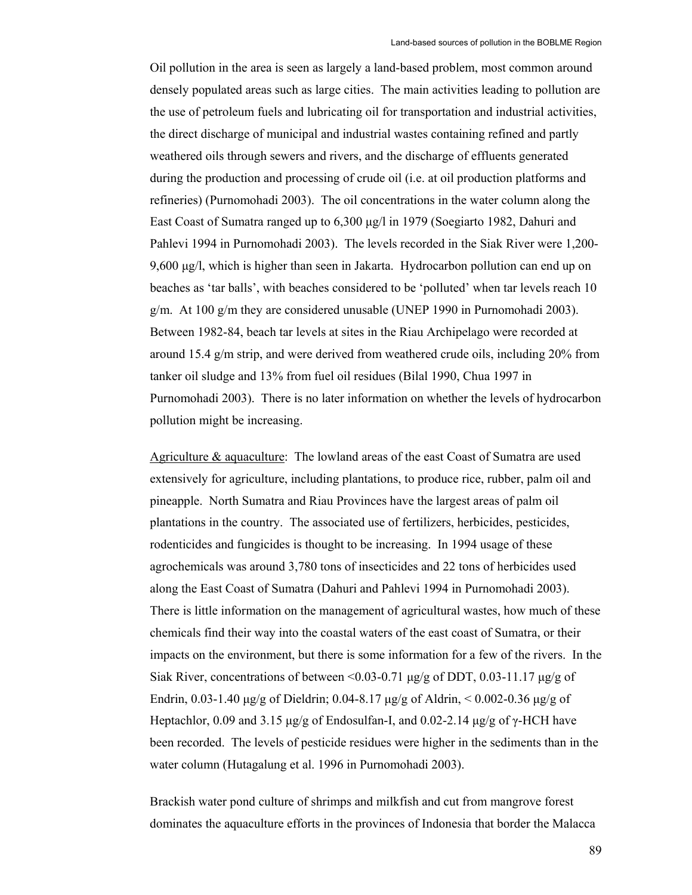Oil pollution in the area is seen as largely a land-based problem, most common around densely populated areas such as large cities. The main activities leading to pollution are the use of petroleum fuels and lubricating oil for transportation and industrial activities, the direct discharge of municipal and industrial wastes containing refined and partly weathered oils through sewers and rivers, and the discharge of effluents generated during the production and processing of crude oil (i.e. at oil production platforms and refineries) (Purnomohadi 2003). The oil concentrations in the water column along the East Coast of Sumatra ranged up to 6,300 μg/l in 1979 (Soegiarto 1982, Dahuri and Pahlevi 1994 in Purnomohadi 2003). The levels recorded in the Siak River were 1,200-9,600 μg/l, which is higher than seen in Jakarta. Hydrocarbon pollution can end up on beaches as 'tar balls', with beaches considered to be 'polluted' when tar levels reach 10 g/m. At 100 g/m they are considered unusable (UNEP 1990 in Purnomohadi 2003). Between 1982-84, beach tar levels at sites in the Riau Archipelago were recorded at around 15.4 g/m strip, and were derived from weathered crude oils, including 20% from tanker oil sludge and 13% from fuel oil residues (Bilal 1990, Chua 1997 in Purnomohadi 2003). There is no later information on whether the levels of hydrocarbon pollution might be increasing.

Agriculture & aquaculture: The lowland areas of the east Coast of Sumatra are used extensively for agriculture, including plantations, to produce rice, rubber, palm oil and pineapple. North Sumatra and Riau Provinces have the largest areas of palm oil plantations in the country. The associated use of fertilizers, herbicides, pesticides, rodenticides and fungicides is thought to be increasing. In 1994 usage of these agrochemicals was around 3,780 tons of insecticides and 22 tons of herbicides used along the East Coast of Sumatra (Dahuri and Pahlevi 1994 in Purnomohadi 2003). There is little information on the management of agricultural wastes, how much of these chemicals find their way into the coastal waters of the east coast of Sumatra, or their impacts on the environment, but there is some information for a few of the rivers. In the Siak River, concentrations of between <0.03-0.71 μg/g of DDT, 0.03-11.17 μg/g of Endrin, 0.03-1.40 μg/g of Dieldrin; 0.04-8.17 μg/g of Aldrin, < 0.002-0.36 μg/g of Heptachlor, 0.09 and 3.15 μg/g of Endosulfan-I, and 0.02-2.14 μg/g of γ-HCH have been recorded. The levels of pesticide residues were higher in the sediments than in the water column (Hutagalung et al. 1996 in Purnomohadi 2003).

Brackish water pond culture of shrimps and milkfish and cut from mangrove forest dominates the aquaculture efforts in the provinces of Indonesia that border the Malacca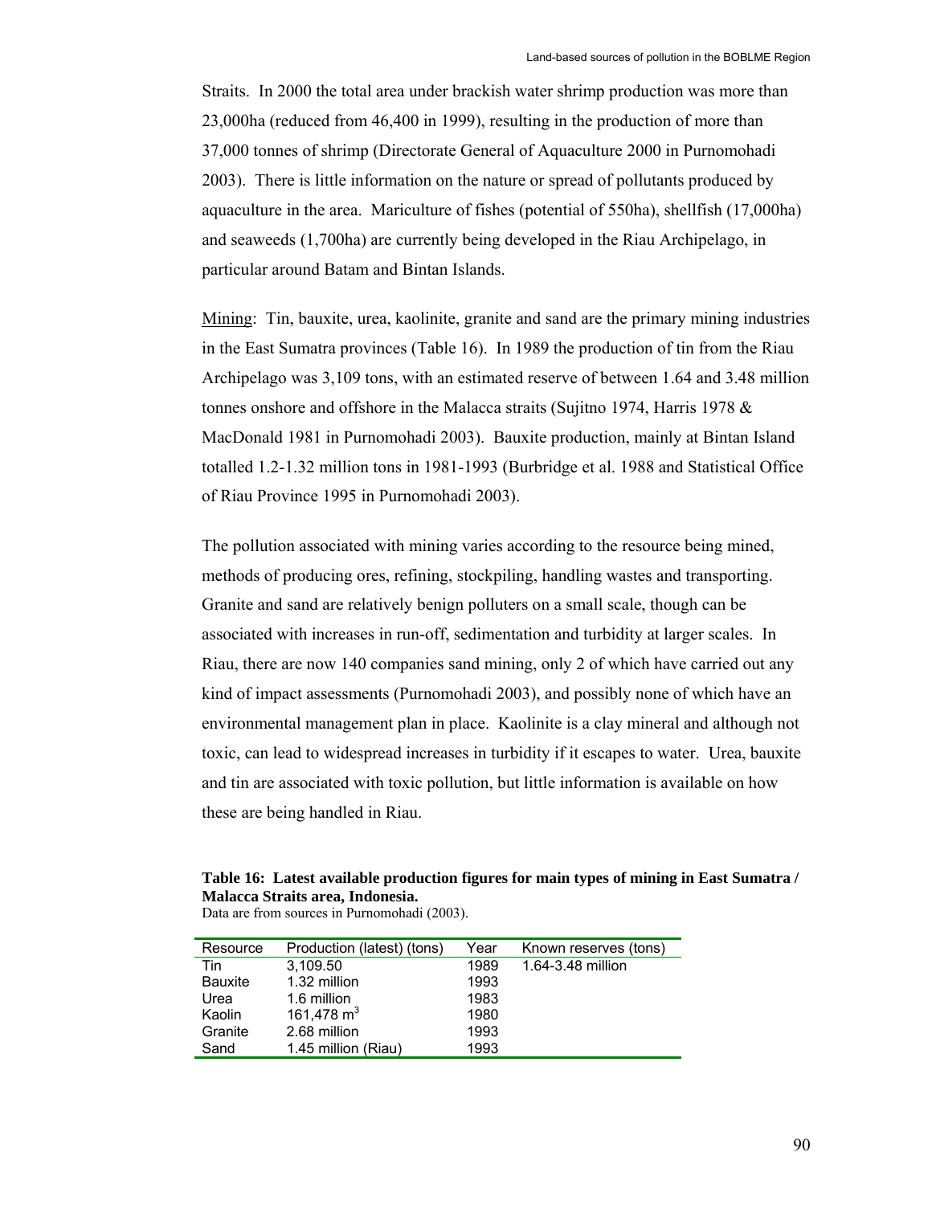Straits. In 2000 the total area under brackish water shrimp production was more than 23,000ha (reduced from 46,400 in 1999), resulting in the production of more than 37,000 tonnes of shrimp (Directorate General of Aquaculture 2000 in Purnomohadi 2003). There is little information on the nature or spread of pollutants produced by aquaculture in the area. Mariculture of fishes (potential of 550ha), shellfish (17,000ha) and seaweeds (1,700ha) are currently being developed in the Riau Archipelago, in particular around Batam and Bintan Islands.

Mining: Tin, bauxite, urea, kaolinite, granite and sand are the primary mining industries in the East Sumatra provinces (Table 16). In 1989 the production of tin from the Riau Archipelago was 3,109 tons, with an estimated reserve of between 1.64 and 3.48 million tonnes onshore and offshore in the Malacca straits (Sujitno 1974, Harris 1978 & MacDonald 1981 in Purnomohadi 2003). Bauxite production, mainly at Bintan Island totalled 1.2-1.32 million tons in 1981-1993 (Burbridge et al. 1988 and Statistical Office of Riau Province 1995 in Purnomohadi 2003).

The pollution associated with mining varies according to the resource being mined, methods of producing ores, refining, stockpiling, handling wastes and transporting. Granite and sand are relatively benign polluters on a small scale, though can be associated with increases in run-off, sedimentation and turbidity at larger scales. In Riau, there are now 140 companies sand mining, only 2 of which have carried out any kind of impact assessments (Purnomohadi 2003), and possibly none of which have an environmental management plan in place. Kaolinite is a clay mineral and although not toxic, can lead to widespread increases in turbidity if it escapes to water. Urea, bauxite and tin are associated with toxic pollution, but little information is available on how these are being handled in Riau.

**Table 16: Latest available production figures for main types of mining in East Sumatra / Malacca Straits area, Indonesia.**
Data are from sources in Purnomohadi (2003).

| Resource | Production (latest) (tons) | Year | Known reserves (tons) |
|---|---|---|---|
| Tin | 3,109.50 | 1989 | 1.64-3.48 million |
| Bauxite | 1.32 million | 1993 | |
| Urea | 1.6 million | 1983 | |
| Kaolin | 161,478 $m^3$ | 1980 | |
| Granite | 2.68 million | 1993 | |
| Sand | 1.45 million (Riau) | 1993 | |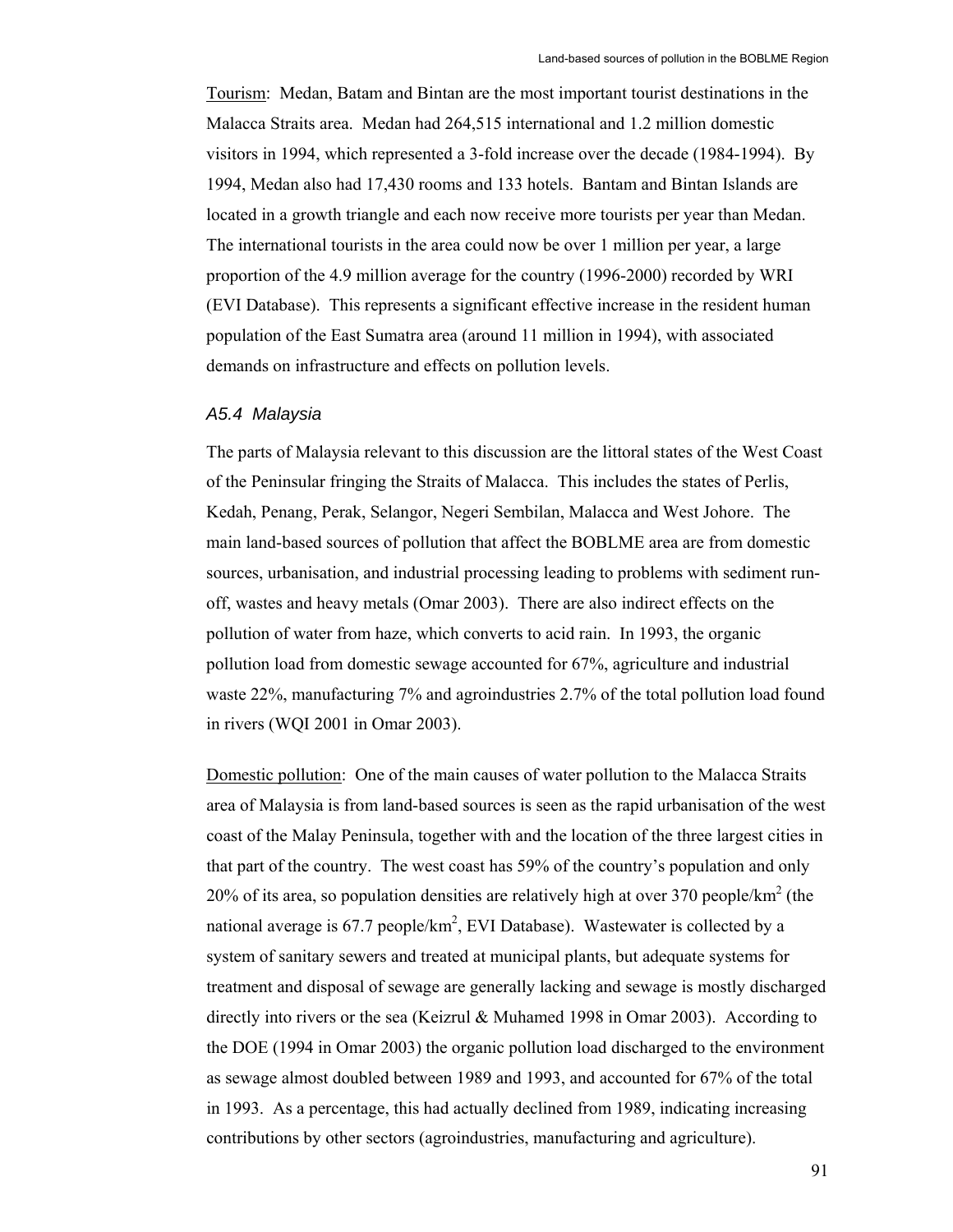Tourism: Medan, Batam and Bintan are the most important tourist destinations in the Malacca Straits area. Medan had 264,515 international and 1.2 million domestic visitors in 1994, which represented a 3-fold increase over the decade (1984-1994). By 1994, Medan also had 17,430 rooms and 133 hotels. Bantam and Bintan Islands are located in a growth triangle and each now receive more tourists per year than Medan. The international tourists in the area could now be over 1 million per year, a large proportion of the 4.9 million average for the country (1996-2000) recorded by WRI (EVI Database). This represents a significant effective increase in the resident human population of the East Sumatra area (around 11 million in 1994), with associated demands on infrastructure and effects on pollution levels.

### *A5.4 Malaysia*

The parts of Malaysia relevant to this discussion are the littoral states of the West Coast of the Peninsular fringing the Straits of Malacca. This includes the states of Perlis, Kedah, Penang, Perak, Selangor, Negeri Sembilan, Malacca and West Johore. The main land-based sources of pollution that affect the BOBLME area are from domestic sources, urbanisation, and industrial processing leading to problems with sediment run-off, wastes and heavy metals (Omar 2003). There are also indirect effects on the pollution of water from haze, which converts to acid rain. In 1993, the organic pollution load from domestic sewage accounted for 67%, agriculture and industrial waste 22%, manufacturing 7% and agroindustries 2.7% of the total pollution load found in rivers (WQI 2001 in Omar 2003).

Domestic pollution: One of the main causes of water pollution to the Malacca Straits area of Malaysia is from land-based sources is seen as the rapid urbanisation of the west coast of the Malay Peninsula, together with and the location of the three largest cities in that part of the country. The west coast has 59% of the country's population and only 20% of its area, so population densities are relatively high at over 370 people/km$^2$ (the national average is 67.7 people/km$^2$, EVI Database). Wastewater is collected by a system of sanitary sewers and treated at municipal plants, but adequate systems for treatment and disposal of sewage are generally lacking and sewage is mostly discharged directly into rivers or the sea (Keizrul & Muhamed 1998 in Omar 2003). According to the DOE (1994 in Omar 2003) the organic pollution load discharged to the environment as sewage almost doubled between 1989 and 1993, and accounted for 67% of the total in 1993. As a percentage, this had actually declined from 1989, indicating increasing contributions by other sectors (agroindustries, manufacturing and agriculture).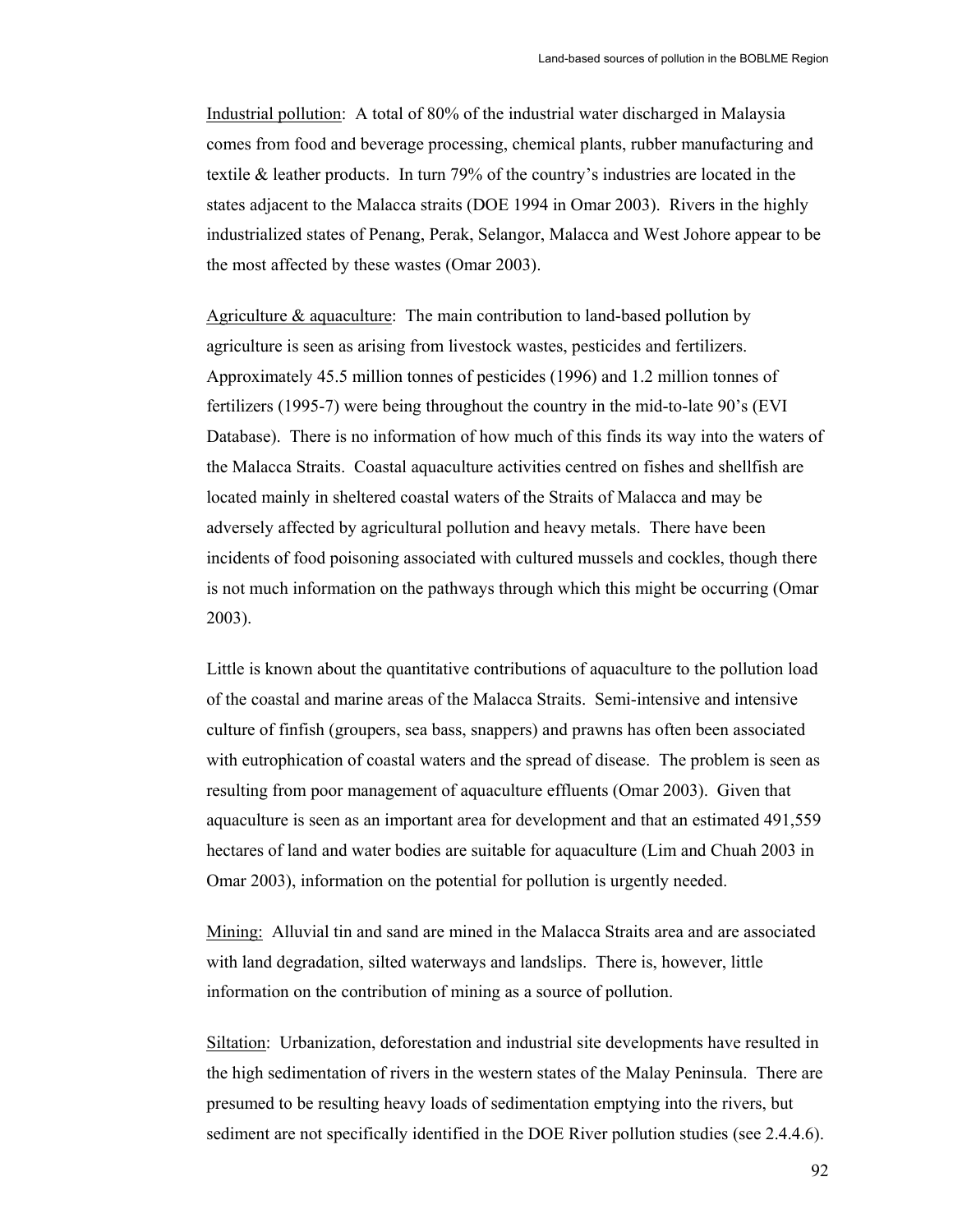Industrial pollution: A total of 80% of the industrial water discharged in Malaysia comes from food and beverage processing, chemical plants, rubber manufacturing and textile & leather products. In turn 79% of the country's industries are located in the states adjacent to the Malacca straits (DOE 1994 in Omar 2003). Rivers in the highly industrialized states of Penang, Perak, Selangor, Malacca and West Johore appear to be the most affected by these wastes (Omar 2003).

Agriculture & aquaculture: The main contribution to land-based pollution by agriculture is seen as arising from livestock wastes, pesticides and fertilizers. Approximately 45.5 million tonnes of pesticides (1996) and 1.2 million tonnes of fertilizers (1995-7) were being throughout the country in the mid-to-late 90's (EVI Database). There is no information of how much of this finds its way into the waters of the Malacca Straits. Coastal aquaculture activities centred on fishes and shellfish are located mainly in sheltered coastal waters of the Straits of Malacca and may be adversely affected by agricultural pollution and heavy metals. There have been incidents of food poisoning associated with cultured mussels and cockles, though there is not much information on the pathways through which this might be occurring (Omar 2003).

Little is known about the quantitative contributions of aquaculture to the pollution load of the coastal and marine areas of the Malacca Straits. Semi-intensive and intensive culture of finfish (groupers, sea bass, snappers) and prawns has often been associated with eutrophication of coastal waters and the spread of disease. The problem is seen as resulting from poor management of aquaculture effluents (Omar 2003). Given that aquaculture is seen as an important area for development and that an estimated 491,559 hectares of land and water bodies are suitable for aquaculture (Lim and Chuah 2003 in Omar 2003), information on the potential for pollution is urgently needed.

Mining: Alluvial tin and sand are mined in the Malacca Straits area and are associated with land degradation, silted waterways and landslips. There is, however, little information on the contribution of mining as a source of pollution.

Siltation: Urbanization, deforestation and industrial site developments have resulted in the high sedimentation of rivers in the western states of the Malay Peninsula. There are presumed to be resulting heavy loads of sedimentation emptying into the rivers, but sediment are not specifically identified in the DOE River pollution studies (see 2.4.4.6).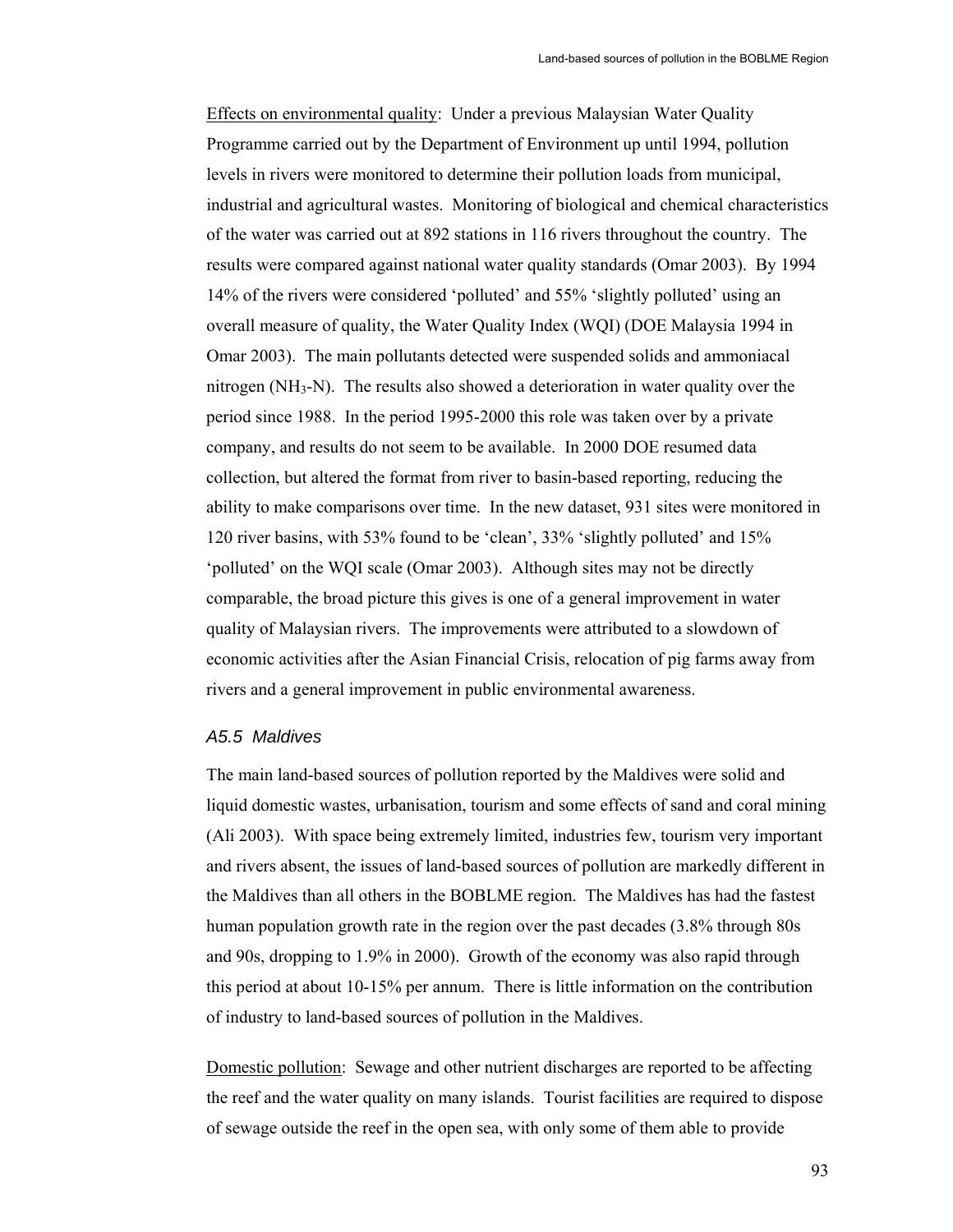Effects on environmental quality: Under a previous Malaysian Water Quality Programme carried out by the Department of Environment up until 1994, pollution levels in rivers were monitored to determine their pollution loads from municipal, industrial and agricultural wastes. Monitoring of biological and chemical characteristics of the water was carried out at 892 stations in 116 rivers throughout the country. The results were compared against national water quality standards (Omar 2003). By 1994 14% of the rivers were considered 'polluted' and 55% 'slightly polluted' using an overall measure of quality, the Water Quality Index (WQI) (DOE Malaysia 1994 in Omar 2003). The main pollutants detected were suspended solids and ammoniacal nitrogen ($NH_3$-N). The results also showed a deterioration in water quality over the period since 1988. In the period 1995-2000 this role was taken over by a private company, and results do not seem to be available. In 2000 DOE resumed data collection, but altered the format from river to basin-based reporting, reducing the ability to make comparisons over time. In the new dataset, 931 sites were monitored in 120 river basins, with 53% found to be 'clean', 33% 'slightly polluted' and 15% 'polluted' on the WQI scale (Omar 2003). Although sites may not be directly comparable, the broad picture this gives is one of a general improvement in water quality of Malaysian rivers. The improvements were attributed to a slowdown of economic activities after the Asian Financial Crisis, relocation of pig farms away from rivers and a general improvement in public environmental awareness.

### *A5.5 Maldives*

The main land-based sources of pollution reported by the Maldives were solid and liquid domestic wastes, urbanisation, tourism and some effects of sand and coral mining (Ali 2003). With space being extremely limited, industries few, tourism very important and rivers absent, the issues of land-based sources of pollution are markedly different in the Maldives than all others in the BOBLME region. The Maldives has had the fastest human population growth rate in the region over the past decades (3.8% through 80s and 90s, dropping to 1.9% in 2000). Growth of the economy was also rapid through this period at about 10-15% per annum. There is little information on the contribution of industry to land-based sources of pollution in the Maldives.

Domestic pollution: Sewage and other nutrient discharges are reported to be affecting the reef and the water quality on many islands. Tourist facilities are required to dispose of sewage outside the reef in the open sea, with only some of them able to provide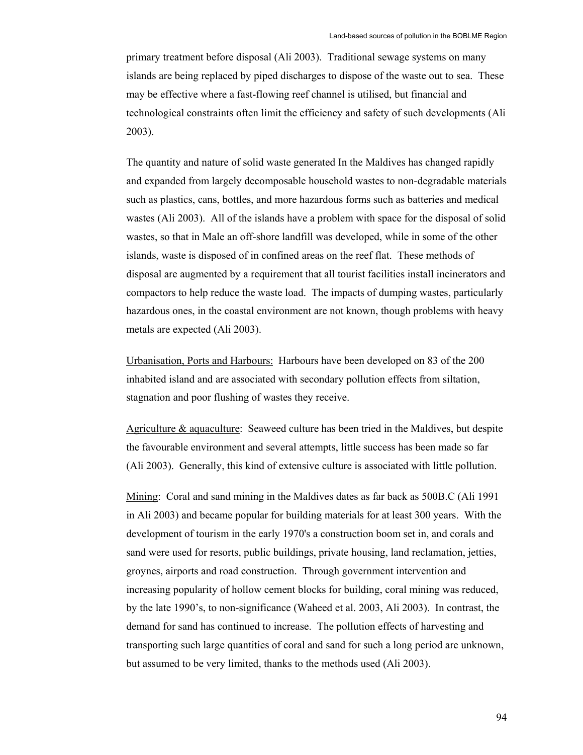primary treatment before disposal (Ali 2003). Traditional sewage systems on many islands are being replaced by piped discharges to dispose of the waste out to sea. These may be effective where a fast-flowing reef channel is utilised, but financial and technological constraints often limit the efficiency and safety of such developments (Ali 2003).

The quantity and nature of solid waste generated In the Maldives has changed rapidly and expanded from largely decomposable household wastes to non-degradable materials such as plastics, cans, bottles, and more hazardous forms such as batteries and medical wastes (Ali 2003). All of the islands have a problem with space for the disposal of solid wastes, so that in Male an off-shore landfill was developed, while in some of the other islands, waste is disposed of in confined areas on the reef flat. These methods of disposal are augmented by a requirement that all tourist facilities install incinerators and compactors to help reduce the waste load. The impacts of dumping wastes, particularly hazardous ones, in the coastal environment are not known, though problems with heavy metals are expected (Ali 2003).

<u>Urbanisation, Ports and Harbours:</u> Harbours have been developed on 83 of the 200 inhabited island and are associated with secondary pollution effects from siltation, stagnation and poor flushing of wastes they receive.

<u>Agriculture & aquaculture</u>: Seaweed culture has been tried in the Maldives, but despite the favourable environment and several attempts, little success has been made so far (Ali 2003). Generally, this kind of extensive culture is associated with little pollution.

<u>Mining</u>: Coral and sand mining in the Maldives dates as far back as 500B.C (Ali 1991 in Ali 2003) and became popular for building materials for at least 300 years. With the development of tourism in the early 1970's a construction boom set in, and corals and sand were used for resorts, public buildings, private housing, land reclamation, jetties, groynes, airports and road construction. Through government intervention and increasing popularity of hollow cement blocks for building, coral mining was reduced, by the late 1990's, to non-significance (Waheed et al. 2003, Ali 2003). In contrast, the demand for sand has continued to increase. The pollution effects of harvesting and transporting such large quantities of coral and sand for such a long period are unknown, but assumed to be very limited, thanks to the methods used (Ali 2003).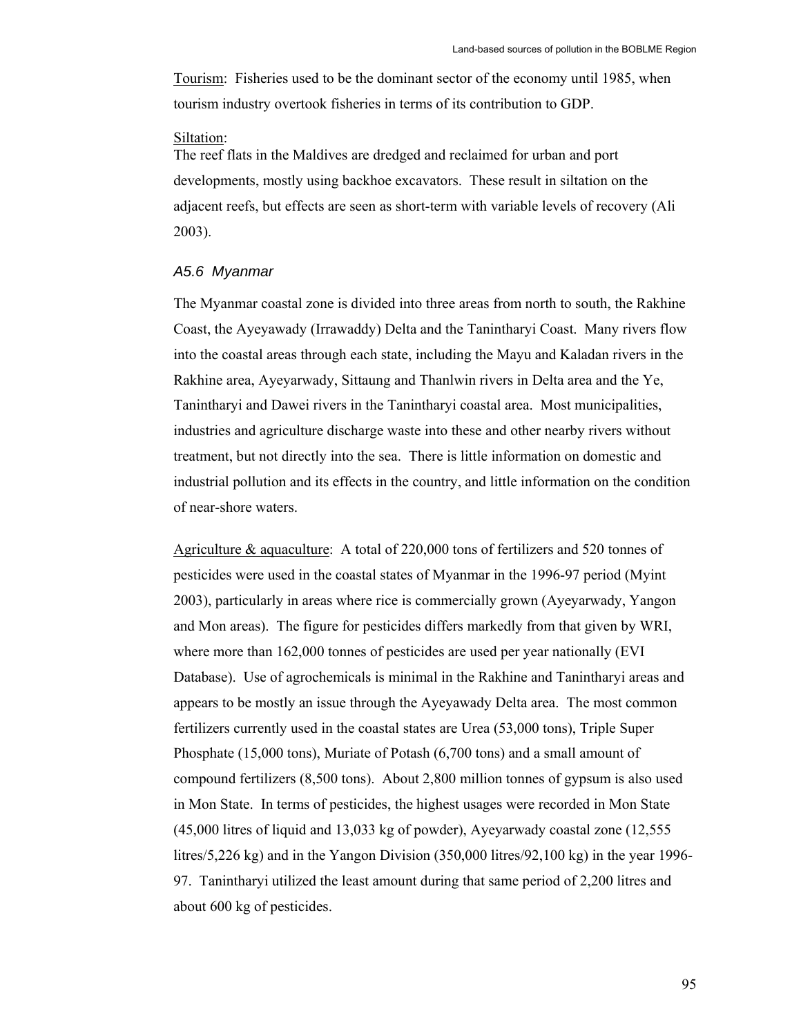Tourism: Fisheries used to be the dominant sector of the economy until 1985, when tourism industry overtook fisheries in terms of its contribution to GDP.

Siltation:
The reef flats in the Maldives are dredged and reclaimed for urban and port developments, mostly using backhoe excavators. These result in siltation on the adjacent reefs, but effects are seen as short-term with variable levels of recovery (Ali 2003).

### *A5.6 Myanmar*

The Myanmar coastal zone is divided into three areas from north to south, the Rakhine Coast, the Ayeyawady (Irrawaddy) Delta and the Tanintharyi Coast. Many rivers flow into the coastal areas through each state, including the Mayu and Kaladan rivers in the Rakhine area, Ayeyarwady, Sittaung and Thanlwin rivers in Delta area and the Ye, Tanintharyi and Dawei rivers in the Tanintharyi coastal area. Most municipalities, industries and agriculture discharge waste into these and other nearby rivers without treatment, but not directly into the sea. There is little information on domestic and industrial pollution and its effects in the country, and little information on the condition of near-shore waters.

Agriculture & aquaculture: A total of 220,000 tons of fertilizers and 520 tonnes of pesticides were used in the coastal states of Myanmar in the 1996-97 period (Myint 2003), particularly in areas where rice is commercially grown (Ayeyarwady, Yangon and Mon areas). The figure for pesticides differs markedly from that given by WRI, where more than 162,000 tonnes of pesticides are used per year nationally (EVI Database). Use of agrochemicals is minimal in the Rakhine and Tanintharyi areas and appears to be mostly an issue through the Ayeyawady Delta area. The most common fertilizers currently used in the coastal states are Urea (53,000 tons), Triple Super Phosphate (15,000 tons), Muriate of Potash (6,700 tons) and a small amount of compound fertilizers (8,500 tons). About 2,800 million tonnes of gypsum is also used in Mon State. In terms of pesticides, the highest usages were recorded in Mon State (45,000 litres of liquid and 13,033 kg of powder), Ayeyarwady coastal zone (12,555 litres/5,226 kg) and in the Yangon Division (350,000 litres/92,100 kg) in the year 1996-97. Tanintharyi utilized the least amount during that same period of 2,200 litres and about 600 kg of pesticides.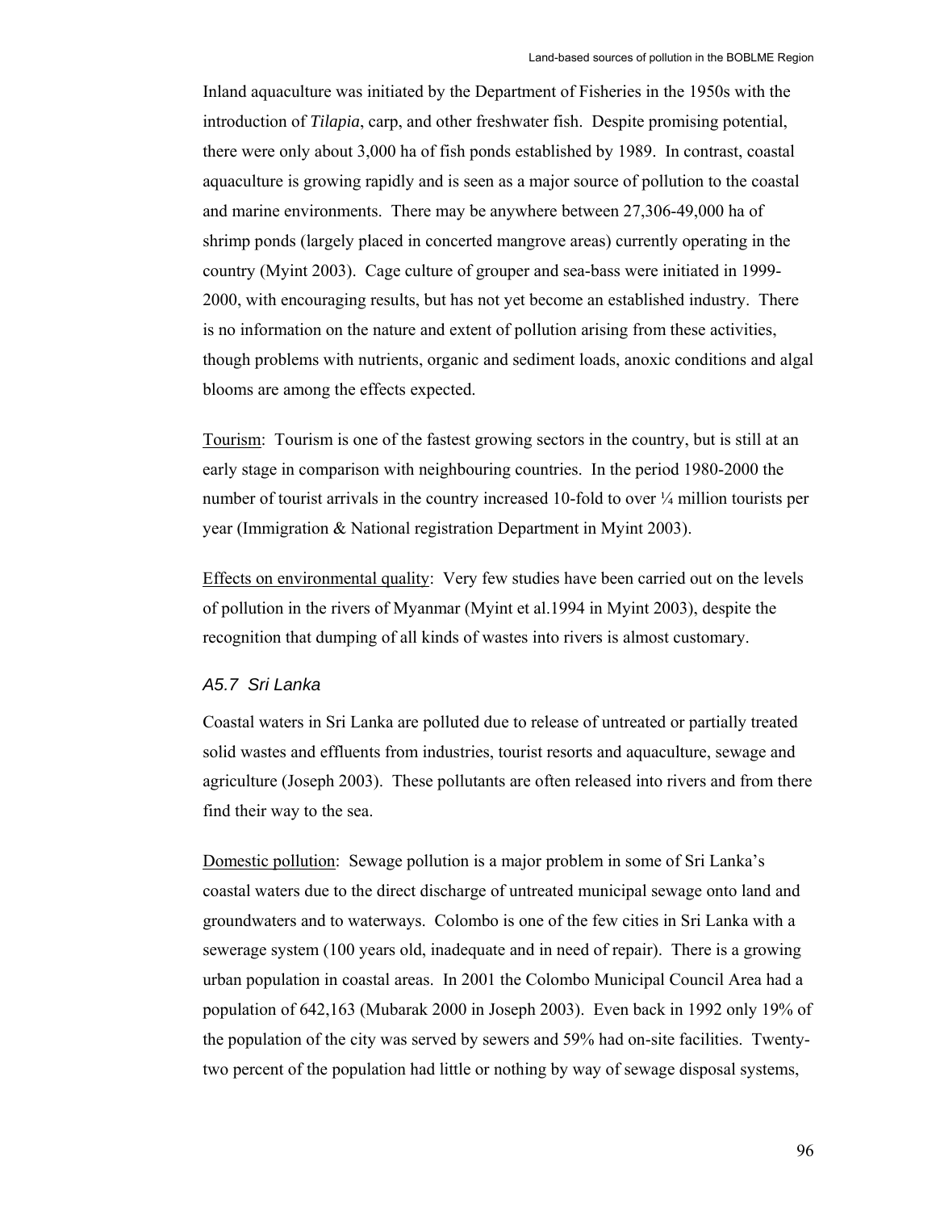Inland aquaculture was initiated by the Department of Fisheries in the 1950s with the introduction of *Tilapia*, carp, and other freshwater fish. Despite promising potential, there were only about 3,000 ha of fish ponds established by 1989. In contrast, coastal aquaculture is growing rapidly and is seen as a major source of pollution to the coastal and marine environments. There may be anywhere between 27,306-49,000 ha of shrimp ponds (largely placed in concerted mangrove areas) currently operating in the country (Myint 2003). Cage culture of grouper and sea-bass were initiated in 1999-2000, with encouraging results, but has not yet become an established industry. There is no information on the nature and extent of pollution arising from these activities, though problems with nutrients, organic and sediment loads, anoxic conditions and algal blooms are among the effects expected.

Tourism: Tourism is one of the fastest growing sectors in the country, but is still at an early stage in comparison with neighbouring countries. In the period 1980-2000 the number of tourist arrivals in the country increased 10-fold to over ¼ million tourists per year (Immigration & National registration Department in Myint 2003).

Effects on environmental quality: Very few studies have been carried out on the levels of pollution in the rivers of Myanmar (Myint et al.1994 in Myint 2003), despite the recognition that dumping of all kinds of wastes into rivers is almost customary.

### *A5.7 Sri Lanka*

Coastal waters in Sri Lanka are polluted due to release of untreated or partially treated solid wastes and effluents from industries, tourist resorts and aquaculture, sewage and agriculture (Joseph 2003). These pollutants are often released into rivers and from there find their way to the sea.

Domestic pollution: Sewage pollution is a major problem in some of Sri Lanka's coastal waters due to the direct discharge of untreated municipal sewage onto land and groundwaters and to waterways. Colombo is one of the few cities in Sri Lanka with a sewerage system (100 years old, inadequate and in need of repair). There is a growing urban population in coastal areas. In 2001 the Colombo Municipal Council Area had a population of 642,163 (Mubarak 2000 in Joseph 2003). Even back in 1992 only 19% of the population of the city was served by sewers and 59% had on-site facilities. Twenty-two percent of the population had little or nothing by way of sewage disposal systems,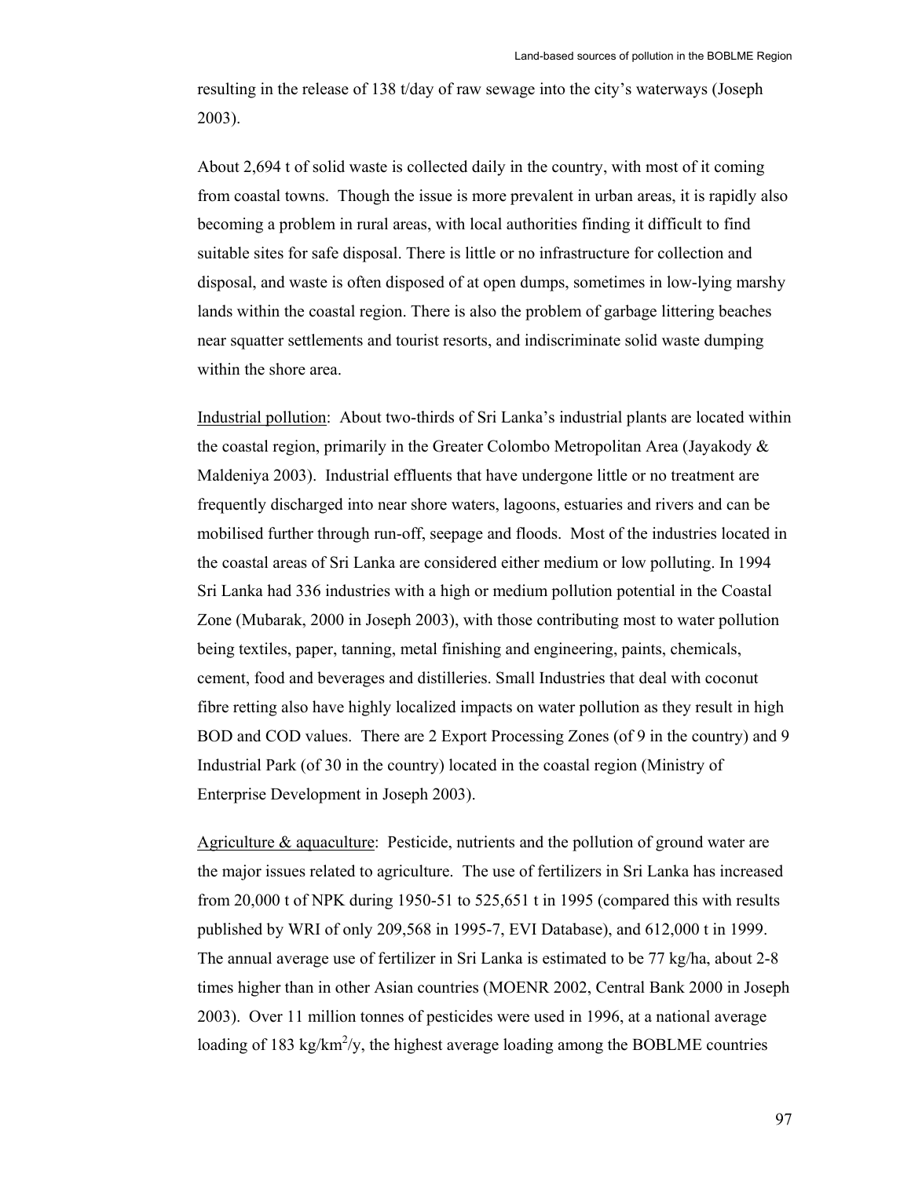resulting in the release of 138 t/day of raw sewage into the city's waterways (Joseph 2003).

About 2,694 t of solid waste is collected daily in the country, with most of it coming from coastal towns. Though the issue is more prevalent in urban areas, it is rapidly also becoming a problem in rural areas, with local authorities finding it difficult to find suitable sites for safe disposal. There is little or no infrastructure for collection and disposal, and waste is often disposed of at open dumps, sometimes in low-lying marshy lands within the coastal region. There is also the problem of garbage littering beaches near squatter settlements and tourist resorts, and indiscriminate solid waste dumping within the shore area.

Industrial pollution: About two-thirds of Sri Lanka's industrial plants are located within the coastal region, primarily in the Greater Colombo Metropolitan Area (Jayakody & Maldeniya 2003). Industrial effluents that have undergone little or no treatment are frequently discharged into near shore waters, lagoons, estuaries and rivers and can be mobilised further through run-off, seepage and floods. Most of the industries located in the coastal areas of Sri Lanka are considered either medium or low polluting. In 1994 Sri Lanka had 336 industries with a high or medium pollution potential in the Coastal Zone (Mubarak, 2000 in Joseph 2003), with those contributing most to water pollution being textiles, paper, tanning, metal finishing and engineering, paints, chemicals, cement, food and beverages and distilleries. Small Industries that deal with coconut fibre retting also have highly localized impacts on water pollution as they result in high BOD and COD values. There are 2 Export Processing Zones (of 9 in the country) and 9 Industrial Park (of 30 in the country) located in the coastal region (Ministry of Enterprise Development in Joseph 2003).

Agriculture & aquaculture: Pesticide, nutrients and the pollution of ground water are the major issues related to agriculture. The use of fertilizers in Sri Lanka has increased from 20,000 t of NPK during 1950-51 to 525,651 t in 1995 (compared this with results published by WRI of only 209,568 in 1995-7, EVI Database), and 612,000 t in 1999. The annual average use of fertilizer in Sri Lanka is estimated to be 77 kg/ha, about 2-8 times higher than in other Asian countries (MOENR 2002, Central Bank 2000 in Joseph 2003). Over 11 million tonnes of pesticides were used in 1996, at a national average loading of 183 kg/km$^2$/y, the highest average loading among the BOBLME countries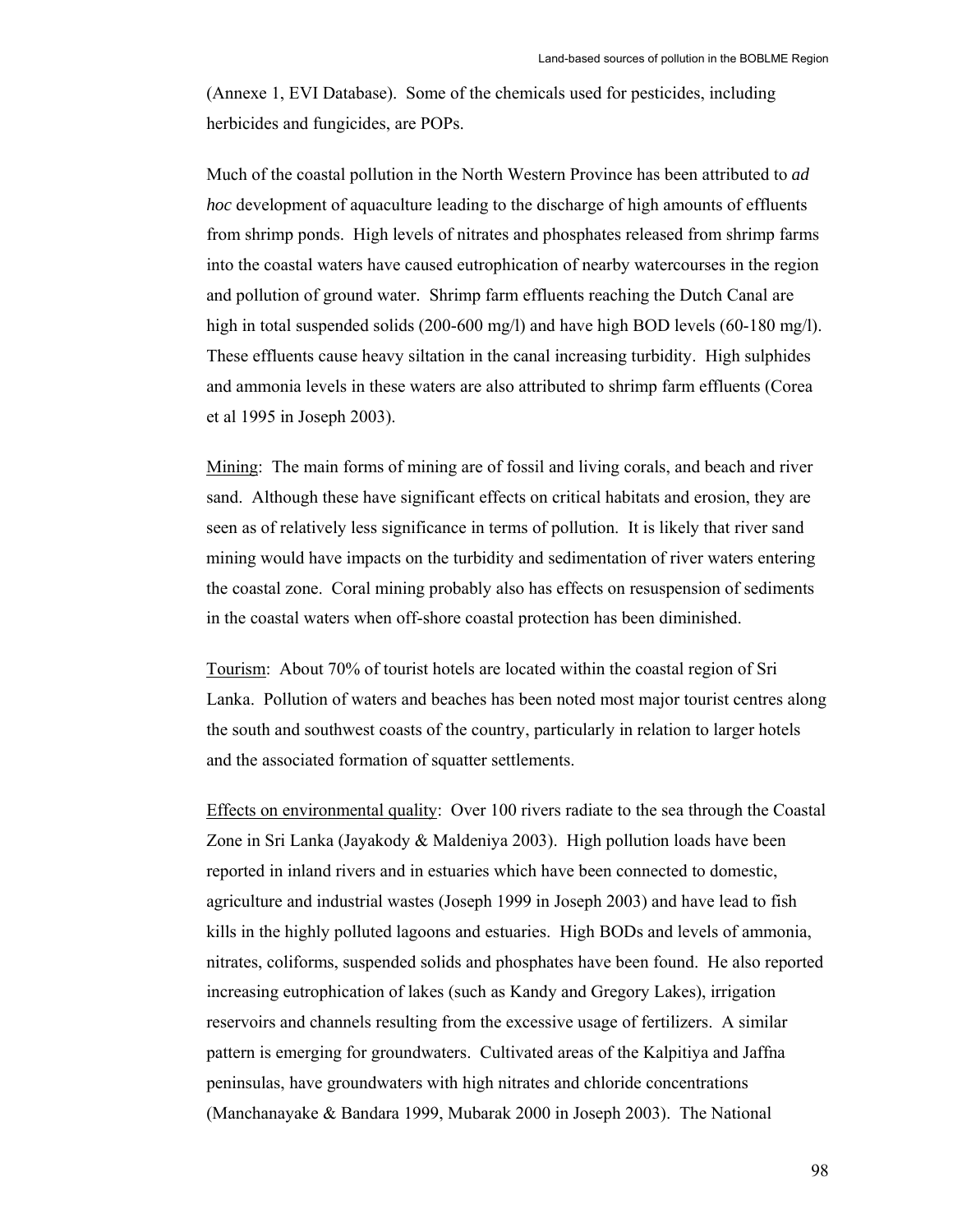(Annexe 1, EVI Database). Some of the chemicals used for pesticides, including herbicides and fungicides, are POPs.

Much of the coastal pollution in the North Western Province has been attributed to *ad hoc* development of aquaculture leading to the discharge of high amounts of effluents from shrimp ponds. High levels of nitrates and phosphates released from shrimp farms into the coastal waters have caused eutrophication of nearby watercourses in the region and pollution of ground water. Shrimp farm effluents reaching the Dutch Canal are high in total suspended solids (200-600 mg/l) and have high BOD levels (60-180 mg/l). These effluents cause heavy siltation in the canal increasing turbidity. High sulphides and ammonia levels in these waters are also attributed to shrimp farm effluents (Corea et al 1995 in Joseph 2003).

Mining: The main forms of mining are of fossil and living corals, and beach and river sand. Although these have significant effects on critical habitats and erosion, they are seen as of relatively less significance in terms of pollution. It is likely that river sand mining would have impacts on the turbidity and sedimentation of river waters entering the coastal zone. Coral mining probably also has effects on resuspension of sediments in the coastal waters when off-shore coastal protection has been diminished.

Tourism: About 70% of tourist hotels are located within the coastal region of Sri Lanka. Pollution of waters and beaches has been noted most major tourist centres along the south and southwest coasts of the country, particularly in relation to larger hotels and the associated formation of squatter settlements.

Effects on environmental quality: Over 100 rivers radiate to the sea through the Coastal Zone in Sri Lanka (Jayakody & Maldeniya 2003). High pollution loads have been reported in inland rivers and in estuaries which have been connected to domestic, agriculture and industrial wastes (Joseph 1999 in Joseph 2003) and have lead to fish kills in the highly polluted lagoons and estuaries. High BODs and levels of ammonia, nitrates, coliforms, suspended solids and phosphates have been found. He also reported increasing eutrophication of lakes (such as Kandy and Gregory Lakes), irrigation reservoirs and channels resulting from the excessive usage of fertilizers. A similar pattern is emerging for groundwaters. Cultivated areas of the Kalpitiya and Jaffna peninsulas, have groundwaters with high nitrates and chloride concentrations (Manchanayake & Bandara 1999, Mubarak 2000 in Joseph 2003). The National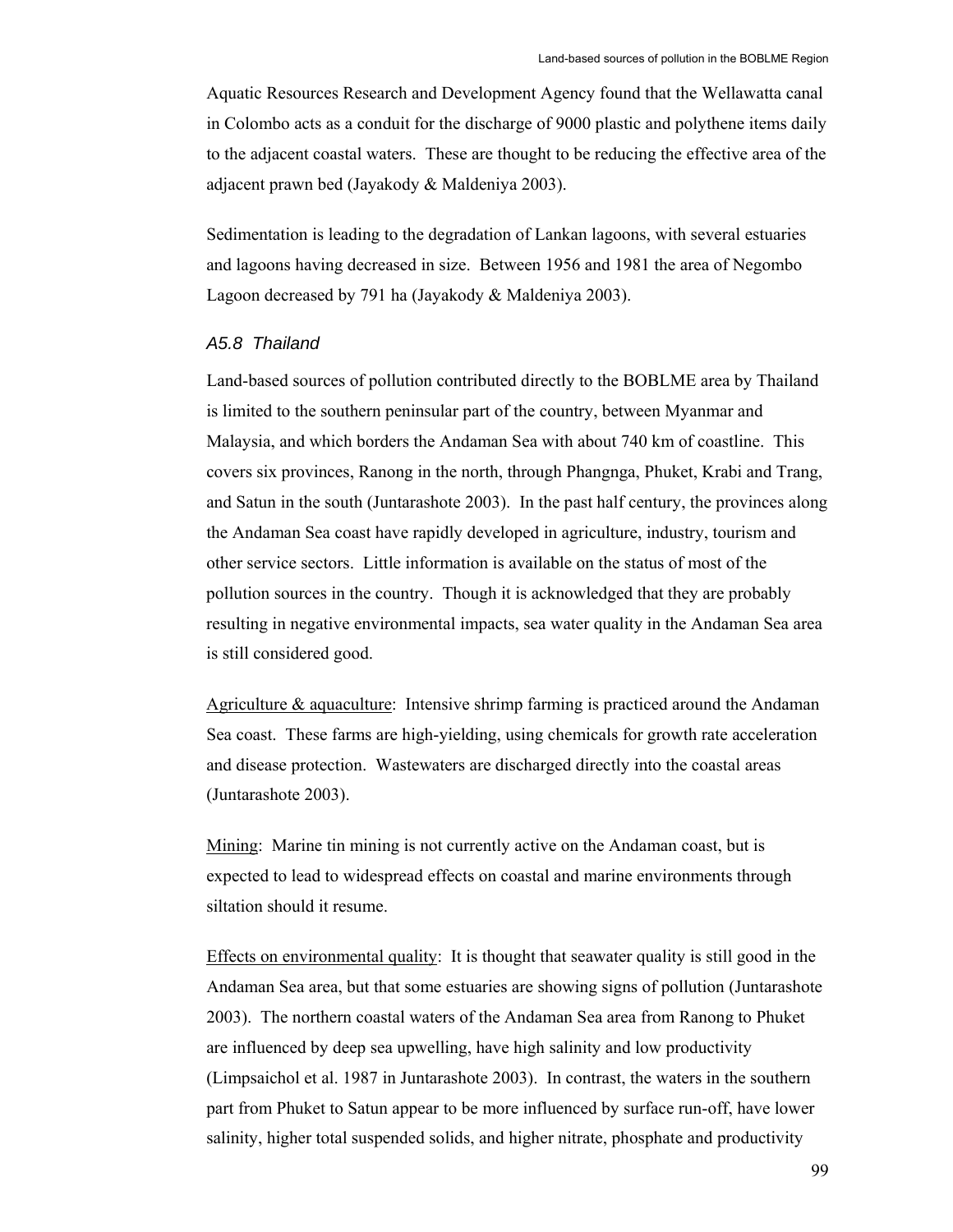Aquatic Resources Research and Development Agency found that the Wellawatta canal in Colombo acts as a conduit for the discharge of 9000 plastic and polythene items daily to the adjacent coastal waters. These are thought to be reducing the effective area of the adjacent prawn bed (Jayakody & Maldeniya 2003).

Sedimentation is leading to the degradation of Lankan lagoons, with several estuaries and lagoons having decreased in size. Between 1956 and 1981 the area of Negombo Lagoon decreased by 791 ha (Jayakody & Maldeniya 2003).

### *A5.8 Thailand*

Land-based sources of pollution contributed directly to the BOBLME area by Thailand is limited to the southern peninsular part of the country, between Myanmar and Malaysia, and which borders the Andaman Sea with about 740 km of coastline. This covers six provinces, Ranong in the north, through Phangnga, Phuket, Krabi and Trang, and Satun in the south (Juntarashote 2003). In the past half century, the provinces along the Andaman Sea coast have rapidly developed in agriculture, industry, tourism and other service sectors. Little information is available on the status of most of the pollution sources in the country. Though it is acknowledged that they are probably resulting in negative environmental impacts, sea water quality in the Andaman Sea area is still considered good.

<u>Agriculture & aquaculture</u>: Intensive shrimp farming is practiced around the Andaman Sea coast. These farms are high-yielding, using chemicals for growth rate acceleration and disease protection. Wastewaters are discharged directly into the coastal areas (Juntarashote 2003).

<u>Mining</u>: Marine tin mining is not currently active on the Andaman coast, but is expected to lead to widespread effects on coastal and marine environments through siltation should it resume.

<u>Effects on environmental quality</u>: It is thought that seawater quality is still good in the Andaman Sea area, but that some estuaries are showing signs of pollution (Juntarashote 2003). The northern coastal waters of the Andaman Sea area from Ranong to Phuket are influenced by deep sea upwelling, have high salinity and low productivity (Limpsaichol et al. 1987 in Juntarashote 2003). In contrast, the waters in the southern part from Phuket to Satun appear to be more influenced by surface run-off, have lower salinity, higher total suspended solids, and higher nitrate, phosphate and productivity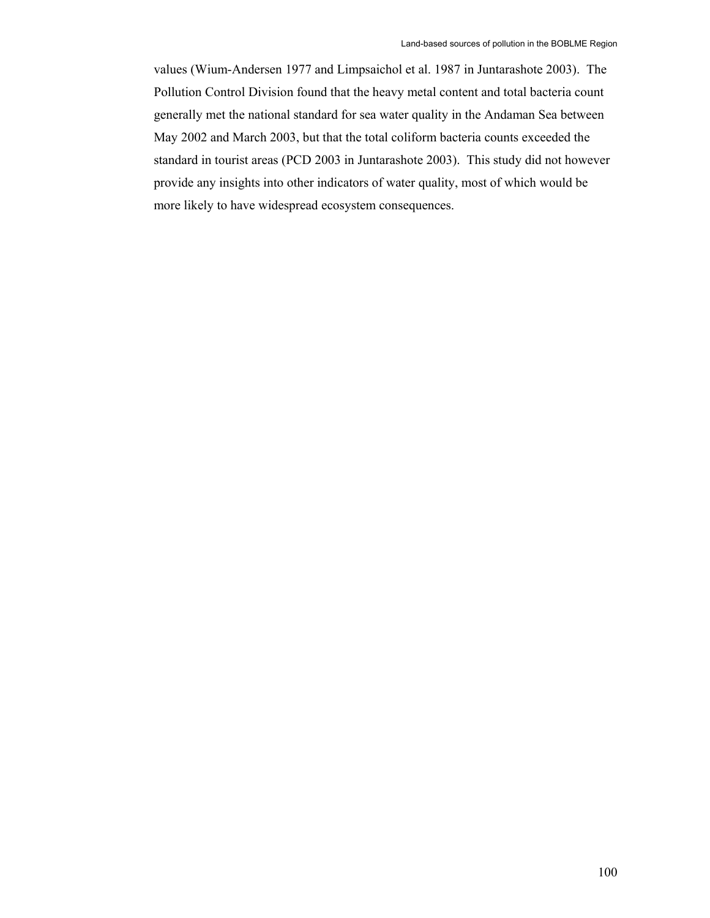values (Wium-Andersen 1977 and Limpsaichol et al. 1987 in Juntarashote 2003). The Pollution Control Division found that the heavy metal content and total bacteria count generally met the national standard for sea water quality in the Andaman Sea between May 2002 and March 2003, but that the total coliform bacteria counts exceeded the standard in tourist areas (PCD 2003 in Juntarashote 2003). This study did not however provide any insights into other indicators of water quality, most of which would be more likely to have widespread ecosystem consequences.